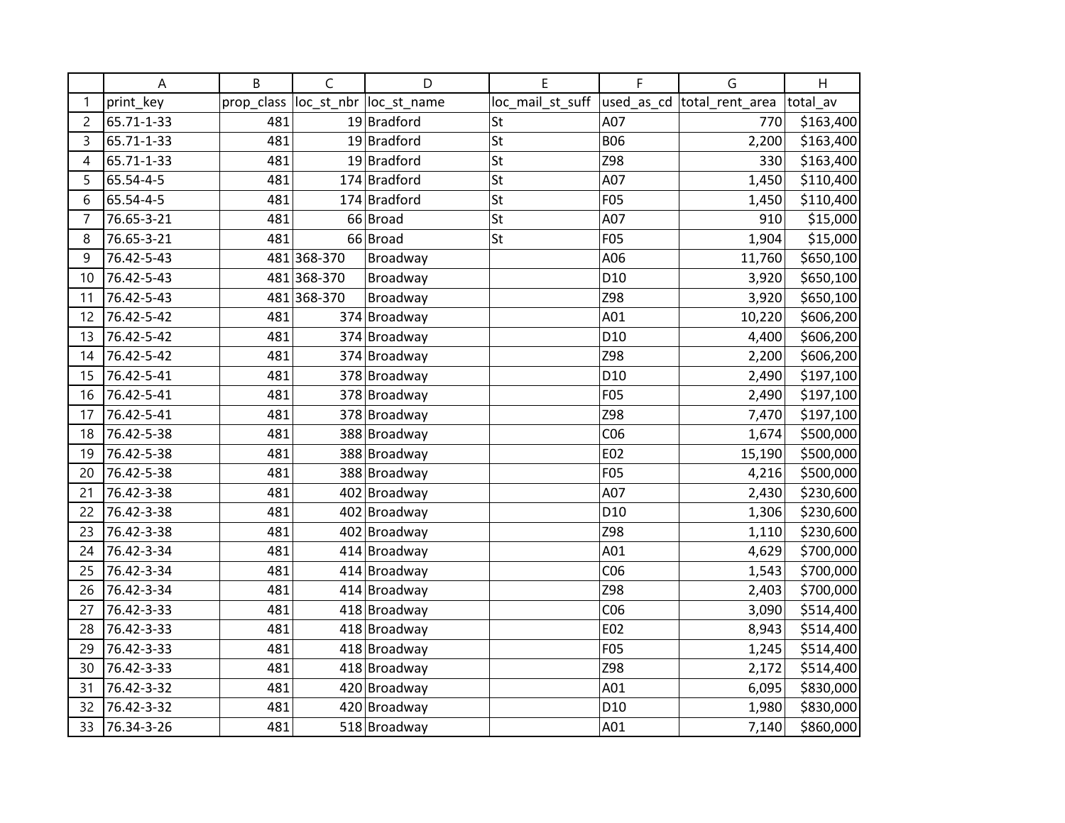| | A | B | C | D | E | F | G | H |
|---|---|---|---|---|---|---|---|---|
| 1 | print_key | prop_class | loc_st_nbr | loc_st_name | loc_mail_st_suff | used_as_cd | total_rent_area | total_av |
| 2 | 65.71-1-33 | 481 | 19 | Bradford | St | A07 | 770 | $163,400 |
| 3 | 65.71-1-33 | 481 | 19 | Bradford | St | B06 | 2,200 | $163,400 |
| 4 | 65.71-1-33 | 481 | 19 | Bradford | St | Z98 | 330 | $163,400 |
| 5 | 65.54-4-5 | 481 | 174 | Bradford | St | A07 | 1,450 | $110,400 |
| 6 | 65.54-4-5 | 481 | 174 | Bradford | St | F05 | 1,450 | $110,400 |
| 7 | 76.65-3-21 | 481 | 66 | Broad | St | A07 | 910 | $15,000 |
| 8 | 76.65-3-21 | 481 | 66 | Broad | St | F05 | 1,904 | $15,000 |
| 9 | 76.42-5-43 | 481 | 368-370 | Broadway | | A06 | 11,760 | $650,100 |
| 10 | 76.42-5-43 | 481 | 368-370 | Broadway | | D10 | 3,920 | $650,100 |
| 11 | 76.42-5-43 | 481 | 368-370 | Broadway | | Z98 | 3,920 | $650,100 |
| 12 | 76.42-5-42 | 481 | 374 | Broadway | | A01 | 10,220 | $606,200 |
| 13 | 76.42-5-42 | 481 | 374 | Broadway | | D10 | 4,400 | $606,200 |
| 14 | 76.42-5-42 | 481 | 374 | Broadway | | Z98 | 2,200 | $606,200 |
| 15 | 76.42-5-41 | 481 | 378 | Broadway | | D10 | 2,490 | $197,100 |
| 16 | 76.42-5-41 | 481 | 378 | Broadway | | F05 | 2,490 | $197,100 |
| 17 | 76.42-5-41 | 481 | 378 | Broadway | | Z98 | 7,470 | $197,100 |
| 18 | 76.42-5-38 | 481 | 388 | Broadway | | C06 | 1,674 | $500,000 |
| 19 | 76.42-5-38 | 481 | 388 | Broadway | | E02 | 15,190 | $500,000 |
| 20 | 76.42-5-38 | 481 | 388 | Broadway | | F05 | 4,216 | $500,000 |
| 21 | 76.42-3-38 | 481 | 402 | Broadway | | A07 | 2,430 | $230,600 |
| 22 | 76.42-3-38 | 481 | 402 | Broadway | | D10 | 1,306 | $230,600 |
| 23 | 76.42-3-38 | 481 | 402 | Broadway | | Z98 | 1,110 | $230,600 |
| 24 | 76.42-3-34 | 481 | 414 | Broadway | | A01 | 4,629 | $700,000 |
| 25 | 76.42-3-34 | 481 | 414 | Broadway | | C06 | 1,543 | $700,000 |
| 26 | 76.42-3-34 | 481 | 414 | Broadway | | Z98 | 2,403 | $700,000 |
| 27 | 76.42-3-33 | 481 | 418 | Broadway | | C06 | 3,090 | $514,400 |
| 28 | 76.42-3-33 | 481 | 418 | Broadway | | E02 | 8,943 | $514,400 |
| 29 | 76.42-3-33 | 481 | 418 | Broadway | | F05 | 1,245 | $514,400 |
| 30 | 76.42-3-33 | 481 | 418 | Broadway | | Z98 | 2,172 | $514,400 |
| 31 | 76.42-3-32 | 481 | 420 | Broadway | | A01 | 6,095 | $830,000 |
| 32 | 76.42-3-32 | 481 | 420 | Broadway | | D10 | 1,980 | $830,000 |
| 33 | 76.34-3-26 | 481 | 518 | Broadway | | A01 | 7,140 | $860,000 |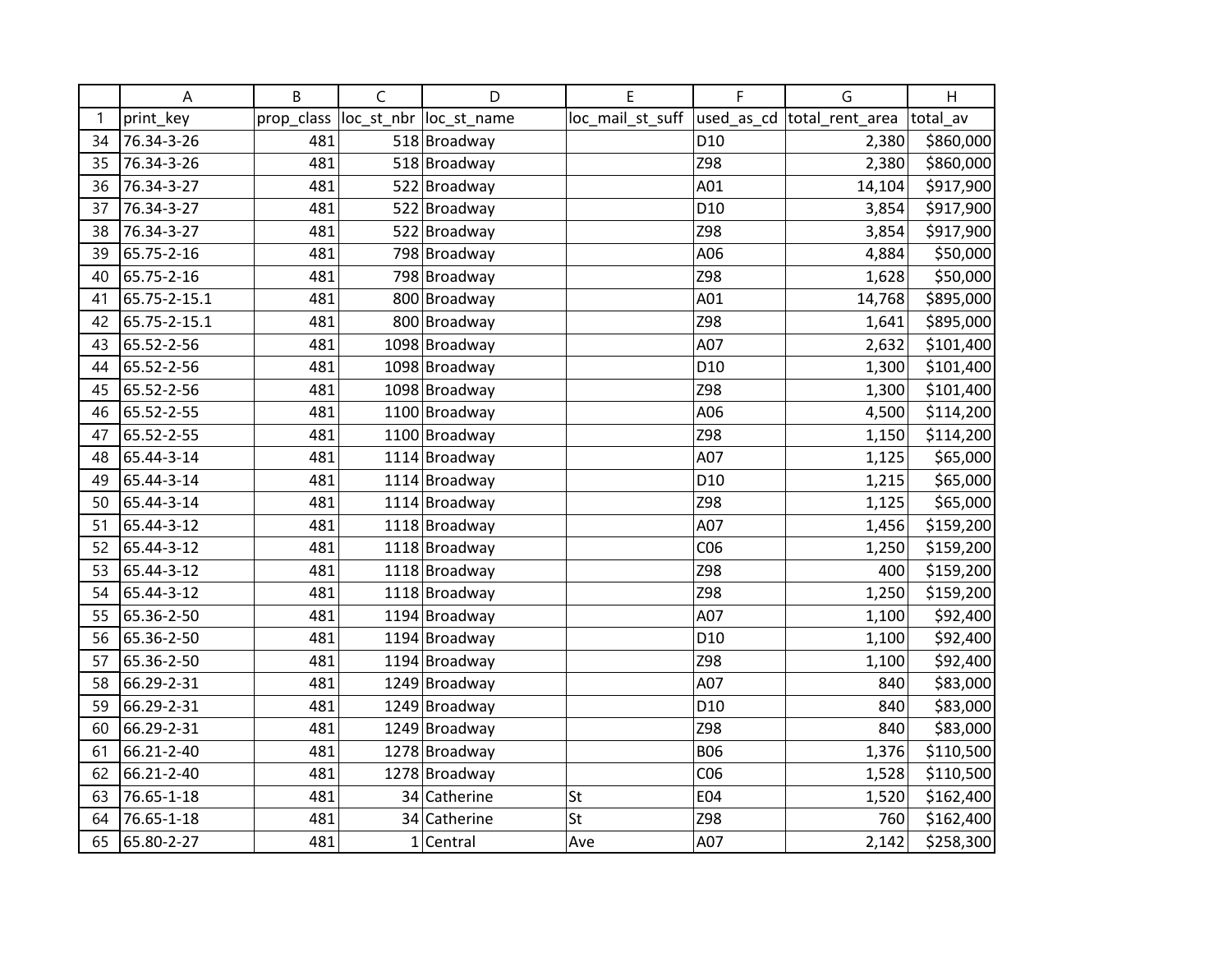| | A | B | C | D | E | F | G | H |
|---|---|---|---|---|---|---|---|---|
| 1 | print_key | prop_class | loc_st_nbr | loc_st_name | loc_mail_st_suff | used_as_cd | total_rent_area | total_av |
| 34 | 76.34-3-26 | 481 | 518 | Broadway | | D10 | 2,380 | $860,000 |
| 35 | 76.34-3-26 | 481 | 518 | Broadway | | Z98 | 2,380 | $860,000 |
| 36 | 76.34-3-27 | 481 | 522 | Broadway | | A01 | 14,104 | $917,900 |
| 37 | 76.34-3-27 | 481 | 522 | Broadway | | D10 | 3,854 | $917,900 |
| 38 | 76.34-3-27 | 481 | 522 | Broadway | | Z98 | 3,854 | $917,900 |
| 39 | 65.75-2-16 | 481 | 798 | Broadway | | A06 | 4,884 | $50,000 |
| 40 | 65.75-2-16 | 481 | 798 | Broadway | | Z98 | 1,628 | $50,000 |
| 41 | 65.75-2-15.1 | 481 | 800 | Broadway | | A01 | 14,768 | $895,000 |
| 42 | 65.75-2-15.1 | 481 | 800 | Broadway | | Z98 | 1,641 | $895,000 |
| 43 | 65.52-2-56 | 481 | 1098 | Broadway | | A07 | 2,632 | $101,400 |
| 44 | 65.52-2-56 | 481 | 1098 | Broadway | | D10 | 1,300 | $101,400 |
| 45 | 65.52-2-56 | 481 | 1098 | Broadway | | Z98 | 1,300 | $101,400 |
| 46 | 65.52-2-55 | 481 | 1100 | Broadway | | A06 | 4,500 | $114,200 |
| 47 | 65.52-2-55 | 481 | 1100 | Broadway | | Z98 | 1,150 | $114,200 |
| 48 | 65.44-3-14 | 481 | 1114 | Broadway | | A07 | 1,125 | $65,000 |
| 49 | 65.44-3-14 | 481 | 1114 | Broadway | | D10 | 1,215 | $65,000 |
| 50 | 65.44-3-14 | 481 | 1114 | Broadway | | Z98 | 1,125 | $65,000 |
| 51 | 65.44-3-12 | 481 | 1118 | Broadway | | A07 | 1,456 | $159,200 |
| 52 | 65.44-3-12 | 481 | 1118 | Broadway | | C06 | 1,250 | $159,200 |
| 53 | 65.44-3-12 | 481 | 1118 | Broadway | | Z98 | 400 | $159,200 |
| 54 | 65.44-3-12 | 481 | 1118 | Broadway | | Z98 | 1,250 | $159,200 |
| 55 | 65.36-2-50 | 481 | 1194 | Broadway | | A07 | 1,100 | $92,400 |
| 56 | 65.36-2-50 | 481 | 1194 | Broadway | | D10 | 1,100 | $92,400 |
| 57 | 65.36-2-50 | 481 | 1194 | Broadway | | Z98 | 1,100 | $92,400 |
| 58 | 66.29-2-31 | 481 | 1249 | Broadway | | A07 | 840 | $83,000 |
| 59 | 66.29-2-31 | 481 | 1249 | Broadway | | D10 | 840 | $83,000 |
| 60 | 66.29-2-31 | 481 | 1249 | Broadway | | Z98 | 840 | $83,000 |
| 61 | 66.21-2-40 | 481 | 1278 | Broadway | | B06 | 1,376 | $110,500 |
| 62 | 66.21-2-40 | 481 | 1278 | Broadway | | C06 | 1,528 | $110,500 |
| 63 | 76.65-1-18 | 481 | 34 | Catherine | St | E04 | 1,520 | $162,400 |
| 64 | 76.65-1-18 | 481 | 34 | Catherine | St | Z98 | 760 | $162,400 |
| 65 | 65.80-2-27 | 481 | 1 | Central | Ave | A07 | 2,142 | $258,300 |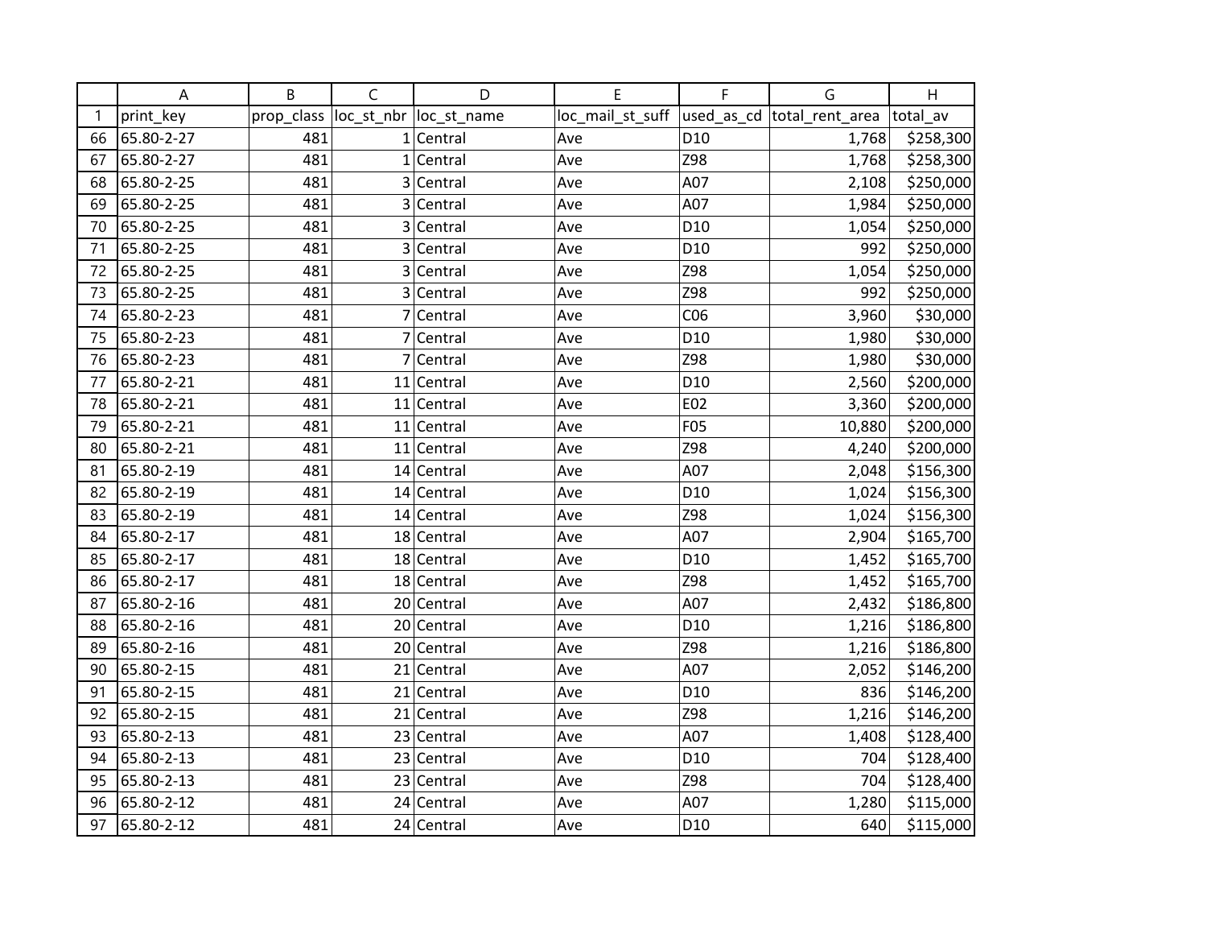| | A | B | C | D | E | F | G | H |
|---|---|---|---|---|---|---|---|---|
| 1 | print_key | prop_class | loc_st_nbr | loc_st_name | loc_mail_st_suff | used_as_cd | total_rent_area | total_av |
| 66 | 65.80-2-27 | 481 | 1 | Central | Ave | D10 | 1,768 | $258,300 |
| 67 | 65.80-2-27 | 481 | 1 | Central | Ave | Z98 | 1,768 | $258,300 |
| 68 | 65.80-2-25 | 481 | 3 | Central | Ave | A07 | 2,108 | $250,000 |
| 69 | 65.80-2-25 | 481 | 3 | Central | Ave | A07 | 1,984 | $250,000 |
| 70 | 65.80-2-25 | 481 | 3 | Central | Ave | D10 | 1,054 | $250,000 |
| 71 | 65.80-2-25 | 481 | 3 | Central | Ave | D10 | 992 | $250,000 |
| 72 | 65.80-2-25 | 481 | 3 | Central | Ave | Z98 | 1,054 | $250,000 |
| 73 | 65.80-2-25 | 481 | 3 | Central | Ave | Z98 | 992 | $250,000 |
| 74 | 65.80-2-23 | 481 | 7 | Central | Ave | C06 | 3,960 | $30,000 |
| 75 | 65.80-2-23 | 481 | 7 | Central | Ave | D10 | 1,980 | $30,000 |
| 76 | 65.80-2-23 | 481 | 7 | Central | Ave | Z98 | 1,980 | $30,000 |
| 77 | 65.80-2-21 | 481 | 11 | Central | Ave | D10 | 2,560 | $200,000 |
| 78 | 65.80-2-21 | 481 | 11 | Central | Ave | E02 | 3,360 | $200,000 |
| 79 | 65.80-2-21 | 481 | 11 | Central | Ave | F05 | 10,880 | $200,000 |
| 80 | 65.80-2-21 | 481 | 11 | Central | Ave | Z98 | 4,240 | $200,000 |
| 81 | 65.80-2-19 | 481 | 14 | Central | Ave | A07 | 2,048 | $156,300 |
| 82 | 65.80-2-19 | 481 | 14 | Central | Ave | D10 | 1,024 | $156,300 |
| 83 | 65.80-2-19 | 481 | 14 | Central | Ave | Z98 | 1,024 | $156,300 |
| 84 | 65.80-2-17 | 481 | 18 | Central | Ave | A07 | 2,904 | $165,700 |
| 85 | 65.80-2-17 | 481 | 18 | Central | Ave | D10 | 1,452 | $165,700 |
| 86 | 65.80-2-17 | 481 | 18 | Central | Ave | Z98 | 1,452 | $165,700 |
| 87 | 65.80-2-16 | 481 | 20 | Central | Ave | A07 | 2,432 | $186,800 |
| 88 | 65.80-2-16 | 481 | 20 | Central | Ave | D10 | 1,216 | $186,800 |
| 89 | 65.80-2-16 | 481 | 20 | Central | Ave | Z98 | 1,216 | $186,800 |
| 90 | 65.80-2-15 | 481 | 21 | Central | Ave | A07 | 2,052 | $146,200 |
| 91 | 65.80-2-15 | 481 | 21 | Central | Ave | D10 | 836 | $146,200 |
| 92 | 65.80-2-15 | 481 | 21 | Central | Ave | Z98 | 1,216 | $146,200 |
| 93 | 65.80-2-13 | 481 | 23 | Central | Ave | A07 | 1,408 | $128,400 |
| 94 | 65.80-2-13 | 481 | 23 | Central | Ave | D10 | 704 | $128,400 |
| 95 | 65.80-2-13 | 481 | 23 | Central | Ave | Z98 | 704 | $128,400 |
| 96 | 65.80-2-12 | 481 | 24 | Central | Ave | A07 | 1,280 | $115,000 |
| 97 | 65.80-2-12 | 481 | 24 | Central | Ave | D10 | 640 | $115,000 |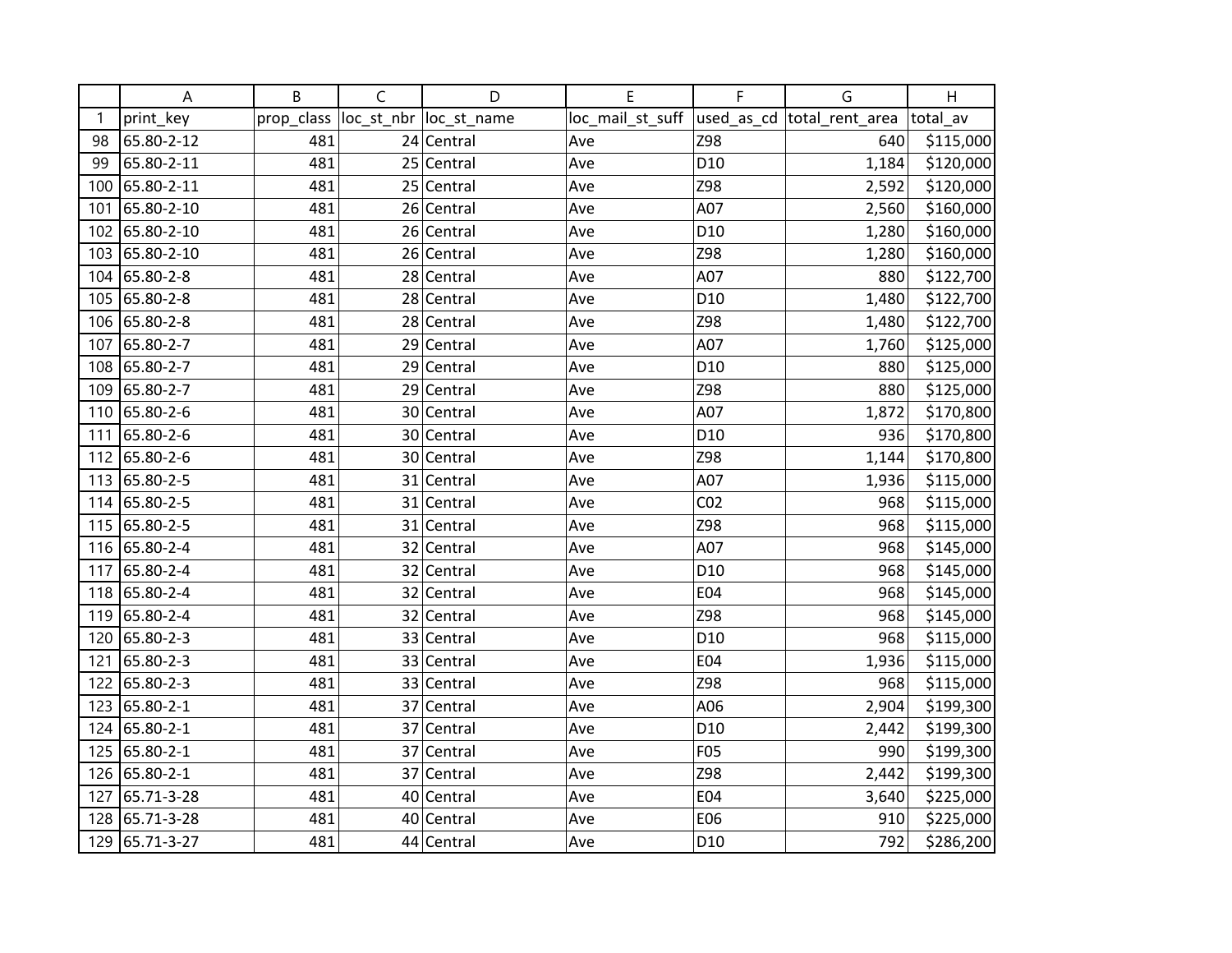| | A | B | C | D | E | F | G | H |
|---|---|---|---|---|---|---|---|---|
| 1 | print_key | prop_class | loc_st_nbr | loc_st_name | loc_mail_st_suff | used_as_cd | total_rent_area | total_av |
| 98 | 65.80-2-12 | 481 | 24 | Central | Ave | Z98 | 640 | $115,000 |
| 99 | 65.80-2-11 | 481 | 25 | Central | Ave | D10 | 1,184 | $120,000 |
| 100 | 65.80-2-11 | 481 | 25 | Central | Ave | Z98 | 2,592 | $120,000 |
| 101 | 65.80-2-10 | 481 | 26 | Central | Ave | A07 | 2,560 | $160,000 |
| 102 | 65.80-2-10 | 481 | 26 | Central | Ave | D10 | 1,280 | $160,000 |
| 103 | 65.80-2-10 | 481 | 26 | Central | Ave | Z98 | 1,280 | $160,000 |
| 104 | 65.80-2-8 | 481 | 28 | Central | Ave | A07 | 880 | $122,700 |
| 105 | 65.80-2-8 | 481 | 28 | Central | Ave | D10 | 1,480 | $122,700 |
| 106 | 65.80-2-8 | 481 | 28 | Central | Ave | Z98 | 1,480 | $122,700 |
| 107 | 65.80-2-7 | 481 | 29 | Central | Ave | A07 | 1,760 | $125,000 |
| 108 | 65.80-2-7 | 481 | 29 | Central | Ave | D10 | 880 | $125,000 |
| 109 | 65.80-2-7 | 481 | 29 | Central | Ave | Z98 | 880 | $125,000 |
| 110 | 65.80-2-6 | 481 | 30 | Central | Ave | A07 | 1,872 | $170,800 |
| 111 | 65.80-2-6 | 481 | 30 | Central | Ave | D10 | 936 | $170,800 |
| 112 | 65.80-2-6 | 481 | 30 | Central | Ave | Z98 | 1,144 | $170,800 |
| 113 | 65.80-2-5 | 481 | 31 | Central | Ave | A07 | 1,936 | $115,000 |
| 114 | 65.80-2-5 | 481 | 31 | Central | Ave | C02 | 968 | $115,000 |
| 115 | 65.80-2-5 | 481 | 31 | Central | Ave | Z98 | 968 | $115,000 |
| 116 | 65.80-2-4 | 481 | 32 | Central | Ave | A07 | 968 | $145,000 |
| 117 | 65.80-2-4 | 481 | 32 | Central | Ave | D10 | 968 | $145,000 |
| 118 | 65.80-2-4 | 481 | 32 | Central | Ave | E04 | 968 | $145,000 |
| 119 | 65.80-2-4 | 481 | 32 | Central | Ave | Z98 | 968 | $145,000 |
| 120 | 65.80-2-3 | 481 | 33 | Central | Ave | D10 | 968 | $115,000 |
| 121 | 65.80-2-3 | 481 | 33 | Central | Ave | E04 | 1,936 | $115,000 |
| 122 | 65.80-2-3 | 481 | 33 | Central | Ave | Z98 | 968 | $115,000 |
| 123 | 65.80-2-1 | 481 | 37 | Central | Ave | A06 | 2,904 | $199,300 |
| 124 | 65.80-2-1 | 481 | 37 | Central | Ave | D10 | 2,442 | $199,300 |
| 125 | 65.80-2-1 | 481 | 37 | Central | Ave | F05 | 990 | $199,300 |
| 126 | 65.80-2-1 | 481 | 37 | Central | Ave | Z98 | 2,442 | $199,300 |
| 127 | 65.71-3-28 | 481 | 40 | Central | Ave | E04 | 3,640 | $225,000 |
| 128 | 65.71-3-28 | 481 | 40 | Central | Ave | E06 | 910 | $225,000 |
| 129 | 65.71-3-27 | 481 | 44 | Central | Ave | D10 | 792 | $286,200 |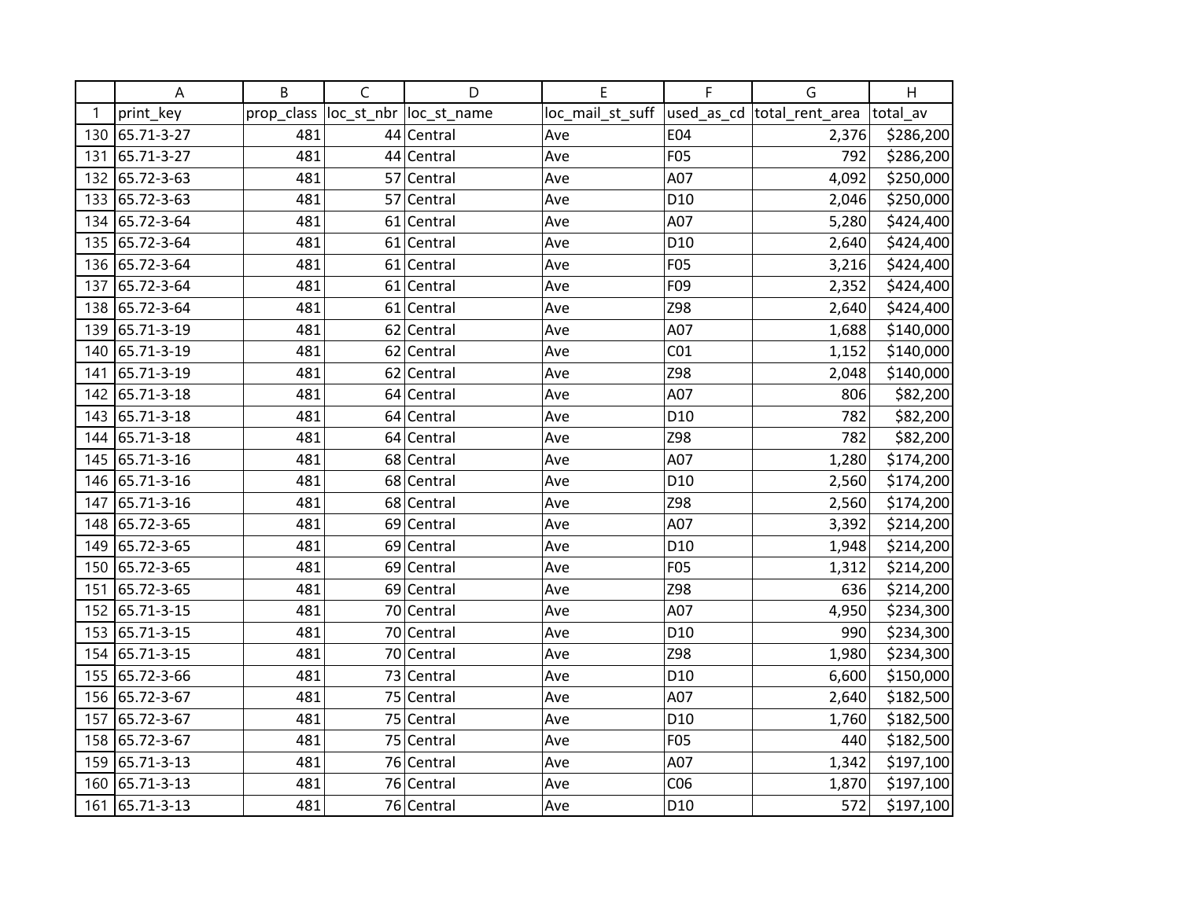| | A | B | C | D | E | F | G | H |
|---|---|---|---|---|---|---|---|---|
| 1 | print_key | prop_class | loc_st_nbr | loc_st_name | loc_mail_st_suff | used_as_cd | total_rent_area | total_av |
| 130 | 65.71-3-27 | 481 | 44 | Central | Ave | E04 | 2,376 | $286,200 |
| 131 | 65.71-3-27 | 481 | 44 | Central | Ave | F05 | 792 | $286,200 |
| 132 | 65.72-3-63 | 481 | 57 | Central | Ave | A07 | 4,092 | $250,000 |
| 133 | 65.72-3-63 | 481 | 57 | Central | Ave | D10 | 2,046 | $250,000 |
| 134 | 65.72-3-64 | 481 | 61 | Central | Ave | A07 | 5,280 | $424,400 |
| 135 | 65.72-3-64 | 481 | 61 | Central | Ave | D10 | 2,640 | $424,400 |
| 136 | 65.72-3-64 | 481 | 61 | Central | Ave | F05 | 3,216 | $424,400 |
| 137 | 65.72-3-64 | 481 | 61 | Central | Ave | F09 | 2,352 | $424,400 |
| 138 | 65.72-3-64 | 481 | 61 | Central | Ave | Z98 | 2,640 | $424,400 |
| 139 | 65.71-3-19 | 481 | 62 | Central | Ave | A07 | 1,688 | $140,000 |
| 140 | 65.71-3-19 | 481 | 62 | Central | Ave | C01 | 1,152 | $140,000 |
| 141 | 65.71-3-19 | 481 | 62 | Central | Ave | Z98 | 2,048 | $140,000 |
| 142 | 65.71-3-18 | 481 | 64 | Central | Ave | A07 | 806 | $82,200 |
| 143 | 65.71-3-18 | 481 | 64 | Central | Ave | D10 | 782 | $82,200 |
| 144 | 65.71-3-18 | 481 | 64 | Central | Ave | Z98 | 782 | $82,200 |
| 145 | 65.71-3-16 | 481 | 68 | Central | Ave | A07 | 1,280 | $174,200 |
| 146 | 65.71-3-16 | 481 | 68 | Central | Ave | D10 | 2,560 | $174,200 |
| 147 | 65.71-3-16 | 481 | 68 | Central | Ave | Z98 | 2,560 | $174,200 |
| 148 | 65.72-3-65 | 481 | 69 | Central | Ave | A07 | 3,392 | $214,200 |
| 149 | 65.72-3-65 | 481 | 69 | Central | Ave | D10 | 1,948 | $214,200 |
| 150 | 65.72-3-65 | 481 | 69 | Central | Ave | F05 | 1,312 | $214,200 |
| 151 | 65.72-3-65 | 481 | 69 | Central | Ave | Z98 | 636 | $214,200 |
| 152 | 65.71-3-15 | 481 | 70 | Central | Ave | A07 | 4,950 | $234,300 |
| 153 | 65.71-3-15 | 481 | 70 | Central | Ave | D10 | 990 | $234,300 |
| 154 | 65.71-3-15 | 481 | 70 | Central | Ave | Z98 | 1,980 | $234,300 |
| 155 | 65.72-3-66 | 481 | 73 | Central | Ave | D10 | 6,600 | $150,000 |
| 156 | 65.72-3-67 | 481 | 75 | Central | Ave | A07 | 2,640 | $182,500 |
| 157 | 65.72-3-67 | 481 | 75 | Central | Ave | D10 | 1,760 | $182,500 |
| 158 | 65.72-3-67 | 481 | 75 | Central | Ave | F05 | 440 | $182,500 |
| 159 | 65.71-3-13 | 481 | 76 | Central | Ave | A07 | 1,342 | $197,100 |
| 160 | 65.71-3-13 | 481 | 76 | Central | Ave | C06 | 1,870 | $197,100 |
| 161 | 65.71-3-13 | 481 | 76 | Central | Ave | D10 | 572 | $197,100 |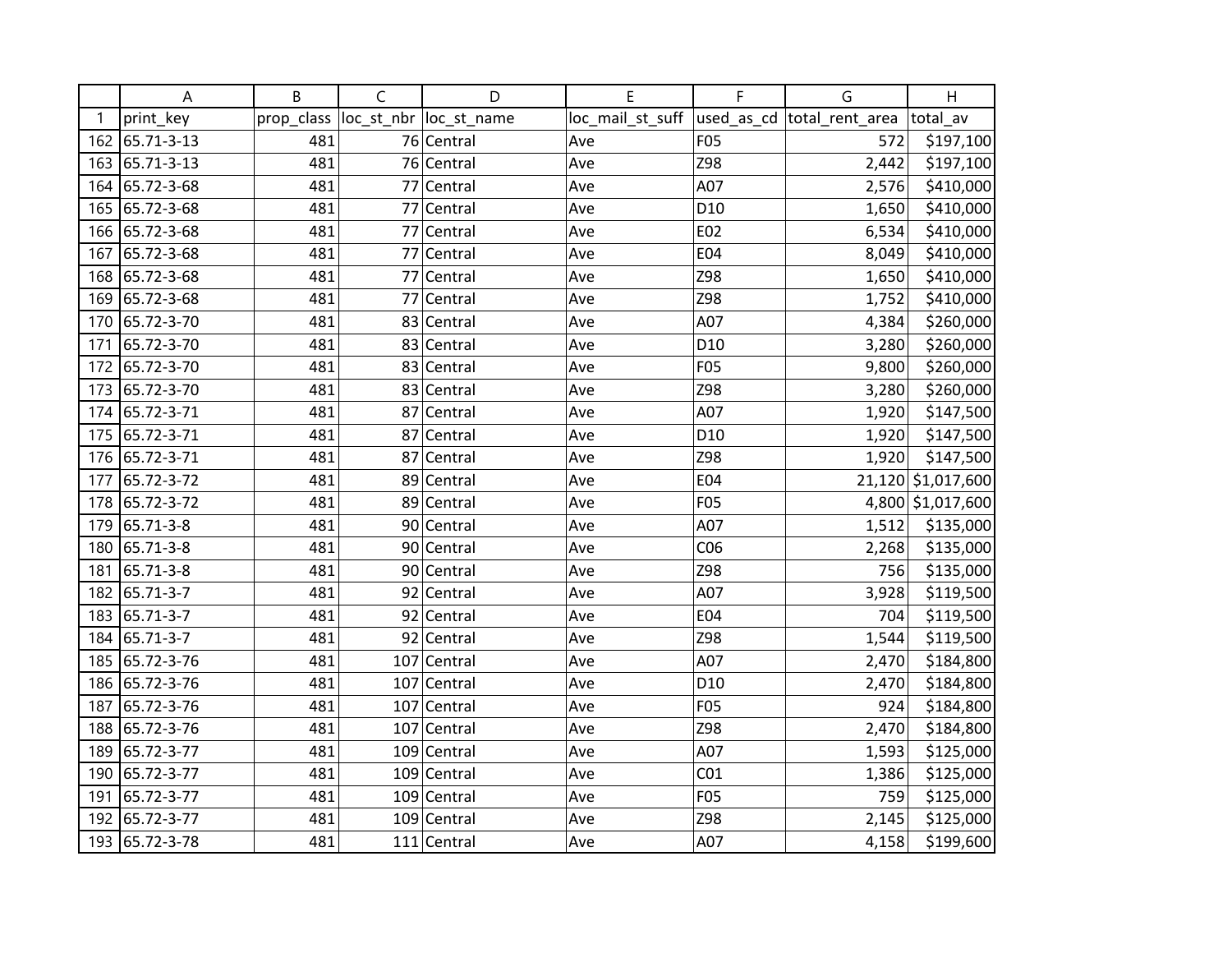| | A | B | C | D | E | F | G | H |
|---|---|---|---|---|---|---|---|---|
| 1 | print_key | prop_class | loc_st_nbr | loc_st_name | loc_mail_st_suff | used_as_cd | total_rent_area | total_av |
| 162 | 65.71-3-13 | 481 | 76 | Central | Ave | F05 | 572 | $197,100 |
| 163 | 65.71-3-13 | 481 | 76 | Central | Ave | Z98 | 2,442 | $197,100 |
| 164 | 65.72-3-68 | 481 | 77 | Central | Ave | A07 | 2,576 | $410,000 |
| 165 | 65.72-3-68 | 481 | 77 | Central | Ave | D10 | 1,650 | $410,000 |
| 166 | 65.72-3-68 | 481 | 77 | Central | Ave | E02 | 6,534 | $410,000 |
| 167 | 65.72-3-68 | 481 | 77 | Central | Ave | E04 | 8,049 | $410,000 |
| 168 | 65.72-3-68 | 481 | 77 | Central | Ave | Z98 | 1,650 | $410,000 |
| 169 | 65.72-3-68 | 481 | 77 | Central | Ave | Z98 | 1,752 | $410,000 |
| 170 | 65.72-3-70 | 481 | 83 | Central | Ave | A07 | 4,384 | $260,000 |
| 171 | 65.72-3-70 | 481 | 83 | Central | Ave | D10 | 3,280 | $260,000 |
| 172 | 65.72-3-70 | 481 | 83 | Central | Ave | F05 | 9,800 | $260,000 |
| 173 | 65.72-3-70 | 481 | 83 | Central | Ave | Z98 | 3,280 | $260,000 |
| 174 | 65.72-3-71 | 481 | 87 | Central | Ave | A07 | 1,920 | $147,500 |
| 175 | 65.72-3-71 | 481 | 87 | Central | Ave | D10 | 1,920 | $147,500 |
| 176 | 65.72-3-71 | 481 | 87 | Central | Ave | Z98 | 1,920 | $147,500 |
| 177 | 65.72-3-72 | 481 | 89 | Central | Ave | E04 | 21,120 | $1,017,600 |
| 178 | 65.72-3-72 | 481 | 89 | Central | Ave | F05 | 4,800 | $1,017,600 |
| 179 | 65.71-3-8 | 481 | 90 | Central | Ave | A07 | 1,512 | $135,000 |
| 180 | 65.71-3-8 | 481 | 90 | Central | Ave | C06 | 2,268 | $135,000 |
| 181 | 65.71-3-8 | 481 | 90 | Central | Ave | Z98 | 756 | $135,000 |
| 182 | 65.71-3-7 | 481 | 92 | Central | Ave | A07 | 3,928 | $119,500 |
| 183 | 65.71-3-7 | 481 | 92 | Central | Ave | E04 | 704 | $119,500 |
| 184 | 65.71-3-7 | 481 | 92 | Central | Ave | Z98 | 1,544 | $119,500 |
| 185 | 65.72-3-76 | 481 | 107 | Central | Ave | A07 | 2,470 | $184,800 |
| 186 | 65.72-3-76 | 481 | 107 | Central | Ave | D10 | 2,470 | $184,800 |
| 187 | 65.72-3-76 | 481 | 107 | Central | Ave | F05 | 924 | $184,800 |
| 188 | 65.72-3-76 | 481 | 107 | Central | Ave | Z98 | 2,470 | $184,800 |
| 189 | 65.72-3-77 | 481 | 109 | Central | Ave | A07 | 1,593 | $125,000 |
| 190 | 65.72-3-77 | 481 | 109 | Central | Ave | C01 | 1,386 | $125,000 |
| 191 | 65.72-3-77 | 481 | 109 | Central | Ave | F05 | 759 | $125,000 |
| 192 | 65.72-3-77 | 481 | 109 | Central | Ave | Z98 | 2,145 | $125,000 |
| 193 | 65.72-3-78 | 481 | 111 | Central | Ave | A07 | 4,158 | $199,600 |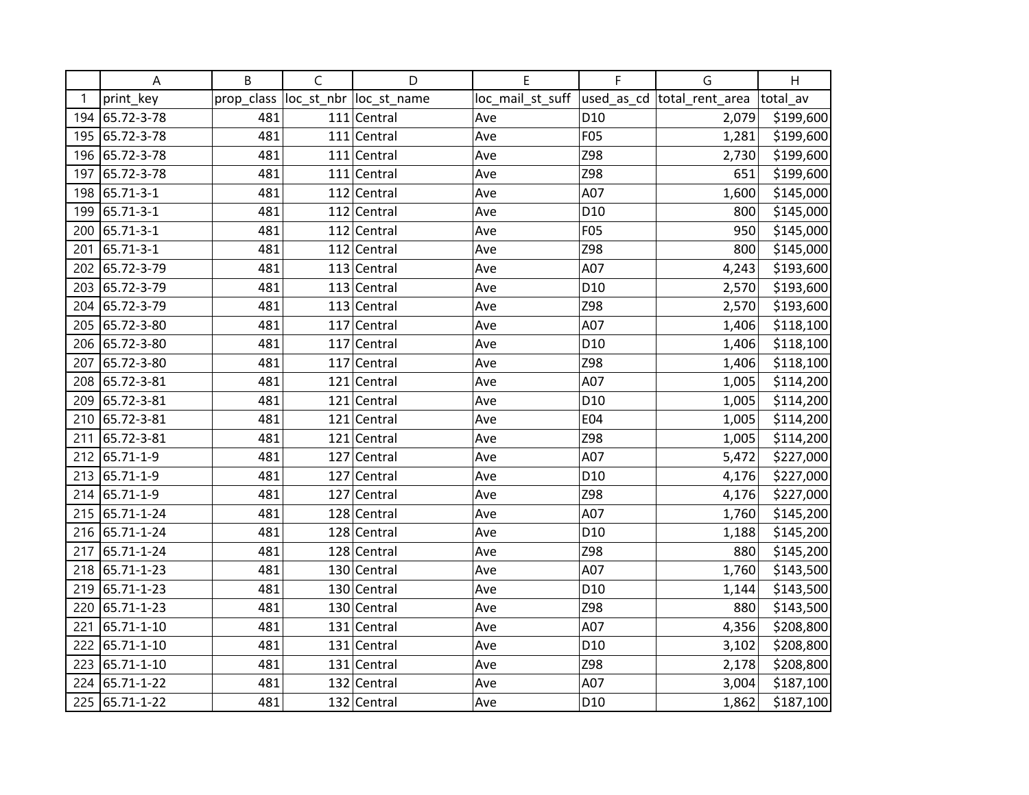| | A | B | C | D | E | F | G | H |
|---|---|---|---|---|---|---|---|---|
| 1 | print_key | prop_class | loc_st_nbr | loc_st_name | loc_mail_st_suff | used_as_cd | total_rent_area | total_av |
| 194 | 65.72-3-78 | 481 | 111 | Central | Ave | D10 | 2,079 | $199,600 |
| 195 | 65.72-3-78 | 481 | 111 | Central | Ave | F05 | 1,281 | $199,600 |
| 196 | 65.72-3-78 | 481 | 111 | Central | Ave | Z98 | 2,730 | $199,600 |
| 197 | 65.72-3-78 | 481 | 111 | Central | Ave | Z98 | 651 | $199,600 |
| 198 | 65.71-3-1 | 481 | 112 | Central | Ave | A07 | 1,600 | $145,000 |
| 199 | 65.71-3-1 | 481 | 112 | Central | Ave | D10 | 800 | $145,000 |
| 200 | 65.71-3-1 | 481 | 112 | Central | Ave | F05 | 950 | $145,000 |
| 201 | 65.71-3-1 | 481 | 112 | Central | Ave | Z98 | 800 | $145,000 |
| 202 | 65.72-3-79 | 481 | 113 | Central | Ave | A07 | 4,243 | $193,600 |
| 203 | 65.72-3-79 | 481 | 113 | Central | Ave | D10 | 2,570 | $193,600 |
| 204 | 65.72-3-79 | 481 | 113 | Central | Ave | Z98 | 2,570 | $193,600 |
| 205 | 65.72-3-80 | 481 | 117 | Central | Ave | A07 | 1,406 | $118,100 |
| 206 | 65.72-3-80 | 481 | 117 | Central | Ave | D10 | 1,406 | $118,100 |
| 207 | 65.72-3-80 | 481 | 117 | Central | Ave | Z98 | 1,406 | $118,100 |
| 208 | 65.72-3-81 | 481 | 121 | Central | Ave | A07 | 1,005 | $114,200 |
| 209 | 65.72-3-81 | 481 | 121 | Central | Ave | D10 | 1,005 | $114,200 |
| 210 | 65.72-3-81 | 481 | 121 | Central | Ave | E04 | 1,005 | $114,200 |
| 211 | 65.72-3-81 | 481 | 121 | Central | Ave | Z98 | 1,005 | $114,200 |
| 212 | 65.71-1-9 | 481 | 127 | Central | Ave | A07 | 5,472 | $227,000 |
| 213 | 65.71-1-9 | 481 | 127 | Central | Ave | D10 | 4,176 | $227,000 |
| 214 | 65.71-1-9 | 481 | 127 | Central | Ave | Z98 | 4,176 | $227,000 |
| 215 | 65.71-1-24 | 481 | 128 | Central | Ave | A07 | 1,760 | $145,200 |
| 216 | 65.71-1-24 | 481 | 128 | Central | Ave | D10 | 1,188 | $145,200 |
| 217 | 65.71-1-24 | 481 | 128 | Central | Ave | Z98 | 880 | $145,200 |
| 218 | 65.71-1-23 | 481 | 130 | Central | Ave | A07 | 1,760 | $143,500 |
| 219 | 65.71-1-23 | 481 | 130 | Central | Ave | D10 | 1,144 | $143,500 |
| 220 | 65.71-1-23 | 481 | 130 | Central | Ave | Z98 | 880 | $143,500 |
| 221 | 65.71-1-10 | 481 | 131 | Central | Ave | A07 | 4,356 | $208,800 |
| 222 | 65.71-1-10 | 481 | 131 | Central | Ave | D10 | 3,102 | $208,800 |
| 223 | 65.71-1-10 | 481 | 131 | Central | Ave | Z98 | 2,178 | $208,800 |
| 224 | 65.71-1-22 | 481 | 132 | Central | Ave | A07 | 3,004 | $187,100 |
| 225 | 65.71-1-22 | 481 | 132 | Central | Ave | D10 | 1,862 | $187,100 |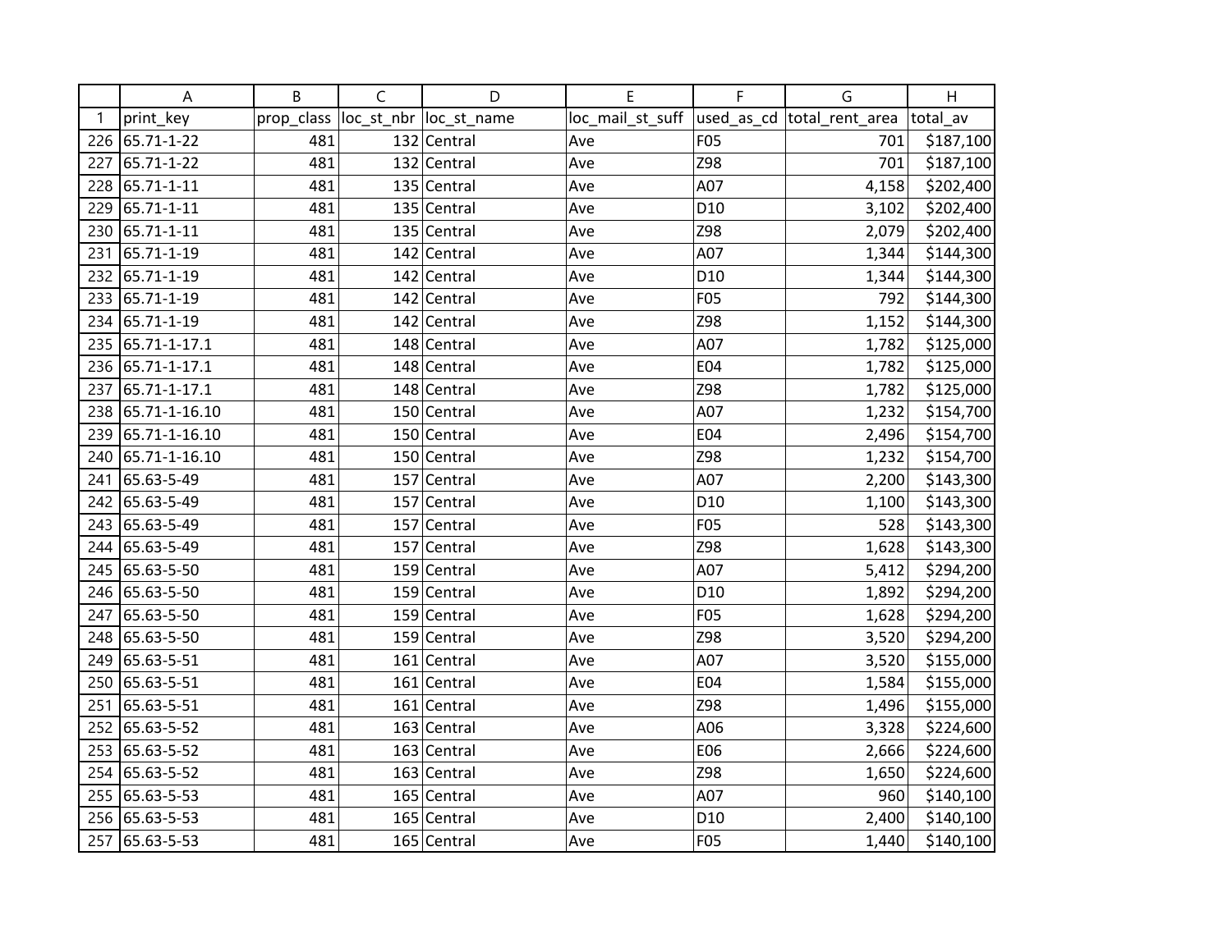| | A | B | C | D | E | F | G | H |
|---|---|---|---|---|---|---|---|---|
| 1 | print_key | prop_class | loc_st_nbr | loc_st_name | loc_mail_st_suff | used_as_cd | total_rent_area | total_av |
| 226 | 65.71-1-22 | 481 | 132 | Central | Ave | F05 | 701 | $187,100 |
| 227 | 65.71-1-22 | 481 | 132 | Central | Ave | Z98 | 701 | $187,100 |
| 228 | 65.71-1-11 | 481 | 135 | Central | Ave | A07 | 4,158 | $202,400 |
| 229 | 65.71-1-11 | 481 | 135 | Central | Ave | D10 | 3,102 | $202,400 |
| 230 | 65.71-1-11 | 481 | 135 | Central | Ave | Z98 | 2,079 | $202,400 |
| 231 | 65.71-1-19 | 481 | 142 | Central | Ave | A07 | 1,344 | $144,300 |
| 232 | 65.71-1-19 | 481 | 142 | Central | Ave | D10 | 1,344 | $144,300 |
| 233 | 65.71-1-19 | 481 | 142 | Central | Ave | F05 | 792 | $144,300 |
| 234 | 65.71-1-19 | 481 | 142 | Central | Ave | Z98 | 1,152 | $144,300 |
| 235 | 65.71-1-17.1 | 481 | 148 | Central | Ave | A07 | 1,782 | $125,000 |
| 236 | 65.71-1-17.1 | 481 | 148 | Central | Ave | E04 | 1,782 | $125,000 |
| 237 | 65.71-1-17.1 | 481 | 148 | Central | Ave | Z98 | 1,782 | $125,000 |
| 238 | 65.71-1-16.10 | 481 | 150 | Central | Ave | A07 | 1,232 | $154,700 |
| 239 | 65.71-1-16.10 | 481 | 150 | Central | Ave | E04 | 2,496 | $154,700 |
| 240 | 65.71-1-16.10 | 481 | 150 | Central | Ave | Z98 | 1,232 | $154,700 |
| 241 | 65.63-5-49 | 481 | 157 | Central | Ave | A07 | 2,200 | $143,300 |
| 242 | 65.63-5-49 | 481 | 157 | Central | Ave | D10 | 1,100 | $143,300 |
| 243 | 65.63-5-49 | 481 | 157 | Central | Ave | F05 | 528 | $143,300 |
| 244 | 65.63-5-49 | 481 | 157 | Central | Ave | Z98 | 1,628 | $143,300 |
| 245 | 65.63-5-50 | 481 | 159 | Central | Ave | A07 | 5,412 | $294,200 |
| 246 | 65.63-5-50 | 481 | 159 | Central | Ave | D10 | 1,892 | $294,200 |
| 247 | 65.63-5-50 | 481 | 159 | Central | Ave | F05 | 1,628 | $294,200 |
| 248 | 65.63-5-50 | 481 | 159 | Central | Ave | Z98 | 3,520 | $294,200 |
| 249 | 65.63-5-51 | 481 | 161 | Central | Ave | A07 | 3,520 | $155,000 |
| 250 | 65.63-5-51 | 481 | 161 | Central | Ave | E04 | 1,584 | $155,000 |
| 251 | 65.63-5-51 | 481 | 161 | Central | Ave | Z98 | 1,496 | $155,000 |
| 252 | 65.63-5-52 | 481 | 163 | Central | Ave | A06 | 3,328 | $224,600 |
| 253 | 65.63-5-52 | 481 | 163 | Central | Ave | E06 | 2,666 | $224,600 |
| 254 | 65.63-5-52 | 481 | 163 | Central | Ave | Z98 | 1,650 | $224,600 |
| 255 | 65.63-5-53 | 481 | 165 | Central | Ave | A07 | 960 | $140,100 |
| 256 | 65.63-5-53 | 481 | 165 | Central | Ave | D10 | 2,400 | $140,100 |
| 257 | 65.63-5-53 | 481 | 165 | Central | Ave | F05 | 1,440 | $140,100 |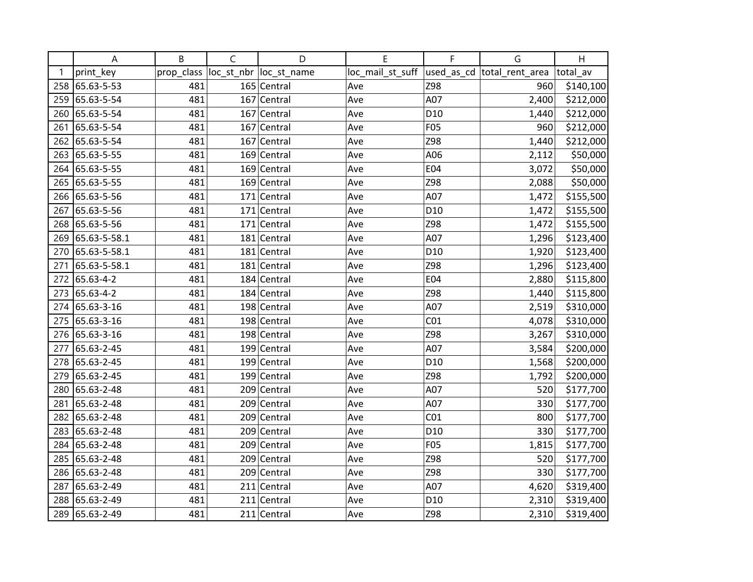| | A | B | C | D | E | F | G | H |
|---|---|---|---|---|---|---|---|---|
| 1 | print_key | prop_class | loc_st_nbr | loc_st_name | loc_mail_st_suff | used_as_cd | total_rent_area | total_av |
| 258 | 65.63-5-53 | 481 | 165 | Central | Ave | Z98 | 960 | $140,100 |
| 259 | 65.63-5-54 | 481 | 167 | Central | Ave | A07 | 2,400 | $212,000 |
| 260 | 65.63-5-54 | 481 | 167 | Central | Ave | D10 | 1,440 | $212,000 |
| 261 | 65.63-5-54 | 481 | 167 | Central | Ave | F05 | 960 | $212,000 |
| 262 | 65.63-5-54 | 481 | 167 | Central | Ave | Z98 | 1,440 | $212,000 |
| 263 | 65.63-5-55 | 481 | 169 | Central | Ave | A06 | 2,112 | $50,000 |
| 264 | 65.63-5-55 | 481 | 169 | Central | Ave | E04 | 3,072 | $50,000 |
| 265 | 65.63-5-55 | 481 | 169 | Central | Ave | Z98 | 2,088 | $50,000 |
| 266 | 65.63-5-56 | 481 | 171 | Central | Ave | A07 | 1,472 | $155,500 |
| 267 | 65.63-5-56 | 481 | 171 | Central | Ave | D10 | 1,472 | $155,500 |
| 268 | 65.63-5-56 | 481 | 171 | Central | Ave | Z98 | 1,472 | $155,500 |
| 269 | 65.63-5-58.1 | 481 | 181 | Central | Ave | A07 | 1,296 | $123,400 |
| 270 | 65.63-5-58.1 | 481 | 181 | Central | Ave | D10 | 1,920 | $123,400 |
| 271 | 65.63-5-58.1 | 481 | 181 | Central | Ave | Z98 | 1,296 | $123,400 |
| 272 | 65.63-4-2 | 481 | 184 | Central | Ave | E04 | 2,880 | $115,800 |
| 273 | 65.63-4-2 | 481 | 184 | Central | Ave | Z98 | 1,440 | $115,800 |
| 274 | 65.63-3-16 | 481 | 198 | Central | Ave | A07 | 2,519 | $310,000 |
| 275 | 65.63-3-16 | 481 | 198 | Central | Ave | C01 | 4,078 | $310,000 |
| 276 | 65.63-3-16 | 481 | 198 | Central | Ave | Z98 | 3,267 | $310,000 |
| 277 | 65.63-2-45 | 481 | 199 | Central | Ave | A07 | 3,584 | $200,000 |
| 278 | 65.63-2-45 | 481 | 199 | Central | Ave | D10 | 1,568 | $200,000 |
| 279 | 65.63-2-45 | 481 | 199 | Central | Ave | Z98 | 1,792 | $200,000 |
| 280 | 65.63-2-48 | 481 | 209 | Central | Ave | A07 | 520 | $177,700 |
| 281 | 65.63-2-48 | 481 | 209 | Central | Ave | A07 | 330 | $177,700 |
| 282 | 65.63-2-48 | 481 | 209 | Central | Ave | C01 | 800 | $177,700 |
| 283 | 65.63-2-48 | 481 | 209 | Central | Ave | D10 | 330 | $177,700 |
| 284 | 65.63-2-48 | 481 | 209 | Central | Ave | F05 | 1,815 | $177,700 |
| 285 | 65.63-2-48 | 481 | 209 | Central | Ave | Z98 | 520 | $177,700 |
| 286 | 65.63-2-48 | 481 | 209 | Central | Ave | Z98 | 330 | $177,700 |
| 287 | 65.63-2-49 | 481 | 211 | Central | Ave | A07 | 4,620 | $319,400 |
| 288 | 65.63-2-49 | 481 | 211 | Central | Ave | D10 | 2,310 | $319,400 |
| 289 | 65.63-2-49 | 481 | 211 | Central | Ave | Z98 | 2,310 | $319,400 |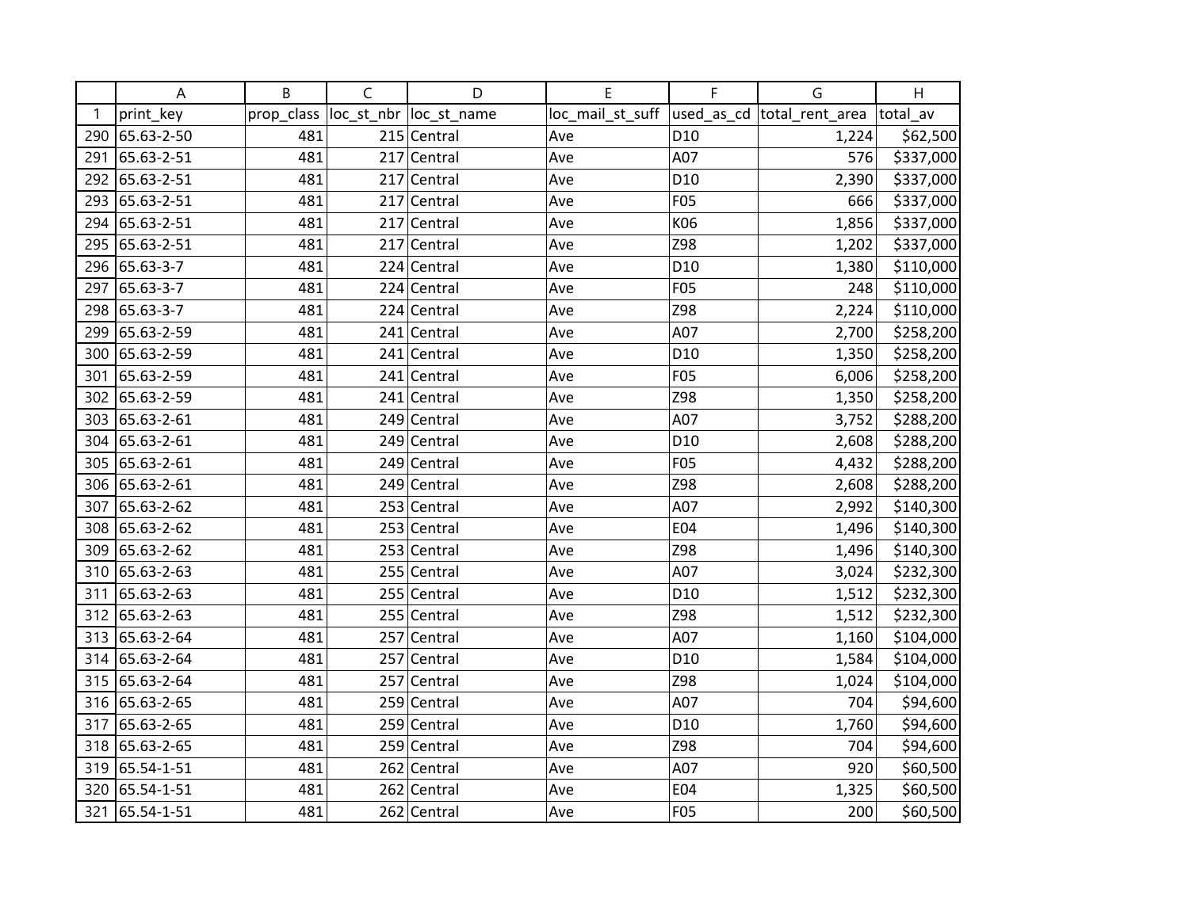| | A | B | C | D | E | F | G | H |
|---|---|---|---|---|---|---|---|---|
| 1 | print_key | prop_class | loc_st_nbr | loc_st_name | loc_mail_st_suff | used_as_cd | total_rent_area | total_av |
| 290 | 65.63-2-50 | 481 | 215 | Central | Ave | D10 | 1,224 | $62,500 |
| 291 | 65.63-2-51 | 481 | 217 | Central | Ave | A07 | 576 | $337,000 |
| 292 | 65.63-2-51 | 481 | 217 | Central | Ave | D10 | 2,390 | $337,000 |
| 293 | 65.63-2-51 | 481 | 217 | Central | Ave | F05 | 666 | $337,000 |
| 294 | 65.63-2-51 | 481 | 217 | Central | Ave | K06 | 1,856 | $337,000 |
| 295 | 65.63-2-51 | 481 | 217 | Central | Ave | Z98 | 1,202 | $337,000 |
| 296 | 65.63-3-7 | 481 | 224 | Central | Ave | D10 | 1,380 | $110,000 |
| 297 | 65.63-3-7 | 481 | 224 | Central | Ave | F05 | 248 | $110,000 |
| 298 | 65.63-3-7 | 481 | 224 | Central | Ave | Z98 | 2,224 | $110,000 |
| 299 | 65.63-2-59 | 481 | 241 | Central | Ave | A07 | 2,700 | $258,200 |
| 300 | 65.63-2-59 | 481 | 241 | Central | Ave | D10 | 1,350 | $258,200 |
| 301 | 65.63-2-59 | 481 | 241 | Central | Ave | F05 | 6,006 | $258,200 |
| 302 | 65.63-2-59 | 481 | 241 | Central | Ave | Z98 | 1,350 | $258,200 |
| 303 | 65.63-2-61 | 481 | 249 | Central | Ave | A07 | 3,752 | $288,200 |
| 304 | 65.63-2-61 | 481 | 249 | Central | Ave | D10 | 2,608 | $288,200 |
| 305 | 65.63-2-61 | 481 | 249 | Central | Ave | F05 | 4,432 | $288,200 |
| 306 | 65.63-2-61 | 481 | 249 | Central | Ave | Z98 | 2,608 | $288,200 |
| 307 | 65.63-2-62 | 481 | 253 | Central | Ave | A07 | 2,992 | $140,300 |
| 308 | 65.63-2-62 | 481 | 253 | Central | Ave | E04 | 1,496 | $140,300 |
| 309 | 65.63-2-62 | 481 | 253 | Central | Ave | Z98 | 1,496 | $140,300 |
| 310 | 65.63-2-63 | 481 | 255 | Central | Ave | A07 | 3,024 | $232,300 |
| 311 | 65.63-2-63 | 481 | 255 | Central | Ave | D10 | 1,512 | $232,300 |
| 312 | 65.63-2-63 | 481 | 255 | Central | Ave | Z98 | 1,512 | $232,300 |
| 313 | 65.63-2-64 | 481 | 257 | Central | Ave | A07 | 1,160 | $104,000 |
| 314 | 65.63-2-64 | 481 | 257 | Central | Ave | D10 | 1,584 | $104,000 |
| 315 | 65.63-2-64 | 481 | 257 | Central | Ave | Z98 | 1,024 | $104,000 |
| 316 | 65.63-2-65 | 481 | 259 | Central | Ave | A07 | 704 | $94,600 |
| 317 | 65.63-2-65 | 481 | 259 | Central | Ave | D10 | 1,760 | $94,600 |
| 318 | 65.63-2-65 | 481 | 259 | Central | Ave | Z98 | 704 | $94,600 |
| 319 | 65.54-1-51 | 481 | 262 | Central | Ave | A07 | 920 | $60,500 |
| 320 | 65.54-1-51 | 481 | 262 | Central | Ave | E04 | 1,325 | $60,500 |
| 321 | 65.54-1-51 | 481 | 262 | Central | Ave | F05 | 200 | $60,500 |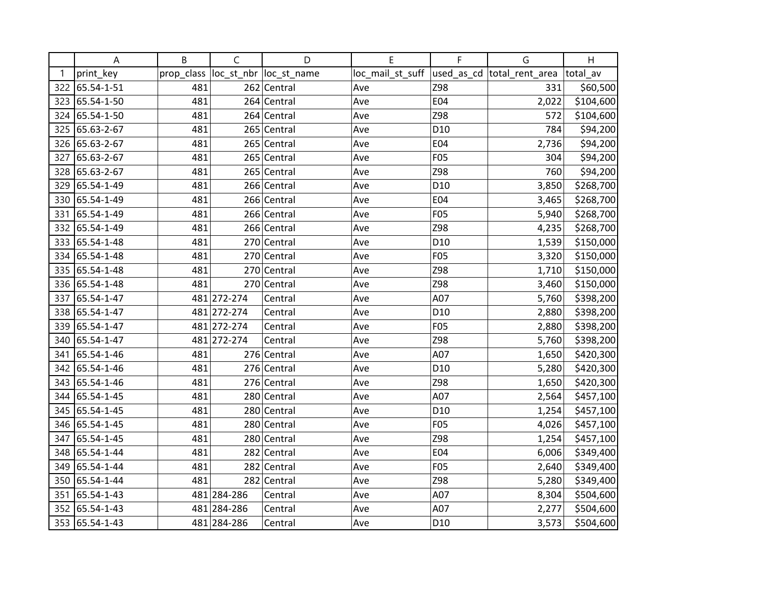| | A | B | C | D | E | F | G | H |
|---|---|---|---|---|---|---|---|---|
| 1 | print_key | prop_class | loc_st_nbr | loc_st_name | loc_mail_st_suff | used_as_cd | total_rent_area | total_av |
| 322 | 65.54-1-51 | 481 | 262 | Central | Ave | Z98 | 331 | $60,500 |
| 323 | 65.54-1-50 | 481 | 264 | Central | Ave | E04 | 2,022 | $104,600 |
| 324 | 65.54-1-50 | 481 | 264 | Central | Ave | Z98 | 572 | $104,600 |
| 325 | 65.63-2-67 | 481 | 265 | Central | Ave | D10 | 784 | $94,200 |
| 326 | 65.63-2-67 | 481 | 265 | Central | Ave | E04 | 2,736 | $94,200 |
| 327 | 65.63-2-67 | 481 | 265 | Central | Ave | F05 | 304 | $94,200 |
| 328 | 65.63-2-67 | 481 | 265 | Central | Ave | Z98 | 760 | $94,200 |
| 329 | 65.54-1-49 | 481 | 266 | Central | Ave | D10 | 3,850 | $268,700 |
| 330 | 65.54-1-49 | 481 | 266 | Central | Ave | E04 | 3,465 | $268,700 |
| 331 | 65.54-1-49 | 481 | 266 | Central | Ave | F05 | 5,940 | $268,700 |
| 332 | 65.54-1-49 | 481 | 266 | Central | Ave | Z98 | 4,235 | $268,700 |
| 333 | 65.54-1-48 | 481 | 270 | Central | Ave | D10 | 1,539 | $150,000 |
| 334 | 65.54-1-48 | 481 | 270 | Central | Ave | F05 | 3,320 | $150,000 |
| 335 | 65.54-1-48 | 481 | 270 | Central | Ave | Z98 | 1,710 | $150,000 |
| 336 | 65.54-1-48 | 481 | 270 | Central | Ave | Z98 | 3,460 | $150,000 |
| 337 | 65.54-1-47 | 481 | 272-274 | Central | Ave | A07 | 5,760 | $398,200 |
| 338 | 65.54-1-47 | 481 | 272-274 | Central | Ave | D10 | 2,880 | $398,200 |
| 339 | 65.54-1-47 | 481 | 272-274 | Central | Ave | F05 | 2,880 | $398,200 |
| 340 | 65.54-1-47 | 481 | 272-274 | Central | Ave | Z98 | 5,760 | $398,200 |
| 341 | 65.54-1-46 | 481 | 276 | Central | Ave | A07 | 1,650 | $420,300 |
| 342 | 65.54-1-46 | 481 | 276 | Central | Ave | D10 | 5,280 | $420,300 |
| 343 | 65.54-1-46 | 481 | 276 | Central | Ave | Z98 | 1,650 | $420,300 |
| 344 | 65.54-1-45 | 481 | 280 | Central | Ave | A07 | 2,564 | $457,100 |
| 345 | 65.54-1-45 | 481 | 280 | Central | Ave | D10 | 1,254 | $457,100 |
| 346 | 65.54-1-45 | 481 | 280 | Central | Ave | F05 | 4,026 | $457,100 |
| 347 | 65.54-1-45 | 481 | 280 | Central | Ave | Z98 | 1,254 | $457,100 |
| 348 | 65.54-1-44 | 481 | 282 | Central | Ave | E04 | 6,006 | $349,400 |
| 349 | 65.54-1-44 | 481 | 282 | Central | Ave | F05 | 2,640 | $349,400 |
| 350 | 65.54-1-44 | 481 | 282 | Central | Ave | Z98 | 5,280 | $349,400 |
| 351 | 65.54-1-43 | 481 | 284-286 | Central | Ave | A07 | 8,304 | $504,600 |
| 352 | 65.54-1-43 | 481 | 284-286 | Central | Ave | A07 | 2,277 | $504,600 |
| 353 | 65.54-1-43 | 481 | 284-286 | Central | Ave | D10 | 3,573 | $504,600 |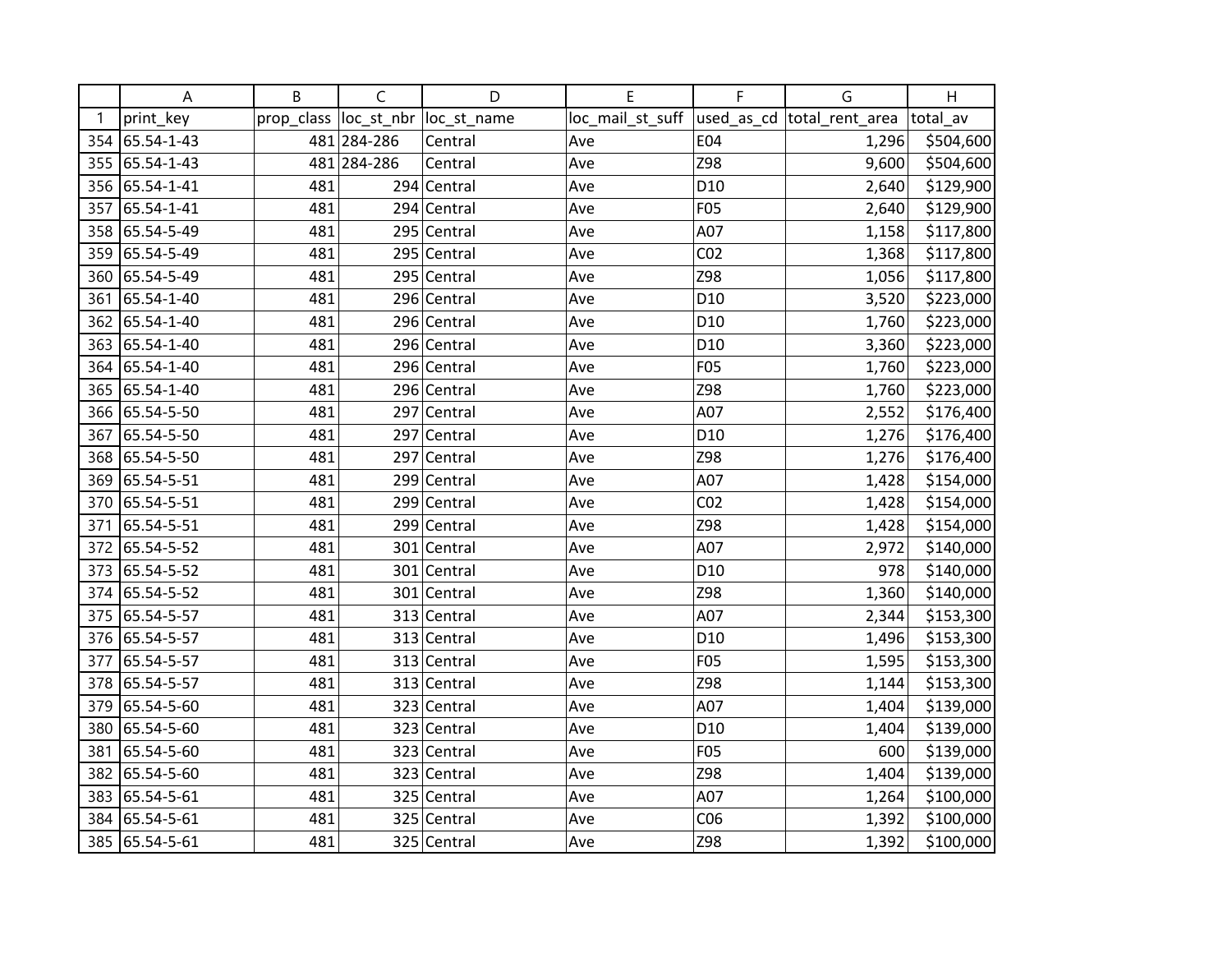| | A | B | C | D | E | F | G | H |
|---|---|---|---|---|---|---|---|---|
| 1 | print_key | prop_class | loc_st_nbr | loc_st_name | loc_mail_st_suff | used_as_cd | total_rent_area | total_av |
| 354 | 65.54-1-43 | 481 | 284-286 | Central | Ave | E04 | 1,296 | $504,600 |
| 355 | 65.54-1-43 | 481 | 284-286 | Central | Ave | Z98 | 9,600 | $504,600 |
| 356 | 65.54-1-41 | 481 | 294 | Central | Ave | D10 | 2,640 | $129,900 |
| 357 | 65.54-1-41 | 481 | 294 | Central | Ave | F05 | 2,640 | $129,900 |
| 358 | 65.54-5-49 | 481 | 295 | Central | Ave | A07 | 1,158 | $117,800 |
| 359 | 65.54-5-49 | 481 | 295 | Central | Ave | C02 | 1,368 | $117,800 |
| 360 | 65.54-5-49 | 481 | 295 | Central | Ave | Z98 | 1,056 | $117,800 |
| 361 | 65.54-1-40 | 481 | 296 | Central | Ave | D10 | 3,520 | $223,000 |
| 362 | 65.54-1-40 | 481 | 296 | Central | Ave | D10 | 1,760 | $223,000 |
| 363 | 65.54-1-40 | 481 | 296 | Central | Ave | D10 | 3,360 | $223,000 |
| 364 | 65.54-1-40 | 481 | 296 | Central | Ave | F05 | 1,760 | $223,000 |
| 365 | 65.54-1-40 | 481 | 296 | Central | Ave | Z98 | 1,760 | $223,000 |
| 366 | 65.54-5-50 | 481 | 297 | Central | Ave | A07 | 2,552 | $176,400 |
| 367 | 65.54-5-50 | 481 | 297 | Central | Ave | D10 | 1,276 | $176,400 |
| 368 | 65.54-5-50 | 481 | 297 | Central | Ave | Z98 | 1,276 | $176,400 |
| 369 | 65.54-5-51 | 481 | 299 | Central | Ave | A07 | 1,428 | $154,000 |
| 370 | 65.54-5-51 | 481 | 299 | Central | Ave | C02 | 1,428 | $154,000 |
| 371 | 65.54-5-51 | 481 | 299 | Central | Ave | Z98 | 1,428 | $154,000 |
| 372 | 65.54-5-52 | 481 | 301 | Central | Ave | A07 | 2,972 | $140,000 |
| 373 | 65.54-5-52 | 481 | 301 | Central | Ave | D10 | 978 | $140,000 |
| 374 | 65.54-5-52 | 481 | 301 | Central | Ave | Z98 | 1,360 | $140,000 |
| 375 | 65.54-5-57 | 481 | 313 | Central | Ave | A07 | 2,344 | $153,300 |
| 376 | 65.54-5-57 | 481 | 313 | Central | Ave | D10 | 1,496 | $153,300 |
| 377 | 65.54-5-57 | 481 | 313 | Central | Ave | F05 | 1,595 | $153,300 |
| 378 | 65.54-5-57 | 481 | 313 | Central | Ave | Z98 | 1,144 | $153,300 |
| 379 | 65.54-5-60 | 481 | 323 | Central | Ave | A07 | 1,404 | $139,000 |
| 380 | 65.54-5-60 | 481 | 323 | Central | Ave | D10 | 1,404 | $139,000 |
| 381 | 65.54-5-60 | 481 | 323 | Central | Ave | F05 | 600 | $139,000 |
| 382 | 65.54-5-60 | 481 | 323 | Central | Ave | Z98 | 1,404 | $139,000 |
| 383 | 65.54-5-61 | 481 | 325 | Central | Ave | A07 | 1,264 | $100,000 |
| 384 | 65.54-5-61 | 481 | 325 | Central | Ave | C06 | 1,392 | $100,000 |
| 385 | 65.54-5-61 | 481 | 325 | Central | Ave | Z98 | 1,392 | $100,000 |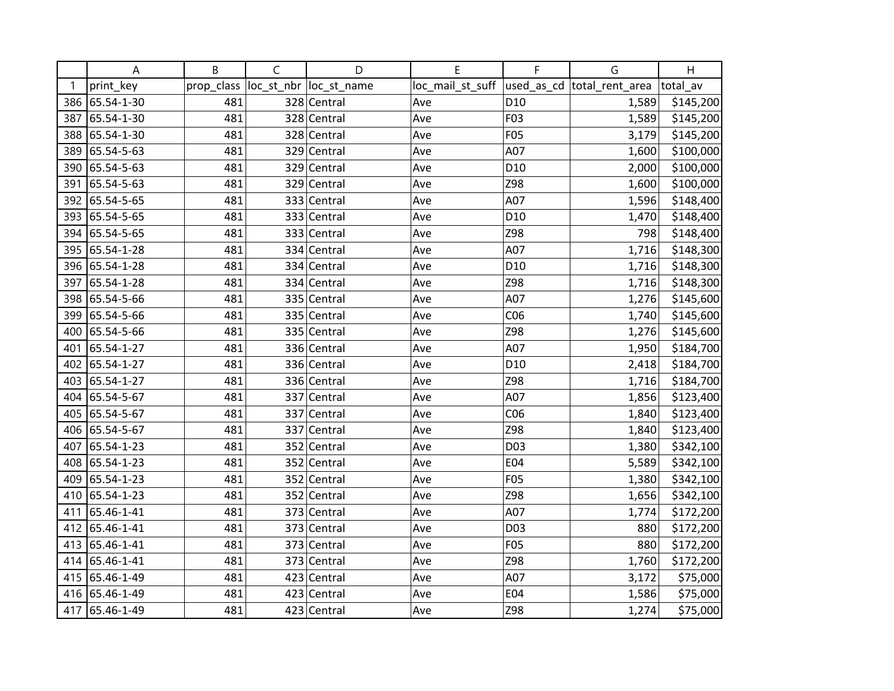| | A | B | C | D | E | F | G | H |
|---|---|---|---|---|---|---|---|---|
| 1 | print_key | prop_class | loc_st_nbr | loc_st_name | loc_mail_st_suff | used_as_cd | total_rent_area | total_av |
| 386 | 65.54-1-30 | 481 | 328 | Central | Ave | D10 | 1,589 | $145,200 |
| 387 | 65.54-1-30 | 481 | 328 | Central | Ave | F03 | 1,589 | $145,200 |
| 388 | 65.54-1-30 | 481 | 328 | Central | Ave | F05 | 3,179 | $145,200 |
| 389 | 65.54-5-63 | 481 | 329 | Central | Ave | A07 | 1,600 | $100,000 |
| 390 | 65.54-5-63 | 481 | 329 | Central | Ave | D10 | 2,000 | $100,000 |
| 391 | 65.54-5-63 | 481 | 329 | Central | Ave | Z98 | 1,600 | $100,000 |
| 392 | 65.54-5-65 | 481 | 333 | Central | Ave | A07 | 1,596 | $148,400 |
| 393 | 65.54-5-65 | 481 | 333 | Central | Ave | D10 | 1,470 | $148,400 |
| 394 | 65.54-5-65 | 481 | 333 | Central | Ave | Z98 | 798 | $148,400 |
| 395 | 65.54-1-28 | 481 | 334 | Central | Ave | A07 | 1,716 | $148,300 |
| 396 | 65.54-1-28 | 481 | 334 | Central | Ave | D10 | 1,716 | $148,300 |
| 397 | 65.54-1-28 | 481 | 334 | Central | Ave | Z98 | 1,716 | $148,300 |
| 398 | 65.54-5-66 | 481 | 335 | Central | Ave | A07 | 1,276 | $145,600 |
| 399 | 65.54-5-66 | 481 | 335 | Central | Ave | C06 | 1,740 | $145,600 |
| 400 | 65.54-5-66 | 481 | 335 | Central | Ave | Z98 | 1,276 | $145,600 |
| 401 | 65.54-1-27 | 481 | 336 | Central | Ave | A07 | 1,950 | $184,700 |
| 402 | 65.54-1-27 | 481 | 336 | Central | Ave | D10 | 2,418 | $184,700 |
| 403 | 65.54-1-27 | 481 | 336 | Central | Ave | Z98 | 1,716 | $184,700 |
| 404 | 65.54-5-67 | 481 | 337 | Central | Ave | A07 | 1,856 | $123,400 |
| 405 | 65.54-5-67 | 481 | 337 | Central | Ave | C06 | 1,840 | $123,400 |
| 406 | 65.54-5-67 | 481 | 337 | Central | Ave | Z98 | 1,840 | $123,400 |
| 407 | 65.54-1-23 | 481 | 352 | Central | Ave | D03 | 1,380 | $342,100 |
| 408 | 65.54-1-23 | 481 | 352 | Central | Ave | E04 | 5,589 | $342,100 |
| 409 | 65.54-1-23 | 481 | 352 | Central | Ave | F05 | 1,380 | $342,100 |
| 410 | 65.54-1-23 | 481 | 352 | Central | Ave | Z98 | 1,656 | $342,100 |
| 411 | 65.46-1-41 | 481 | 373 | Central | Ave | A07 | 1,774 | $172,200 |
| 412 | 65.46-1-41 | 481 | 373 | Central | Ave | D03 | 880 | $172,200 |
| 413 | 65.46-1-41 | 481 | 373 | Central | Ave | F05 | 880 | $172,200 |
| 414 | 65.46-1-41 | 481 | 373 | Central | Ave | Z98 | 1,760 | $172,200 |
| 415 | 65.46-1-49 | 481 | 423 | Central | Ave | A07 | 3,172 | $75,000 |
| 416 | 65.46-1-49 | 481 | 423 | Central | Ave | E04 | 1,586 | $75,000 |
| 417 | 65.46-1-49 | 481 | 423 | Central | Ave | Z98 | 1,274 | $75,000 |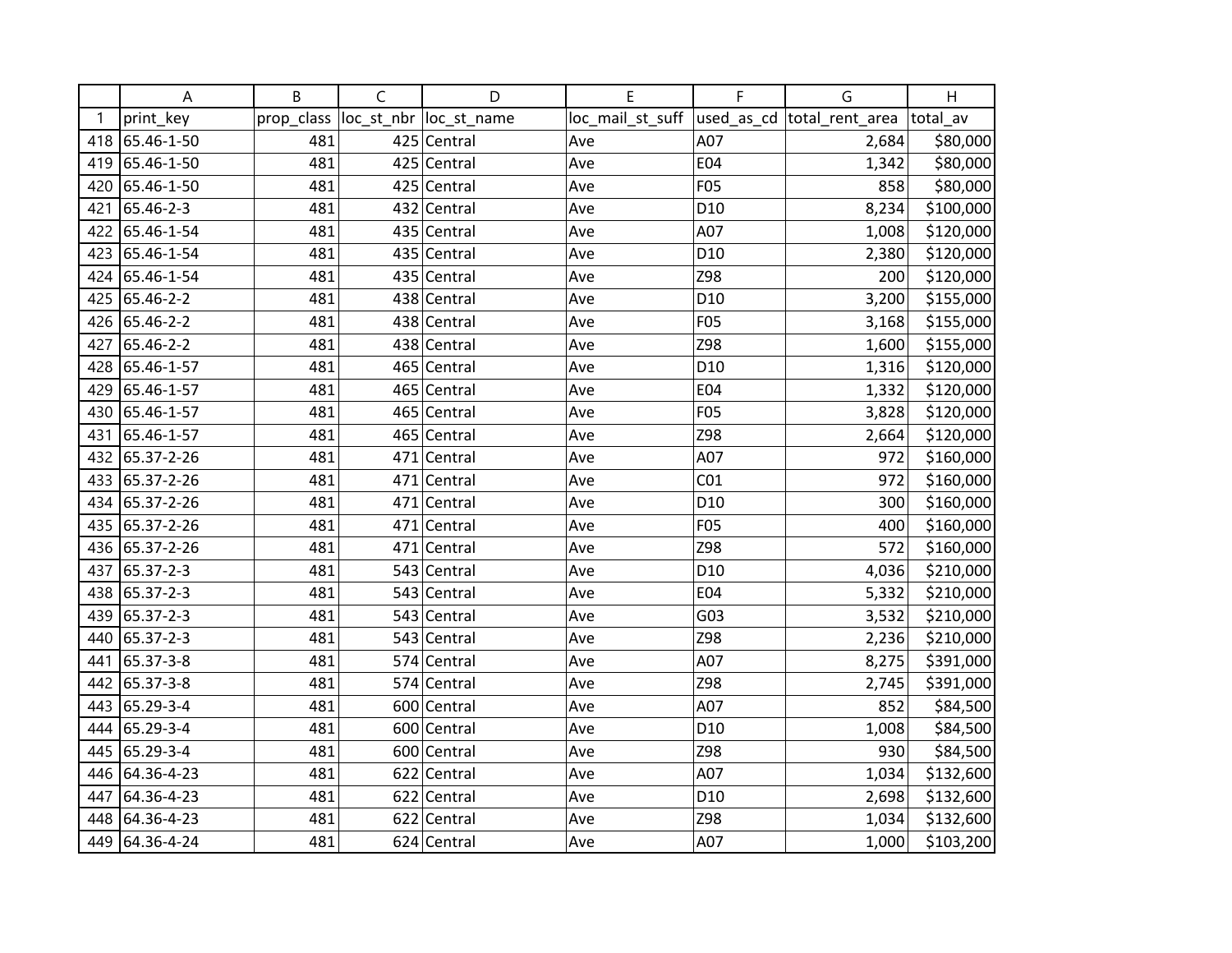| | A | B | C | D | E | F | G | H |
|---|---|---|---|---|---|---|---|---|
| 1 | print_key | prop_class | loc_st_nbr | loc_st_name | loc_mail_st_suff | used_as_cd | total_rent_area | total_av |
| 418 | 65.46-1-50 | 481 | 425 | Central | Ave | A07 | 2,684 | $80,000 |
| 419 | 65.46-1-50 | 481 | 425 | Central | Ave | E04 | 1,342 | $80,000 |
| 420 | 65.46-1-50 | 481 | 425 | Central | Ave | F05 | 858 | $80,000 |
| 421 | 65.46-2-3 | 481 | 432 | Central | Ave | D10 | 8,234 | $100,000 |
| 422 | 65.46-1-54 | 481 | 435 | Central | Ave | A07 | 1,008 | $120,000 |
| 423 | 65.46-1-54 | 481 | 435 | Central | Ave | D10 | 2,380 | $120,000 |
| 424 | 65.46-1-54 | 481 | 435 | Central | Ave | Z98 | 200 | $120,000 |
| 425 | 65.46-2-2 | 481 | 438 | Central | Ave | D10 | 3,200 | $155,000 |
| 426 | 65.46-2-2 | 481 | 438 | Central | Ave | F05 | 3,168 | $155,000 |
| 427 | 65.46-2-2 | 481 | 438 | Central | Ave | Z98 | 1,600 | $155,000 |
| 428 | 65.46-1-57 | 481 | 465 | Central | Ave | D10 | 1,316 | $120,000 |
| 429 | 65.46-1-57 | 481 | 465 | Central | Ave | E04 | 1,332 | $120,000 |
| 430 | 65.46-1-57 | 481 | 465 | Central | Ave | F05 | 3,828 | $120,000 |
| 431 | 65.46-1-57 | 481 | 465 | Central | Ave | Z98 | 2,664 | $120,000 |
| 432 | 65.37-2-26 | 481 | 471 | Central | Ave | A07 | 972 | $160,000 |
| 433 | 65.37-2-26 | 481 | 471 | Central | Ave | C01 | 972 | $160,000 |
| 434 | 65.37-2-26 | 481 | 471 | Central | Ave | D10 | 300 | $160,000 |
| 435 | 65.37-2-26 | 481 | 471 | Central | Ave | F05 | 400 | $160,000 |
| 436 | 65.37-2-26 | 481 | 471 | Central | Ave | Z98 | 572 | $160,000 |
| 437 | 65.37-2-3 | 481 | 543 | Central | Ave | D10 | 4,036 | $210,000 |
| 438 | 65.37-2-3 | 481 | 543 | Central | Ave | E04 | 5,332 | $210,000 |
| 439 | 65.37-2-3 | 481 | 543 | Central | Ave | G03 | 3,532 | $210,000 |
| 440 | 65.37-2-3 | 481 | 543 | Central | Ave | Z98 | 2,236 | $210,000 |
| 441 | 65.37-3-8 | 481 | 574 | Central | Ave | A07 | 8,275 | $391,000 |
| 442 | 65.37-3-8 | 481 | 574 | Central | Ave | Z98 | 2,745 | $391,000 |
| 443 | 65.29-3-4 | 481 | 600 | Central | Ave | A07 | 852 | $84,500 |
| 444 | 65.29-3-4 | 481 | 600 | Central | Ave | D10 | 1,008 | $84,500 |
| 445 | 65.29-3-4 | 481 | 600 | Central | Ave | Z98 | 930 | $84,500 |
| 446 | 64.36-4-23 | 481 | 622 | Central | Ave | A07 | 1,034 | $132,600 |
| 447 | 64.36-4-23 | 481 | 622 | Central | Ave | D10 | 2,698 | $132,600 |
| 448 | 64.36-4-23 | 481 | 622 | Central | Ave | Z98 | 1,034 | $132,600 |
| 449 | 64.36-4-24 | 481 | 624 | Central | Ave | A07 | 1,000 | $103,200 |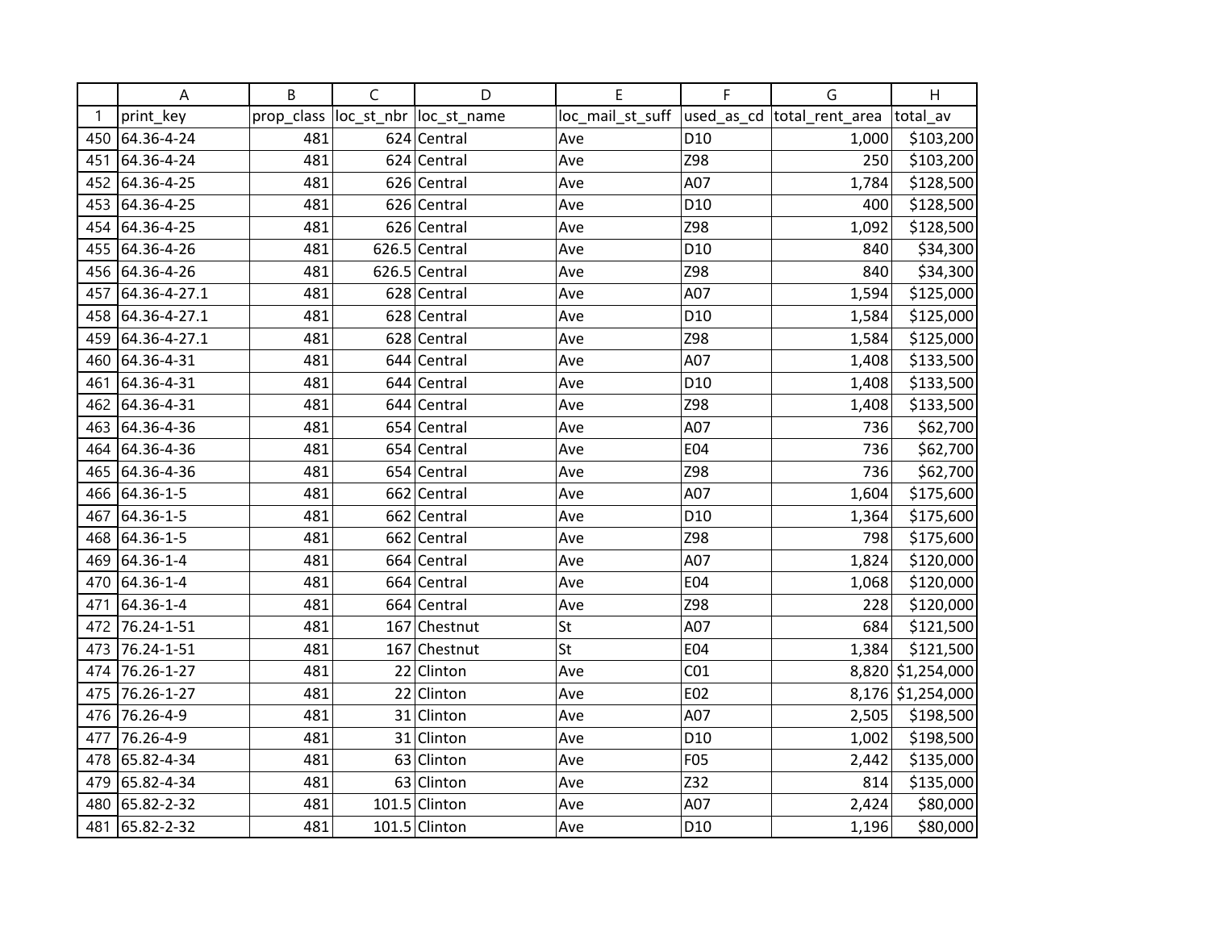| | A | B | C | D | E | F | G | H |
|---|---|---|---|---|---|---|---|---|
| 1 | print_key | prop_class | loc_st_nbr | loc_st_name | loc_mail_st_suff | used_as_cd | total_rent_area | total_av |
| 450 | 64.36-4-24 | 481 | 624 | Central | Ave | D10 | 1,000 | $103,200 |
| 451 | 64.36-4-24 | 481 | 624 | Central | Ave | Z98 | 250 | $103,200 |
| 452 | 64.36-4-25 | 481 | 626 | Central | Ave | A07 | 1,784 | $128,500 |
| 453 | 64.36-4-25 | 481 | 626 | Central | Ave | D10 | 400 | $128,500 |
| 454 | 64.36-4-25 | 481 | 626 | Central | Ave | Z98 | 1,092 | $128,500 |
| 455 | 64.36-4-26 | 481 | 626.5 | Central | Ave | D10 | 840 | $34,300 |
| 456 | 64.36-4-26 | 481 | 626.5 | Central | Ave | Z98 | 840 | $34,300 |
| 457 | 64.36-4-27.1 | 481 | 628 | Central | Ave | A07 | 1,594 | $125,000 |
| 458 | 64.36-4-27.1 | 481 | 628 | Central | Ave | D10 | 1,584 | $125,000 |
| 459 | 64.36-4-27.1 | 481 | 628 | Central | Ave | Z98 | 1,584 | $125,000 |
| 460 | 64.36-4-31 | 481 | 644 | Central | Ave | A07 | 1,408 | $133,500 |
| 461 | 64.36-4-31 | 481 | 644 | Central | Ave | D10 | 1,408 | $133,500 |
| 462 | 64.36-4-31 | 481 | 644 | Central | Ave | Z98 | 1,408 | $133,500 |
| 463 | 64.36-4-36 | 481 | 654 | Central | Ave | A07 | 736 | $62,700 |
| 464 | 64.36-4-36 | 481 | 654 | Central | Ave | E04 | 736 | $62,700 |
| 465 | 64.36-4-36 | 481 | 654 | Central | Ave | Z98 | 736 | $62,700 |
| 466 | 64.36-1-5 | 481 | 662 | Central | Ave | A07 | 1,604 | $175,600 |
| 467 | 64.36-1-5 | 481 | 662 | Central | Ave | D10 | 1,364 | $175,600 |
| 468 | 64.36-1-5 | 481 | 662 | Central | Ave | Z98 | 798 | $175,600 |
| 469 | 64.36-1-4 | 481 | 664 | Central | Ave | A07 | 1,824 | $120,000 |
| 470 | 64.36-1-4 | 481 | 664 | Central | Ave | E04 | 1,068 | $120,000 |
| 471 | 64.36-1-4 | 481 | 664 | Central | Ave | Z98 | 228 | $120,000 |
| 472 | 76.24-1-51 | 481 | 167 | Chestnut | St | A07 | 684 | $121,500 |
| 473 | 76.24-1-51 | 481 | 167 | Chestnut | St | E04 | 1,384 | $121,500 |
| 474 | 76.26-1-27 | 481 | 22 | Clinton | Ave | C01 | 8,820 | $1,254,000 |
| 475 | 76.26-1-27 | 481 | 22 | Clinton | Ave | E02 | 8,176 | $1,254,000 |
| 476 | 76.26-4-9 | 481 | 31 | Clinton | Ave | A07 | 2,505 | $198,500 |
| 477 | 76.26-4-9 | 481 | 31 | Clinton | Ave | D10 | 1,002 | $198,500 |
| 478 | 65.82-4-34 | 481 | 63 | Clinton | Ave | F05 | 2,442 | $135,000 |
| 479 | 65.82-4-34 | 481 | 63 | Clinton | Ave | Z32 | 814 | $135,000 |
| 480 | 65.82-2-32 | 481 | 101.5 | Clinton | Ave | A07 | 2,424 | $80,000 |
| 481 | 65.82-2-32 | 481 | 101.5 | Clinton | Ave | D10 | 1,196 | $80,000 |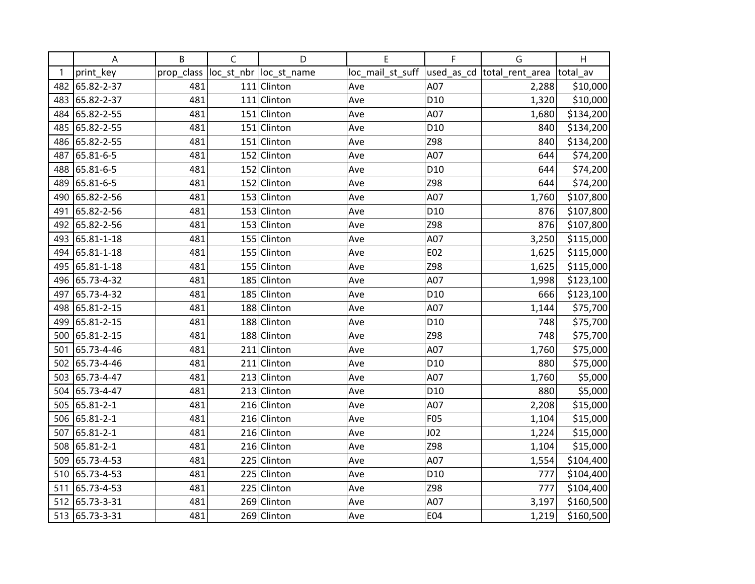| | A | B | C | D | E | F | G | H |
|---|---|---|---|---|---|---|---|---|
| 1 | print_key | prop_class | loc_st_nbr | loc_st_name | loc_mail_st_suff | used_as_cd | total_rent_area | total_av |
| 482 | 65.82-2-37 | 481 | 111 | Clinton | Ave | A07 | 2,288 | $10,000 |
| 483 | 65.82-2-37 | 481 | 111 | Clinton | Ave | D10 | 1,320 | $10,000 |
| 484 | 65.82-2-55 | 481 | 151 | Clinton | Ave | A07 | 1,680 | $134,200 |
| 485 | 65.82-2-55 | 481 | 151 | Clinton | Ave | D10 | 840 | $134,200 |
| 486 | 65.82-2-55 | 481 | 151 | Clinton | Ave | Z98 | 840 | $134,200 |
| 487 | 65.81-6-5 | 481 | 152 | Clinton | Ave | A07 | 644 | $74,200 |
| 488 | 65.81-6-5 | 481 | 152 | Clinton | Ave | D10 | 644 | $74,200 |
| 489 | 65.81-6-5 | 481 | 152 | Clinton | Ave | Z98 | 644 | $74,200 |
| 490 | 65.82-2-56 | 481 | 153 | Clinton | Ave | A07 | 1,760 | $107,800 |
| 491 | 65.82-2-56 | 481 | 153 | Clinton | Ave | D10 | 876 | $107,800 |
| 492 | 65.82-2-56 | 481 | 153 | Clinton | Ave | Z98 | 876 | $107,800 |
| 493 | 65.81-1-18 | 481 | 155 | Clinton | Ave | A07 | 3,250 | $115,000 |
| 494 | 65.81-1-18 | 481 | 155 | Clinton | Ave | E02 | 1,625 | $115,000 |
| 495 | 65.81-1-18 | 481 | 155 | Clinton | Ave | Z98 | 1,625 | $115,000 |
| 496 | 65.73-4-32 | 481 | 185 | Clinton | Ave | A07 | 1,998 | $123,100 |
| 497 | 65.73-4-32 | 481 | 185 | Clinton | Ave | D10 | 666 | $123,100 |
| 498 | 65.81-2-15 | 481 | 188 | Clinton | Ave | A07 | 1,144 | $75,700 |
| 499 | 65.81-2-15 | 481 | 188 | Clinton | Ave | D10 | 748 | $75,700 |
| 500 | 65.81-2-15 | 481 | 188 | Clinton | Ave | Z98 | 748 | $75,700 |
| 501 | 65.73-4-46 | 481 | 211 | Clinton | Ave | A07 | 1,760 | $75,000 |
| 502 | 65.73-4-46 | 481 | 211 | Clinton | Ave | D10 | 880 | $75,000 |
| 503 | 65.73-4-47 | 481 | 213 | Clinton | Ave | A07 | 1,760 | $5,000 |
| 504 | 65.73-4-47 | 481 | 213 | Clinton | Ave | D10 | 880 | $5,000 |
| 505 | 65.81-2-1 | 481 | 216 | Clinton | Ave | A07 | 2,208 | $15,000 |
| 506 | 65.81-2-1 | 481 | 216 | Clinton | Ave | F05 | 1,104 | $15,000 |
| 507 | 65.81-2-1 | 481 | 216 | Clinton | Ave | J02 | 1,224 | $15,000 |
| 508 | 65.81-2-1 | 481 | 216 | Clinton | Ave | Z98 | 1,104 | $15,000 |
| 509 | 65.73-4-53 | 481 | 225 | Clinton | Ave | A07 | 1,554 | $104,400 |
| 510 | 65.73-4-53 | 481 | 225 | Clinton | Ave | D10 | 777 | $104,400 |
| 511 | 65.73-4-53 | 481 | 225 | Clinton | Ave | Z98 | 777 | $104,400 |
| 512 | 65.73-3-31 | 481 | 269 | Clinton | Ave | A07 | 3,197 | $160,500 |
| 513 | 65.73-3-31 | 481 | 269 | Clinton | Ave | E04 | 1,219 | $160,500 |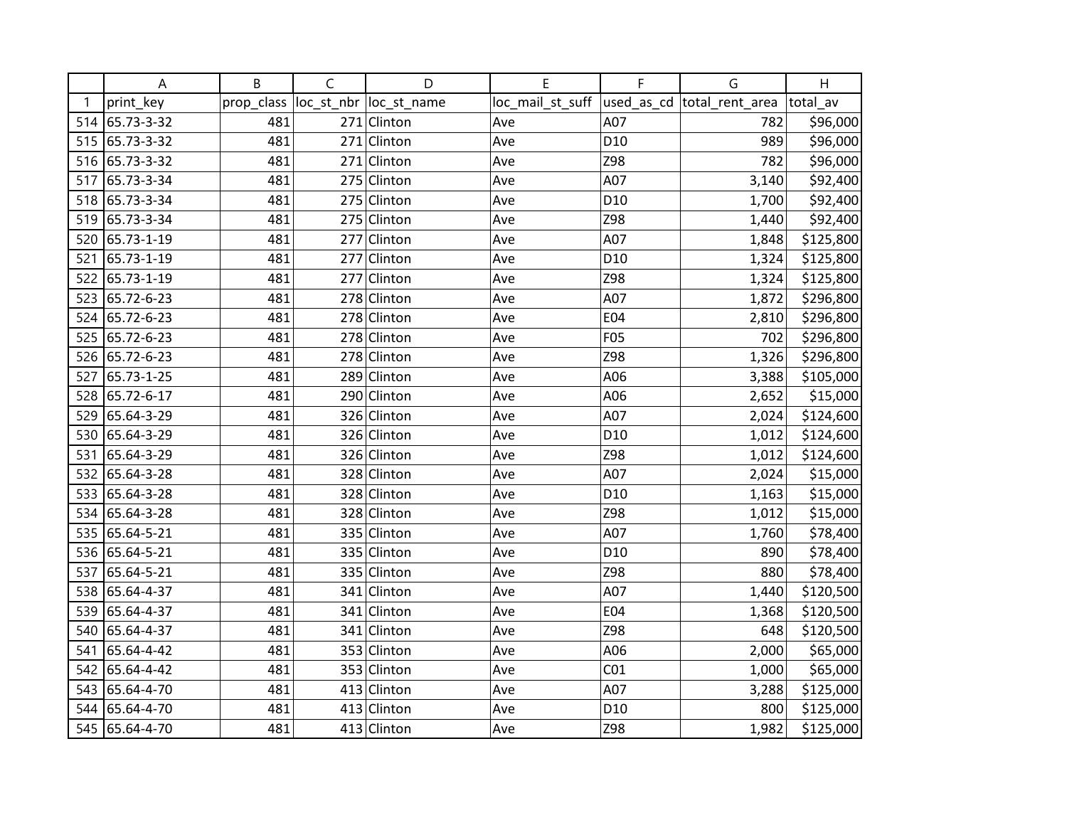| | A | B | C | D | E | F | G | H |
|---|---|---|---|---|---|---|---|---|
| 1 | print_key | prop_class | loc_st_nbr | loc_st_name | loc_mail_st_suff | used_as_cd | total_rent_area | total_av |
| 514 | 65.73-3-32 | 481 | 271 | Clinton | Ave | A07 | 782 | $96,000 |
| 515 | 65.73-3-32 | 481 | 271 | Clinton | Ave | D10 | 989 | $96,000 |
| 516 | 65.73-3-32 | 481 | 271 | Clinton | Ave | Z98 | 782 | $96,000 |
| 517 | 65.73-3-34 | 481 | 275 | Clinton | Ave | A07 | 3,140 | $92,400 |
| 518 | 65.73-3-34 | 481 | 275 | Clinton | Ave | D10 | 1,700 | $92,400 |
| 519 | 65.73-3-34 | 481 | 275 | Clinton | Ave | Z98 | 1,440 | $92,400 |
| 520 | 65.73-1-19 | 481 | 277 | Clinton | Ave | A07 | 1,848 | $125,800 |
| 521 | 65.73-1-19 | 481 | 277 | Clinton | Ave | D10 | 1,324 | $125,800 |
| 522 | 65.73-1-19 | 481 | 277 | Clinton | Ave | Z98 | 1,324 | $125,800 |
| 523 | 65.72-6-23 | 481 | 278 | Clinton | Ave | A07 | 1,872 | $296,800 |
| 524 | 65.72-6-23 | 481 | 278 | Clinton | Ave | E04 | 2,810 | $296,800 |
| 525 | 65.72-6-23 | 481 | 278 | Clinton | Ave | F05 | 702 | $296,800 |
| 526 | 65.72-6-23 | 481 | 278 | Clinton | Ave | Z98 | 1,326 | $296,800 |
| 527 | 65.73-1-25 | 481 | 289 | Clinton | Ave | A06 | 3,388 | $105,000 |
| 528 | 65.72-6-17 | 481 | 290 | Clinton | Ave | A06 | 2,652 | $15,000 |
| 529 | 65.64-3-29 | 481 | 326 | Clinton | Ave | A07 | 2,024 | $124,600 |
| 530 | 65.64-3-29 | 481 | 326 | Clinton | Ave | D10 | 1,012 | $124,600 |
| 531 | 65.64-3-29 | 481 | 326 | Clinton | Ave | Z98 | 1,012 | $124,600 |
| 532 | 65.64-3-28 | 481 | 328 | Clinton | Ave | A07 | 2,024 | $15,000 |
| 533 | 65.64-3-28 | 481 | 328 | Clinton | Ave | D10 | 1,163 | $15,000 |
| 534 | 65.64-3-28 | 481 | 328 | Clinton | Ave | Z98 | 1,012 | $15,000 |
| 535 | 65.64-5-21 | 481 | 335 | Clinton | Ave | A07 | 1,760 | $78,400 |
| 536 | 65.64-5-21 | 481 | 335 | Clinton | Ave | D10 | 890 | $78,400 |
| 537 | 65.64-5-21 | 481 | 335 | Clinton | Ave | Z98 | 880 | $78,400 |
| 538 | 65.64-4-37 | 481 | 341 | Clinton | Ave | A07 | 1,440 | $120,500 |
| 539 | 65.64-4-37 | 481 | 341 | Clinton | Ave | E04 | 1,368 | $120,500 |
| 540 | 65.64-4-37 | 481 | 341 | Clinton | Ave | Z98 | 648 | $120,500 |
| 541 | 65.64-4-42 | 481 | 353 | Clinton | Ave | A06 | 2,000 | $65,000 |
| 542 | 65.64-4-42 | 481 | 353 | Clinton | Ave | C01 | 1,000 | $65,000 |
| 543 | 65.64-4-70 | 481 | 413 | Clinton | Ave | A07 | 3,288 | $125,000 |
| 544 | 65.64-4-70 | 481 | 413 | Clinton | Ave | D10 | 800 | $125,000 |
| 545 | 65.64-4-70 | 481 | 413 | Clinton | Ave | Z98 | 1,982 | $125,000 |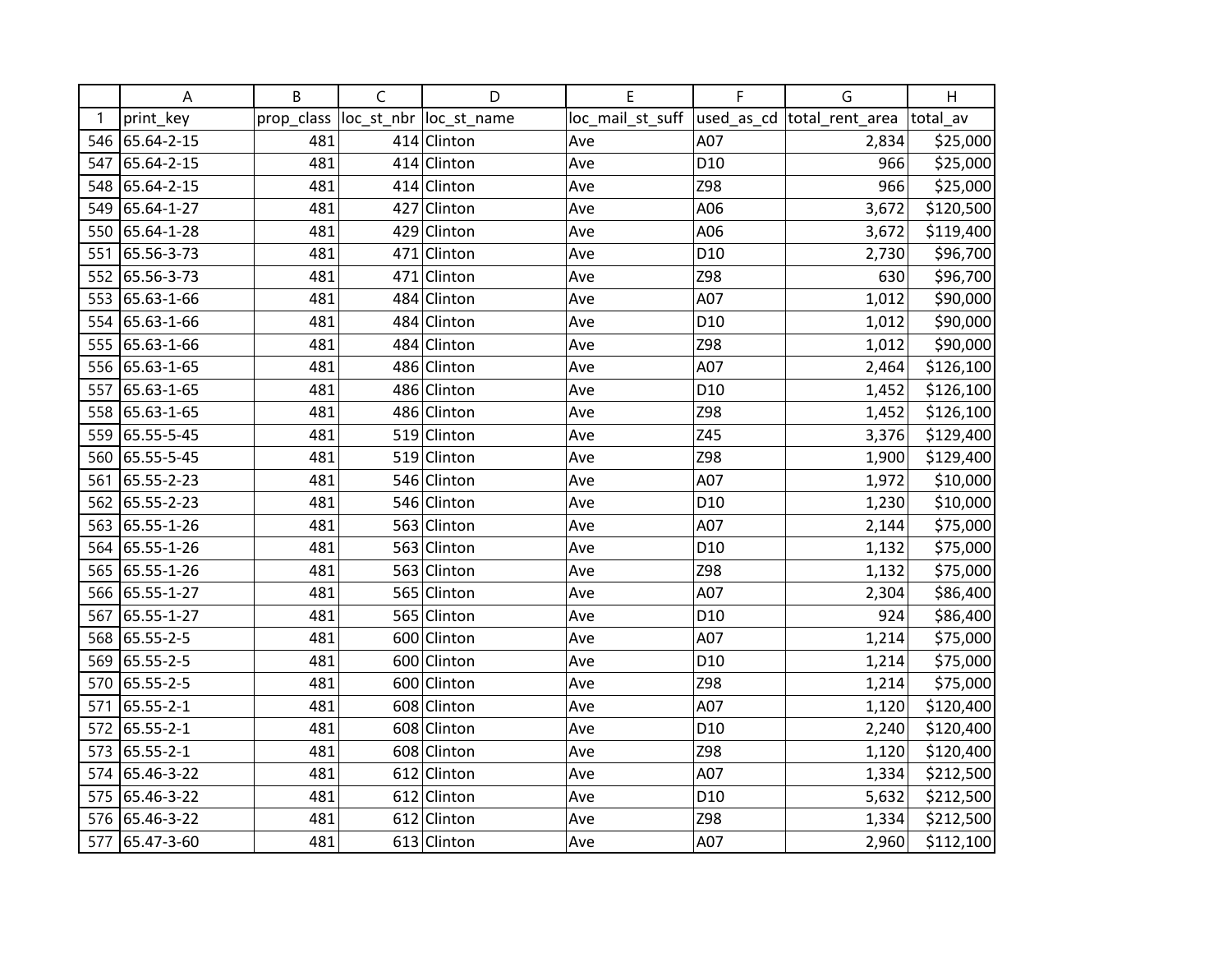| | A | B | C | D | E | F | G | H |
|---|---|---|---|---|---|---|---|---|
| 1 | print_key | prop_class | loc_st_nbr | loc_st_name | loc_mail_st_suff | used_as_cd | total_rent_area | total_av |
| 546 | 65.64-2-15 | 481 | 414 | Clinton | Ave | A07 | 2,834 | $25,000 |
| 547 | 65.64-2-15 | 481 | 414 | Clinton | Ave | D10 | 966 | $25,000 |
| 548 | 65.64-2-15 | 481 | 414 | Clinton | Ave | Z98 | 966 | $25,000 |
| 549 | 65.64-1-27 | 481 | 427 | Clinton | Ave | A06 | 3,672 | $120,500 |
| 550 | 65.64-1-28 | 481 | 429 | Clinton | Ave | A06 | 3,672 | $119,400 |
| 551 | 65.56-3-73 | 481 | 471 | Clinton | Ave | D10 | 2,730 | $96,700 |
| 552 | 65.56-3-73 | 481 | 471 | Clinton | Ave | Z98 | 630 | $96,700 |
| 553 | 65.63-1-66 | 481 | 484 | Clinton | Ave | A07 | 1,012 | $90,000 |
| 554 | 65.63-1-66 | 481 | 484 | Clinton | Ave | D10 | 1,012 | $90,000 |
| 555 | 65.63-1-66 | 481 | 484 | Clinton | Ave | Z98 | 1,012 | $90,000 |
| 556 | 65.63-1-65 | 481 | 486 | Clinton | Ave | A07 | 2,464 | $126,100 |
| 557 | 65.63-1-65 | 481 | 486 | Clinton | Ave | D10 | 1,452 | $126,100 |
| 558 | 65.63-1-65 | 481 | 486 | Clinton | Ave | Z98 | 1,452 | $126,100 |
| 559 | 65.55-5-45 | 481 | 519 | Clinton | Ave | Z45 | 3,376 | $129,400 |
| 560 | 65.55-5-45 | 481 | 519 | Clinton | Ave | Z98 | 1,900 | $129,400 |
| 561 | 65.55-2-23 | 481 | 546 | Clinton | Ave | A07 | 1,972 | $10,000 |
| 562 | 65.55-2-23 | 481 | 546 | Clinton | Ave | D10 | 1,230 | $10,000 |
| 563 | 65.55-1-26 | 481 | 563 | Clinton | Ave | A07 | 2,144 | $75,000 |
| 564 | 65.55-1-26 | 481 | 563 | Clinton | Ave | D10 | 1,132 | $75,000 |
| 565 | 65.55-1-26 | 481 | 563 | Clinton | Ave | Z98 | 1,132 | $75,000 |
| 566 | 65.55-1-27 | 481 | 565 | Clinton | Ave | A07 | 2,304 | $86,400 |
| 567 | 65.55-1-27 | 481 | 565 | Clinton | Ave | D10 | 924 | $86,400 |
| 568 | 65.55-2-5 | 481 | 600 | Clinton | Ave | A07 | 1,214 | $75,000 |
| 569 | 65.55-2-5 | 481 | 600 | Clinton | Ave | D10 | 1,214 | $75,000 |
| 570 | 65.55-2-5 | 481 | 600 | Clinton | Ave | Z98 | 1,214 | $75,000 |
| 571 | 65.55-2-1 | 481 | 608 | Clinton | Ave | A07 | 1,120 | $120,400 |
| 572 | 65.55-2-1 | 481 | 608 | Clinton | Ave | D10 | 2,240 | $120,400 |
| 573 | 65.55-2-1 | 481 | 608 | Clinton | Ave | Z98 | 1,120 | $120,400 |
| 574 | 65.46-3-22 | 481 | 612 | Clinton | Ave | A07 | 1,334 | $212,500 |
| 575 | 65.46-3-22 | 481 | 612 | Clinton | Ave | D10 | 5,632 | $212,500 |
| 576 | 65.46-3-22 | 481 | 612 | Clinton | Ave | Z98 | 1,334 | $212,500 |
| 577 | 65.47-3-60 | 481 | 613 | Clinton | Ave | A07 | 2,960 | $112,100 |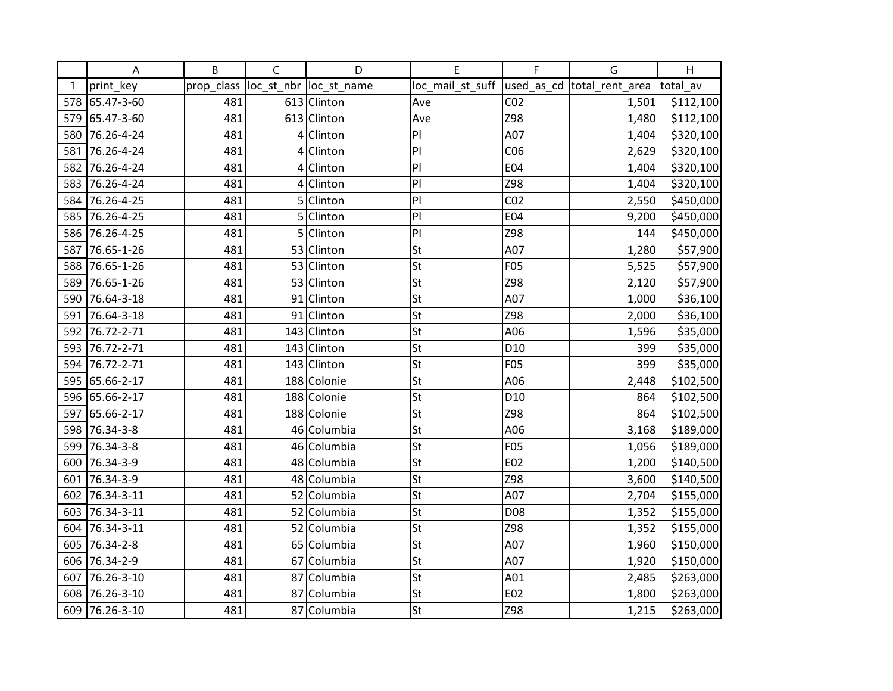| | A | B | C | D | E | F | G | H |
|---|---|---|---|---|---|---|---|---|
| 1 | print_key | prop_class | loc_st_nbr | loc_st_name | loc_mail_st_suff | used_as_cd | total_rent_area | total_av |
| 578 | 65.47-3-60 | 481 | 613 | Clinton | Ave | C02 | 1,501 | $112,100 |
| 579 | 65.47-3-60 | 481 | 613 | Clinton | Ave | Z98 | 1,480 | $112,100 |
| 580 | 76.26-4-24 | 481 | 4 | Clinton | Pl | A07 | 1,404 | $320,100 |
| 581 | 76.26-4-24 | 481 | 4 | Clinton | Pl | C06 | 2,629 | $320,100 |
| 582 | 76.26-4-24 | 481 | 4 | Clinton | Pl | E04 | 1,404 | $320,100 |
| 583 | 76.26-4-24 | 481 | 4 | Clinton | Pl | Z98 | 1,404 | $320,100 |
| 584 | 76.26-4-25 | 481 | 5 | Clinton | Pl | C02 | 2,550 | $450,000 |
| 585 | 76.26-4-25 | 481 | 5 | Clinton | Pl | E04 | 9,200 | $450,000 |
| 586 | 76.26-4-25 | 481 | 5 | Clinton | Pl | Z98 | 144 | $450,000 |
| 587 | 76.65-1-26 | 481 | 53 | Clinton | St | A07 | 1,280 | $57,900 |
| 588 | 76.65-1-26 | 481 | 53 | Clinton | St | F05 | 5,525 | $57,900 |
| 589 | 76.65-1-26 | 481 | 53 | Clinton | St | Z98 | 2,120 | $57,900 |
| 590 | 76.64-3-18 | 481 | 91 | Clinton | St | A07 | 1,000 | $36,100 |
| 591 | 76.64-3-18 | 481 | 91 | Clinton | St | Z98 | 2,000 | $36,100 |
| 592 | 76.72-2-71 | 481 | 143 | Clinton | St | A06 | 1,596 | $35,000 |
| 593 | 76.72-2-71 | 481 | 143 | Clinton | St | D10 | 399 | $35,000 |
| 594 | 76.72-2-71 | 481 | 143 | Clinton | St | F05 | 399 | $35,000 |
| 595 | 65.66-2-17 | 481 | 188 | Colonie | St | A06 | 2,448 | $102,500 |
| 596 | 65.66-2-17 | 481 | 188 | Colonie | St | D10 | 864 | $102,500 |
| 597 | 65.66-2-17 | 481 | 188 | Colonie | St | Z98 | 864 | $102,500 |
| 598 | 76.34-3-8 | 481 | 46 | Columbia | St | A06 | 3,168 | $189,000 |
| 599 | 76.34-3-8 | 481 | 46 | Columbia | St | F05 | 1,056 | $189,000 |
| 600 | 76.34-3-9 | 481 | 48 | Columbia | St | E02 | 1,200 | $140,500 |
| 601 | 76.34-3-9 | 481 | 48 | Columbia | St | Z98 | 3,600 | $140,500 |
| 602 | 76.34-3-11 | 481 | 52 | Columbia | St | A07 | 2,704 | $155,000 |
| 603 | 76.34-3-11 | 481 | 52 | Columbia | St | D08 | 1,352 | $155,000 |
| 604 | 76.34-3-11 | 481 | 52 | Columbia | St | Z98 | 1,352 | $155,000 |
| 605 | 76.34-2-8 | 481 | 65 | Columbia | St | A07 | 1,960 | $150,000 |
| 606 | 76.34-2-9 | 481 | 67 | Columbia | St | A07 | 1,920 | $150,000 |
| 607 | 76.26-3-10 | 481 | 87 | Columbia | St | A01 | 2,485 | $263,000 |
| 608 | 76.26-3-10 | 481 | 87 | Columbia | St | E02 | 1,800 | $263,000 |
| 609 | 76.26-3-10 | 481 | 87 | Columbia | St | Z98 | 1,215 | $263,000 |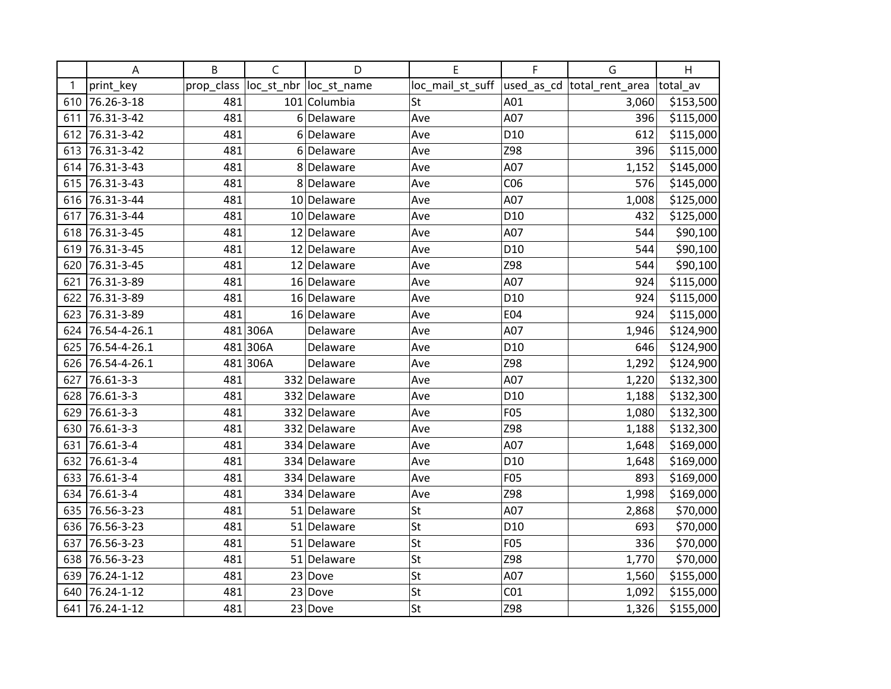| | A | B | C | D | E | F | G | H |
|---|---|---|---|---|---|---|---|---|
| 1 | print_key | prop_class | loc_st_nbr | loc_st_name | loc_mail_st_suff | used_as_cd | total_rent_area | total_av |
| 610 | 76.26-3-18 | 481 | 101 | Columbia | St | A01 | 3,060 | $153,500 |
| 611 | 76.31-3-42 | 481 | 6 | Delaware | Ave | A07 | 396 | $115,000 |
| 612 | 76.31-3-42 | 481 | 6 | Delaware | Ave | D10 | 612 | $115,000 |
| 613 | 76.31-3-42 | 481 | 6 | Delaware | Ave | Z98 | 396 | $115,000 |
| 614 | 76.31-3-43 | 481 | 8 | Delaware | Ave | A07 | 1,152 | $145,000 |
| 615 | 76.31-3-43 | 481 | 8 | Delaware | Ave | C06 | 576 | $145,000 |
| 616 | 76.31-3-44 | 481 | 10 | Delaware | Ave | A07 | 1,008 | $125,000 |
| 617 | 76.31-3-44 | 481 | 10 | Delaware | Ave | D10 | 432 | $125,000 |
| 618 | 76.31-3-45 | 481 | 12 | Delaware | Ave | A07 | 544 | $90,100 |
| 619 | 76.31-3-45 | 481 | 12 | Delaware | Ave | D10 | 544 | $90,100 |
| 620 | 76.31-3-45 | 481 | 12 | Delaware | Ave | Z98 | 544 | $90,100 |
| 621 | 76.31-3-89 | 481 | 16 | Delaware | Ave | A07 | 924 | $115,000 |
| 622 | 76.31-3-89 | 481 | 16 | Delaware | Ave | D10 | 924 | $115,000 |
| 623 | 76.31-3-89 | 481 | 16 | Delaware | Ave | E04 | 924 | $115,000 |
| 624 | 76.54-4-26.1 | 481 | 306A | Delaware | Ave | A07 | 1,946 | $124,900 |
| 625 | 76.54-4-26.1 | 481 | 306A | Delaware | Ave | D10 | 646 | $124,900 |
| 626 | 76.54-4-26.1 | 481 | 306A | Delaware | Ave | Z98 | 1,292 | $124,900 |
| 627 | 76.61-3-3 | 481 | 332 | Delaware | Ave | A07 | 1,220 | $132,300 |
| 628 | 76.61-3-3 | 481 | 332 | Delaware | Ave | D10 | 1,188 | $132,300 |
| 629 | 76.61-3-3 | 481 | 332 | Delaware | Ave | F05 | 1,080 | $132,300 |
| 630 | 76.61-3-3 | 481 | 332 | Delaware | Ave | Z98 | 1,188 | $132,300 |
| 631 | 76.61-3-4 | 481 | 334 | Delaware | Ave | A07 | 1,648 | $169,000 |
| 632 | 76.61-3-4 | 481 | 334 | Delaware | Ave | D10 | 1,648 | $169,000 |
| 633 | 76.61-3-4 | 481 | 334 | Delaware | Ave | F05 | 893 | $169,000 |
| 634 | 76.61-3-4 | 481 | 334 | Delaware | Ave | Z98 | 1,998 | $169,000 |
| 635 | 76.56-3-23 | 481 | 51 | Delaware | St | A07 | 2,868 | $70,000 |
| 636 | 76.56-3-23 | 481 | 51 | Delaware | St | D10 | 693 | $70,000 |
| 637 | 76.56-3-23 | 481 | 51 | Delaware | St | F05 | 336 | $70,000 |
| 638 | 76.56-3-23 | 481 | 51 | Delaware | St | Z98 | 1,770 | $70,000 |
| 639 | 76.24-1-12 | 481 | 23 | Dove | St | A07 | 1,560 | $155,000 |
| 640 | 76.24-1-12 | 481 | 23 | Dove | St | C01 | 1,092 | $155,000 |
| 641 | 76.24-1-12 | 481 | 23 | Dove | St | Z98 | 1,326 | $155,000 |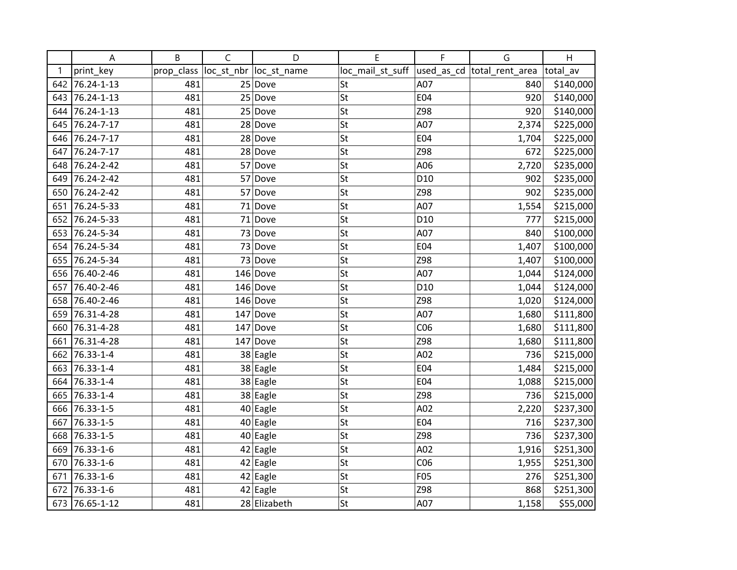| | A | B | C | D | E | F | G | H |
|---|---|---|---|---|---|---|---|---|
| 1 | print_key | prop_class | loc_st_nbr | loc_st_name | loc_mail_st_suff | used_as_cd | total_rent_area | total_av |
| 642 | 76.24-1-13 | 481 | 25 | Dove | St | A07 | 840 | $140,000 |
| 643 | 76.24-1-13 | 481 | 25 | Dove | St | E04 | 920 | $140,000 |
| 644 | 76.24-1-13 | 481 | 25 | Dove | St | Z98 | 920 | $140,000 |
| 645 | 76.24-7-17 | 481 | 28 | Dove | St | A07 | 2,374 | $225,000 |
| 646 | 76.24-7-17 | 481 | 28 | Dove | St | E04 | 1,704 | $225,000 |
| 647 | 76.24-7-17 | 481 | 28 | Dove | St | Z98 | 672 | $225,000 |
| 648 | 76.24-2-42 | 481 | 57 | Dove | St | A06 | 2,720 | $235,000 |
| 649 | 76.24-2-42 | 481 | 57 | Dove | St | D10 | 902 | $235,000 |
| 650 | 76.24-2-42 | 481 | 57 | Dove | St | Z98 | 902 | $235,000 |
| 651 | 76.24-5-33 | 481 | 71 | Dove | St | A07 | 1,554 | $215,000 |
| 652 | 76.24-5-33 | 481 | 71 | Dove | St | D10 | 777 | $215,000 |
| 653 | 76.24-5-34 | 481 | 73 | Dove | St | A07 | 840 | $100,000 |
| 654 | 76.24-5-34 | 481 | 73 | Dove | St | E04 | 1,407 | $100,000 |
| 655 | 76.24-5-34 | 481 | 73 | Dove | St | Z98 | 1,407 | $100,000 |
| 656 | 76.40-2-46 | 481 | 146 | Dove | St | A07 | 1,044 | $124,000 |
| 657 | 76.40-2-46 | 481 | 146 | Dove | St | D10 | 1,044 | $124,000 |
| 658 | 76.40-2-46 | 481 | 146 | Dove | St | Z98 | 1,020 | $124,000 |
| 659 | 76.31-4-28 | 481 | 147 | Dove | St | A07 | 1,680 | $111,800 |
| 660 | 76.31-4-28 | 481 | 147 | Dove | St | C06 | 1,680 | $111,800 |
| 661 | 76.31-4-28 | 481 | 147 | Dove | St | Z98 | 1,680 | $111,800 |
| 662 | 76.33-1-4 | 481 | 38 | Eagle | St | A02 | 736 | $215,000 |
| 663 | 76.33-1-4 | 481 | 38 | Eagle | St | E04 | 1,484 | $215,000 |
| 664 | 76.33-1-4 | 481 | 38 | Eagle | St | E04 | 1,088 | $215,000 |
| 665 | 76.33-1-4 | 481 | 38 | Eagle | St | Z98 | 736 | $215,000 |
| 666 | 76.33-1-5 | 481 | 40 | Eagle | St | A02 | 2,220 | $237,300 |
| 667 | 76.33-1-5 | 481 | 40 | Eagle | St | E04 | 716 | $237,300 |
| 668 | 76.33-1-5 | 481 | 40 | Eagle | St | Z98 | 736 | $237,300 |
| 669 | 76.33-1-6 | 481 | 42 | Eagle | St | A02 | 1,916 | $251,300 |
| 670 | 76.33-1-6 | 481 | 42 | Eagle | St | C06 | 1,955 | $251,300 |
| 671 | 76.33-1-6 | 481 | 42 | Eagle | St | F05 | 276 | $251,300 |
| 672 | 76.33-1-6 | 481 | 42 | Eagle | St | Z98 | 868 | $251,300 |
| 673 | 76.65-1-12 | 481 | 28 | Elizabeth | St | A07 | 1,158 | $55,000 |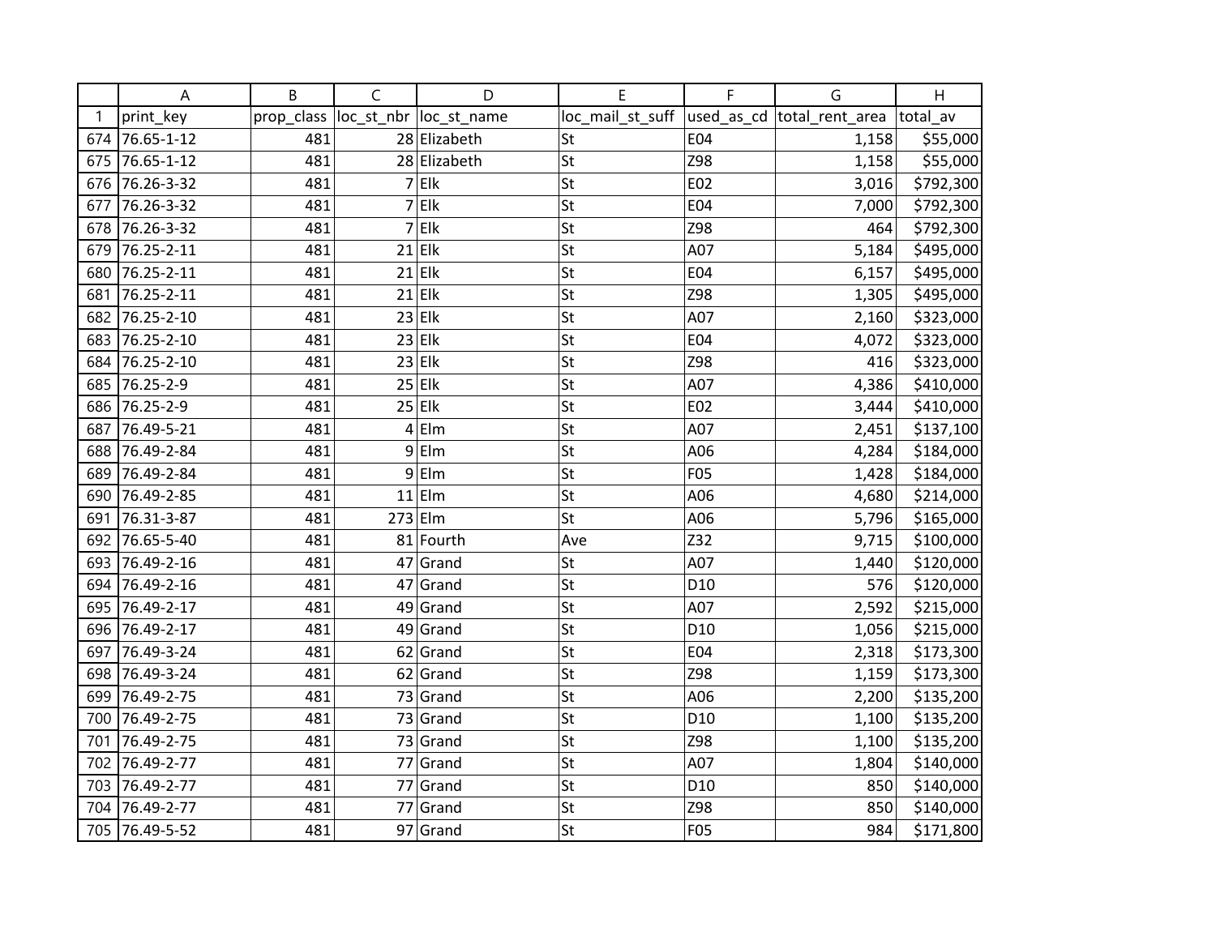| | A | B | C | D | E | F | G | H |
|---|---|---|---|---|---|---|---|---|
| 1 | print_key | prop_class | loc_st_nbr | loc_st_name | loc_mail_st_suff | used_as_cd | total_rent_area | total_av |
| 674 | 76.65-1-12 | 481 | 28 | Elizabeth | St | E04 | 1,158 | $55,000 |
| 675 | 76.65-1-12 | 481 | 28 | Elizabeth | St | Z98 | 1,158 | $55,000 |
| 676 | 76.26-3-32 | 481 | 7 | Elk | St | E02 | 3,016 | $792,300 |
| 677 | 76.26-3-32 | 481 | 7 | Elk | St | E04 | 7,000 | $792,300 |
| 678 | 76.26-3-32 | 481 | 7 | Elk | St | Z98 | 464 | $792,300 |
| 679 | 76.25-2-11 | 481 | 21 | Elk | St | A07 | 5,184 | $495,000 |
| 680 | 76.25-2-11 | 481 | 21 | Elk | St | E04 | 6,157 | $495,000 |
| 681 | 76.25-2-11 | 481 | 21 | Elk | St | Z98 | 1,305 | $495,000 |
| 682 | 76.25-2-10 | 481 | 23 | Elk | St | A07 | 2,160 | $323,000 |
| 683 | 76.25-2-10 | 481 | 23 | Elk | St | E04 | 4,072 | $323,000 |
| 684 | 76.25-2-10 | 481 | 23 | Elk | St | Z98 | 416 | $323,000 |
| 685 | 76.25-2-9 | 481 | 25 | Elk | St | A07 | 4,386 | $410,000 |
| 686 | 76.25-2-9 | 481 | 25 | Elk | St | E02 | 3,444 | $410,000 |
| 687 | 76.49-5-21 | 481 | 4 | Elm | St | A07 | 2,451 | $137,100 |
| 688 | 76.49-2-84 | 481 | 9 | Elm | St | A06 | 4,284 | $184,000 |
| 689 | 76.49-2-84 | 481 | 9 | Elm | St | F05 | 1,428 | $184,000 |
| 690 | 76.49-2-85 | 481 | 11 | Elm | St | A06 | 4,680 | $214,000 |
| 691 | 76.31-3-87 | 481 | 273 | Elm | St | A06 | 5,796 | $165,000 |
| 692 | 76.65-5-40 | 481 | 81 | Fourth | Ave | Z32 | 9,715 | $100,000 |
| 693 | 76.49-2-16 | 481 | 47 | Grand | St | A07 | 1,440 | $120,000 |
| 694 | 76.49-2-16 | 481 | 47 | Grand | St | D10 | 576 | $120,000 |
| 695 | 76.49-2-17 | 481 | 49 | Grand | St | A07 | 2,592 | $215,000 |
| 696 | 76.49-2-17 | 481 | 49 | Grand | St | D10 | 1,056 | $215,000 |
| 697 | 76.49-3-24 | 481 | 62 | Grand | St | E04 | 2,318 | $173,300 |
| 698 | 76.49-3-24 | 481 | 62 | Grand | St | Z98 | 1,159 | $173,300 |
| 699 | 76.49-2-75 | 481 | 73 | Grand | St | A06 | 2,200 | $135,200 |
| 700 | 76.49-2-75 | 481 | 73 | Grand | St | D10 | 1,100 | $135,200 |
| 701 | 76.49-2-75 | 481 | 73 | Grand | St | Z98 | 1,100 | $135,200 |
| 702 | 76.49-2-77 | 481 | 77 | Grand | St | A07 | 1,804 | $140,000 |
| 703 | 76.49-2-77 | 481 | 77 | Grand | St | D10 | 850 | $140,000 |
| 704 | 76.49-2-77 | 481 | 77 | Grand | St | Z98 | 850 | $140,000 |
| 705 | 76.49-5-52 | 481 | 97 | Grand | St | F05 | 984 | $171,800 |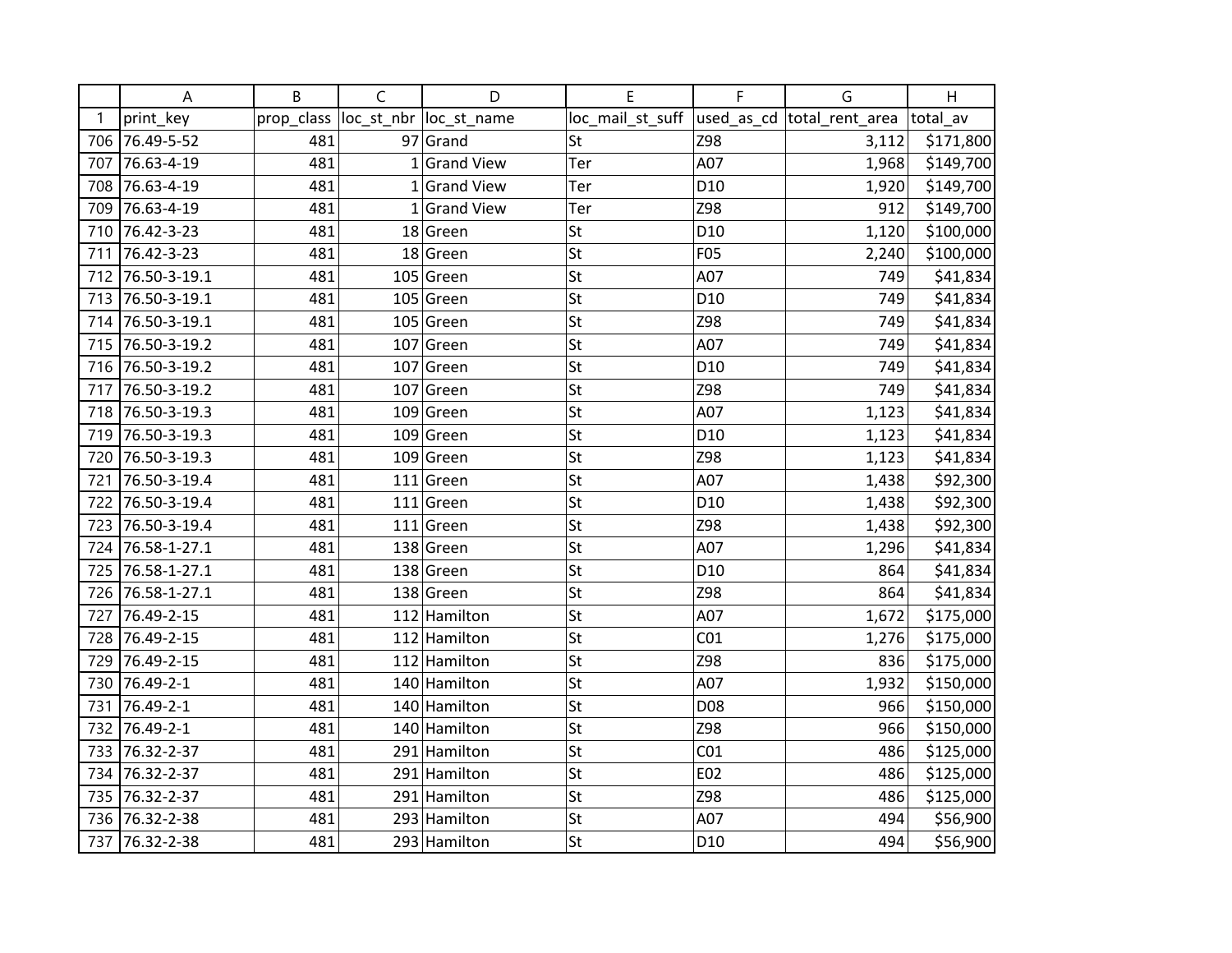| | A | B | C | D | E | F | G | H |
|---|---|---|---|---|---|---|---|---|
| 1 | print_key | prop_class | loc_st_nbr | loc_st_name | loc_mail_st_suff | used_as_cd | total_rent_area | total_av |
| 706 | 76.49-5-52 | 481 | 97 | Grand | St | Z98 | 3,112 | $171,800 |
| 707 | 76.63-4-19 | 481 | 1 | Grand View | Ter | A07 | 1,968 | $149,700 |
| 708 | 76.63-4-19 | 481 | 1 | Grand View | Ter | D10 | 1,920 | $149,700 |
| 709 | 76.63-4-19 | 481 | 1 | Grand View | Ter | Z98 | 912 | $149,700 |
| 710 | 76.42-3-23 | 481 | 18 | Green | St | D10 | 1,120 | $100,000 |
| 711 | 76.42-3-23 | 481 | 18 | Green | St | F05 | 2,240 | $100,000 |
| 712 | 76.50-3-19.1 | 481 | 105 | Green | St | A07 | 749 | $41,834 |
| 713 | 76.50-3-19.1 | 481 | 105 | Green | St | D10 | 749 | $41,834 |
| 714 | 76.50-3-19.1 | 481 | 105 | Green | St | Z98 | 749 | $41,834 |
| 715 | 76.50-3-19.2 | 481 | 107 | Green | St | A07 | 749 | $41,834 |
| 716 | 76.50-3-19.2 | 481 | 107 | Green | St | D10 | 749 | $41,834 |
| 717 | 76.50-3-19.2 | 481 | 107 | Green | St | Z98 | 749 | $41,834 |
| 718 | 76.50-3-19.3 | 481 | 109 | Green | St | A07 | 1,123 | $41,834 |
| 719 | 76.50-3-19.3 | 481 | 109 | Green | St | D10 | 1,123 | $41,834 |
| 720 | 76.50-3-19.3 | 481 | 109 | Green | St | Z98 | 1,123 | $41,834 |
| 721 | 76.50-3-19.4 | 481 | 111 | Green | St | A07 | 1,438 | $92,300 |
| 722 | 76.50-3-19.4 | 481 | 111 | Green | St | D10 | 1,438 | $92,300 |
| 723 | 76.50-3-19.4 | 481 | 111 | Green | St | Z98 | 1,438 | $92,300 |
| 724 | 76.58-1-27.1 | 481 | 138 | Green | St | A07 | 1,296 | $41,834 |
| 725 | 76.58-1-27.1 | 481 | 138 | Green | St | D10 | 864 | $41,834 |
| 726 | 76.58-1-27.1 | 481 | 138 | Green | St | Z98 | 864 | $41,834 |
| 727 | 76.49-2-15 | 481 | 112 | Hamilton | St | A07 | 1,672 | $175,000 |
| 728 | 76.49-2-15 | 481 | 112 | Hamilton | St | C01 | 1,276 | $175,000 |
| 729 | 76.49-2-15 | 481 | 112 | Hamilton | St | Z98 | 836 | $175,000 |
| 730 | 76.49-2-1 | 481 | 140 | Hamilton | St | A07 | 1,932 | $150,000 |
| 731 | 76.49-2-1 | 481 | 140 | Hamilton | St | D08 | 966 | $150,000 |
| 732 | 76.49-2-1 | 481 | 140 | Hamilton | St | Z98 | 966 | $150,000 |
| 733 | 76.32-2-37 | 481 | 291 | Hamilton | St | C01 | 486 | $125,000 |
| 734 | 76.32-2-37 | 481 | 291 | Hamilton | St | E02 | 486 | $125,000 |
| 735 | 76.32-2-37 | 481 | 291 | Hamilton | St | Z98 | 486 | $125,000 |
| 736 | 76.32-2-38 | 481 | 293 | Hamilton | St | A07 | 494 | $56,900 |
| 737 | 76.32-2-38 | 481 | 293 | Hamilton | St | D10 | 494 | $56,900 |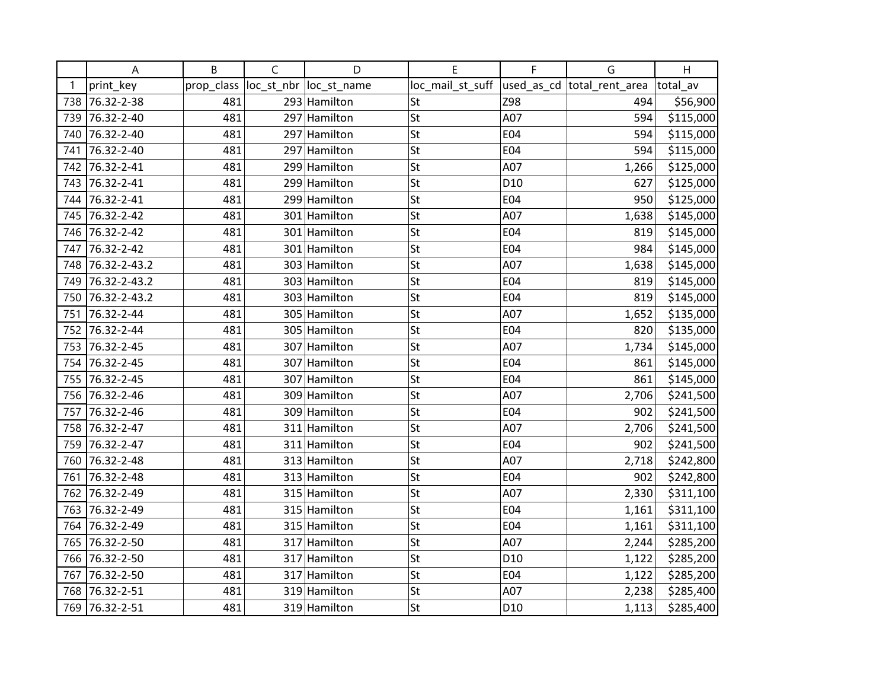| | A | B | C | D | E | F | G | H |
|---|---|---|---|---|---|---|---|---|
| 1 | print_key | prop_class | loc_st_nbr | loc_st_name | loc_mail_st_suff | used_as_cd | total_rent_area | total_av |
| 738 | 76.32-2-38 | 481 | 293 | Hamilton | St | Z98 | 494 | $56,900 |
| 739 | 76.32-2-40 | 481 | 297 | Hamilton | St | A07 | 594 | $115,000 |
| 740 | 76.32-2-40 | 481 | 297 | Hamilton | St | E04 | 594 | $115,000 |
| 741 | 76.32-2-40 | 481 | 297 | Hamilton | St | E04 | 594 | $115,000 |
| 742 | 76.32-2-41 | 481 | 299 | Hamilton | St | A07 | 1,266 | $125,000 |
| 743 | 76.32-2-41 | 481 | 299 | Hamilton | St | D10 | 627 | $125,000 |
| 744 | 76.32-2-41 | 481 | 299 | Hamilton | St | E04 | 950 | $125,000 |
| 745 | 76.32-2-42 | 481 | 301 | Hamilton | St | A07 | 1,638 | $145,000 |
| 746 | 76.32-2-42 | 481 | 301 | Hamilton | St | E04 | 819 | $145,000 |
| 747 | 76.32-2-42 | 481 | 301 | Hamilton | St | E04 | 984 | $145,000 |
| 748 | 76.32-2-43.2 | 481 | 303 | Hamilton | St | A07 | 1,638 | $145,000 |
| 749 | 76.32-2-43.2 | 481 | 303 | Hamilton | St | E04 | 819 | $145,000 |
| 750 | 76.32-2-43.2 | 481 | 303 | Hamilton | St | E04 | 819 | $145,000 |
| 751 | 76.32-2-44 | 481 | 305 | Hamilton | St | A07 | 1,652 | $135,000 |
| 752 | 76.32-2-44 | 481 | 305 | Hamilton | St | E04 | 820 | $135,000 |
| 753 | 76.32-2-45 | 481 | 307 | Hamilton | St | A07 | 1,734 | $145,000 |
| 754 | 76.32-2-45 | 481 | 307 | Hamilton | St | E04 | 861 | $145,000 |
| 755 | 76.32-2-45 | 481 | 307 | Hamilton | St | E04 | 861 | $145,000 |
| 756 | 76.32-2-46 | 481 | 309 | Hamilton | St | A07 | 2,706 | $241,500 |
| 757 | 76.32-2-46 | 481 | 309 | Hamilton | St | E04 | 902 | $241,500 |
| 758 | 76.32-2-47 | 481 | 311 | Hamilton | St | A07 | 2,706 | $241,500 |
| 759 | 76.32-2-47 | 481 | 311 | Hamilton | St | E04 | 902 | $241,500 |
| 760 | 76.32-2-48 | 481 | 313 | Hamilton | St | A07 | 2,718 | $242,800 |
| 761 | 76.32-2-48 | 481 | 313 | Hamilton | St | E04 | 902 | $242,800 |
| 762 | 76.32-2-49 | 481 | 315 | Hamilton | St | A07 | 2,330 | $311,100 |
| 763 | 76.32-2-49 | 481 | 315 | Hamilton | St | E04 | 1,161 | $311,100 |
| 764 | 76.32-2-49 | 481 | 315 | Hamilton | St | E04 | 1,161 | $311,100 |
| 765 | 76.32-2-50 | 481 | 317 | Hamilton | St | A07 | 2,244 | $285,200 |
| 766 | 76.32-2-50 | 481 | 317 | Hamilton | St | D10 | 1,122 | $285,200 |
| 767 | 76.32-2-50 | 481 | 317 | Hamilton | St | E04 | 1,122 | $285,200 |
| 768 | 76.32-2-51 | 481 | 319 | Hamilton | St | A07 | 2,238 | $285,400 |
| 769 | 76.32-2-51 | 481 | 319 | Hamilton | St | D10 | 1,113 | $285,400 |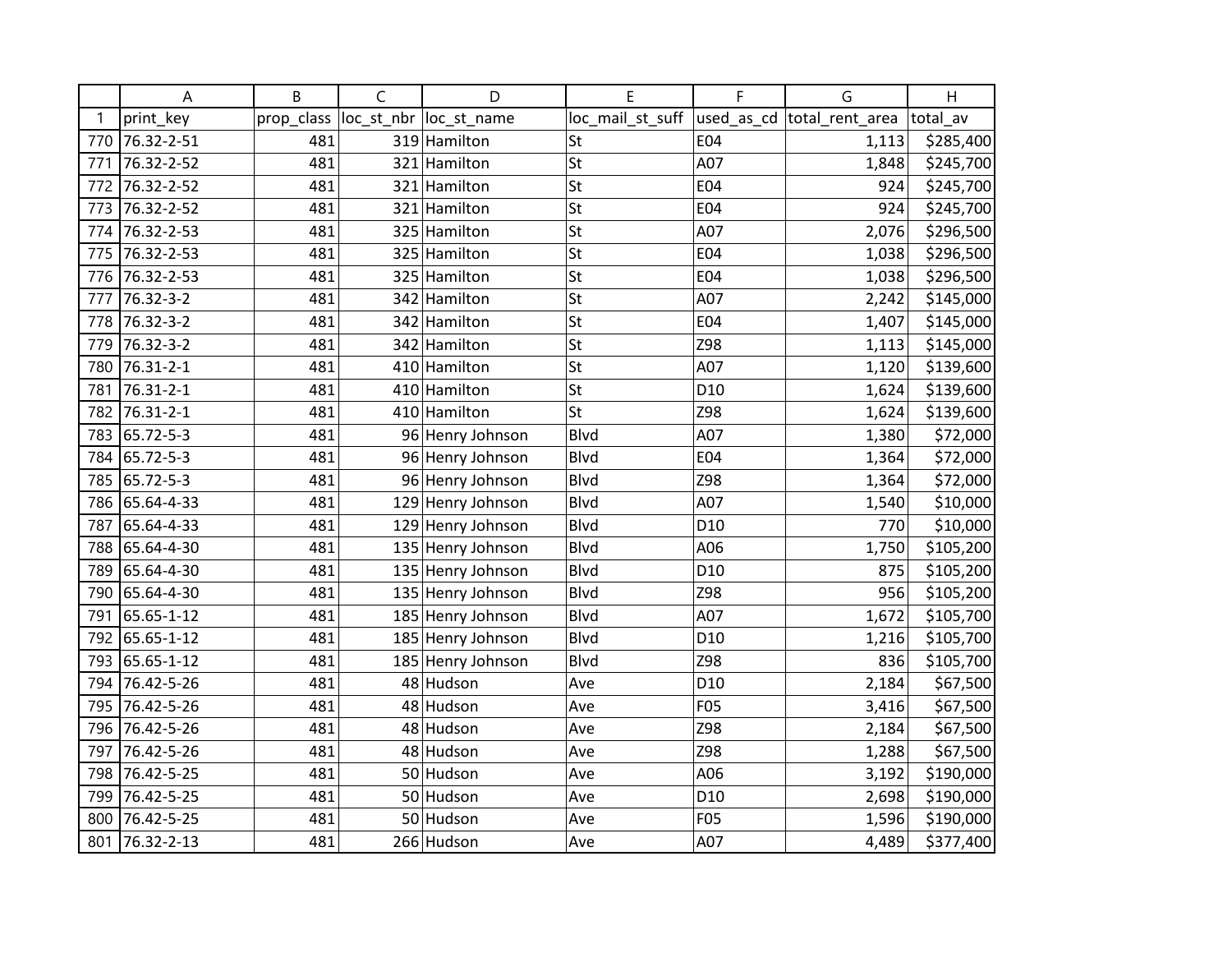| | A | B | C | D | E | F | G | H |
|---|---|---|---|---|---|---|---|---|
| 1 | print_key | prop_class | loc_st_nbr | loc_st_name | loc_mail_st_suff | used_as_cd | total_rent_area | total_av |
| 770 | 76.32-2-51 | 481 | 319 | Hamilton | St | E04 | 1,113 | $285,400 |
| 771 | 76.32-2-52 | 481 | 321 | Hamilton | St | A07 | 1,848 | $245,700 |
| 772 | 76.32-2-52 | 481 | 321 | Hamilton | St | E04 | 924 | $245,700 |
| 773 | 76.32-2-52 | 481 | 321 | Hamilton | St | E04 | 924 | $245,700 |
| 774 | 76.32-2-53 | 481 | 325 | Hamilton | St | A07 | 2,076 | $296,500 |
| 775 | 76.32-2-53 | 481 | 325 | Hamilton | St | E04 | 1,038 | $296,500 |
| 776 | 76.32-2-53 | 481 | 325 | Hamilton | St | E04 | 1,038 | $296,500 |
| 777 | 76.32-3-2 | 481 | 342 | Hamilton | St | A07 | 2,242 | $145,000 |
| 778 | 76.32-3-2 | 481 | 342 | Hamilton | St | E04 | 1,407 | $145,000 |
| 779 | 76.32-3-2 | 481 | 342 | Hamilton | St | Z98 | 1,113 | $145,000 |
| 780 | 76.31-2-1 | 481 | 410 | Hamilton | St | A07 | 1,120 | $139,600 |
| 781 | 76.31-2-1 | 481 | 410 | Hamilton | St | D10 | 1,624 | $139,600 |
| 782 | 76.31-2-1 | 481 | 410 | Hamilton | St | Z98 | 1,624 | $139,600 |
| 783 | 65.72-5-3 | 481 | 96 | Henry Johnson | Blvd | A07 | 1,380 | $72,000 |
| 784 | 65.72-5-3 | 481 | 96 | Henry Johnson | Blvd | E04 | 1,364 | $72,000 |
| 785 | 65.72-5-3 | 481 | 96 | Henry Johnson | Blvd | Z98 | 1,364 | $72,000 |
| 786 | 65.64-4-33 | 481 | 129 | Henry Johnson | Blvd | A07 | 1,540 | $10,000 |
| 787 | 65.64-4-33 | 481 | 129 | Henry Johnson | Blvd | D10 | 770 | $10,000 |
| 788 | 65.64-4-30 | 481 | 135 | Henry Johnson | Blvd | A06 | 1,750 | $105,200 |
| 789 | 65.64-4-30 | 481 | 135 | Henry Johnson | Blvd | D10 | 875 | $105,200 |
| 790 | 65.64-4-30 | 481 | 135 | Henry Johnson | Blvd | Z98 | 956 | $105,200 |
| 791 | 65.65-1-12 | 481 | 185 | Henry Johnson | Blvd | A07 | 1,672 | $105,700 |
| 792 | 65.65-1-12 | 481 | 185 | Henry Johnson | Blvd | D10 | 1,216 | $105,700 |
| 793 | 65.65-1-12 | 481 | 185 | Henry Johnson | Blvd | Z98 | 836 | $105,700 |
| 794 | 76.42-5-26 | 481 | 48 | Hudson | Ave | D10 | 2,184 | $67,500 |
| 795 | 76.42-5-26 | 481 | 48 | Hudson | Ave | F05 | 3,416 | $67,500 |
| 796 | 76.42-5-26 | 481 | 48 | Hudson | Ave | Z98 | 2,184 | $67,500 |
| 797 | 76.42-5-26 | 481 | 48 | Hudson | Ave | Z98 | 1,288 | $67,500 |
| 798 | 76.42-5-25 | 481 | 50 | Hudson | Ave | A06 | 3,192 | $190,000 |
| 799 | 76.42-5-25 | 481 | 50 | Hudson | Ave | D10 | 2,698 | $190,000 |
| 800 | 76.42-5-25 | 481 | 50 | Hudson | Ave | F05 | 1,596 | $190,000 |
| 801 | 76.32-2-13 | 481 | 266 | Hudson | Ave | A07 | 4,489 | $377,400 |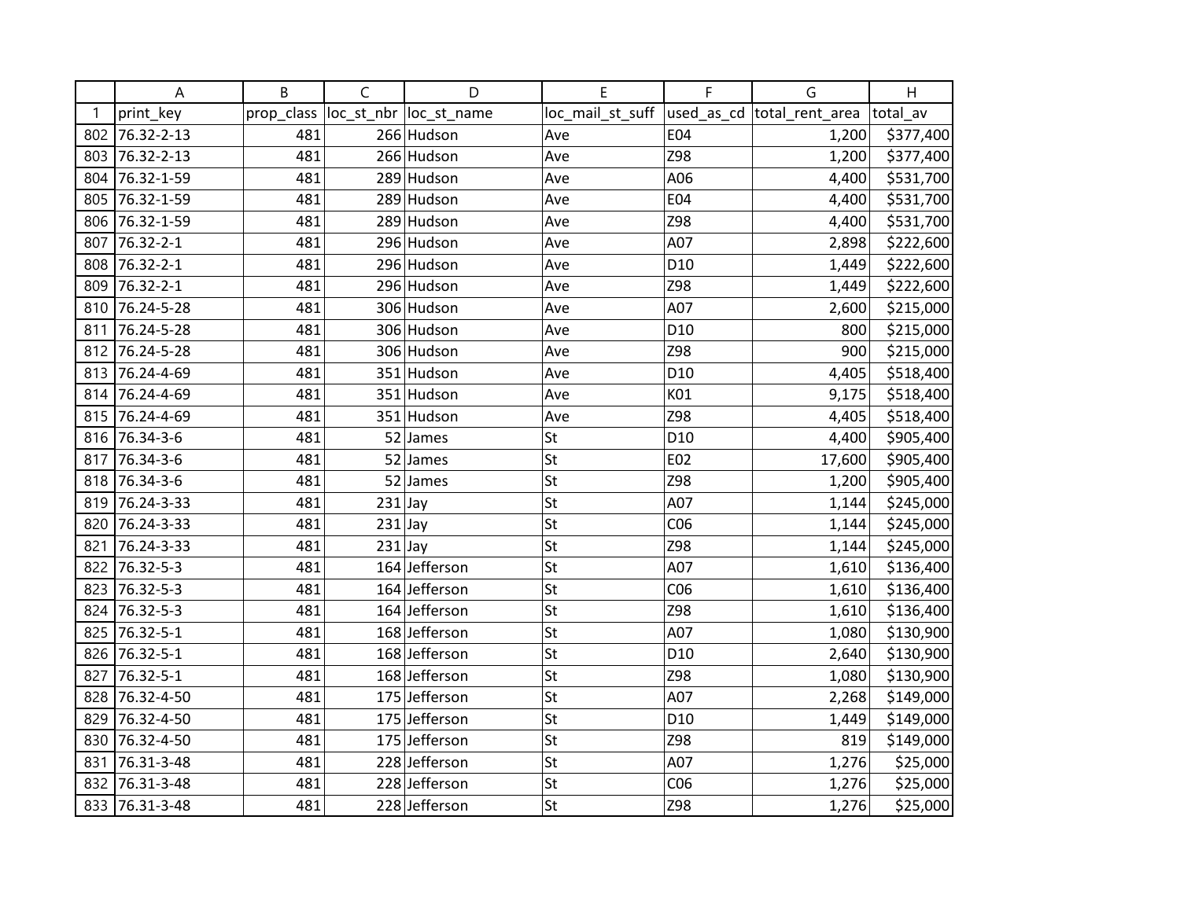| | A | B | C | D | E | F | G | H |
|---|---|---|---|---|---|---|---|---|
| 1 | print_key | prop_class | loc_st_nbr | loc_st_name | loc_mail_st_suff | used_as_cd | total_rent_area | total_av |
| 802 | 76.32-2-13 | 481 | 266 | Hudson | Ave | E04 | 1,200 | $377,400 |
| 803 | 76.32-2-13 | 481 | 266 | Hudson | Ave | Z98 | 1,200 | $377,400 |
| 804 | 76.32-1-59 | 481 | 289 | Hudson | Ave | A06 | 4,400 | $531,700 |
| 805 | 76.32-1-59 | 481 | 289 | Hudson | Ave | E04 | 4,400 | $531,700 |
| 806 | 76.32-1-59 | 481 | 289 | Hudson | Ave | Z98 | 4,400 | $531,700 |
| 807 | 76.32-2-1 | 481 | 296 | Hudson | Ave | A07 | 2,898 | $222,600 |
| 808 | 76.32-2-1 | 481 | 296 | Hudson | Ave | D10 | 1,449 | $222,600 |
| 809 | 76.32-2-1 | 481 | 296 | Hudson | Ave | Z98 | 1,449 | $222,600 |
| 810 | 76.24-5-28 | 481 | 306 | Hudson | Ave | A07 | 2,600 | $215,000 |
| 811 | 76.24-5-28 | 481 | 306 | Hudson | Ave | D10 | 800 | $215,000 |
| 812 | 76.24-5-28 | 481 | 306 | Hudson | Ave | Z98 | 900 | $215,000 |
| 813 | 76.24-4-69 | 481 | 351 | Hudson | Ave | D10 | 4,405 | $518,400 |
| 814 | 76.24-4-69 | 481 | 351 | Hudson | Ave | K01 | 9,175 | $518,400 |
| 815 | 76.24-4-69 | 481 | 351 | Hudson | Ave | Z98 | 4,405 | $518,400 |
| 816 | 76.34-3-6 | 481 | 52 | James | St | D10 | 4,400 | $905,400 |
| 817 | 76.34-3-6 | 481 | 52 | James | St | E02 | 17,600 | $905,400 |
| 818 | 76.34-3-6 | 481 | 52 | James | St | Z98 | 1,200 | $905,400 |
| 819 | 76.24-3-33 | 481 | 231 | Jay | St | A07 | 1,144 | $245,000 |
| 820 | 76.24-3-33 | 481 | 231 | Jay | St | C06 | 1,144 | $245,000 |
| 821 | 76.24-3-33 | 481 | 231 | Jay | St | Z98 | 1,144 | $245,000 |
| 822 | 76.32-5-3 | 481 | 164 | Jefferson | St | A07 | 1,610 | $136,400 |
| 823 | 76.32-5-3 | 481 | 164 | Jefferson | St | C06 | 1,610 | $136,400 |
| 824 | 76.32-5-3 | 481 | 164 | Jefferson | St | Z98 | 1,610 | $136,400 |
| 825 | 76.32-5-1 | 481 | 168 | Jefferson | St | A07 | 1,080 | $130,900 |
| 826 | 76.32-5-1 | 481 | 168 | Jefferson | St | D10 | 2,640 | $130,900 |
| 827 | 76.32-5-1 | 481 | 168 | Jefferson | St | Z98 | 1,080 | $130,900 |
| 828 | 76.32-4-50 | 481 | 175 | Jefferson | St | A07 | 2,268 | $149,000 |
| 829 | 76.32-4-50 | 481 | 175 | Jefferson | St | D10 | 1,449 | $149,000 |
| 830 | 76.32-4-50 | 481 | 175 | Jefferson | St | Z98 | 819 | $149,000 |
| 831 | 76.31-3-48 | 481 | 228 | Jefferson | St | A07 | 1,276 | $25,000 |
| 832 | 76.31-3-48 | 481 | 228 | Jefferson | St | C06 | 1,276 | $25,000 |
| 833 | 76.31-3-48 | 481 | 228 | Jefferson | St | Z98 | 1,276 | $25,000 |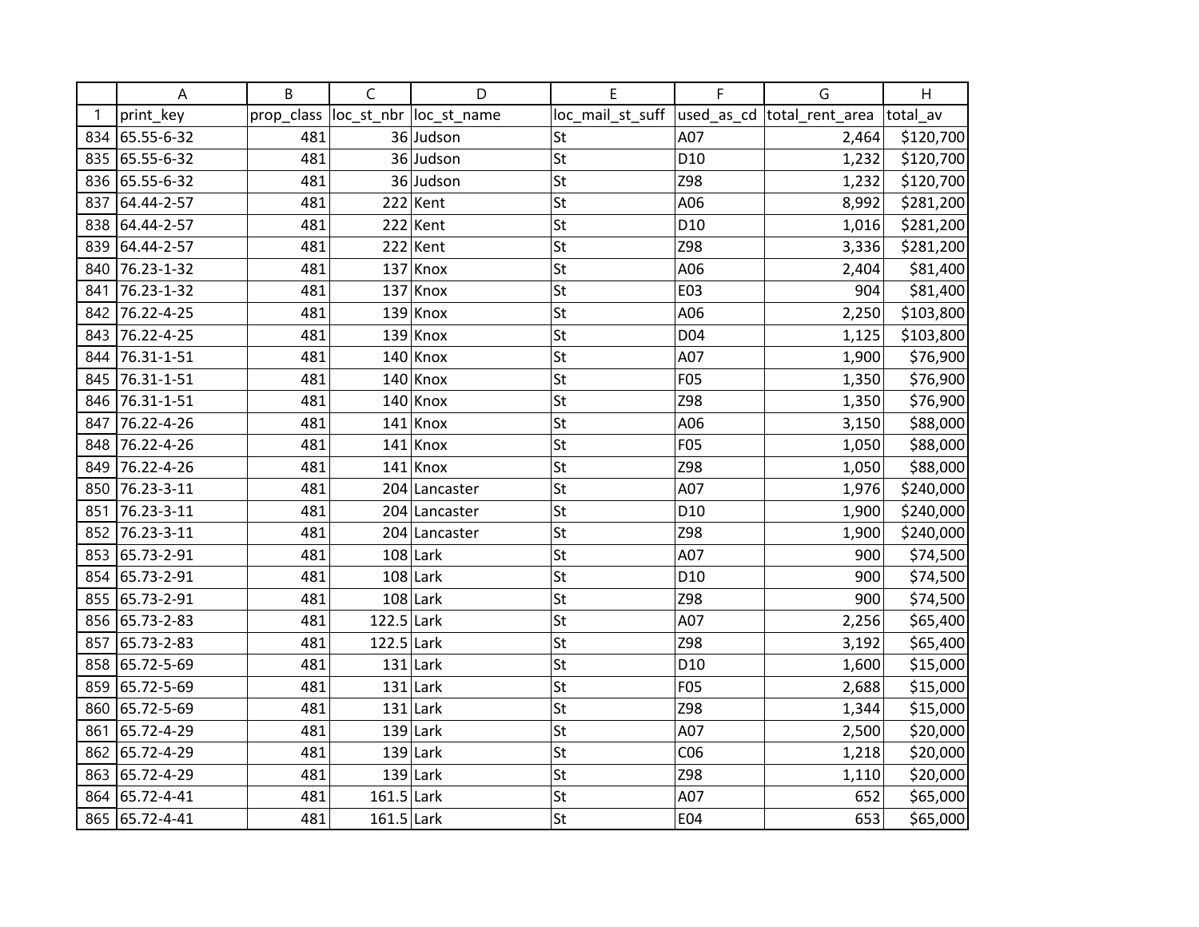| | A | B | C | D | E | F | G | H |
|---|---|---|---|---|---|---|---|---|
| 1 | print_key | prop_class | loc_st_nbr | loc_st_name | loc_mail_st_suff | used_as_cd | total_rent_area | total_av |
| 834 | 65.55-6-32 | 481 | 36 | Judson | St | A07 | 2,464 | $120,700 |
| 835 | 65.55-6-32 | 481 | 36 | Judson | St | D10 | 1,232 | $120,700 |
| 836 | 65.55-6-32 | 481 | 36 | Judson | St | Z98 | 1,232 | $120,700 |
| 837 | 64.44-2-57 | 481 | 222 | Kent | St | A06 | 8,992 | $281,200 |
| 838 | 64.44-2-57 | 481 | 222 | Kent | St | D10 | 1,016 | $281,200 |
| 839 | 64.44-2-57 | 481 | 222 | Kent | St | Z98 | 3,336 | $281,200 |
| 840 | 76.23-1-32 | 481 | 137 | Knox | St | A06 | 2,404 | $81,400 |
| 841 | 76.23-1-32 | 481 | 137 | Knox | St | E03 | 904 | $81,400 |
| 842 | 76.22-4-25 | 481 | 139 | Knox | St | A06 | 2,250 | $103,800 |
| 843 | 76.22-4-25 | 481 | 139 | Knox | St | D04 | 1,125 | $103,800 |
| 844 | 76.31-1-51 | 481 | 140 | Knox | St | A07 | 1,900 | $76,900 |
| 845 | 76.31-1-51 | 481 | 140 | Knox | St | F05 | 1,350 | $76,900 |
| 846 | 76.31-1-51 | 481 | 140 | Knox | St | Z98 | 1,350 | $76,900 |
| 847 | 76.22-4-26 | 481 | 141 | Knox | St | A06 | 3,150 | $88,000 |
| 848 | 76.22-4-26 | 481 | 141 | Knox | St | F05 | 1,050 | $88,000 |
| 849 | 76.22-4-26 | 481 | 141 | Knox | St | Z98 | 1,050 | $88,000 |
| 850 | 76.23-3-11 | 481 | 204 | Lancaster | St | A07 | 1,976 | $240,000 |
| 851 | 76.23-3-11 | 481 | 204 | Lancaster | St | D10 | 1,900 | $240,000 |
| 852 | 76.23-3-11 | 481 | 204 | Lancaster | St | Z98 | 1,900 | $240,000 |
| 853 | 65.73-2-91 | 481 | 108 | Lark | St | A07 | 900 | $74,500 |
| 854 | 65.73-2-91 | 481 | 108 | Lark | St | D10 | 900 | $74,500 |
| 855 | 65.73-2-91 | 481 | 108 | Lark | St | Z98 | 900 | $74,500 |
| 856 | 65.73-2-83 | 481 | 122.5 | Lark | St | A07 | 2,256 | $65,400 |
| 857 | 65.73-2-83 | 481 | 122.5 | Lark | St | Z98 | 3,192 | $65,400 |
| 858 | 65.72-5-69 | 481 | 131 | Lark | St | D10 | 1,600 | $15,000 |
| 859 | 65.72-5-69 | 481 | 131 | Lark | St | F05 | 2,688 | $15,000 |
| 860 | 65.72-5-69 | 481 | 131 | Lark | St | Z98 | 1,344 | $15,000 |
| 861 | 65.72-4-29 | 481 | 139 | Lark | St | A07 | 2,500 | $20,000 |
| 862 | 65.72-4-29 | 481 | 139 | Lark | St | C06 | 1,218 | $20,000 |
| 863 | 65.72-4-29 | 481 | 139 | Lark | St | Z98 | 1,110 | $20,000 |
| 864 | 65.72-4-41 | 481 | 161.5 | Lark | St | A07 | 652 | $65,000 |
| 865 | 65.72-4-41 | 481 | 161.5 | Lark | St | E04 | 653 | $65,000 |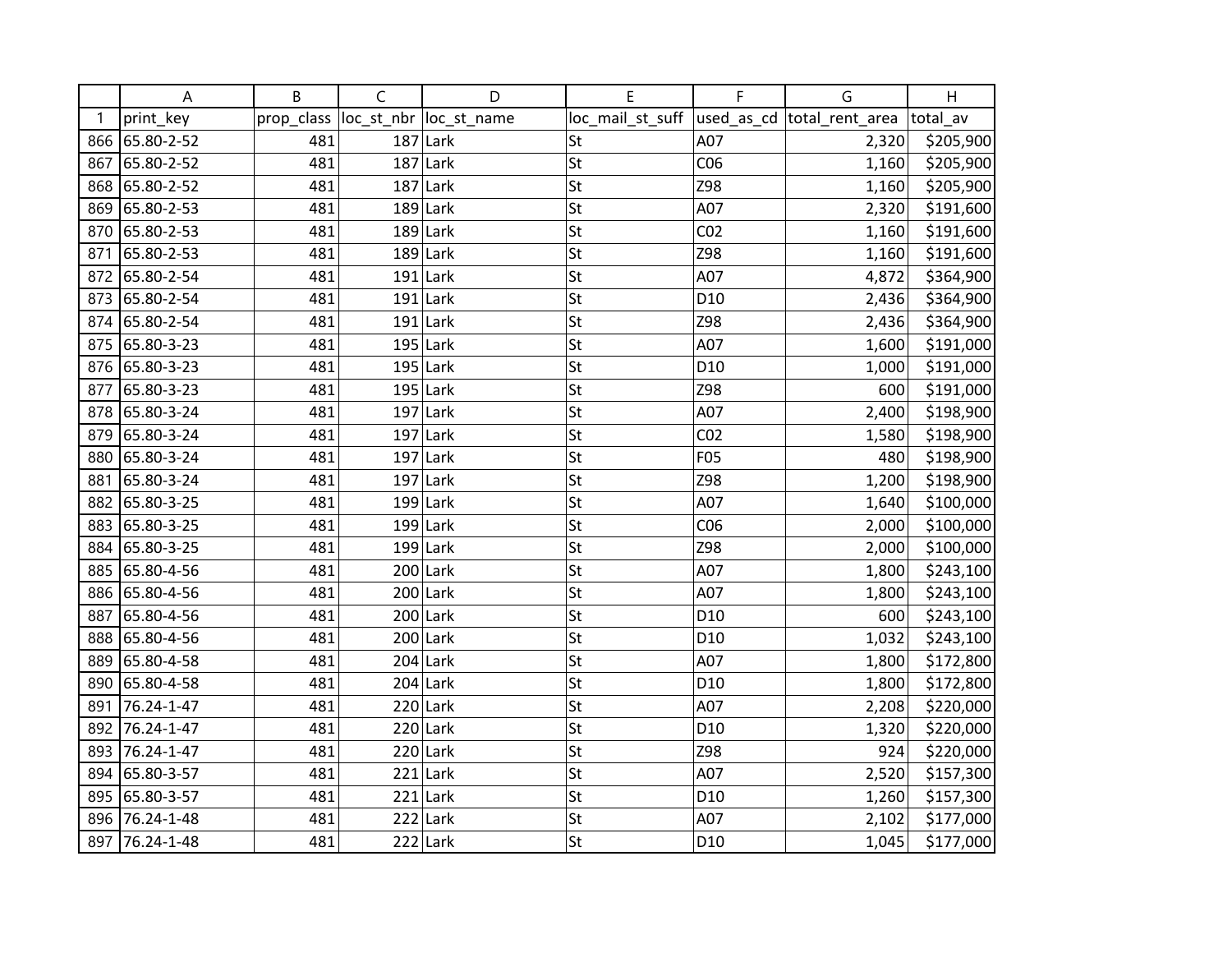| | A | B | C | D | E | F | G | H |
|---|---|---|---|---|---|---|---|---|
| 1 | print_key | prop_class | loc_st_nbr | loc_st_name | loc_mail_st_suff | used_as_cd | total_rent_area | total_av |
| 866 | 65.80-2-52 | 481 | 187 | Lark | St | A07 | 2,320 | $205,900 |
| 867 | 65.80-2-52 | 481 | 187 | Lark | St | C06 | 1,160 | $205,900 |
| 868 | 65.80-2-52 | 481 | 187 | Lark | St | Z98 | 1,160 | $205,900 |
| 869 | 65.80-2-53 | 481 | 189 | Lark | St | A07 | 2,320 | $191,600 |
| 870 | 65.80-2-53 | 481 | 189 | Lark | St | C02 | 1,160 | $191,600 |
| 871 | 65.80-2-53 | 481 | 189 | Lark | St | Z98 | 1,160 | $191,600 |
| 872 | 65.80-2-54 | 481 | 191 | Lark | St | A07 | 4,872 | $364,900 |
| 873 | 65.80-2-54 | 481 | 191 | Lark | St | D10 | 2,436 | $364,900 |
| 874 | 65.80-2-54 | 481 | 191 | Lark | St | Z98 | 2,436 | $364,900 |
| 875 | 65.80-3-23 | 481 | 195 | Lark | St | A07 | 1,600 | $191,000 |
| 876 | 65.80-3-23 | 481 | 195 | Lark | St | D10 | 1,000 | $191,000 |
| 877 | 65.80-3-23 | 481 | 195 | Lark | St | Z98 | 600 | $191,000 |
| 878 | 65.80-3-24 | 481 | 197 | Lark | St | A07 | 2,400 | $198,900 |
| 879 | 65.80-3-24 | 481 | 197 | Lark | St | C02 | 1,580 | $198,900 |
| 880 | 65.80-3-24 | 481 | 197 | Lark | St | F05 | 480 | $198,900 |
| 881 | 65.80-3-24 | 481 | 197 | Lark | St | Z98 | 1,200 | $198,900 |
| 882 | 65.80-3-25 | 481 | 199 | Lark | St | A07 | 1,640 | $100,000 |
| 883 | 65.80-3-25 | 481 | 199 | Lark | St | C06 | 2,000 | $100,000 |
| 884 | 65.80-3-25 | 481 | 199 | Lark | St | Z98 | 2,000 | $100,000 |
| 885 | 65.80-4-56 | 481 | 200 | Lark | St | A07 | 1,800 | $243,100 |
| 886 | 65.80-4-56 | 481 | 200 | Lark | St | A07 | 1,800 | $243,100 |
| 887 | 65.80-4-56 | 481 | 200 | Lark | St | D10 | 600 | $243,100 |
| 888 | 65.80-4-56 | 481 | 200 | Lark | St | D10 | 1,032 | $243,100 |
| 889 | 65.80-4-58 | 481 | 204 | Lark | St | A07 | 1,800 | $172,800 |
| 890 | 65.80-4-58 | 481 | 204 | Lark | St | D10 | 1,800 | $172,800 |
| 891 | 76.24-1-47 | 481 | 220 | Lark | St | A07 | 2,208 | $220,000 |
| 892 | 76.24-1-47 | 481 | 220 | Lark | St | D10 | 1,320 | $220,000 |
| 893 | 76.24-1-47 | 481 | 220 | Lark | St | Z98 | 924 | $220,000 |
| 894 | 65.80-3-57 | 481 | 221 | Lark | St | A07 | 2,520 | $157,300 |
| 895 | 65.80-3-57 | 481 | 221 | Lark | St | D10 | 1,260 | $157,300 |
| 896 | 76.24-1-48 | 481 | 222 | Lark | St | A07 | 2,102 | $177,000 |
| 897 | 76.24-1-48 | 481 | 222 | Lark | St | D10 | 1,045 | $177,000 |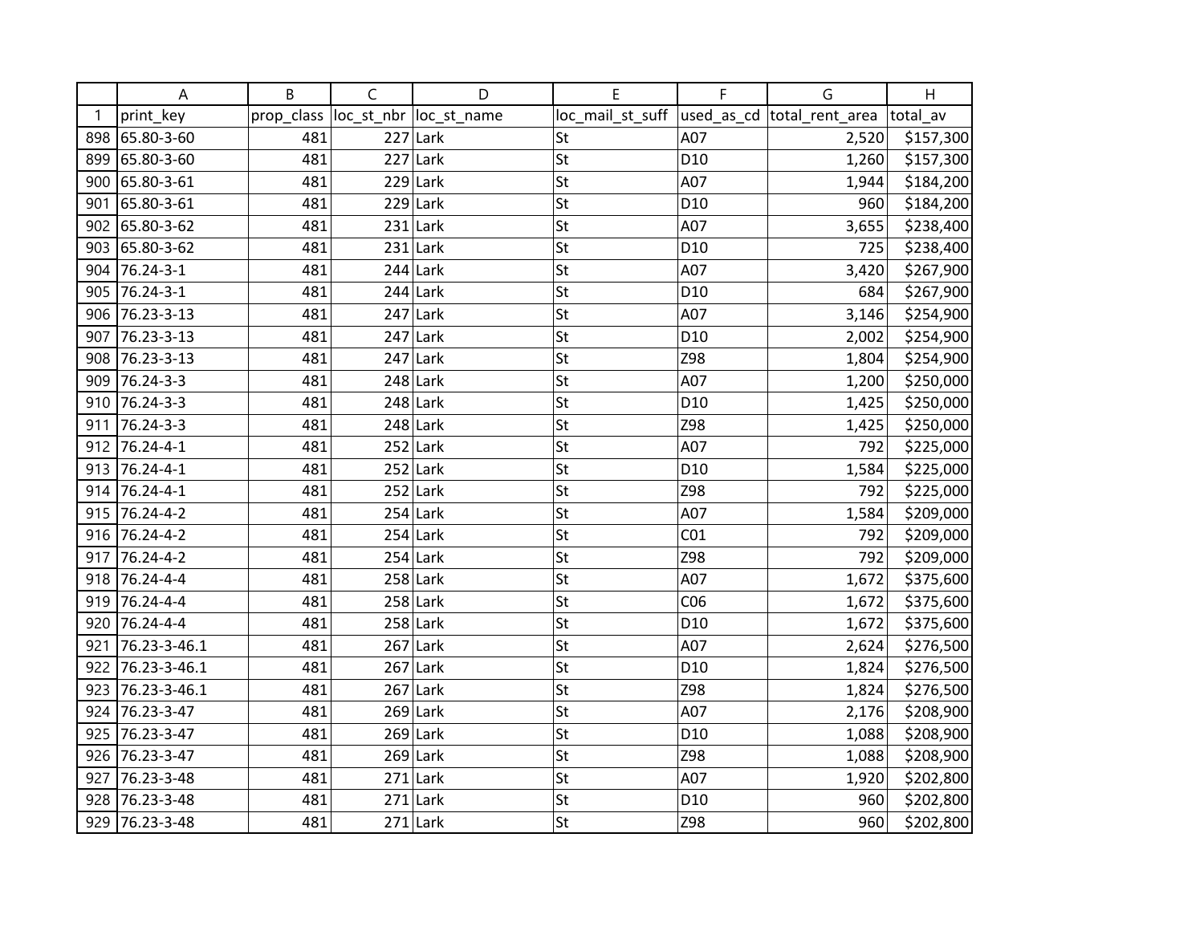| | A | B | C | D | E | F | G | H |
|---|---|---|---|---|---|---|---|---|
| 1 | print_key | prop_class | loc_st_nbr | loc_st_name | loc_mail_st_suff | used_as_cd | total_rent_area | total_av |
| 898 | 65.80-3-60 | 481 | 227 | Lark | St | A07 | 2,520 | $157,300 |
| 899 | 65.80-3-60 | 481 | 227 | Lark | St | D10 | 1,260 | $157,300 |
| 900 | 65.80-3-61 | 481 | 229 | Lark | St | A07 | 1,944 | $184,200 |
| 901 | 65.80-3-61 | 481 | 229 | Lark | St | D10 | 960 | $184,200 |
| 902 | 65.80-3-62 | 481 | 231 | Lark | St | A07 | 3,655 | $238,400 |
| 903 | 65.80-3-62 | 481 | 231 | Lark | St | D10 | 725 | $238,400 |
| 904 | 76.24-3-1 | 481 | 244 | Lark | St | A07 | 3,420 | $267,900 |
| 905 | 76.24-3-1 | 481 | 244 | Lark | St | D10 | 684 | $267,900 |
| 906 | 76.23-3-13 | 481 | 247 | Lark | St | A07 | 3,146 | $254,900 |
| 907 | 76.23-3-13 | 481 | 247 | Lark | St | D10 | 2,002 | $254,900 |
| 908 | 76.23-3-13 | 481 | 247 | Lark | St | Z98 | 1,804 | $254,900 |
| 909 | 76.24-3-3 | 481 | 248 | Lark | St | A07 | 1,200 | $250,000 |
| 910 | 76.24-3-3 | 481 | 248 | Lark | St | D10 | 1,425 | $250,000 |
| 911 | 76.24-3-3 | 481 | 248 | Lark | St | Z98 | 1,425 | $250,000 |
| 912 | 76.24-4-1 | 481 | 252 | Lark | St | A07 | 792 | $225,000 |
| 913 | 76.24-4-1 | 481 | 252 | Lark | St | D10 | 1,584 | $225,000 |
| 914 | 76.24-4-1 | 481 | 252 | Lark | St | Z98 | 792 | $225,000 |
| 915 | 76.24-4-2 | 481 | 254 | Lark | St | A07 | 1,584 | $209,000 |
| 916 | 76.24-4-2 | 481 | 254 | Lark | St | C01 | 792 | $209,000 |
| 917 | 76.24-4-2 | 481 | 254 | Lark | St | Z98 | 792 | $209,000 |
| 918 | 76.24-4-4 | 481 | 258 | Lark | St | A07 | 1,672 | $375,600 |
| 919 | 76.24-4-4 | 481 | 258 | Lark | St | C06 | 1,672 | $375,600 |
| 920 | 76.24-4-4 | 481 | 258 | Lark | St | D10 | 1,672 | $375,600 |
| 921 | 76.23-3-46.1 | 481 | 267 | Lark | St | A07 | 2,624 | $276,500 |
| 922 | 76.23-3-46.1 | 481 | 267 | Lark | St | D10 | 1,824 | $276,500 |
| 923 | 76.23-3-46.1 | 481 | 267 | Lark | St | Z98 | 1,824 | $276,500 |
| 924 | 76.23-3-47 | 481 | 269 | Lark | St | A07 | 2,176 | $208,900 |
| 925 | 76.23-3-47 | 481 | 269 | Lark | St | D10 | 1,088 | $208,900 |
| 926 | 76.23-3-47 | 481 | 269 | Lark | St | Z98 | 1,088 | $208,900 |
| 927 | 76.23-3-48 | 481 | 271 | Lark | St | A07 | 1,920 | $202,800 |
| 928 | 76.23-3-48 | 481 | 271 | Lark | St | D10 | 960 | $202,800 |
| 929 | 76.23-3-48 | 481 | 271 | Lark | St | Z98 | 960 | $202,800 |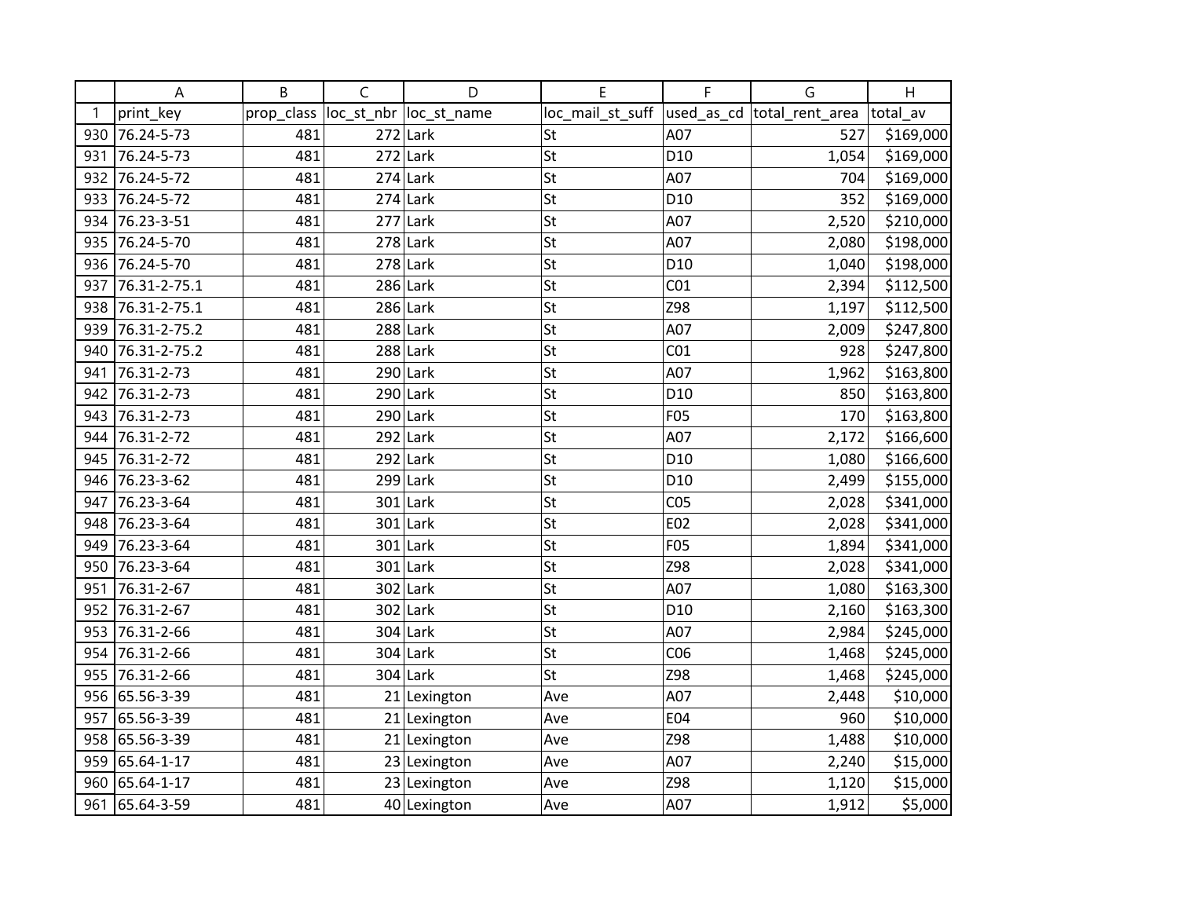| | A | B | C | D | E | F | G | H |
|---|---|---|---|---|---|---|---|---|
| 1 | print_key | prop_class | loc_st_nbr | loc_st_name | loc_mail_st_suff | used_as_cd | total_rent_area | total_av |
| 930 | 76.24-5-73 | 481 | 272 | Lark | St | A07 | 527 | $169,000 |
| 931 | 76.24-5-73 | 481 | 272 | Lark | St | D10 | 1,054 | $169,000 |
| 932 | 76.24-5-72 | 481 | 274 | Lark | St | A07 | 704 | $169,000 |
| 933 | 76.24-5-72 | 481 | 274 | Lark | St | D10 | 352 | $169,000 |
| 934 | 76.23-3-51 | 481 | 277 | Lark | St | A07 | 2,520 | $210,000 |
| 935 | 76.24-5-70 | 481 | 278 | Lark | St | A07 | 2,080 | $198,000 |
| 936 | 76.24-5-70 | 481 | 278 | Lark | St | D10 | 1,040 | $198,000 |
| 937 | 76.31-2-75.1 | 481 | 286 | Lark | St | C01 | 2,394 | $112,500 |
| 938 | 76.31-2-75.1 | 481 | 286 | Lark | St | Z98 | 1,197 | $112,500 |
| 939 | 76.31-2-75.2 | 481 | 288 | Lark | St | A07 | 2,009 | $247,800 |
| 940 | 76.31-2-75.2 | 481 | 288 | Lark | St | C01 | 928 | $247,800 |
| 941 | 76.31-2-73 | 481 | 290 | Lark | St | A07 | 1,962 | $163,800 |
| 942 | 76.31-2-73 | 481 | 290 | Lark | St | D10 | 850 | $163,800 |
| 943 | 76.31-2-73 | 481 | 290 | Lark | St | F05 | 170 | $163,800 |
| 944 | 76.31-2-72 | 481 | 292 | Lark | St | A07 | 2,172 | $166,600 |
| 945 | 76.31-2-72 | 481 | 292 | Lark | St | D10 | 1,080 | $166,600 |
| 946 | 76.23-3-62 | 481 | 299 | Lark | St | D10 | 2,499 | $155,000 |
| 947 | 76.23-3-64 | 481 | 301 | Lark | St | C05 | 2,028 | $341,000 |
| 948 | 76.23-3-64 | 481 | 301 | Lark | St | E02 | 2,028 | $341,000 |
| 949 | 76.23-3-64 | 481 | 301 | Lark | St | F05 | 1,894 | $341,000 |
| 950 | 76.23-3-64 | 481 | 301 | Lark | St | Z98 | 2,028 | $341,000 |
| 951 | 76.31-2-67 | 481 | 302 | Lark | St | A07 | 1,080 | $163,300 |
| 952 | 76.31-2-67 | 481 | 302 | Lark | St | D10 | 2,160 | $163,300 |
| 953 | 76.31-2-66 | 481 | 304 | Lark | St | A07 | 2,984 | $245,000 |
| 954 | 76.31-2-66 | 481 | 304 | Lark | St | C06 | 1,468 | $245,000 |
| 955 | 76.31-2-66 | 481 | 304 | Lark | St | Z98 | 1,468 | $245,000 |
| 956 | 65.56-3-39 | 481 | 21 | Lexington | Ave | A07 | 2,448 | $10,000 |
| 957 | 65.56-3-39 | 481 | 21 | Lexington | Ave | E04 | 960 | $10,000 |
| 958 | 65.56-3-39 | 481 | 21 | Lexington | Ave | Z98 | 1,488 | $10,000 |
| 959 | 65.64-1-17 | 481 | 23 | Lexington | Ave | A07 | 2,240 | $15,000 |
| 960 | 65.64-1-17 | 481 | 23 | Lexington | Ave | Z98 | 1,120 | $15,000 |
| 961 | 65.64-3-59 | 481 | 40 | Lexington | Ave | A07 | 1,912 | $5,000 |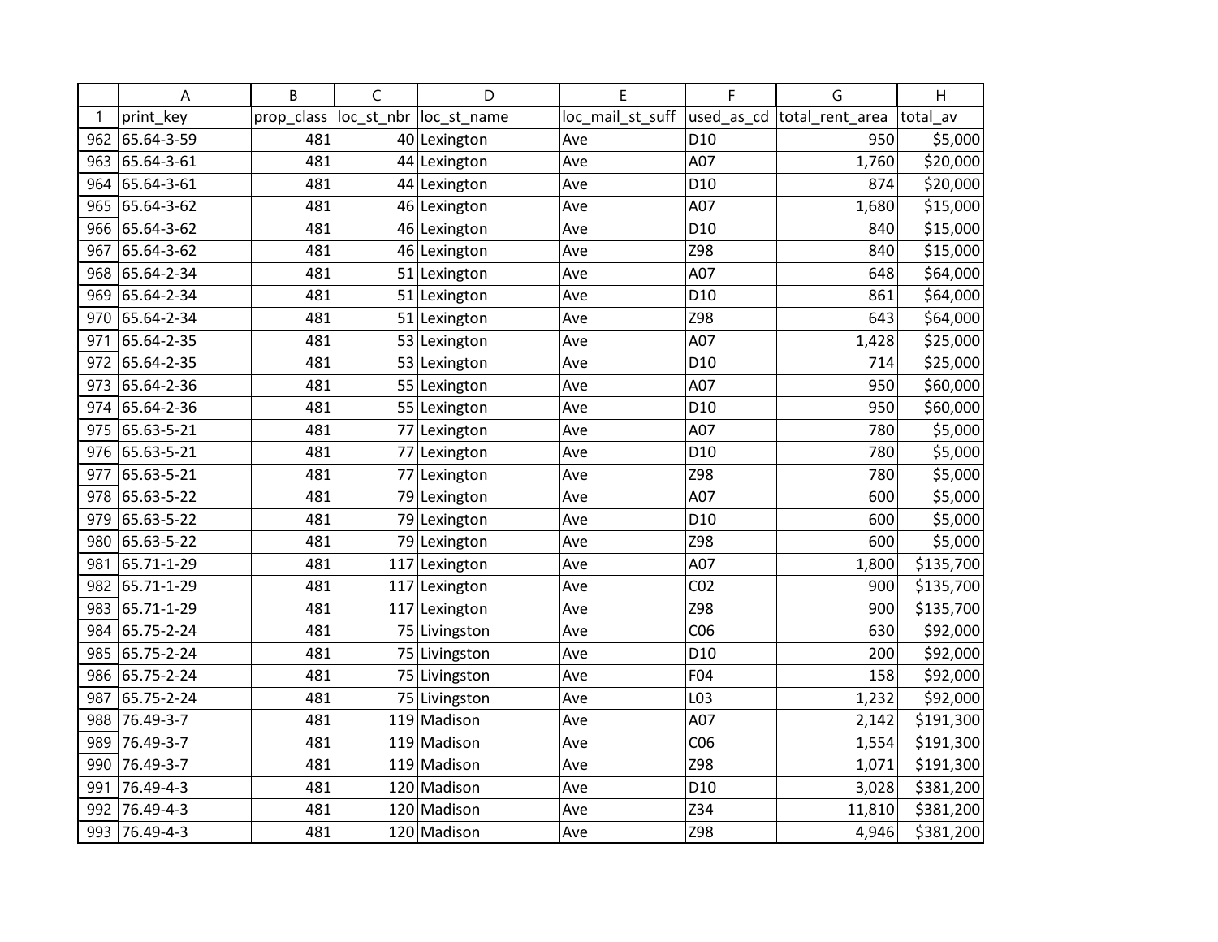| | A | B | C | D | E | F | G | H |
|---|---|---|---|---|---|---|---|---|
| 1 | print_key | prop_class | loc_st_nbr | loc_st_name | loc_mail_st_suff | used_as_cd | total_rent_area | total_av |
| 962 | 65.64-3-59 | 481 | 40 | Lexington | Ave | D10 | 950 | $5,000 |
| 963 | 65.64-3-61 | 481 | 44 | Lexington | Ave | A07 | 1,760 | $20,000 |
| 964 | 65.64-3-61 | 481 | 44 | Lexington | Ave | D10 | 874 | $20,000 |
| 965 | 65.64-3-62 | 481 | 46 | Lexington | Ave | A07 | 1,680 | $15,000 |
| 966 | 65.64-3-62 | 481 | 46 | Lexington | Ave | D10 | 840 | $15,000 |
| 967 | 65.64-3-62 | 481 | 46 | Lexington | Ave | Z98 | 840 | $15,000 |
| 968 | 65.64-2-34 | 481 | 51 | Lexington | Ave | A07 | 648 | $64,000 |
| 969 | 65.64-2-34 | 481 | 51 | Lexington | Ave | D10 | 861 | $64,000 |
| 970 | 65.64-2-34 | 481 | 51 | Lexington | Ave | Z98 | 643 | $64,000 |
| 971 | 65.64-2-35 | 481 | 53 | Lexington | Ave | A07 | 1,428 | $25,000 |
| 972 | 65.64-2-35 | 481 | 53 | Lexington | Ave | D10 | 714 | $25,000 |
| 973 | 65.64-2-36 | 481 | 55 | Lexington | Ave | A07 | 950 | $60,000 |
| 974 | 65.64-2-36 | 481 | 55 | Lexington | Ave | D10 | 950 | $60,000 |
| 975 | 65.63-5-21 | 481 | 77 | Lexington | Ave | A07 | 780 | $5,000 |
| 976 | 65.63-5-21 | 481 | 77 | Lexington | Ave | D10 | 780 | $5,000 |
| 977 | 65.63-5-21 | 481 | 77 | Lexington | Ave | Z98 | 780 | $5,000 |
| 978 | 65.63-5-22 | 481 | 79 | Lexington | Ave | A07 | 600 | $5,000 |
| 979 | 65.63-5-22 | 481 | 79 | Lexington | Ave | D10 | 600 | $5,000 |
| 980 | 65.63-5-22 | 481 | 79 | Lexington | Ave | Z98 | 600 | $5,000 |
| 981 | 65.71-1-29 | 481 | 117 | Lexington | Ave | A07 | 1,800 | $135,700 |
| 982 | 65.71-1-29 | 481 | 117 | Lexington | Ave | C02 | 900 | $135,700 |
| 983 | 65.71-1-29 | 481 | 117 | Lexington | Ave | Z98 | 900 | $135,700 |
| 984 | 65.75-2-24 | 481 | 75 | Livingston | Ave | C06 | 630 | $92,000 |
| 985 | 65.75-2-24 | 481 | 75 | Livingston | Ave | D10 | 200 | $92,000 |
| 986 | 65.75-2-24 | 481 | 75 | Livingston | Ave | F04 | 158 | $92,000 |
| 987 | 65.75-2-24 | 481 | 75 | Livingston | Ave | L03 | 1,232 | $92,000 |
| 988 | 76.49-3-7 | 481 | 119 | Madison | Ave | A07 | 2,142 | $191,300 |
| 989 | 76.49-3-7 | 481 | 119 | Madison | Ave | C06 | 1,554 | $191,300 |
| 990 | 76.49-3-7 | 481 | 119 | Madison | Ave | Z98 | 1,071 | $191,300 |
| 991 | 76.49-4-3 | 481 | 120 | Madison | Ave | D10 | 3,028 | $381,200 |
| 992 | 76.49-4-3 | 481 | 120 | Madison | Ave | Z34 | 11,810 | $381,200 |
| 993 | 76.49-4-3 | 481 | 120 | Madison | Ave | Z98 | 4,946 | $381,200 |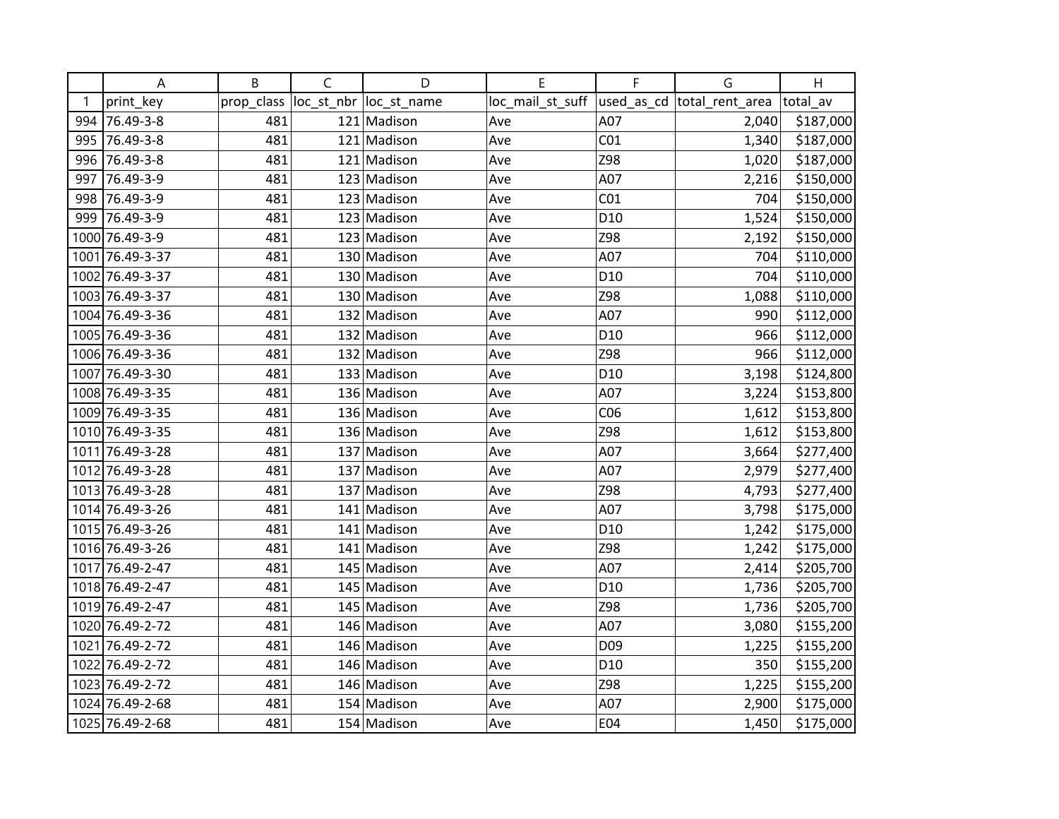| | A | B | C | D | E | F | G | H |
|---|---|---|---|---|---|---|---|---|
| 1 | print_key | prop_class | loc_st_nbr | loc_st_name | loc_mail_st_suff | used_as_cd | total_rent_area | total_av |
| 994 | 76.49-3-8 | 481 | 121 | Madison | Ave | A07 | 2,040 | $187,000 |
| 995 | 76.49-3-8 | 481 | 121 | Madison | Ave | C01 | 1,340 | $187,000 |
| 996 | 76.49-3-8 | 481 | 121 | Madison | Ave | Z98 | 1,020 | $187,000 |
| 997 | 76.49-3-9 | 481 | 123 | Madison | Ave | A07 | 2,216 | $150,000 |
| 998 | 76.49-3-9 | 481 | 123 | Madison | Ave | C01 | 704 | $150,000 |
| 999 | 76.49-3-9 | 481 | 123 | Madison | Ave | D10 | 1,524 | $150,000 |
| 1000 | 76.49-3-9 | 481 | 123 | Madison | Ave | Z98 | 2,192 | $150,000 |
| 1001 | 76.49-3-37 | 481 | 130 | Madison | Ave | A07 | 704 | $110,000 |
| 1002 | 76.49-3-37 | 481 | 130 | Madison | Ave | D10 | 704 | $110,000 |
| 1003 | 76.49-3-37 | 481 | 130 | Madison | Ave | Z98 | 1,088 | $110,000 |
| 1004 | 76.49-3-36 | 481 | 132 | Madison | Ave | A07 | 990 | $112,000 |
| 1005 | 76.49-3-36 | 481 | 132 | Madison | Ave | D10 | 966 | $112,000 |
| 1006 | 76.49-3-36 | 481 | 132 | Madison | Ave | Z98 | 966 | $112,000 |
| 1007 | 76.49-3-30 | 481 | 133 | Madison | Ave | D10 | 3,198 | $124,800 |
| 1008 | 76.49-3-35 | 481 | 136 | Madison | Ave | A07 | 3,224 | $153,800 |
| 1009 | 76.49-3-35 | 481 | 136 | Madison | Ave | C06 | 1,612 | $153,800 |
| 1010 | 76.49-3-35 | 481 | 136 | Madison | Ave | Z98 | 1,612 | $153,800 |
| 1011 | 76.49-3-28 | 481 | 137 | Madison | Ave | A07 | 3,664 | $277,400 |
| 1012 | 76.49-3-28 | 481 | 137 | Madison | Ave | A07 | 2,979 | $277,400 |
| 1013 | 76.49-3-28 | 481 | 137 | Madison | Ave | Z98 | 4,793 | $277,400 |
| 1014 | 76.49-3-26 | 481 | 141 | Madison | Ave | A07 | 3,798 | $175,000 |
| 1015 | 76.49-3-26 | 481 | 141 | Madison | Ave | D10 | 1,242 | $175,000 |
| 1016 | 76.49-3-26 | 481 | 141 | Madison | Ave | Z98 | 1,242 | $175,000 |
| 1017 | 76.49-2-47 | 481 | 145 | Madison | Ave | A07 | 2,414 | $205,700 |
| 1018 | 76.49-2-47 | 481 | 145 | Madison | Ave | D10 | 1,736 | $205,700 |
| 1019 | 76.49-2-47 | 481 | 145 | Madison | Ave | Z98 | 1,736 | $205,700 |
| 1020 | 76.49-2-72 | 481 | 146 | Madison | Ave | A07 | 3,080 | $155,200 |
| 1021 | 76.49-2-72 | 481 | 146 | Madison | Ave | D09 | 1,225 | $155,200 |
| 1022 | 76.49-2-72 | 481 | 146 | Madison | Ave | D10 | 350 | $155,200 |
| 1023 | 76.49-2-72 | 481 | 146 | Madison | Ave | Z98 | 1,225 | $155,200 |
| 1024 | 76.49-2-68 | 481 | 154 | Madison | Ave | A07 | 2,900 | $175,000 |
| 1025 | 76.49-2-68 | 481 | 154 | Madison | Ave | E04 | 1,450 | $175,000 |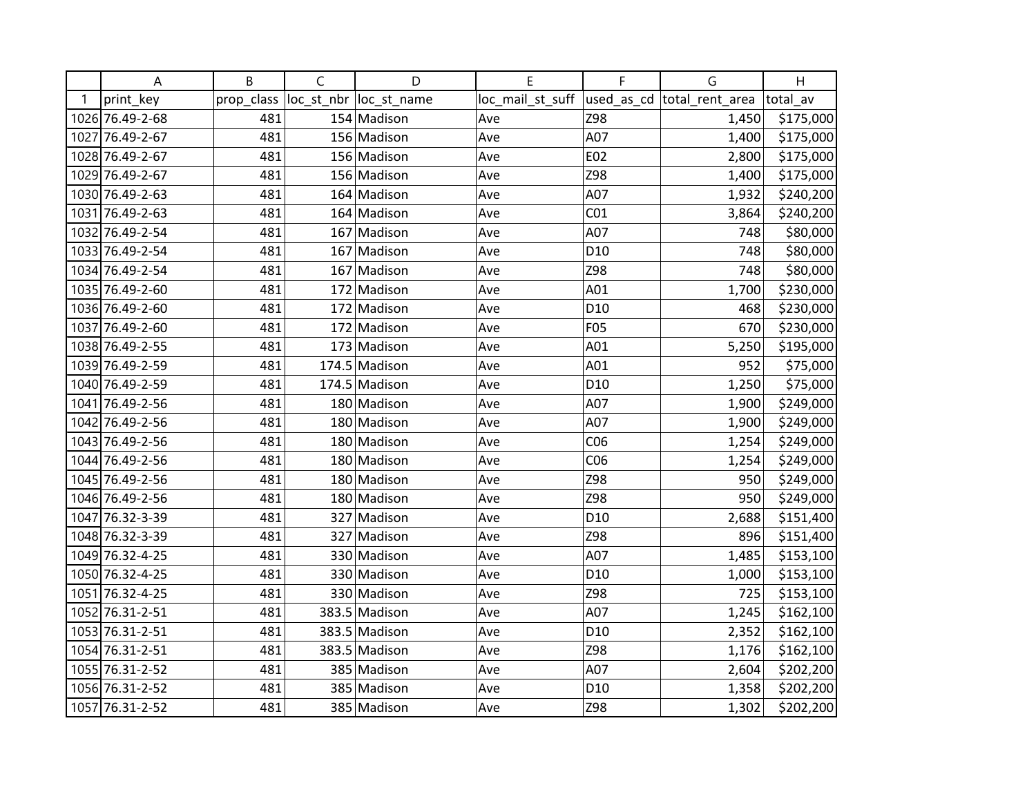| | A | B | C | D | E | F | G | H |
|---|---|---|---|---|---|---|---|---|
| 1 | print_key | prop_class | loc_st_nbr | loc_st_name | loc_mail_st_suff | used_as_cd | total_rent_area | total_av |
| 1026 | 76.49-2-68 | 481 | 154 | Madison | Ave | Z98 | 1,450 | $175,000 |
| 1027 | 76.49-2-67 | 481 | 156 | Madison | Ave | A07 | 1,400 | $175,000 |
| 1028 | 76.49-2-67 | 481 | 156 | Madison | Ave | E02 | 2,800 | $175,000 |
| 1029 | 76.49-2-67 | 481 | 156 | Madison | Ave | Z98 | 1,400 | $175,000 |
| 1030 | 76.49-2-63 | 481 | 164 | Madison | Ave | A07 | 1,932 | $240,200 |
| 1031 | 76.49-2-63 | 481 | 164 | Madison | Ave | C01 | 3,864 | $240,200 |
| 1032 | 76.49-2-54 | 481 | 167 | Madison | Ave | A07 | 748 | $80,000 |
| 1033 | 76.49-2-54 | 481 | 167 | Madison | Ave | D10 | 748 | $80,000 |
| 1034 | 76.49-2-54 | 481 | 167 | Madison | Ave | Z98 | 748 | $80,000 |
| 1035 | 76.49-2-60 | 481 | 172 | Madison | Ave | A01 | 1,700 | $230,000 |
| 1036 | 76.49-2-60 | 481 | 172 | Madison | Ave | D10 | 468 | $230,000 |
| 1037 | 76.49-2-60 | 481 | 172 | Madison | Ave | F05 | 670 | $230,000 |
| 1038 | 76.49-2-55 | 481 | 173 | Madison | Ave | A01 | 5,250 | $195,000 |
| 1039 | 76.49-2-59 | 481 | 174.5 | Madison | Ave | A01 | 952 | $75,000 |
| 1040 | 76.49-2-59 | 481 | 174.5 | Madison | Ave | D10 | 1,250 | $75,000 |
| 1041 | 76.49-2-56 | 481 | 180 | Madison | Ave | A07 | 1,900 | $249,000 |
| 1042 | 76.49-2-56 | 481 | 180 | Madison | Ave | A07 | 1,900 | $249,000 |
| 1043 | 76.49-2-56 | 481 | 180 | Madison | Ave | C06 | 1,254 | $249,000 |
| 1044 | 76.49-2-56 | 481 | 180 | Madison | Ave | C06 | 1,254 | $249,000 |
| 1045 | 76.49-2-56 | 481 | 180 | Madison | Ave | Z98 | 950 | $249,000 |
| 1046 | 76.49-2-56 | 481 | 180 | Madison | Ave | Z98 | 950 | $249,000 |
| 1047 | 76.32-3-39 | 481 | 327 | Madison | Ave | D10 | 2,688 | $151,400 |
| 1048 | 76.32-3-39 | 481 | 327 | Madison | Ave | Z98 | 896 | $151,400 |
| 1049 | 76.32-4-25 | 481 | 330 | Madison | Ave | A07 | 1,485 | $153,100 |
| 1050 | 76.32-4-25 | 481 | 330 | Madison | Ave | D10 | 1,000 | $153,100 |
| 1051 | 76.32-4-25 | 481 | 330 | Madison | Ave | Z98 | 725 | $153,100 |
| 1052 | 76.31-2-51 | 481 | 383.5 | Madison | Ave | A07 | 1,245 | $162,100 |
| 1053 | 76.31-2-51 | 481 | 383.5 | Madison | Ave | D10 | 2,352 | $162,100 |
| 1054 | 76.31-2-51 | 481 | 383.5 | Madison | Ave | Z98 | 1,176 | $162,100 |
| 1055 | 76.31-2-52 | 481 | 385 | Madison | Ave | A07 | 2,604 | $202,200 |
| 1056 | 76.31-2-52 | 481 | 385 | Madison | Ave | D10 | 1,358 | $202,200 |
| 1057 | 76.31-2-52 | 481 | 385 | Madison | Ave | Z98 | 1,302 | $202,200 |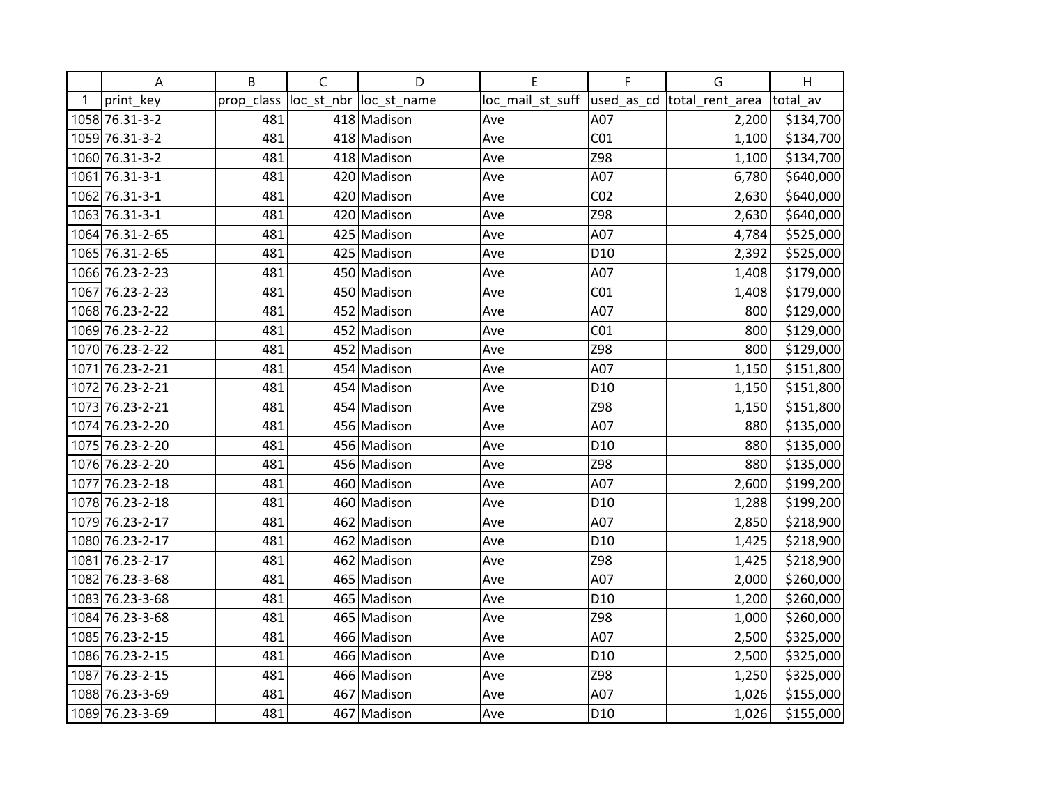| | A | B | C | D | E | F | G | H |
|---|---|---|---|---|---|---|---|---|
| 1 | print_key | prop_class | loc_st_nbr | loc_st_name | loc_mail_st_suff | used_as_cd | total_rent_area | total_av |
| 1058 | 76.31-3-2 | 481 | 418 | Madison | Ave | A07 | 2,200 | $134,700 |
| 1059 | 76.31-3-2 | 481 | 418 | Madison | Ave | C01 | 1,100 | $134,700 |
| 1060 | 76.31-3-2 | 481 | 418 | Madison | Ave | Z98 | 1,100 | $134,700 |
| 1061 | 76.31-3-1 | 481 | 420 | Madison | Ave | A07 | 6,780 | $640,000 |
| 1062 | 76.31-3-1 | 481 | 420 | Madison | Ave | C02 | 2,630 | $640,000 |
| 1063 | 76.31-3-1 | 481 | 420 | Madison | Ave | Z98 | 2,630 | $640,000 |
| 1064 | 76.31-2-65 | 481 | 425 | Madison | Ave | A07 | 4,784 | $525,000 |
| 1065 | 76.31-2-65 | 481 | 425 | Madison | Ave | D10 | 2,392 | $525,000 |
| 1066 | 76.23-2-23 | 481 | 450 | Madison | Ave | A07 | 1,408 | $179,000 |
| 1067 | 76.23-2-23 | 481 | 450 | Madison | Ave | C01 | 1,408 | $179,000 |
| 1068 | 76.23-2-22 | 481 | 452 | Madison | Ave | A07 | 800 | $129,000 |
| 1069 | 76.23-2-22 | 481 | 452 | Madison | Ave | C01 | 800 | $129,000 |
| 1070 | 76.23-2-22 | 481 | 452 | Madison | Ave | Z98 | 800 | $129,000 |
| 1071 | 76.23-2-21 | 481 | 454 | Madison | Ave | A07 | 1,150 | $151,800 |
| 1072 | 76.23-2-21 | 481 | 454 | Madison | Ave | D10 | 1,150 | $151,800 |
| 1073 | 76.23-2-21 | 481 | 454 | Madison | Ave | Z98 | 1,150 | $151,800 |
| 1074 | 76.23-2-20 | 481 | 456 | Madison | Ave | A07 | 880 | $135,000 |
| 1075 | 76.23-2-20 | 481 | 456 | Madison | Ave | D10 | 880 | $135,000 |
| 1076 | 76.23-2-20 | 481 | 456 | Madison | Ave | Z98 | 880 | $135,000 |
| 1077 | 76.23-2-18 | 481 | 460 | Madison | Ave | A07 | 2,600 | $199,200 |
| 1078 | 76.23-2-18 | 481 | 460 | Madison | Ave | D10 | 1,288 | $199,200 |
| 1079 | 76.23-2-17 | 481 | 462 | Madison | Ave | A07 | 2,850 | $218,900 |
| 1080 | 76.23-2-17 | 481 | 462 | Madison | Ave | D10 | 1,425 | $218,900 |
| 1081 | 76.23-2-17 | 481 | 462 | Madison | Ave | Z98 | 1,425 | $218,900 |
| 1082 | 76.23-3-68 | 481 | 465 | Madison | Ave | A07 | 2,000 | $260,000 |
| 1083 | 76.23-3-68 | 481 | 465 | Madison | Ave | D10 | 1,200 | $260,000 |
| 1084 | 76.23-3-68 | 481 | 465 | Madison | Ave | Z98 | 1,000 | $260,000 |
| 1085 | 76.23-2-15 | 481 | 466 | Madison | Ave | A07 | 2,500 | $325,000 |
| 1086 | 76.23-2-15 | 481 | 466 | Madison | Ave | D10 | 2,500 | $325,000 |
| 1087 | 76.23-2-15 | 481 | 466 | Madison | Ave | Z98 | 1,250 | $325,000 |
| 1088 | 76.23-3-69 | 481 | 467 | Madison | Ave | A07 | 1,026 | $155,000 |
| 1089 | 76.23-3-69 | 481 | 467 | Madison | Ave | D10 | 1,026 | $155,000 |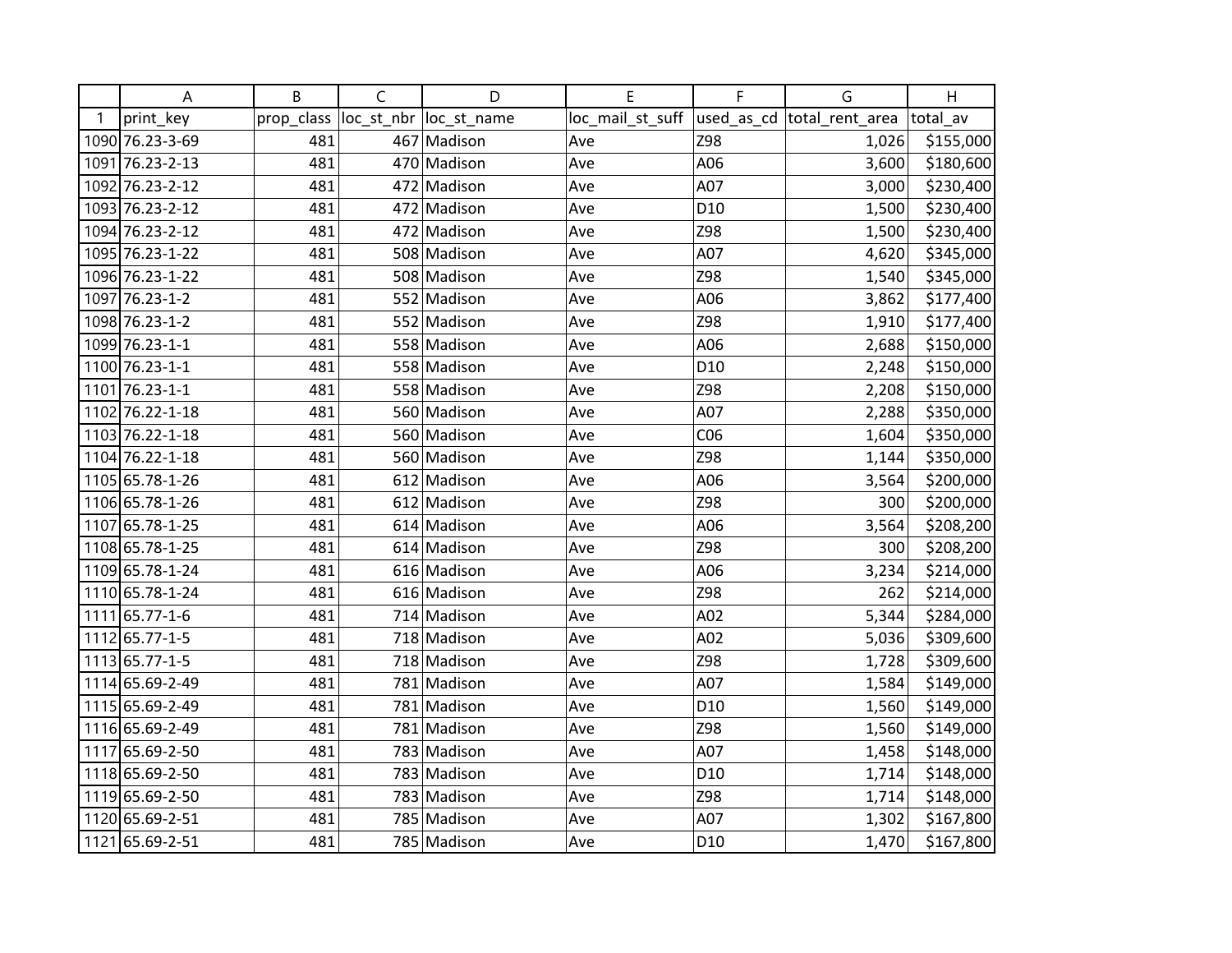| | A | B | C | D | E | F | G | H |
|---|---|---|---|---|---|---|---|---|
| 1 | print_key | prop_class | loc_st_nbr | loc_st_name | loc_mail_st_suff | used_as_cd | total_rent_area | total_av |
| 1090 | 76.23-3-69 | 481 | 467 | Madison | Ave | Z98 | 1,026 | $155,000 |
| 1091 | 76.23-2-13 | 481 | 470 | Madison | Ave | A06 | 3,600 | $180,600 |
| 1092 | 76.23-2-12 | 481 | 472 | Madison | Ave | A07 | 3,000 | $230,400 |
| 1093 | 76.23-2-12 | 481 | 472 | Madison | Ave | D10 | 1,500 | $230,400 |
| 1094 | 76.23-2-12 | 481 | 472 | Madison | Ave | Z98 | 1,500 | $230,400 |
| 1095 | 76.23-1-22 | 481 | 508 | Madison | Ave | A07 | 4,620 | $345,000 |
| 1096 | 76.23-1-22 | 481 | 508 | Madison | Ave | Z98 | 1,540 | $345,000 |
| 1097 | 76.23-1-2 | 481 | 552 | Madison | Ave | A06 | 3,862 | $177,400 |
| 1098 | 76.23-1-2 | 481 | 552 | Madison | Ave | Z98 | 1,910 | $177,400 |
| 1099 | 76.23-1-1 | 481 | 558 | Madison | Ave | A06 | 2,688 | $150,000 |
| 1100 | 76.23-1-1 | 481 | 558 | Madison | Ave | D10 | 2,248 | $150,000 |
| 1101 | 76.23-1-1 | 481 | 558 | Madison | Ave | Z98 | 2,208 | $150,000 |
| 1102 | 76.22-1-18 | 481 | 560 | Madison | Ave | A07 | 2,288 | $350,000 |
| 1103 | 76.22-1-18 | 481 | 560 | Madison | Ave | C06 | 1,604 | $350,000 |
| 1104 | 76.22-1-18 | 481 | 560 | Madison | Ave | Z98 | 1,144 | $350,000 |
| 1105 | 65.78-1-26 | 481 | 612 | Madison | Ave | A06 | 3,564 | $200,000 |
| 1106 | 65.78-1-26 | 481 | 612 | Madison | Ave | Z98 | 300 | $200,000 |
| 1107 | 65.78-1-25 | 481 | 614 | Madison | Ave | A06 | 3,564 | $208,200 |
| 1108 | 65.78-1-25 | 481 | 614 | Madison | Ave | Z98 | 300 | $208,200 |
| 1109 | 65.78-1-24 | 481 | 616 | Madison | Ave | A06 | 3,234 | $214,000 |
| 1110 | 65.78-1-24 | 481 | 616 | Madison | Ave | Z98 | 262 | $214,000 |
| 1111 | 65.77-1-6 | 481 | 714 | Madison | Ave | A02 | 5,344 | $284,000 |
| 1112 | 65.77-1-5 | 481 | 718 | Madison | Ave | A02 | 5,036 | $309,600 |
| 1113 | 65.77-1-5 | 481 | 718 | Madison | Ave | Z98 | 1,728 | $309,600 |
| 1114 | 65.69-2-49 | 481 | 781 | Madison | Ave | A07 | 1,584 | $149,000 |
| 1115 | 65.69-2-49 | 481 | 781 | Madison | Ave | D10 | 1,560 | $149,000 |
| 1116 | 65.69-2-49 | 481 | 781 | Madison | Ave | Z98 | 1,560 | $149,000 |
| 1117 | 65.69-2-50 | 481 | 783 | Madison | Ave | A07 | 1,458 | $148,000 |
| 1118 | 65.69-2-50 | 481 | 783 | Madison | Ave | D10 | 1,714 | $148,000 |
| 1119 | 65.69-2-50 | 481 | 783 | Madison | Ave | Z98 | 1,714 | $148,000 |
| 1120 | 65.69-2-51 | 481 | 785 | Madison | Ave | A07 | 1,302 | $167,800 |
| 1121 | 65.69-2-51 | 481 | 785 | Madison | Ave | D10 | 1,470 | $167,800 |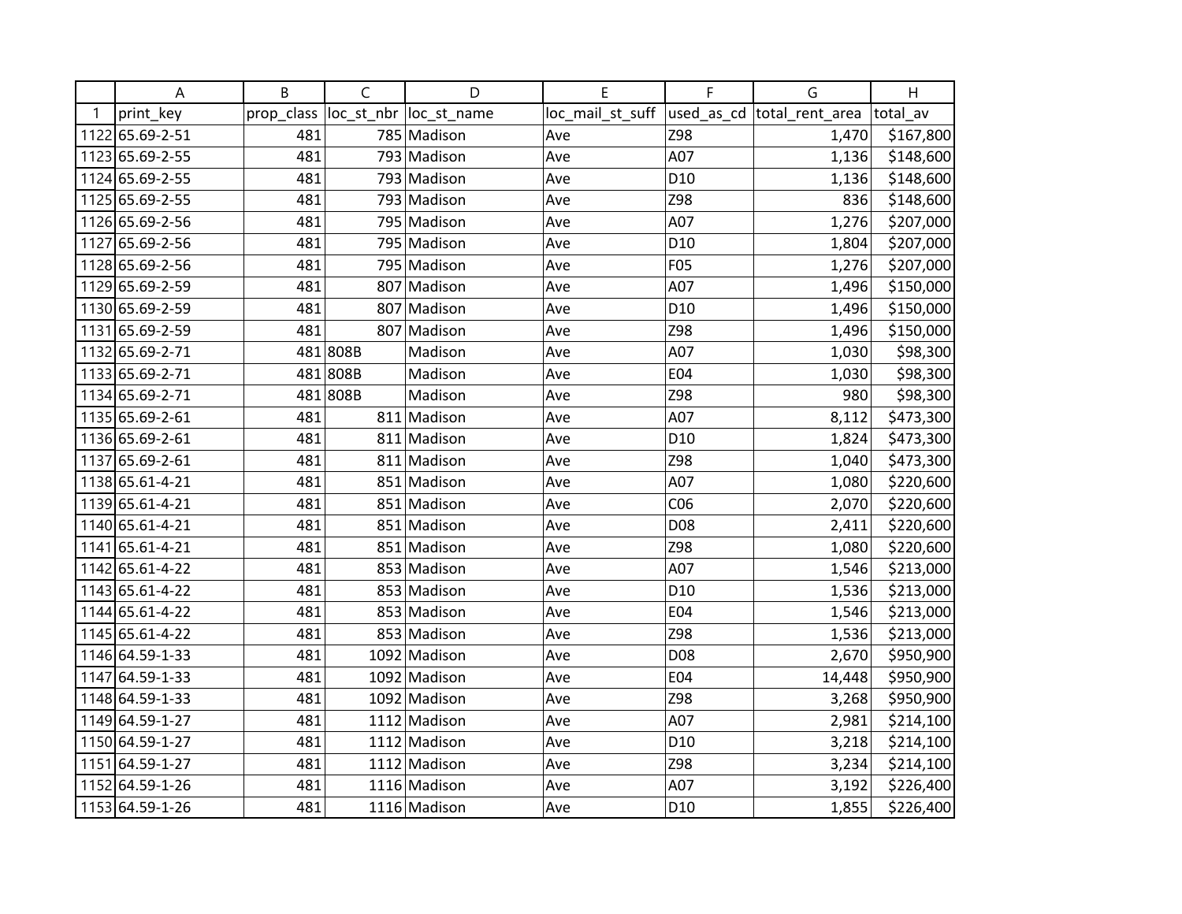| | A | B | C | D | E | F | G | H |
|---|---|---|---|---|---|---|---|---|
| 1 | print_key | prop_class | loc_st_nbr | loc_st_name | loc_mail_st_suff | used_as_cd | total_rent_area | total_av |
| 1122 | 65.69-2-51 | 481 | 785 | Madison | Ave | Z98 | 1,470 | $167,800 |
| 1123 | 65.69-2-55 | 481 | 793 | Madison | Ave | A07 | 1,136 | $148,600 |
| 1124 | 65.69-2-55 | 481 | 793 | Madison | Ave | D10 | 1,136 | $148,600 |
| 1125 | 65.69-2-55 | 481 | 793 | Madison | Ave | Z98 | 836 | $148,600 |
| 1126 | 65.69-2-56 | 481 | 795 | Madison | Ave | A07 | 1,276 | $207,000 |
| 1127 | 65.69-2-56 | 481 | 795 | Madison | Ave | D10 | 1,804 | $207,000 |
| 1128 | 65.69-2-56 | 481 | 795 | Madison | Ave | F05 | 1,276 | $207,000 |
| 1129 | 65.69-2-59 | 481 | 807 | Madison | Ave | A07 | 1,496 | $150,000 |
| 1130 | 65.69-2-59 | 481 | 807 | Madison | Ave | D10 | 1,496 | $150,000 |
| 1131 | 65.69-2-59 | 481 | 807 | Madison | Ave | Z98 | 1,496 | $150,000 |
| 1132 | 65.69-2-71 | 481 | 808B | Madison | Ave | A07 | 1,030 | $98,300 |
| 1133 | 65.69-2-71 | 481 | 808B | Madison | Ave | E04 | 1,030 | $98,300 |
| 1134 | 65.69-2-71 | 481 | 808B | Madison | Ave | Z98 | 980 | $98,300 |
| 1135 | 65.69-2-61 | 481 | 811 | Madison | Ave | A07 | 8,112 | $473,300 |
| 1136 | 65.69-2-61 | 481 | 811 | Madison | Ave | D10 | 1,824 | $473,300 |
| 1137 | 65.69-2-61 | 481 | 811 | Madison | Ave | Z98 | 1,040 | $473,300 |
| 1138 | 65.61-4-21 | 481 | 851 | Madison | Ave | A07 | 1,080 | $220,600 |
| 1139 | 65.61-4-21 | 481 | 851 | Madison | Ave | C06 | 2,070 | $220,600 |
| 1140 | 65.61-4-21 | 481 | 851 | Madison | Ave | D08 | 2,411 | $220,600 |
| 1141 | 65.61-4-21 | 481 | 851 | Madison | Ave | Z98 | 1,080 | $220,600 |
| 1142 | 65.61-4-22 | 481 | 853 | Madison | Ave | A07 | 1,546 | $213,000 |
| 1143 | 65.61-4-22 | 481 | 853 | Madison | Ave | D10 | 1,536 | $213,000 |
| 1144 | 65.61-4-22 | 481 | 853 | Madison | Ave | E04 | 1,546 | $213,000 |
| 1145 | 65.61-4-22 | 481 | 853 | Madison | Ave | Z98 | 1,536 | $213,000 |
| 1146 | 64.59-1-33 | 481 | 1092 | Madison | Ave | D08 | 2,670 | $950,900 |
| 1147 | 64.59-1-33 | 481 | 1092 | Madison | Ave | E04 | 14,448 | $950,900 |
| 1148 | 64.59-1-33 | 481 | 1092 | Madison | Ave | Z98 | 3,268 | $950,900 |
| 1149 | 64.59-1-27 | 481 | 1112 | Madison | Ave | A07 | 2,981 | $214,100 |
| 1150 | 64.59-1-27 | 481 | 1112 | Madison | Ave | D10 | 3,218 | $214,100 |
| 1151 | 64.59-1-27 | 481 | 1112 | Madison | Ave | Z98 | 3,234 | $214,100 |
| 1152 | 64.59-1-26 | 481 | 1116 | Madison | Ave | A07 | 3,192 | $226,400 |
| 1153 | 64.59-1-26 | 481 | 1116 | Madison | Ave | D10 | 1,855 | $226,400 |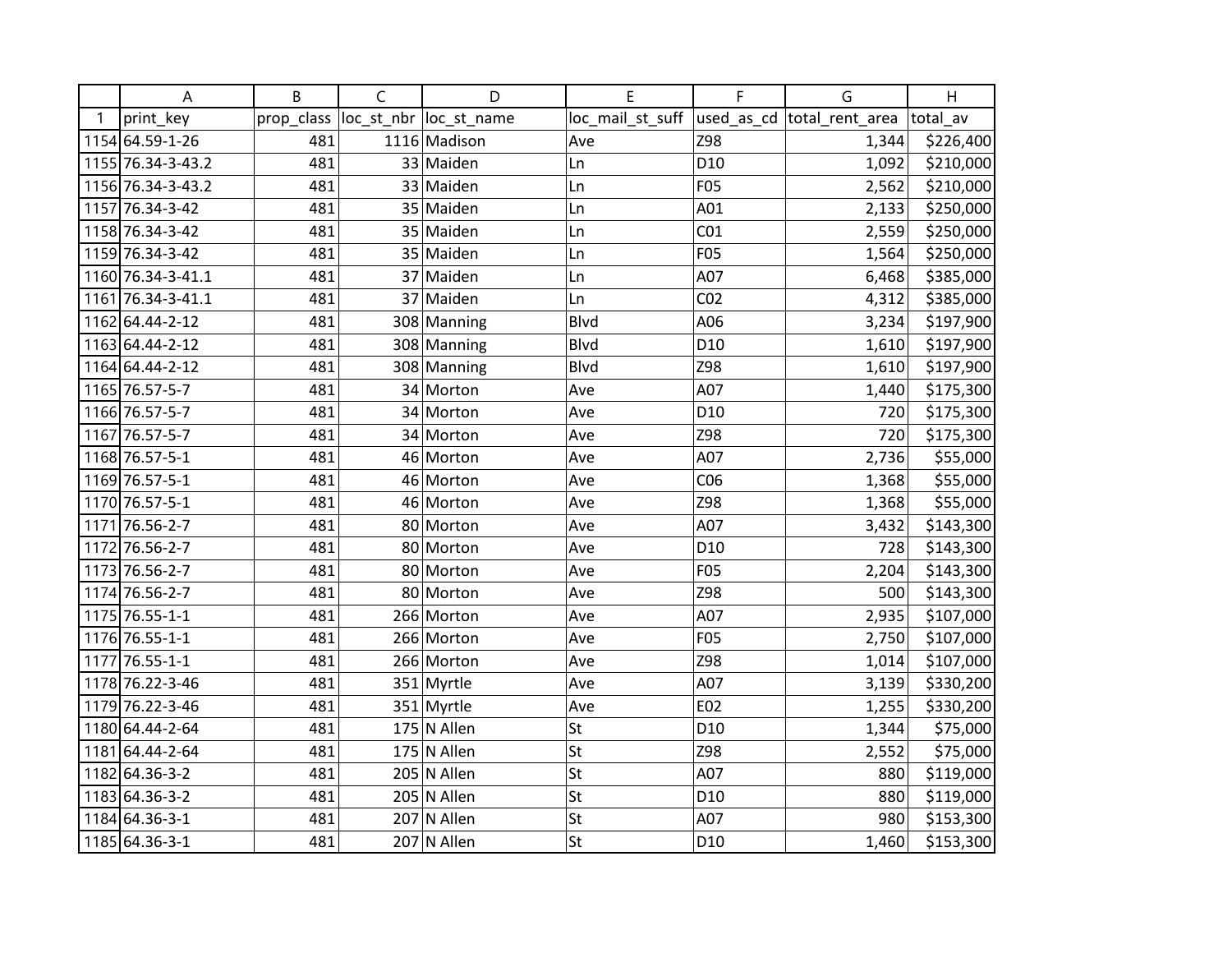| | A | B | C | D | E | F | G | H |
|---|---|---|---|---|---|---|---|---|
| 1 | print_key | prop_class | loc_st_nbr | loc_st_name | loc_mail_st_suff | used_as_cd | total_rent_area | total_av |
| 1154 | 64.59-1-26 | 481 | 1116 | Madison | Ave | Z98 | 1,344 | $226,400 |
| 1155 | 76.34-3-43.2 | 481 | 33 | Maiden | Ln | D10 | 1,092 | $210,000 |
| 1156 | 76.34-3-43.2 | 481 | 33 | Maiden | Ln | F05 | 2,562 | $210,000 |
| 1157 | 76.34-3-42 | 481 | 35 | Maiden | Ln | A01 | 2,133 | $250,000 |
| 1158 | 76.34-3-42 | 481 | 35 | Maiden | Ln | C01 | 2,559 | $250,000 |
| 1159 | 76.34-3-42 | 481 | 35 | Maiden | Ln | F05 | 1,564 | $250,000 |
| 1160 | 76.34-3-41.1 | 481 | 37 | Maiden | Ln | A07 | 6,468 | $385,000 |
| 1161 | 76.34-3-41.1 | 481 | 37 | Maiden | Ln | C02 | 4,312 | $385,000 |
| 1162 | 64.44-2-12 | 481 | 308 | Manning | Blvd | A06 | 3,234 | $197,900 |
| 1163 | 64.44-2-12 | 481 | 308 | Manning | Blvd | D10 | 1,610 | $197,900 |
| 1164 | 64.44-2-12 | 481 | 308 | Manning | Blvd | Z98 | 1,610 | $197,900 |
| 1165 | 76.57-5-7 | 481 | 34 | Morton | Ave | A07 | 1,440 | $175,300 |
| 1166 | 76.57-5-7 | 481 | 34 | Morton | Ave | D10 | 720 | $175,300 |
| 1167 | 76.57-5-7 | 481 | 34 | Morton | Ave | Z98 | 720 | $175,300 |
| 1168 | 76.57-5-1 | 481 | 46 | Morton | Ave | A07 | 2,736 | $55,000 |
| 1169 | 76.57-5-1 | 481 | 46 | Morton | Ave | C06 | 1,368 | $55,000 |
| 1170 | 76.57-5-1 | 481 | 46 | Morton | Ave | Z98 | 1,368 | $55,000 |
| 1171 | 76.56-2-7 | 481 | 80 | Morton | Ave | A07 | 3,432 | $143,300 |
| 1172 | 76.56-2-7 | 481 | 80 | Morton | Ave | D10 | 728 | $143,300 |
| 1173 | 76.56-2-7 | 481 | 80 | Morton | Ave | F05 | 2,204 | $143,300 |
| 1174 | 76.56-2-7 | 481 | 80 | Morton | Ave | Z98 | 500 | $143,300 |
| 1175 | 76.55-1-1 | 481 | 266 | Morton | Ave | A07 | 2,935 | $107,000 |
| 1176 | 76.55-1-1 | 481 | 266 | Morton | Ave | F05 | 2,750 | $107,000 |
| 1177 | 76.55-1-1 | 481 | 266 | Morton | Ave | Z98 | 1,014 | $107,000 |
| 1178 | 76.22-3-46 | 481 | 351 | Myrtle | Ave | A07 | 3,139 | $330,200 |
| 1179 | 76.22-3-46 | 481 | 351 | Myrtle | Ave | E02 | 1,255 | $330,200 |
| 1180 | 64.44-2-64 | 481 | 175 | N Allen | St | D10 | 1,344 | $75,000 |
| 1181 | 64.44-2-64 | 481 | 175 | N Allen | St | Z98 | 2,552 | $75,000 |
| 1182 | 64.36-3-2 | 481 | 205 | N Allen | St | A07 | 880 | $119,000 |
| 1183 | 64.36-3-2 | 481 | 205 | N Allen | St | D10 | 880 | $119,000 |
| 1184 | 64.36-3-1 | 481 | 207 | N Allen | St | A07 | 980 | $153,300 |
| 1185 | 64.36-3-1 | 481 | 207 | N Allen | St | D10 | 1,460 | $153,300 |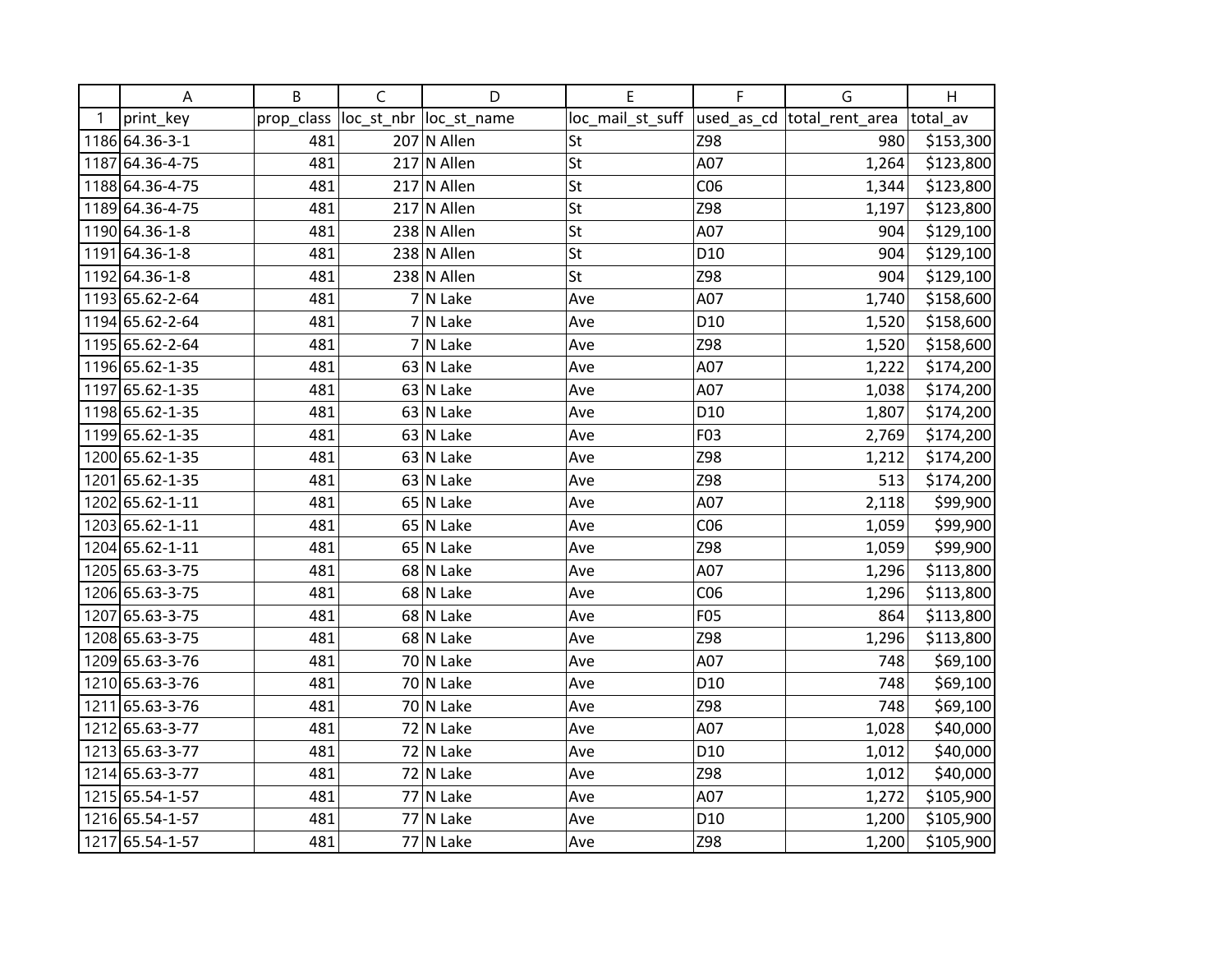| | A | B | C | D | E | F | G | H |
|---|---|---|---|---|---|---|---|---|
| 1 | print_key | prop_class | loc_st_nbr | loc_st_name | loc_mail_st_suff | used_as_cd | total_rent_area | total_av |
| 1186 | 64.36-3-1 | 481 | 207 | N Allen | St | Z98 | 980 | $153,300 |
| 1187 | 64.36-4-75 | 481 | 217 | N Allen | St | A07 | 1,264 | $123,800 |
| 1188 | 64.36-4-75 | 481 | 217 | N Allen | St | C06 | 1,344 | $123,800 |
| 1189 | 64.36-4-75 | 481 | 217 | N Allen | St | Z98 | 1,197 | $123,800 |
| 1190 | 64.36-1-8 | 481 | 238 | N Allen | St | A07 | 904 | $129,100 |
| 1191 | 64.36-1-8 | 481 | 238 | N Allen | St | D10 | 904 | $129,100 |
| 1192 | 64.36-1-8 | 481 | 238 | N Allen | St | Z98 | 904 | $129,100 |
| 1193 | 65.62-2-64 | 481 | 7 | N Lake | Ave | A07 | 1,740 | $158,600 |
| 1194 | 65.62-2-64 | 481 | 7 | N Lake | Ave | D10 | 1,520 | $158,600 |
| 1195 | 65.62-2-64 | 481 | 7 | N Lake | Ave | Z98 | 1,520 | $158,600 |
| 1196 | 65.62-1-35 | 481 | 63 | N Lake | Ave | A07 | 1,222 | $174,200 |
| 1197 | 65.62-1-35 | 481 | 63 | N Lake | Ave | A07 | 1,038 | $174,200 |
| 1198 | 65.62-1-35 | 481 | 63 | N Lake | Ave | D10 | 1,807 | $174,200 |
| 1199 | 65.62-1-35 | 481 | 63 | N Lake | Ave | F03 | 2,769 | $174,200 |
| 1200 | 65.62-1-35 | 481 | 63 | N Lake | Ave | Z98 | 1,212 | $174,200 |
| 1201 | 65.62-1-35 | 481 | 63 | N Lake | Ave | Z98 | 513 | $174,200 |
| 1202 | 65.62-1-11 | 481 | 65 | N Lake | Ave | A07 | 2,118 | $99,900 |
| 1203 | 65.62-1-11 | 481 | 65 | N Lake | Ave | C06 | 1,059 | $99,900 |
| 1204 | 65.62-1-11 | 481 | 65 | N Lake | Ave | Z98 | 1,059 | $99,900 |
| 1205 | 65.63-3-75 | 481 | 68 | N Lake | Ave | A07 | 1,296 | $113,800 |
| 1206 | 65.63-3-75 | 481 | 68 | N Lake | Ave | C06 | 1,296 | $113,800 |
| 1207 | 65.63-3-75 | 481 | 68 | N Lake | Ave | F05 | 864 | $113,800 |
| 1208 | 65.63-3-75 | 481 | 68 | N Lake | Ave | Z98 | 1,296 | $113,800 |
| 1209 | 65.63-3-76 | 481 | 70 | N Lake | Ave | A07 | 748 | $69,100 |
| 1210 | 65.63-3-76 | 481 | 70 | N Lake | Ave | D10 | 748 | $69,100 |
| 1211 | 65.63-3-76 | 481 | 70 | N Lake | Ave | Z98 | 748 | $69,100 |
| 1212 | 65.63-3-77 | 481 | 72 | N Lake | Ave | A07 | 1,028 | $40,000 |
| 1213 | 65.63-3-77 | 481 | 72 | N Lake | Ave | D10 | 1,012 | $40,000 |
| 1214 | 65.63-3-77 | 481 | 72 | N Lake | Ave | Z98 | 1,012 | $40,000 |
| 1215 | 65.54-1-57 | 481 | 77 | N Lake | Ave | A07 | 1,272 | $105,900 |
| 1216 | 65.54-1-57 | 481 | 77 | N Lake | Ave | D10 | 1,200 | $105,900 |
| 1217 | 65.54-1-57 | 481 | 77 | N Lake | Ave | Z98 | 1,200 | $105,900 |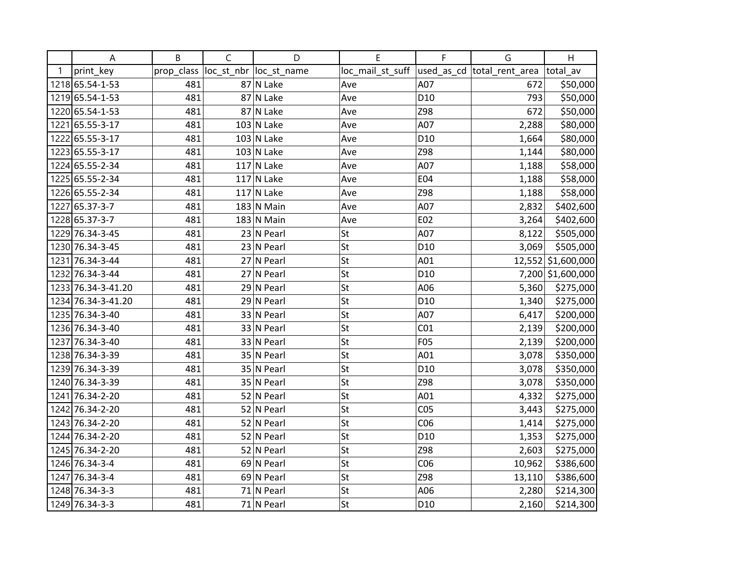| | A | B | C | D | E | F | G | H |
|---|---|---|---|---|---|---|---|---|
| 1 | print_key | prop_class | loc_st_nbr | loc_st_name | loc_mail_st_suff | used_as_cd | total_rent_area | total_av |
| 1218 | 65.54-1-53 | 481 | 87 | N Lake | Ave | A07 | 672 | $50,000 |
| 1219 | 65.54-1-53 | 481 | 87 | N Lake | Ave | D10 | 793 | $50,000 |
| 1220 | 65.54-1-53 | 481 | 87 | N Lake | Ave | Z98 | 672 | $50,000 |
| 1221 | 65.55-3-17 | 481 | 103 | N Lake | Ave | A07 | 2,288 | $80,000 |
| 1222 | 65.55-3-17 | 481 | 103 | N Lake | Ave | D10 | 1,664 | $80,000 |
| 1223 | 65.55-3-17 | 481 | 103 | N Lake | Ave | Z98 | 1,144 | $80,000 |
| 1224 | 65.55-2-34 | 481 | 117 | N Lake | Ave | A07 | 1,188 | $58,000 |
| 1225 | 65.55-2-34 | 481 | 117 | N Lake | Ave | E04 | 1,188 | $58,000 |
| 1226 | 65.55-2-34 | 481 | 117 | N Lake | Ave | Z98 | 1,188 | $58,000 |
| 1227 | 65.37-3-7 | 481 | 183 | N Main | Ave | A07 | 2,832 | $402,600 |
| 1228 | 65.37-3-7 | 481 | 183 | N Main | Ave | E02 | 3,264 | $402,600 |
| 1229 | 76.34-3-45 | 481 | 23 | N Pearl | St | A07 | 8,122 | $505,000 |
| 1230 | 76.34-3-45 | 481 | 23 | N Pearl | St | D10 | 3,069 | $505,000 |
| 1231 | 76.34-3-44 | 481 | 27 | N Pearl | St | A01 | 12,552 | $1,600,000 |
| 1232 | 76.34-3-44 | 481 | 27 | N Pearl | St | D10 | 7,200 | $1,600,000 |
| 1233 | 76.34-3-41.20 | 481 | 29 | N Pearl | St | A06 | 5,360 | $275,000 |
| 1234 | 76.34-3-41.20 | 481 | 29 | N Pearl | St | D10 | 1,340 | $275,000 |
| 1235 | 76.34-3-40 | 481 | 33 | N Pearl | St | A07 | 6,417 | $200,000 |
| 1236 | 76.34-3-40 | 481 | 33 | N Pearl | St | C01 | 2,139 | $200,000 |
| 1237 | 76.34-3-40 | 481 | 33 | N Pearl | St | F05 | 2,139 | $200,000 |
| 1238 | 76.34-3-39 | 481 | 35 | N Pearl | St | A01 | 3,078 | $350,000 |
| 1239 | 76.34-3-39 | 481 | 35 | N Pearl | St | D10 | 3,078 | $350,000 |
| 1240 | 76.34-3-39 | 481 | 35 | N Pearl | St | Z98 | 3,078 | $350,000 |
| 1241 | 76.34-2-20 | 481 | 52 | N Pearl | St | A01 | 4,332 | $275,000 |
| 1242 | 76.34-2-20 | 481 | 52 | N Pearl | St | C05 | 3,443 | $275,000 |
| 1243 | 76.34-2-20 | 481 | 52 | N Pearl | St | C06 | 1,414 | $275,000 |
| 1244 | 76.34-2-20 | 481 | 52 | N Pearl | St | D10 | 1,353 | $275,000 |
| 1245 | 76.34-2-20 | 481 | 52 | N Pearl | St | Z98 | 2,603 | $275,000 |
| 1246 | 76.34-3-4 | 481 | 69 | N Pearl | St | C06 | 10,962 | $386,600 |
| 1247 | 76.34-3-4 | 481 | 69 | N Pearl | St | Z98 | 13,110 | $386,600 |
| 1248 | 76.34-3-3 | 481 | 71 | N Pearl | St | A06 | 2,280 | $214,300 |
| 1249 | 76.34-3-3 | 481 | 71 | N Pearl | St | D10 | 2,160 | $214,300 |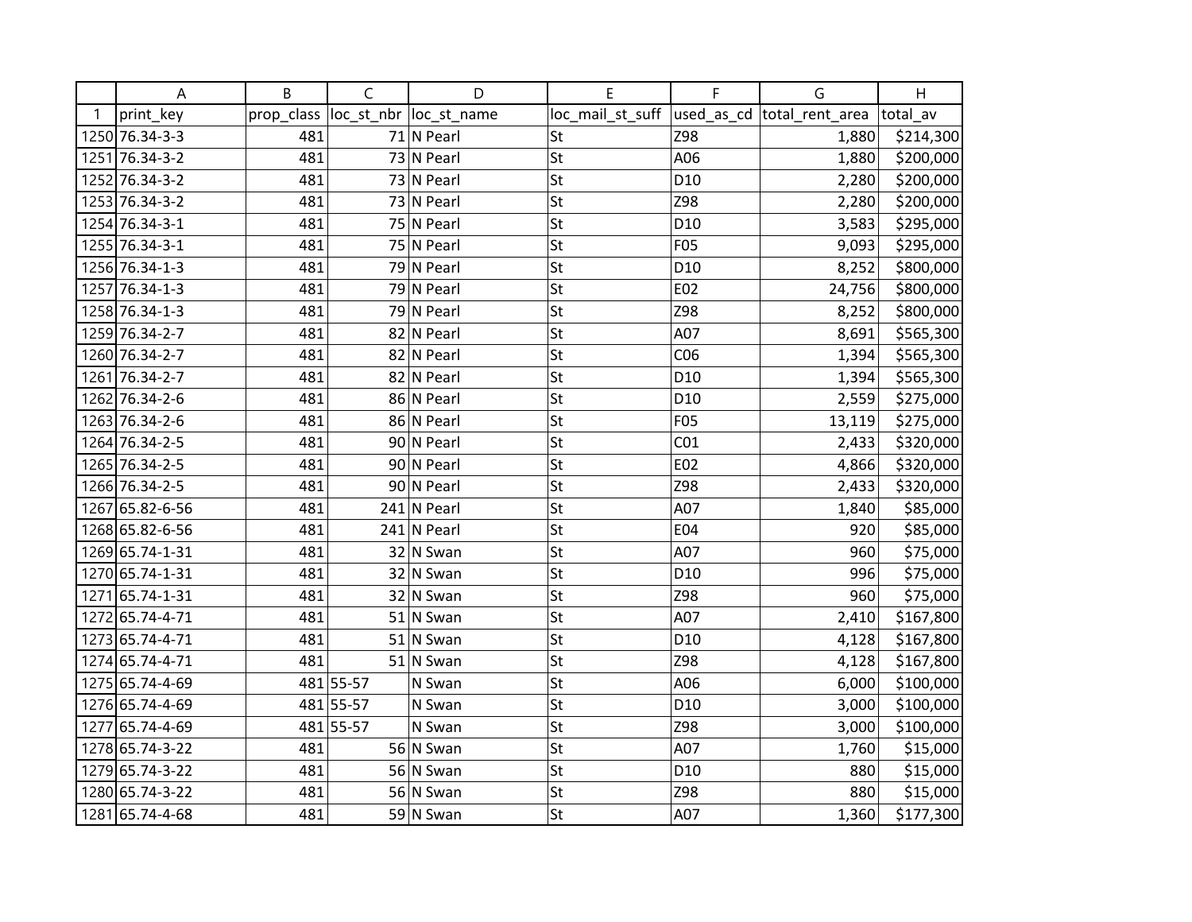| | A | B | C | D | E | F | G | H |
|---|---|---|---|---|---|---|---|---|
| 1 | print_key | prop_class | loc_st_nbr | loc_st_name | loc_mail_st_suff | used_as_cd | total_rent_area | total_av |
| 1250 | 76.34-3-3 | 481 | 71 | N Pearl | St | Z98 | 1,880 | $214,300 |
| 1251 | 76.34-3-2 | 481 | 73 | N Pearl | St | A06 | 1,880 | $200,000 |
| 1252 | 76.34-3-2 | 481 | 73 | N Pearl | St | D10 | 2,280 | $200,000 |
| 1253 | 76.34-3-2 | 481 | 73 | N Pearl | St | Z98 | 2,280 | $200,000 |
| 1254 | 76.34-3-1 | 481 | 75 | N Pearl | St | D10 | 3,583 | $295,000 |
| 1255 | 76.34-3-1 | 481 | 75 | N Pearl | St | F05 | 9,093 | $295,000 |
| 1256 | 76.34-1-3 | 481 | 79 | N Pearl | St | D10 | 8,252 | $800,000 |
| 1257 | 76.34-1-3 | 481 | 79 | N Pearl | St | E02 | 24,756 | $800,000 |
| 1258 | 76.34-1-3 | 481 | 79 | N Pearl | St | Z98 | 8,252 | $800,000 |
| 1259 | 76.34-2-7 | 481 | 82 | N Pearl | St | A07 | 8,691 | $565,300 |
| 1260 | 76.34-2-7 | 481 | 82 | N Pearl | St | C06 | 1,394 | $565,300 |
| 1261 | 76.34-2-7 | 481 | 82 | N Pearl | St | D10 | 1,394 | $565,300 |
| 1262 | 76.34-2-6 | 481 | 86 | N Pearl | St | D10 | 2,559 | $275,000 |
| 1263 | 76.34-2-6 | 481 | 86 | N Pearl | St | F05 | 13,119 | $275,000 |
| 1264 | 76.34-2-5 | 481 | 90 | N Pearl | St | C01 | 2,433 | $320,000 |
| 1265 | 76.34-2-5 | 481 | 90 | N Pearl | St | E02 | 4,866 | $320,000 |
| 1266 | 76.34-2-5 | 481 | 90 | N Pearl | St | Z98 | 2,433 | $320,000 |
| 1267 | 65.82-6-56 | 481 | 241 | N Pearl | St | A07 | 1,840 | $85,000 |
| 1268 | 65.82-6-56 | 481 | 241 | N Pearl | St | E04 | 920 | $85,000 |
| 1269 | 65.74-1-31 | 481 | 32 | N Swan | St | A07 | 960 | $75,000 |
| 1270 | 65.74-1-31 | 481 | 32 | N Swan | St | D10 | 996 | $75,000 |
| 1271 | 65.74-1-31 | 481 | 32 | N Swan | St | Z98 | 960 | $75,000 |
| 1272 | 65.74-4-71 | 481 | 51 | N Swan | St | A07 | 2,410 | $167,800 |
| 1273 | 65.74-4-71 | 481 | 51 | N Swan | St | D10 | 4,128 | $167,800 |
| 1274 | 65.74-4-71 | 481 | 51 | N Swan | St | Z98 | 4,128 | $167,800 |
| 1275 | 65.74-4-69 | 481 | 55-57 | N Swan | St | A06 | 6,000 | $100,000 |
| 1276 | 65.74-4-69 | 481 | 55-57 | N Swan | St | D10 | 3,000 | $100,000 |
| 1277 | 65.74-4-69 | 481 | 55-57 | N Swan | St | Z98 | 3,000 | $100,000 |
| 1278 | 65.74-3-22 | 481 | 56 | N Swan | St | A07 | 1,760 | $15,000 |
| 1279 | 65.74-3-22 | 481 | 56 | N Swan | St | D10 | 880 | $15,000 |
| 1280 | 65.74-3-22 | 481 | 56 | N Swan | St | Z98 | 880 | $15,000 |
| 1281 | 65.74-4-68 | 481 | 59 | N Swan | St | A07 | 1,360 | $177,300 |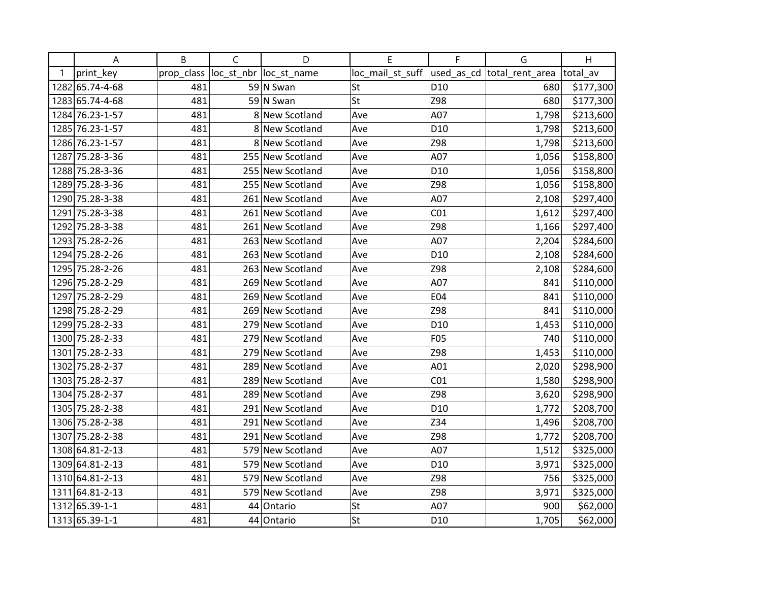| | A | B | C | D | E | F | G | H |
|---|---|---|---|---|---|---|---|---|
| 1 | print_key | prop_class | loc_st_nbr | loc_st_name | loc_mail_st_suff | used_as_cd | total_rent_area | total_av |
| 1282 | 65.74-4-68 | 481 | 59 | N Swan | St | D10 | 680 | $177,300 |
| 1283 | 65.74-4-68 | 481 | 59 | N Swan | St | Z98 | 680 | $177,300 |
| 1284 | 76.23-1-57 | 481 | 8 | New Scotland | Ave | A07 | 1,798 | $213,600 |
| 1285 | 76.23-1-57 | 481 | 8 | New Scotland | Ave | D10 | 1,798 | $213,600 |
| 1286 | 76.23-1-57 | 481 | 8 | New Scotland | Ave | Z98 | 1,798 | $213,600 |
| 1287 | 75.28-3-36 | 481 | 255 | New Scotland | Ave | A07 | 1,056 | $158,800 |
| 1288 | 75.28-3-36 | 481 | 255 | New Scotland | Ave | D10 | 1,056 | $158,800 |
| 1289 | 75.28-3-36 | 481 | 255 | New Scotland | Ave | Z98 | 1,056 | $158,800 |
| 1290 | 75.28-3-38 | 481 | 261 | New Scotland | Ave | A07 | 2,108 | $297,400 |
| 1291 | 75.28-3-38 | 481 | 261 | New Scotland | Ave | C01 | 1,612 | $297,400 |
| 1292 | 75.28-3-38 | 481 | 261 | New Scotland | Ave | Z98 | 1,166 | $297,400 |
| 1293 | 75.28-2-26 | 481 | 263 | New Scotland | Ave | A07 | 2,204 | $284,600 |
| 1294 | 75.28-2-26 | 481 | 263 | New Scotland | Ave | D10 | 2,108 | $284,600 |
| 1295 | 75.28-2-26 | 481 | 263 | New Scotland | Ave | Z98 | 2,108 | $284,600 |
| 1296 | 75.28-2-29 | 481 | 269 | New Scotland | Ave | A07 | 841 | $110,000 |
| 1297 | 75.28-2-29 | 481 | 269 | New Scotland | Ave | E04 | 841 | $110,000 |
| 1298 | 75.28-2-29 | 481 | 269 | New Scotland | Ave | Z98 | 841 | $110,000 |
| 1299 | 75.28-2-33 | 481 | 279 | New Scotland | Ave | D10 | 1,453 | $110,000 |
| 1300 | 75.28-2-33 | 481 | 279 | New Scotland | Ave | F05 | 740 | $110,000 |
| 1301 | 75.28-2-33 | 481 | 279 | New Scotland | Ave | Z98 | 1,453 | $110,000 |
| 1302 | 75.28-2-37 | 481 | 289 | New Scotland | Ave | A01 | 2,020 | $298,900 |
| 1303 | 75.28-2-37 | 481 | 289 | New Scotland | Ave | C01 | 1,580 | $298,900 |
| 1304 | 75.28-2-37 | 481 | 289 | New Scotland | Ave | Z98 | 3,620 | $298,900 |
| 1305 | 75.28-2-38 | 481 | 291 | New Scotland | Ave | D10 | 1,772 | $208,700 |
| 1306 | 75.28-2-38 | 481 | 291 | New Scotland | Ave | Z34 | 1,496 | $208,700 |
| 1307 | 75.28-2-38 | 481 | 291 | New Scotland | Ave | Z98 | 1,772 | $208,700 |
| 1308 | 64.81-2-13 | 481 | 579 | New Scotland | Ave | A07 | 1,512 | $325,000 |
| 1309 | 64.81-2-13 | 481 | 579 | New Scotland | Ave | D10 | 3,971 | $325,000 |
| 1310 | 64.81-2-13 | 481 | 579 | New Scotland | Ave | Z98 | 756 | $325,000 |
| 1311 | 64.81-2-13 | 481 | 579 | New Scotland | Ave | Z98 | 3,971 | $325,000 |
| 1312 | 65.39-1-1 | 481 | 44 | Ontario | St | A07 | 900 | $62,000 |
| 1313 | 65.39-1-1 | 481 | 44 | Ontario | St | D10 | 1,705 | $62,000 |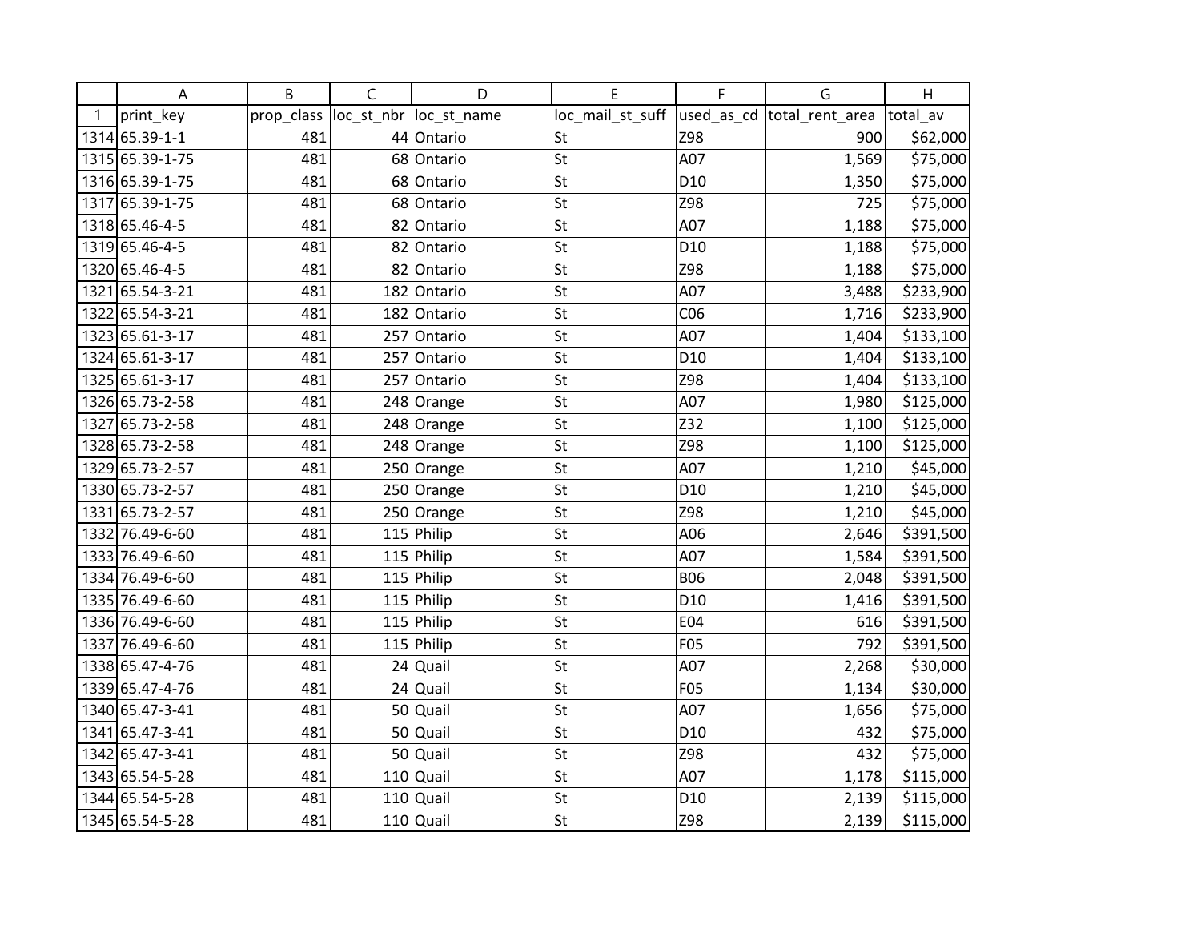| | A | B | C | D | E | F | G | H |
|---|---|---|---|---|---|---|---|---|
| 1 | print_key | prop_class | loc_st_nbr | loc_st_name | loc_mail_st_suff | used_as_cd | total_rent_area | total_av |
| 1314 | 65.39-1-1 | 481 | 44 | Ontario | St | Z98 | 900 | $62,000 |
| 1315 | 65.39-1-75 | 481 | 68 | Ontario | St | A07 | 1,569 | $75,000 |
| 1316 | 65.39-1-75 | 481 | 68 | Ontario | St | D10 | 1,350 | $75,000 |
| 1317 | 65.39-1-75 | 481 | 68 | Ontario | St | Z98 | 725 | $75,000 |
| 1318 | 65.46-4-5 | 481 | 82 | Ontario | St | A07 | 1,188 | $75,000 |
| 1319 | 65.46-4-5 | 481 | 82 | Ontario | St | D10 | 1,188 | $75,000 |
| 1320 | 65.46-4-5 | 481 | 82 | Ontario | St | Z98 | 1,188 | $75,000 |
| 1321 | 65.54-3-21 | 481 | 182 | Ontario | St | A07 | 3,488 | $233,900 |
| 1322 | 65.54-3-21 | 481 | 182 | Ontario | St | C06 | 1,716 | $233,900 |
| 1323 | 65.61-3-17 | 481 | 257 | Ontario | St | A07 | 1,404 | $133,100 |
| 1324 | 65.61-3-17 | 481 | 257 | Ontario | St | D10 | 1,404 | $133,100 |
| 1325 | 65.61-3-17 | 481 | 257 | Ontario | St | Z98 | 1,404 | $133,100 |
| 1326 | 65.73-2-58 | 481 | 248 | Orange | St | A07 | 1,980 | $125,000 |
| 1327 | 65.73-2-58 | 481 | 248 | Orange | St | Z32 | 1,100 | $125,000 |
| 1328 | 65.73-2-58 | 481 | 248 | Orange | St | Z98 | 1,100 | $125,000 |
| 1329 | 65.73-2-57 | 481 | 250 | Orange | St | A07 | 1,210 | $45,000 |
| 1330 | 65.73-2-57 | 481 | 250 | Orange | St | D10 | 1,210 | $45,000 |
| 1331 | 65.73-2-57 | 481 | 250 | Orange | St | Z98 | 1,210 | $45,000 |
| 1332 | 76.49-6-60 | 481 | 115 | Philip | St | A06 | 2,646 | $391,500 |
| 1333 | 76.49-6-60 | 481 | 115 | Philip | St | A07 | 1,584 | $391,500 |
| 1334 | 76.49-6-60 | 481 | 115 | Philip | St | B06 | 2,048 | $391,500 |
| 1335 | 76.49-6-60 | 481 | 115 | Philip | St | D10 | 1,416 | $391,500 |
| 1336 | 76.49-6-60 | 481 | 115 | Philip | St | E04 | 616 | $391,500 |
| 1337 | 76.49-6-60 | 481 | 115 | Philip | St | F05 | 792 | $391,500 |
| 1338 | 65.47-4-76 | 481 | 24 | Quail | St | A07 | 2,268 | $30,000 |
| 1339 | 65.47-4-76 | 481 | 24 | Quail | St | F05 | 1,134 | $30,000 |
| 1340 | 65.47-3-41 | 481 | 50 | Quail | St | A07 | 1,656 | $75,000 |
| 1341 | 65.47-3-41 | 481 | 50 | Quail | St | D10 | 432 | $75,000 |
| 1342 | 65.47-3-41 | 481 | 50 | Quail | St | Z98 | 432 | $75,000 |
| 1343 | 65.54-5-28 | 481 | 110 | Quail | St | A07 | 1,178 | $115,000 |
| 1344 | 65.54-5-28 | 481 | 110 | Quail | St | D10 | 2,139 | $115,000 |
| 1345 | 65.54-5-28 | 481 | 110 | Quail | St | Z98 | 2,139 | $115,000 |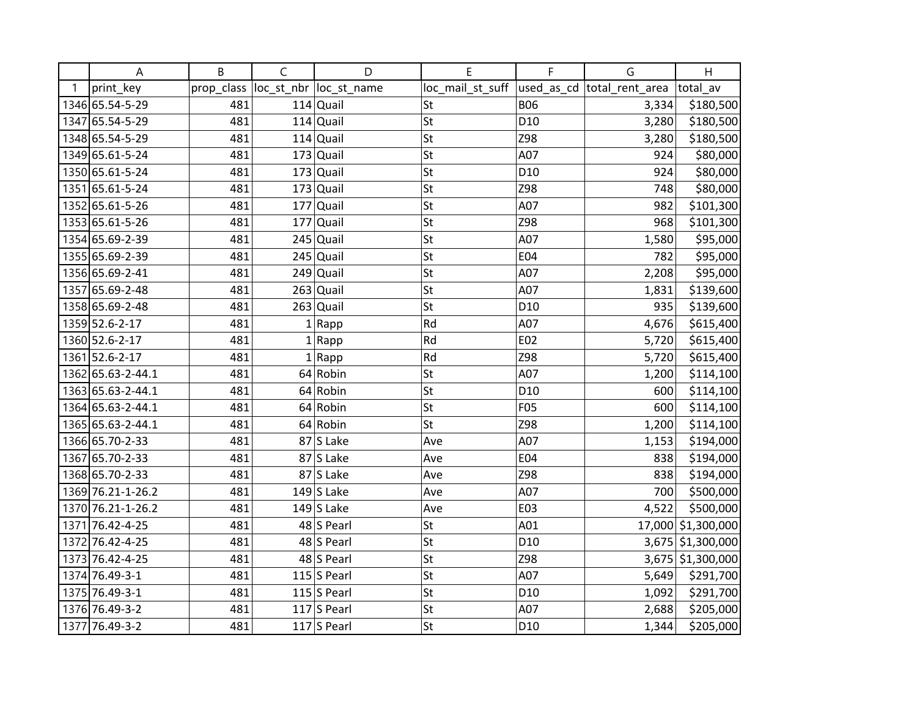| | A | B | C | D | E | F | G | H |
|---|---|---|---|---|---|---|---|---|
| 1 | print_key | prop_class | loc_st_nbr | loc_st_name | loc_mail_st_suff | used_as_cd | total_rent_area | total_av |
| 1346 | 65.54-5-29 | 481 | 114 | Quail | St | B06 | 3,334 | $180,500 |
| 1347 | 65.54-5-29 | 481 | 114 | Quail | St | D10 | 3,280 | $180,500 |
| 1348 | 65.54-5-29 | 481 | 114 | Quail | St | Z98 | 3,280 | $180,500 |
| 1349 | 65.61-5-24 | 481 | 173 | Quail | St | A07 | 924 | $80,000 |
| 1350 | 65.61-5-24 | 481 | 173 | Quail | St | D10 | 924 | $80,000 |
| 1351 | 65.61-5-24 | 481 | 173 | Quail | St | Z98 | 748 | $80,000 |
| 1352 | 65.61-5-26 | 481 | 177 | Quail | St | A07 | 982 | $101,300 |
| 1353 | 65.61-5-26 | 481 | 177 | Quail | St | Z98 | 968 | $101,300 |
| 1354 | 65.69-2-39 | 481 | 245 | Quail | St | A07 | 1,580 | $95,000 |
| 1355 | 65.69-2-39 | 481 | 245 | Quail | St | E04 | 782 | $95,000 |
| 1356 | 65.69-2-41 | 481 | 249 | Quail | St | A07 | 2,208 | $95,000 |
| 1357 | 65.69-2-48 | 481 | 263 | Quail | St | A07 | 1,831 | $139,600 |
| 1358 | 65.69-2-48 | 481 | 263 | Quail | St | D10 | 935 | $139,600 |
| 1359 | 52.6-2-17 | 481 | 1 | Rapp | Rd | A07 | 4,676 | $615,400 |
| 1360 | 52.6-2-17 | 481 | 1 | Rapp | Rd | E02 | 5,720 | $615,400 |
| 1361 | 52.6-2-17 | 481 | 1 | Rapp | Rd | Z98 | 5,720 | $615,400 |
| 1362 | 65.63-2-44.1 | 481 | 64 | Robin | St | A07 | 1,200 | $114,100 |
| 1363 | 65.63-2-44.1 | 481 | 64 | Robin | St | D10 | 600 | $114,100 |
| 1364 | 65.63-2-44.1 | 481 | 64 | Robin | St | F05 | 600 | $114,100 |
| 1365 | 65.63-2-44.1 | 481 | 64 | Robin | St | Z98 | 1,200 | $114,100 |
| 1366 | 65.70-2-33 | 481 | 87 | S Lake | Ave | A07 | 1,153 | $194,000 |
| 1367 | 65.70-2-33 | 481 | 87 | S Lake | Ave | E04 | 838 | $194,000 |
| 1368 | 65.70-2-33 | 481 | 87 | S Lake | Ave | Z98 | 838 | $194,000 |
| 1369 | 76.21-1-26.2 | 481 | 149 | S Lake | Ave | A07 | 700 | $500,000 |
| 1370 | 76.21-1-26.2 | 481 | 149 | S Lake | Ave | E03 | 4,522 | $500,000 |
| 1371 | 76.42-4-25 | 481 | 48 | S Pearl | St | A01 | 17,000 | $1,300,000 |
| 1372 | 76.42-4-25 | 481 | 48 | S Pearl | St | D10 | 3,675 | $1,300,000 |
| 1373 | 76.42-4-25 | 481 | 48 | S Pearl | St | Z98 | 3,675 | $1,300,000 |
| 1374 | 76.49-3-1 | 481 | 115 | S Pearl | St | A07 | 5,649 | $291,700 |
| 1375 | 76.49-3-1 | 481 | 115 | S Pearl | St | D10 | 1,092 | $291,700 |
| 1376 | 76.49-3-2 | 481 | 117 | S Pearl | St | A07 | 2,688 | $205,000 |
| 1377 | 76.49-3-2 | 481 | 117 | S Pearl | St | D10 | 1,344 | $205,000 |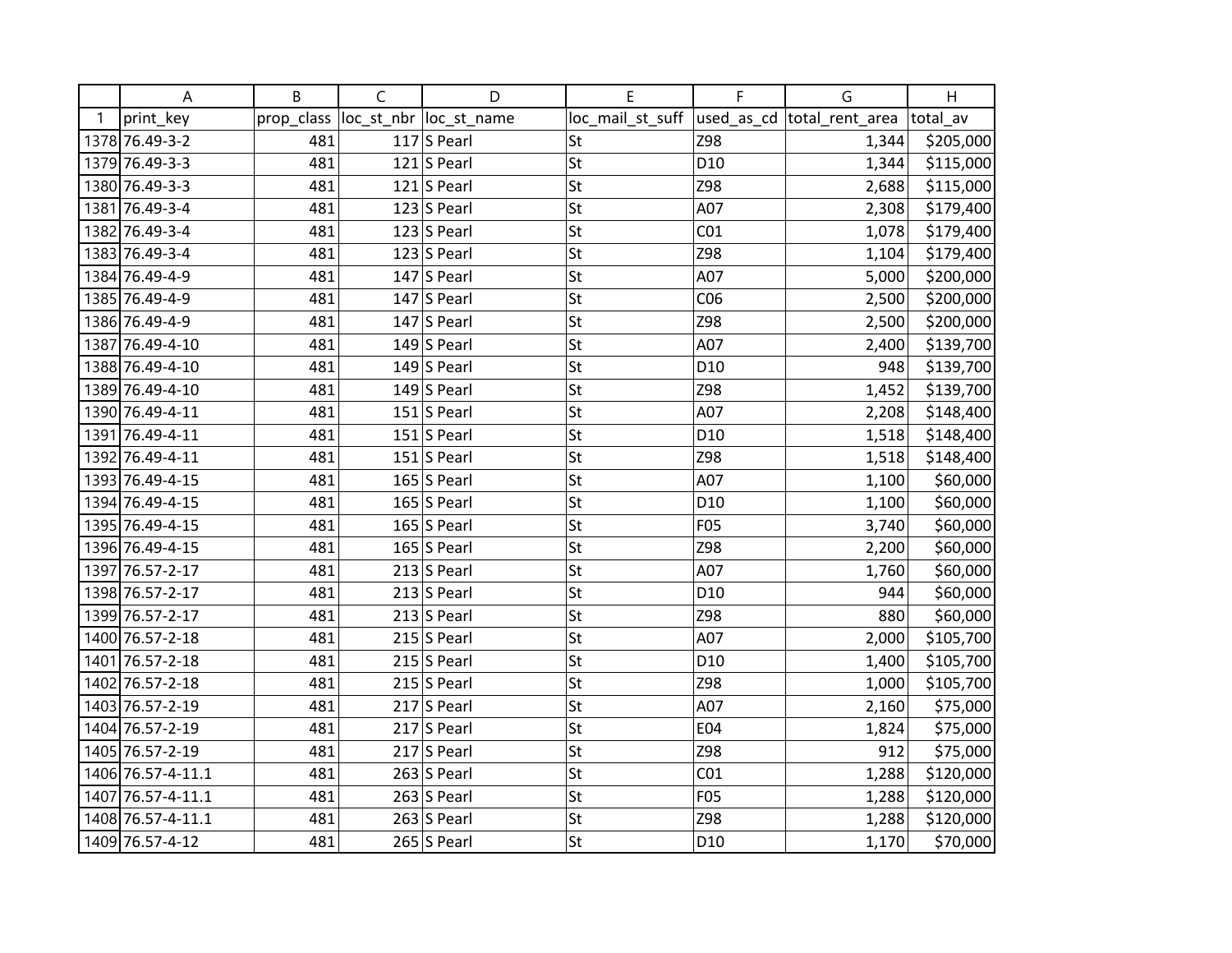| | A | B | C | D | E | F | G | H |
|---|---|---|---|---|---|---|---|---|
| 1 | print_key | prop_class | loc_st_nbr | loc_st_name | loc_mail_st_suff | used_as_cd | total_rent_area | total_av |
| 1378 | 76.49-3-2 | 481 | 117 | S Pearl | St | Z98 | 1,344 | $205,000 |
| 1379 | 76.49-3-3 | 481 | 121 | S Pearl | St | D10 | 1,344 | $115,000 |
| 1380 | 76.49-3-3 | 481 | 121 | S Pearl | St | Z98 | 2,688 | $115,000 |
| 1381 | 76.49-3-4 | 481 | 123 | S Pearl | St | A07 | 2,308 | $179,400 |
| 1382 | 76.49-3-4 | 481 | 123 | S Pearl | St | C01 | 1,078 | $179,400 |
| 1383 | 76.49-3-4 | 481 | 123 | S Pearl | St | Z98 | 1,104 | $179,400 |
| 1384 | 76.49-4-9 | 481 | 147 | S Pearl | St | A07 | 5,000 | $200,000 |
| 1385 | 76.49-4-9 | 481 | 147 | S Pearl | St | C06 | 2,500 | $200,000 |
| 1386 | 76.49-4-9 | 481 | 147 | S Pearl | St | Z98 | 2,500 | $200,000 |
| 1387 | 76.49-4-10 | 481 | 149 | S Pearl | St | A07 | 2,400 | $139,700 |
| 1388 | 76.49-4-10 | 481 | 149 | S Pearl | St | D10 | 948 | $139,700 |
| 1389 | 76.49-4-10 | 481 | 149 | S Pearl | St | Z98 | 1,452 | $139,700 |
| 1390 | 76.49-4-11 | 481 | 151 | S Pearl | St | A07 | 2,208 | $148,400 |
| 1391 | 76.49-4-11 | 481 | 151 | S Pearl | St | D10 | 1,518 | $148,400 |
| 1392 | 76.49-4-11 | 481 | 151 | S Pearl | St | Z98 | 1,518 | $148,400 |
| 1393 | 76.49-4-15 | 481 | 165 | S Pearl | St | A07 | 1,100 | $60,000 |
| 1394 | 76.49-4-15 | 481 | 165 | S Pearl | St | D10 | 1,100 | $60,000 |
| 1395 | 76.49-4-15 | 481 | 165 | S Pearl | St | F05 | 3,740 | $60,000 |
| 1396 | 76.49-4-15 | 481 | 165 | S Pearl | St | Z98 | 2,200 | $60,000 |
| 1397 | 76.57-2-17 | 481 | 213 | S Pearl | St | A07 | 1,760 | $60,000 |
| 1398 | 76.57-2-17 | 481 | 213 | S Pearl | St | D10 | 944 | $60,000 |
| 1399 | 76.57-2-17 | 481 | 213 | S Pearl | St | Z98 | 880 | $60,000 |
| 1400 | 76.57-2-18 | 481 | 215 | S Pearl | St | A07 | 2,000 | $105,700 |
| 1401 | 76.57-2-18 | 481 | 215 | S Pearl | St | D10 | 1,400 | $105,700 |
| 1402 | 76.57-2-18 | 481 | 215 | S Pearl | St | Z98 | 1,000 | $105,700 |
| 1403 | 76.57-2-19 | 481 | 217 | S Pearl | St | A07 | 2,160 | $75,000 |
| 1404 | 76.57-2-19 | 481 | 217 | S Pearl | St | E04 | 1,824 | $75,000 |
| 1405 | 76.57-2-19 | 481 | 217 | S Pearl | St | Z98 | 912 | $75,000 |
| 1406 | 76.57-4-11.1 | 481 | 263 | S Pearl | St | C01 | 1,288 | $120,000 |
| 1407 | 76.57-4-11.1 | 481 | 263 | S Pearl | St | F05 | 1,288 | $120,000 |
| 1408 | 76.57-4-11.1 | 481 | 263 | S Pearl | St | Z98 | 1,288 | $120,000 |
| 1409 | 76.57-4-12 | 481 | 265 | S Pearl | St | D10 | 1,170 | $70,000 |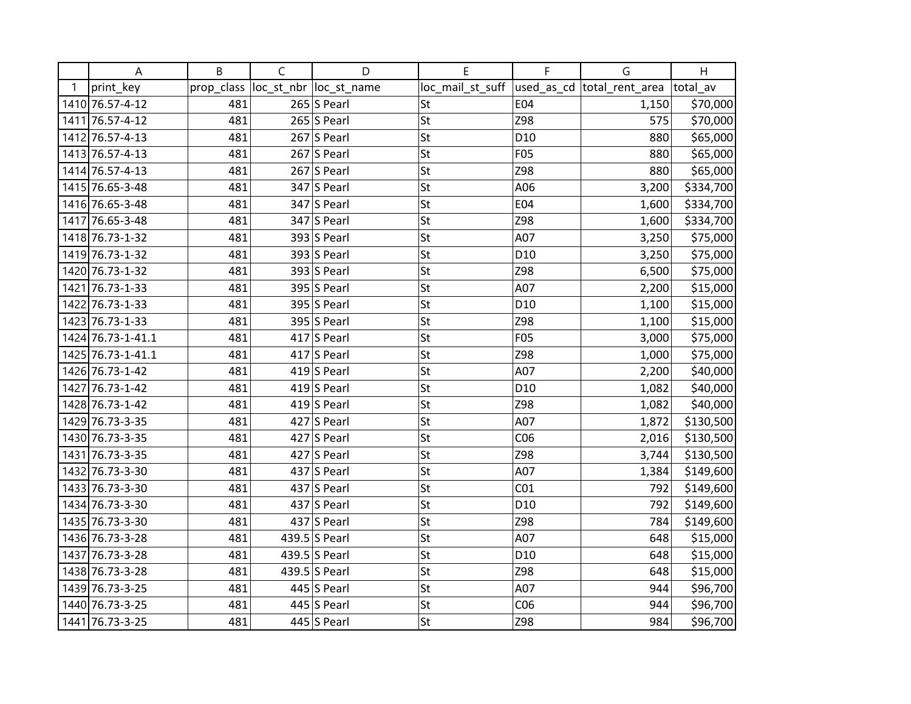| | A | B | C | D | E | F | G | H |
|---|---|---|---|---|---|---|---|---|
| 1 | print_key | prop_class | loc_st_nbr | loc_st_name | loc_mail_st_suff | used_as_cd | total_rent_area | total_av |
| 1410 | 76.57-4-12 | 481 | 265 | S Pearl | St | E04 | 1,150 | $70,000 |
| 1411 | 76.57-4-12 | 481 | 265 | S Pearl | St | Z98 | 575 | $70,000 |
| 1412 | 76.57-4-13 | 481 | 267 | S Pearl | St | D10 | 880 | $65,000 |
| 1413 | 76.57-4-13 | 481 | 267 | S Pearl | St | F05 | 880 | $65,000 |
| 1414 | 76.57-4-13 | 481 | 267 | S Pearl | St | Z98 | 880 | $65,000 |
| 1415 | 76.65-3-48 | 481 | 347 | S Pearl | St | A06 | 3,200 | $334,700 |
| 1416 | 76.65-3-48 | 481 | 347 | S Pearl | St | E04 | 1,600 | $334,700 |
| 1417 | 76.65-3-48 | 481 | 347 | S Pearl | St | Z98 | 1,600 | $334,700 |
| 1418 | 76.73-1-32 | 481 | 393 | S Pearl | St | A07 | 3,250 | $75,000 |
| 1419 | 76.73-1-32 | 481 | 393 | S Pearl | St | D10 | 3,250 | $75,000 |
| 1420 | 76.73-1-32 | 481 | 393 | S Pearl | St | Z98 | 6,500 | $75,000 |
| 1421 | 76.73-1-33 | 481 | 395 | S Pearl | St | A07 | 2,200 | $15,000 |
| 1422 | 76.73-1-33 | 481 | 395 | S Pearl | St | D10 | 1,100 | $15,000 |
| 1423 | 76.73-1-33 | 481 | 395 | S Pearl | St | Z98 | 1,100 | $15,000 |
| 1424 | 76.73-1-41.1 | 481 | 417 | S Pearl | St | F05 | 3,000 | $75,000 |
| 1425 | 76.73-1-41.1 | 481 | 417 | S Pearl | St | Z98 | 1,000 | $75,000 |
| 1426 | 76.73-1-42 | 481 | 419 | S Pearl | St | A07 | 2,200 | $40,000 |
| 1427 | 76.73-1-42 | 481 | 419 | S Pearl | St | D10 | 1,082 | $40,000 |
| 1428 | 76.73-1-42 | 481 | 419 | S Pearl | St | Z98 | 1,082 | $40,000 |
| 1429 | 76.73-3-35 | 481 | 427 | S Pearl | St | A07 | 1,872 | $130,500 |
| 1430 | 76.73-3-35 | 481 | 427 | S Pearl | St | C06 | 2,016 | $130,500 |
| 1431 | 76.73-3-35 | 481 | 427 | S Pearl | St | Z98 | 3,744 | $130,500 |
| 1432 | 76.73-3-30 | 481 | 437 | S Pearl | St | A07 | 1,384 | $149,600 |
| 1433 | 76.73-3-30 | 481 | 437 | S Pearl | St | C01 | 792 | $149,600 |
| 1434 | 76.73-3-30 | 481 | 437 | S Pearl | St | D10 | 792 | $149,600 |
| 1435 | 76.73-3-30 | 481 | 437 | S Pearl | St | Z98 | 784 | $149,600 |
| 1436 | 76.73-3-28 | 481 | 439.5 | S Pearl | St | A07 | 648 | $15,000 |
| 1437 | 76.73-3-28 | 481 | 439.5 | S Pearl | St | D10 | 648 | $15,000 |
| 1438 | 76.73-3-28 | 481 | 439.5 | S Pearl | St | Z98 | 648 | $15,000 |
| 1439 | 76.73-3-25 | 481 | 445 | S Pearl | St | A07 | 944 | $96,700 |
| 1440 | 76.73-3-25 | 481 | 445 | S Pearl | St | C06 | 944 | $96,700 |
| 1441 | 76.73-3-25 | 481 | 445 | S Pearl | St | Z98 | 984 | $96,700 |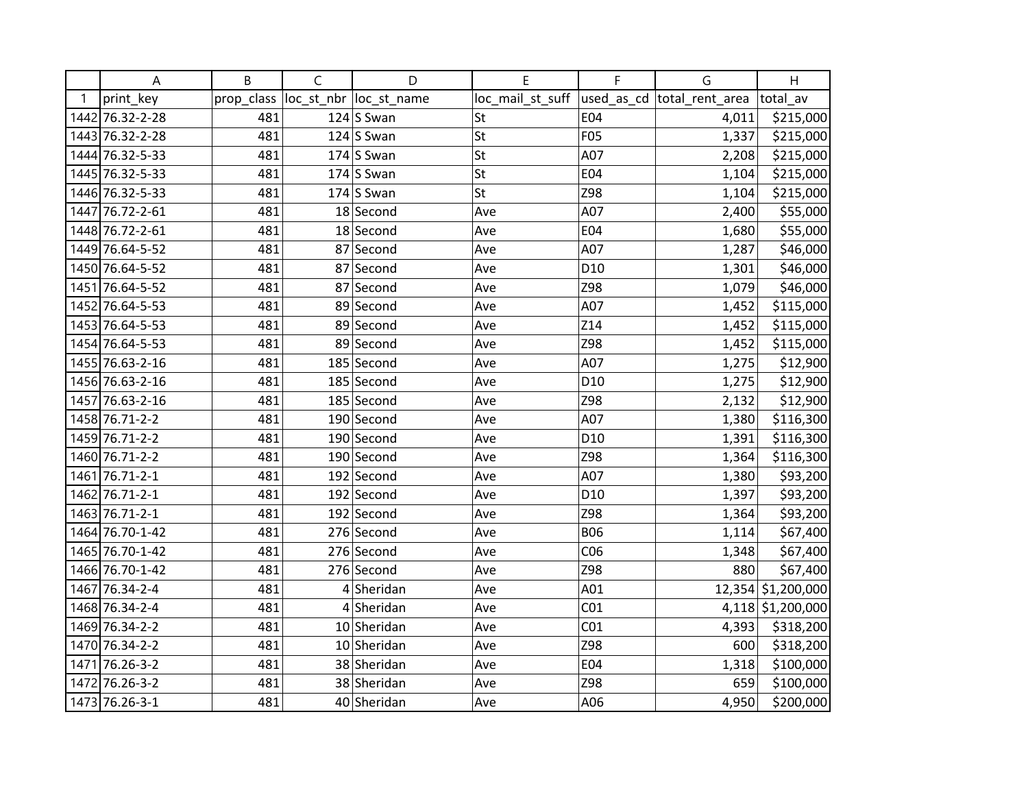| | A | B | C | D | E | F | G | H |
|---|---|---|---|---|---|---|---|---|
| 1 | print_key | prop_class | loc_st_nbr | loc_st_name | loc_mail_st_suff | used_as_cd | total_rent_area | total_av |
| 1442 | 76.32-2-28 | 481 | 124 | S Swan | St | E04 | 4,011 | $215,000 |
| 1443 | 76.32-2-28 | 481 | 124 | S Swan | St | F05 | 1,337 | $215,000 |
| 1444 | 76.32-5-33 | 481 | 174 | S Swan | St | A07 | 2,208 | $215,000 |
| 1445 | 76.32-5-33 | 481 | 174 | S Swan | St | E04 | 1,104 | $215,000 |
| 1446 | 76.32-5-33 | 481 | 174 | S Swan | St | Z98 | 1,104 | $215,000 |
| 1447 | 76.72-2-61 | 481 | 18 | Second | Ave | A07 | 2,400 | $55,000 |
| 1448 | 76.72-2-61 | 481 | 18 | Second | Ave | E04 | 1,680 | $55,000 |
| 1449 | 76.64-5-52 | 481 | 87 | Second | Ave | A07 | 1,287 | $46,000 |
| 1450 | 76.64-5-52 | 481 | 87 | Second | Ave | D10 | 1,301 | $46,000 |
| 1451 | 76.64-5-52 | 481 | 87 | Second | Ave | Z98 | 1,079 | $46,000 |
| 1452 | 76.64-5-53 | 481 | 89 | Second | Ave | A07 | 1,452 | $115,000 |
| 1453 | 76.64-5-53 | 481 | 89 | Second | Ave | Z14 | 1,452 | $115,000 |
| 1454 | 76.64-5-53 | 481 | 89 | Second | Ave | Z98 | 1,452 | $115,000 |
| 1455 | 76.63-2-16 | 481 | 185 | Second | Ave | A07 | 1,275 | $12,900 |
| 1456 | 76.63-2-16 | 481 | 185 | Second | Ave | D10 | 1,275 | $12,900 |
| 1457 | 76.63-2-16 | 481 | 185 | Second | Ave | Z98 | 2,132 | $12,900 |
| 1458 | 76.71-2-2 | 481 | 190 | Second | Ave | A07 | 1,380 | $116,300 |
| 1459 | 76.71-2-2 | 481 | 190 | Second | Ave | D10 | 1,391 | $116,300 |
| 1460 | 76.71-2-2 | 481 | 190 | Second | Ave | Z98 | 1,364 | $116,300 |
| 1461 | 76.71-2-1 | 481 | 192 | Second | Ave | A07 | 1,380 | $93,200 |
| 1462 | 76.71-2-1 | 481 | 192 | Second | Ave | D10 | 1,397 | $93,200 |
| 1463 | 76.71-2-1 | 481 | 192 | Second | Ave | Z98 | 1,364 | $93,200 |
| 1464 | 76.70-1-42 | 481 | 276 | Second | Ave | B06 | 1,114 | $67,400 |
| 1465 | 76.70-1-42 | 481 | 276 | Second | Ave | C06 | 1,348 | $67,400 |
| 1466 | 76.70-1-42 | 481 | 276 | Second | Ave | Z98 | 880 | $67,400 |
| 1467 | 76.34-2-4 | 481 | 4 | Sheridan | Ave | A01 | 12,354 | $1,200,000 |
| 1468 | 76.34-2-4 | 481 | 4 | Sheridan | Ave | C01 | 4,118 | $1,200,000 |
| 1469 | 76.34-2-2 | 481 | 10 | Sheridan | Ave | C01 | 4,393 | $318,200 |
| 1470 | 76.34-2-2 | 481 | 10 | Sheridan | Ave | Z98 | 600 | $318,200 |
| 1471 | 76.26-3-2 | 481 | 38 | Sheridan | Ave | E04 | 1,318 | $100,000 |
| 1472 | 76.26-3-2 | 481 | 38 | Sheridan | Ave | Z98 | 659 | $100,000 |
| 1473 | 76.26-3-1 | 481 | 40 | Sheridan | Ave | A06 | 4,950 | $200,000 |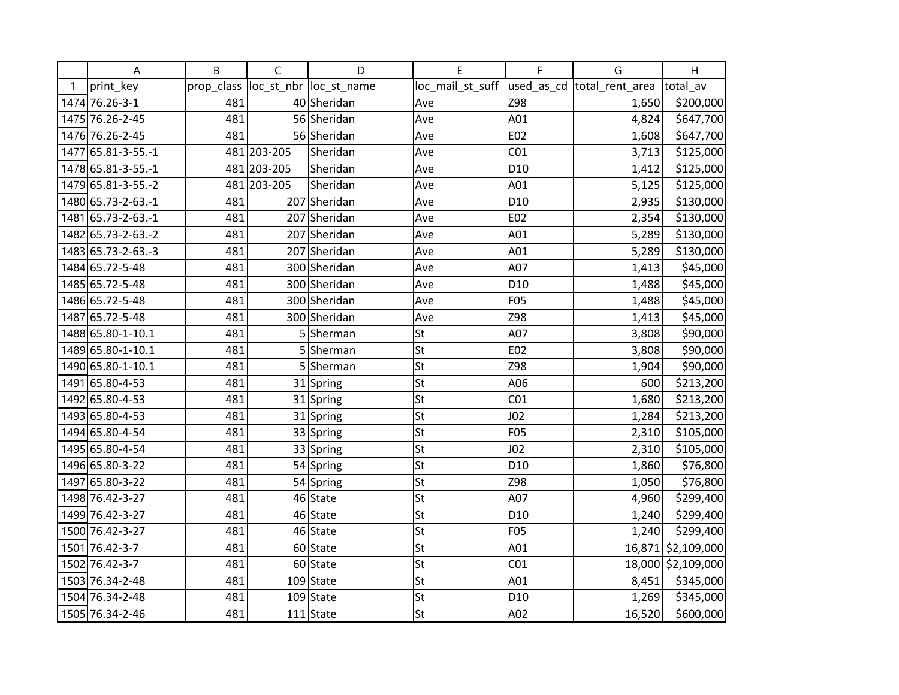| | A | B | C | D | E | F | G | H |
|---|---|---|---|---|---|---|---|---|
| 1 | print_key | prop_class | loc_st_nbr | loc_st_name | loc_mail_st_suff | used_as_cd | total_rent_area | total_av |
| 1474 | 76.26-3-1 | 481 | 40 | Sheridan | Ave | Z98 | 1,650 | $200,000 |
| 1475 | 76.26-2-45 | 481 | 56 | Sheridan | Ave | A01 | 4,824 | $647,700 |
| 1476 | 76.26-2-45 | 481 | 56 | Sheridan | Ave | E02 | 1,608 | $647,700 |
| 1477 | 65.81-3-55.-1 | 481 | 203-205 | Sheridan | Ave | C01 | 3,713 | $125,000 |
| 1478 | 65.81-3-55.-1 | 481 | 203-205 | Sheridan | Ave | D10 | 1,412 | $125,000 |
| 1479 | 65.81-3-55.-2 | 481 | 203-205 | Sheridan | Ave | A01 | 5,125 | $125,000 |
| 1480 | 65.73-2-63.-1 | 481 | 207 | Sheridan | Ave | D10 | 2,935 | $130,000 |
| 1481 | 65.73-2-63.-1 | 481 | 207 | Sheridan | Ave | E02 | 2,354 | $130,000 |
| 1482 | 65.73-2-63.-2 | 481 | 207 | Sheridan | Ave | A01 | 5,289 | $130,000 |
| 1483 | 65.73-2-63.-3 | 481 | 207 | Sheridan | Ave | A01 | 5,289 | $130,000 |
| 1484 | 65.72-5-48 | 481 | 300 | Sheridan | Ave | A07 | 1,413 | $45,000 |
| 1485 | 65.72-5-48 | 481 | 300 | Sheridan | Ave | D10 | 1,488 | $45,000 |
| 1486 | 65.72-5-48 | 481 | 300 | Sheridan | Ave | F05 | 1,488 | $45,000 |
| 1487 | 65.72-5-48 | 481 | 300 | Sheridan | Ave | Z98 | 1,413 | $45,000 |
| 1488 | 65.80-1-10.1 | 481 | 5 | Sherman | St | A07 | 3,808 | $90,000 |
| 1489 | 65.80-1-10.1 | 481 | 5 | Sherman | St | E02 | 3,808 | $90,000 |
| 1490 | 65.80-1-10.1 | 481 | 5 | Sherman | St | Z98 | 1,904 | $90,000 |
| 1491 | 65.80-4-53 | 481 | 31 | Spring | St | A06 | 600 | $213,200 |
| 1492 | 65.80-4-53 | 481 | 31 | Spring | St | C01 | 1,680 | $213,200 |
| 1493 | 65.80-4-53 | 481 | 31 | Spring | St | J02 | 1,284 | $213,200 |
| 1494 | 65.80-4-54 | 481 | 33 | Spring | St | F05 | 2,310 | $105,000 |
| 1495 | 65.80-4-54 | 481 | 33 | Spring | St | J02 | 2,310 | $105,000 |
| 1496 | 65.80-3-22 | 481 | 54 | Spring | St | D10 | 1,860 | $76,800 |
| 1497 | 65.80-3-22 | 481 | 54 | Spring | St | Z98 | 1,050 | $76,800 |
| 1498 | 76.42-3-27 | 481 | 46 | State | St | A07 | 4,960 | $299,400 |
| 1499 | 76.42-3-27 | 481 | 46 | State | St | D10 | 1,240 | $299,400 |
| 1500 | 76.42-3-27 | 481 | 46 | State | St | F05 | 1,240 | $299,400 |
| 1501 | 76.42-3-7 | 481 | 60 | State | St | A01 | 16,871 | $2,109,000 |
| 1502 | 76.42-3-7 | 481 | 60 | State | St | C01 | 18,000 | $2,109,000 |
| 1503 | 76.34-2-48 | 481 | 109 | State | St | A01 | 8,451 | $345,000 |
| 1504 | 76.34-2-48 | 481 | 109 | State | St | D10 | 1,269 | $345,000 |
| 1505 | 76.34-2-46 | 481 | 111 | State | St | A02 | 16,520 | $600,000 |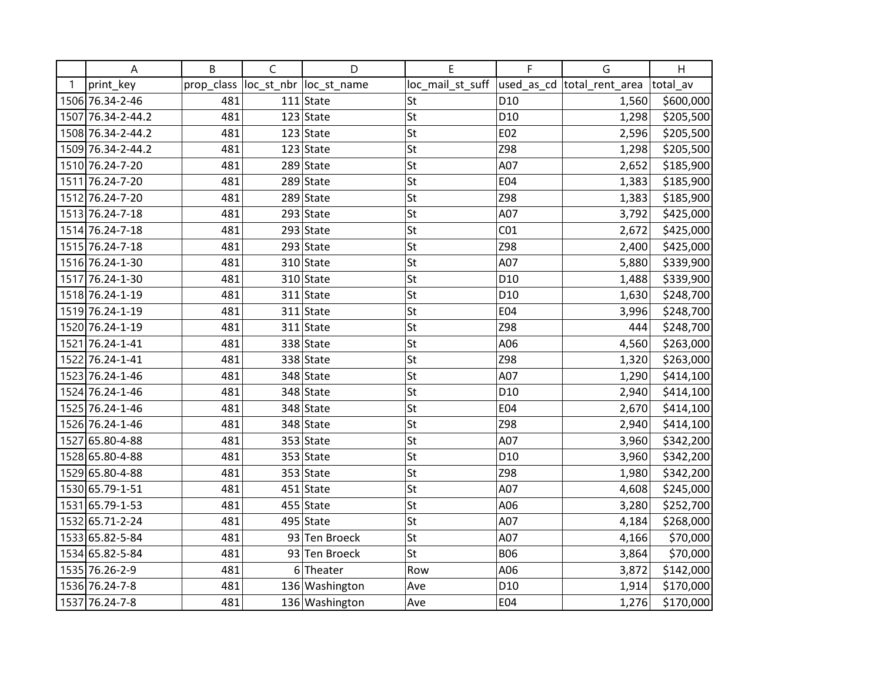| | A | B | C | D | E | F | G | H |
|---|---|---|---|---|---|---|---|---|
| 1 | print_key | prop_class | loc_st_nbr | loc_st_name | loc_mail_st_suff | used_as_cd | total_rent_area | total_av |
| 1506 | 76.34-2-46 | 481 | 111 | State | St | D10 | 1,560 | $600,000 |
| 1507 | 76.34-2-44.2 | 481 | 123 | State | St | D10 | 1,298 | $205,500 |
| 1508 | 76.34-2-44.2 | 481 | 123 | State | St | E02 | 2,596 | $205,500 |
| 1509 | 76.34-2-44.2 | 481 | 123 | State | St | Z98 | 1,298 | $205,500 |
| 1510 | 76.24-7-20 | 481 | 289 | State | St | A07 | 2,652 | $185,900 |
| 1511 | 76.24-7-20 | 481 | 289 | State | St | E04 | 1,383 | $185,900 |
| 1512 | 76.24-7-20 | 481 | 289 | State | St | Z98 | 1,383 | $185,900 |
| 1513 | 76.24-7-18 | 481 | 293 | State | St | A07 | 3,792 | $425,000 |
| 1514 | 76.24-7-18 | 481 | 293 | State | St | C01 | 2,672 | $425,000 |
| 1515 | 76.24-7-18 | 481 | 293 | State | St | Z98 | 2,400 | $425,000 |
| 1516 | 76.24-1-30 | 481 | 310 | State | St | A07 | 5,880 | $339,900 |
| 1517 | 76.24-1-30 | 481 | 310 | State | St | D10 | 1,488 | $339,900 |
| 1518 | 76.24-1-19 | 481 | 311 | State | St | D10 | 1,630 | $248,700 |
| 1519 | 76.24-1-19 | 481 | 311 | State | St | E04 | 3,996 | $248,700 |
| 1520 | 76.24-1-19 | 481 | 311 | State | St | Z98 | 444 | $248,700 |
| 1521 | 76.24-1-41 | 481 | 338 | State | St | A06 | 4,560 | $263,000 |
| 1522 | 76.24-1-41 | 481 | 338 | State | St | Z98 | 1,320 | $263,000 |
| 1523 | 76.24-1-46 | 481 | 348 | State | St | A07 | 1,290 | $414,100 |
| 1524 | 76.24-1-46 | 481 | 348 | State | St | D10 | 2,940 | $414,100 |
| 1525 | 76.24-1-46 | 481 | 348 | State | St | E04 | 2,670 | $414,100 |
| 1526 | 76.24-1-46 | 481 | 348 | State | St | Z98 | 2,940 | $414,100 |
| 1527 | 65.80-4-88 | 481 | 353 | State | St | A07 | 3,960 | $342,200 |
| 1528 | 65.80-4-88 | 481 | 353 | State | St | D10 | 3,960 | $342,200 |
| 1529 | 65.80-4-88 | 481 | 353 | State | St | Z98 | 1,980 | $342,200 |
| 1530 | 65.79-1-51 | 481 | 451 | State | St | A07 | 4,608 | $245,000 |
| 1531 | 65.79-1-53 | 481 | 455 | State | St | A06 | 3,280 | $252,700 |
| 1532 | 65.71-2-24 | 481 | 495 | State | St | A07 | 4,184 | $268,000 |
| 1533 | 65.82-5-84 | 481 | 93 | Ten Broeck | St | A07 | 4,166 | $70,000 |
| 1534 | 65.82-5-84 | 481 | 93 | Ten Broeck | St | B06 | 3,864 | $70,000 |
| 1535 | 76.26-2-9 | 481 | 6 | Theater | Row | A06 | 3,872 | $142,000 |
| 1536 | 76.24-7-8 | 481 | 136 | Washington | Ave | D10 | 1,914 | $170,000 |
| 1537 | 76.24-7-8 | 481 | 136 | Washington | Ave | E04 | 1,276 | $170,000 |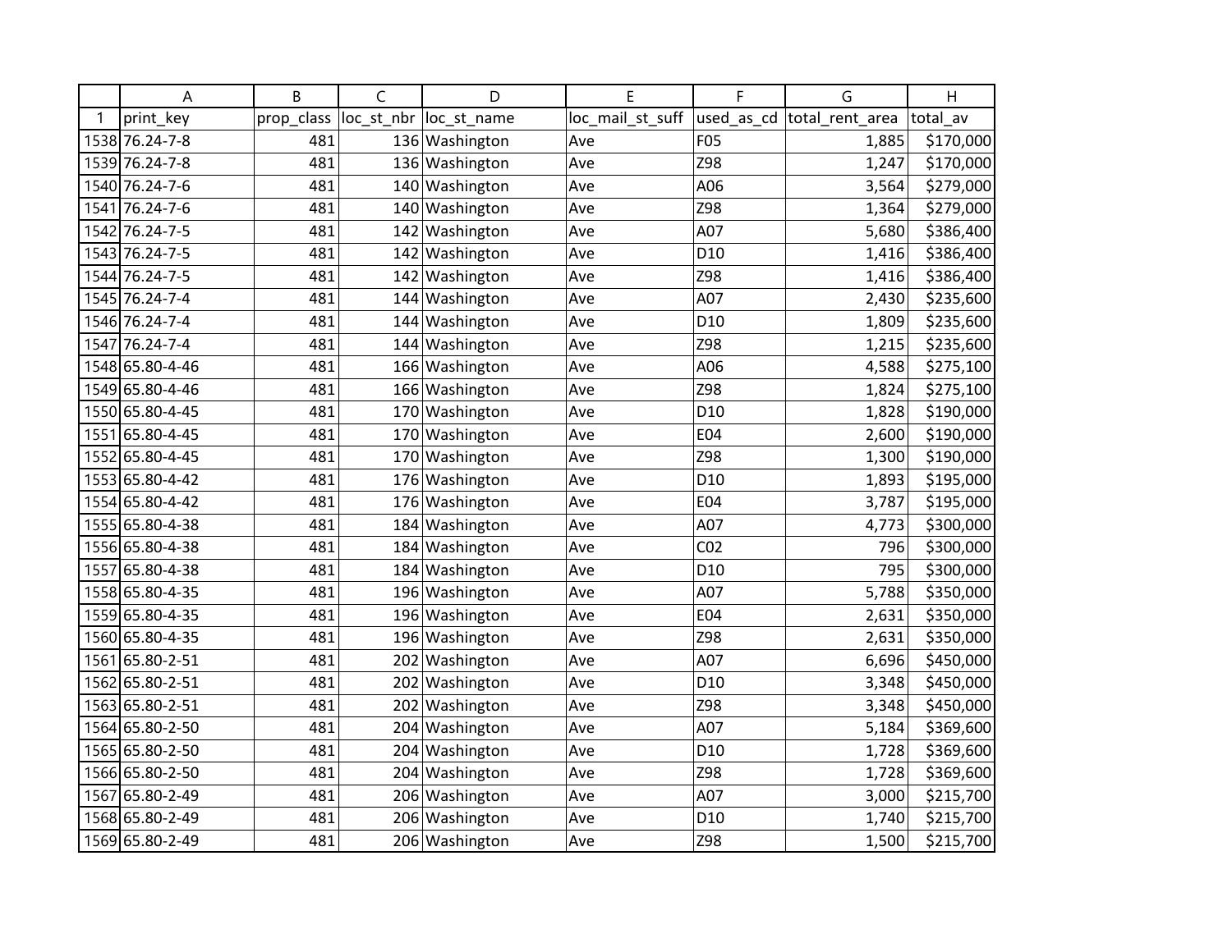| | A | B | C | D | E | F | G | H |
|---|---|---|---|---|---|---|---|---|
| 1 | print_key | prop_class | loc_st_nbr | loc_st_name | loc_mail_st_suff | used_as_cd | total_rent_area | total_av |
| 1538 | 76.24-7-8 | 481 | 136 | Washington | Ave | F05 | 1,885 | $170,000 |
| 1539 | 76.24-7-8 | 481 | 136 | Washington | Ave | Z98 | 1,247 | $170,000 |
| 1540 | 76.24-7-6 | 481 | 140 | Washington | Ave | A06 | 3,564 | $279,000 |
| 1541 | 76.24-7-6 | 481 | 140 | Washington | Ave | Z98 | 1,364 | $279,000 |
| 1542 | 76.24-7-5 | 481 | 142 | Washington | Ave | A07 | 5,680 | $386,400 |
| 1543 | 76.24-7-5 | 481 | 142 | Washington | Ave | D10 | 1,416 | $386,400 |
| 1544 | 76.24-7-5 | 481 | 142 | Washington | Ave | Z98 | 1,416 | $386,400 |
| 1545 | 76.24-7-4 | 481 | 144 | Washington | Ave | A07 | 2,430 | $235,600 |
| 1546 | 76.24-7-4 | 481 | 144 | Washington | Ave | D10 | 1,809 | $235,600 |
| 1547 | 76.24-7-4 | 481 | 144 | Washington | Ave | Z98 | 1,215 | $235,600 |
| 1548 | 65.80-4-46 | 481 | 166 | Washington | Ave | A06 | 4,588 | $275,100 |
| 1549 | 65.80-4-46 | 481 | 166 | Washington | Ave | Z98 | 1,824 | $275,100 |
| 1550 | 65.80-4-45 | 481 | 170 | Washington | Ave | D10 | 1,828 | $190,000 |
| 1551 | 65.80-4-45 | 481 | 170 | Washington | Ave | E04 | 2,600 | $190,000 |
| 1552 | 65.80-4-45 | 481 | 170 | Washington | Ave | Z98 | 1,300 | $190,000 |
| 1553 | 65.80-4-42 | 481 | 176 | Washington | Ave | D10 | 1,893 | $195,000 |
| 1554 | 65.80-4-42 | 481 | 176 | Washington | Ave | E04 | 3,787 | $195,000 |
| 1555 | 65.80-4-38 | 481 | 184 | Washington | Ave | A07 | 4,773 | $300,000 |
| 1556 | 65.80-4-38 | 481 | 184 | Washington | Ave | C02 | 796 | $300,000 |
| 1557 | 65.80-4-38 | 481 | 184 | Washington | Ave | D10 | 795 | $300,000 |
| 1558 | 65.80-4-35 | 481 | 196 | Washington | Ave | A07 | 5,788 | $350,000 |
| 1559 | 65.80-4-35 | 481 | 196 | Washington | Ave | E04 | 2,631 | $350,000 |
| 1560 | 65.80-4-35 | 481 | 196 | Washington | Ave | Z98 | 2,631 | $350,000 |
| 1561 | 65.80-2-51 | 481 | 202 | Washington | Ave | A07 | 6,696 | $450,000 |
| 1562 | 65.80-2-51 | 481 | 202 | Washington | Ave | D10 | 3,348 | $450,000 |
| 1563 | 65.80-2-51 | 481 | 202 | Washington | Ave | Z98 | 3,348 | $450,000 |
| 1564 | 65.80-2-50 | 481 | 204 | Washington | Ave | A07 | 5,184 | $369,600 |
| 1565 | 65.80-2-50 | 481 | 204 | Washington | Ave | D10 | 1,728 | $369,600 |
| 1566 | 65.80-2-50 | 481 | 204 | Washington | Ave | Z98 | 1,728 | $369,600 |
| 1567 | 65.80-2-49 | 481 | 206 | Washington | Ave | A07 | 3,000 | $215,700 |
| 1568 | 65.80-2-49 | 481 | 206 | Washington | Ave | D10 | 1,740 | $215,700 |
| 1569 | 65.80-2-49 | 481 | 206 | Washington | Ave | Z98 | 1,500 | $215,700 |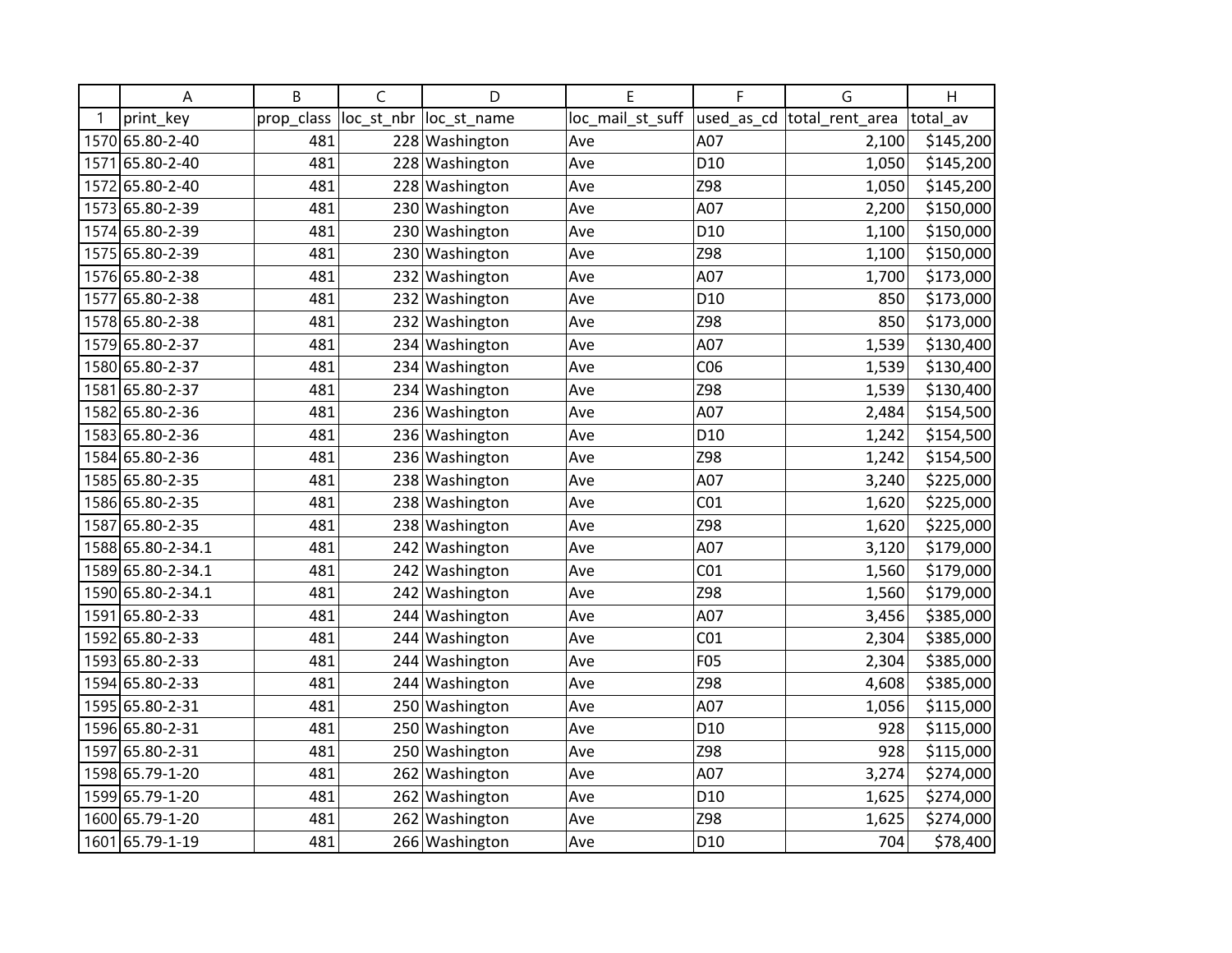| | A | B | C | D | E | F | G | H |
|---|---|---|---|---|---|---|---|---|
| 1 | print_key | prop_class | loc_st_nbr | loc_st_name | loc_mail_st_suff | used_as_cd | total_rent_area | total_av |
| 1570 | 65.80-2-40 | 481 | 228 | Washington | Ave | A07 | 2,100 | $145,200 |
| 1571 | 65.80-2-40 | 481 | 228 | Washington | Ave | D10 | 1,050 | $145,200 |
| 1572 | 65.80-2-40 | 481 | 228 | Washington | Ave | Z98 | 1,050 | $145,200 |
| 1573 | 65.80-2-39 | 481 | 230 | Washington | Ave | A07 | 2,200 | $150,000 |
| 1574 | 65.80-2-39 | 481 | 230 | Washington | Ave | D10 | 1,100 | $150,000 |
| 1575 | 65.80-2-39 | 481 | 230 | Washington | Ave | Z98 | 1,100 | $150,000 |
| 1576 | 65.80-2-38 | 481 | 232 | Washington | Ave | A07 | 1,700 | $173,000 |
| 1577 | 65.80-2-38 | 481 | 232 | Washington | Ave | D10 | 850 | $173,000 |
| 1578 | 65.80-2-38 | 481 | 232 | Washington | Ave | Z98 | 850 | $173,000 |
| 1579 | 65.80-2-37 | 481 | 234 | Washington | Ave | A07 | 1,539 | $130,400 |
| 1580 | 65.80-2-37 | 481 | 234 | Washington | Ave | C06 | 1,539 | $130,400 |
| 1581 | 65.80-2-37 | 481 | 234 | Washington | Ave | Z98 | 1,539 | $130,400 |
| 1582 | 65.80-2-36 | 481 | 236 | Washington | Ave | A07 | 2,484 | $154,500 |
| 1583 | 65.80-2-36 | 481 | 236 | Washington | Ave | D10 | 1,242 | $154,500 |
| 1584 | 65.80-2-36 | 481 | 236 | Washington | Ave | Z98 | 1,242 | $154,500 |
| 1585 | 65.80-2-35 | 481 | 238 | Washington | Ave | A07 | 3,240 | $225,000 |
| 1586 | 65.80-2-35 | 481 | 238 | Washington | Ave | C01 | 1,620 | $225,000 |
| 1587 | 65.80-2-35 | 481 | 238 | Washington | Ave | Z98 | 1,620 | $225,000 |
| 1588 | 65.80-2-34.1 | 481 | 242 | Washington | Ave | A07 | 3,120 | $179,000 |
| 1589 | 65.80-2-34.1 | 481 | 242 | Washington | Ave | C01 | 1,560 | $179,000 |
| 1590 | 65.80-2-34.1 | 481 | 242 | Washington | Ave | Z98 | 1,560 | $179,000 |
| 1591 | 65.80-2-33 | 481 | 244 | Washington | Ave | A07 | 3,456 | $385,000 |
| 1592 | 65.80-2-33 | 481 | 244 | Washington | Ave | C01 | 2,304 | $385,000 |
| 1593 | 65.80-2-33 | 481 | 244 | Washington | Ave | F05 | 2,304 | $385,000 |
| 1594 | 65.80-2-33 | 481 | 244 | Washington | Ave | Z98 | 4,608 | $385,000 |
| 1595 | 65.80-2-31 | 481 | 250 | Washington | Ave | A07 | 1,056 | $115,000 |
| 1596 | 65.80-2-31 | 481 | 250 | Washington | Ave | D10 | 928 | $115,000 |
| 1597 | 65.80-2-31 | 481 | 250 | Washington | Ave | Z98 | 928 | $115,000 |
| 1598 | 65.79-1-20 | 481 | 262 | Washington | Ave | A07 | 3,274 | $274,000 |
| 1599 | 65.79-1-20 | 481 | 262 | Washington | Ave | D10 | 1,625 | $274,000 |
| 1600 | 65.79-1-20 | 481 | 262 | Washington | Ave | Z98 | 1,625 | $274,000 |
| 1601 | 65.79-1-19 | 481 | 266 | Washington | Ave | D10 | 704 | $78,400 |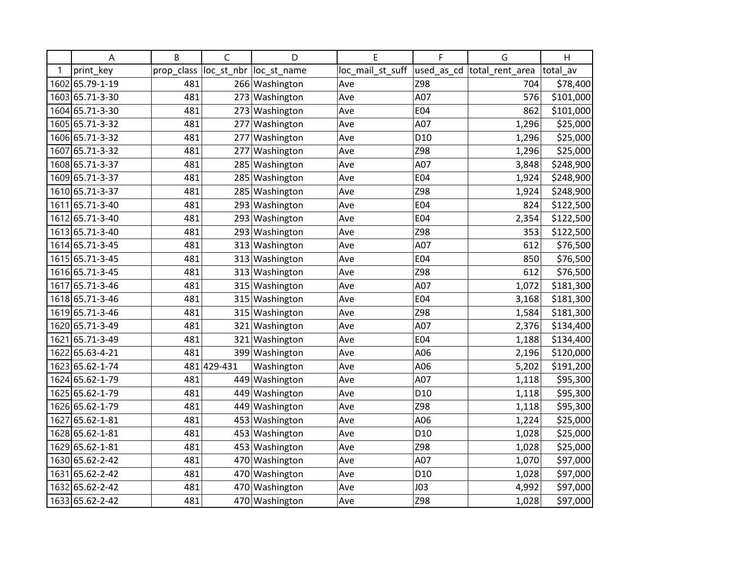| | A | B | C | D | E | F | G | H |
|---|---|---|---|---|---|---|---|---|
| 1 | print_key | prop_class | loc_st_nbr | loc_st_name | loc_mail_st_suff | used_as_cd | total_rent_area | total_av |
| 1602 | 65.79-1-19 | 481 | 266 | Washington | Ave | Z98 | 704 | $78,400 |
| 1603 | 65.71-3-30 | 481 | 273 | Washington | Ave | A07 | 576 | $101,000 |
| 1604 | 65.71-3-30 | 481 | 273 | Washington | Ave | E04 | 862 | $101,000 |
| 1605 | 65.71-3-32 | 481 | 277 | Washington | Ave | A07 | 1,296 | $25,000 |
| 1606 | 65.71-3-32 | 481 | 277 | Washington | Ave | D10 | 1,296 | $25,000 |
| 1607 | 65.71-3-32 | 481 | 277 | Washington | Ave | Z98 | 1,296 | $25,000 |
| 1608 | 65.71-3-37 | 481 | 285 | Washington | Ave | A07 | 3,848 | $248,900 |
| 1609 | 65.71-3-37 | 481 | 285 | Washington | Ave | E04 | 1,924 | $248,900 |
| 1610 | 65.71-3-37 | 481 | 285 | Washington | Ave | Z98 | 1,924 | $248,900 |
| 1611 | 65.71-3-40 | 481 | 293 | Washington | Ave | E04 | 824 | $122,500 |
| 1612 | 65.71-3-40 | 481 | 293 | Washington | Ave | E04 | 2,354 | $122,500 |
| 1613 | 65.71-3-40 | 481 | 293 | Washington | Ave | Z98 | 353 | $122,500 |
| 1614 | 65.71-3-45 | 481 | 313 | Washington | Ave | A07 | 612 | $76,500 |
| 1615 | 65.71-3-45 | 481 | 313 | Washington | Ave | E04 | 850 | $76,500 |
| 1616 | 65.71-3-45 | 481 | 313 | Washington | Ave | Z98 | 612 | $76,500 |
| 1617 | 65.71-3-46 | 481 | 315 | Washington | Ave | A07 | 1,072 | $181,300 |
| 1618 | 65.71-3-46 | 481 | 315 | Washington | Ave | E04 | 3,168 | $181,300 |
| 1619 | 65.71-3-46 | 481 | 315 | Washington | Ave | Z98 | 1,584 | $181,300 |
| 1620 | 65.71-3-49 | 481 | 321 | Washington | Ave | A07 | 2,376 | $134,400 |
| 1621 | 65.71-3-49 | 481 | 321 | Washington | Ave | E04 | 1,188 | $134,400 |
| 1622 | 65.63-4-21 | 481 | 399 | Washington | Ave | A06 | 2,196 | $120,000 |
| 1623 | 65.62-1-74 | 481 | 429-431 | Washington | Ave | A06 | 5,202 | $191,200 |
| 1624 | 65.62-1-79 | 481 | 449 | Washington | Ave | A07 | 1,118 | $95,300 |
| 1625 | 65.62-1-79 | 481 | 449 | Washington | Ave | D10 | 1,118 | $95,300 |
| 1626 | 65.62-1-79 | 481 | 449 | Washington | Ave | Z98 | 1,118 | $95,300 |
| 1627 | 65.62-1-81 | 481 | 453 | Washington | Ave | A06 | 1,224 | $25,000 |
| 1628 | 65.62-1-81 | 481 | 453 | Washington | Ave | D10 | 1,028 | $25,000 |
| 1629 | 65.62-1-81 | 481 | 453 | Washington | Ave | Z98 | 1,028 | $25,000 |
| 1630 | 65.62-2-42 | 481 | 470 | Washington | Ave | A07 | 1,070 | $97,000 |
| 1631 | 65.62-2-42 | 481 | 470 | Washington | Ave | D10 | 1,028 | $97,000 |
| 1632 | 65.62-2-42 | 481 | 470 | Washington | Ave | J03 | 4,992 | $97,000 |
| 1633 | 65.62-2-42 | 481 | 470 | Washington | Ave | Z98 | 1,028 | $97,000 |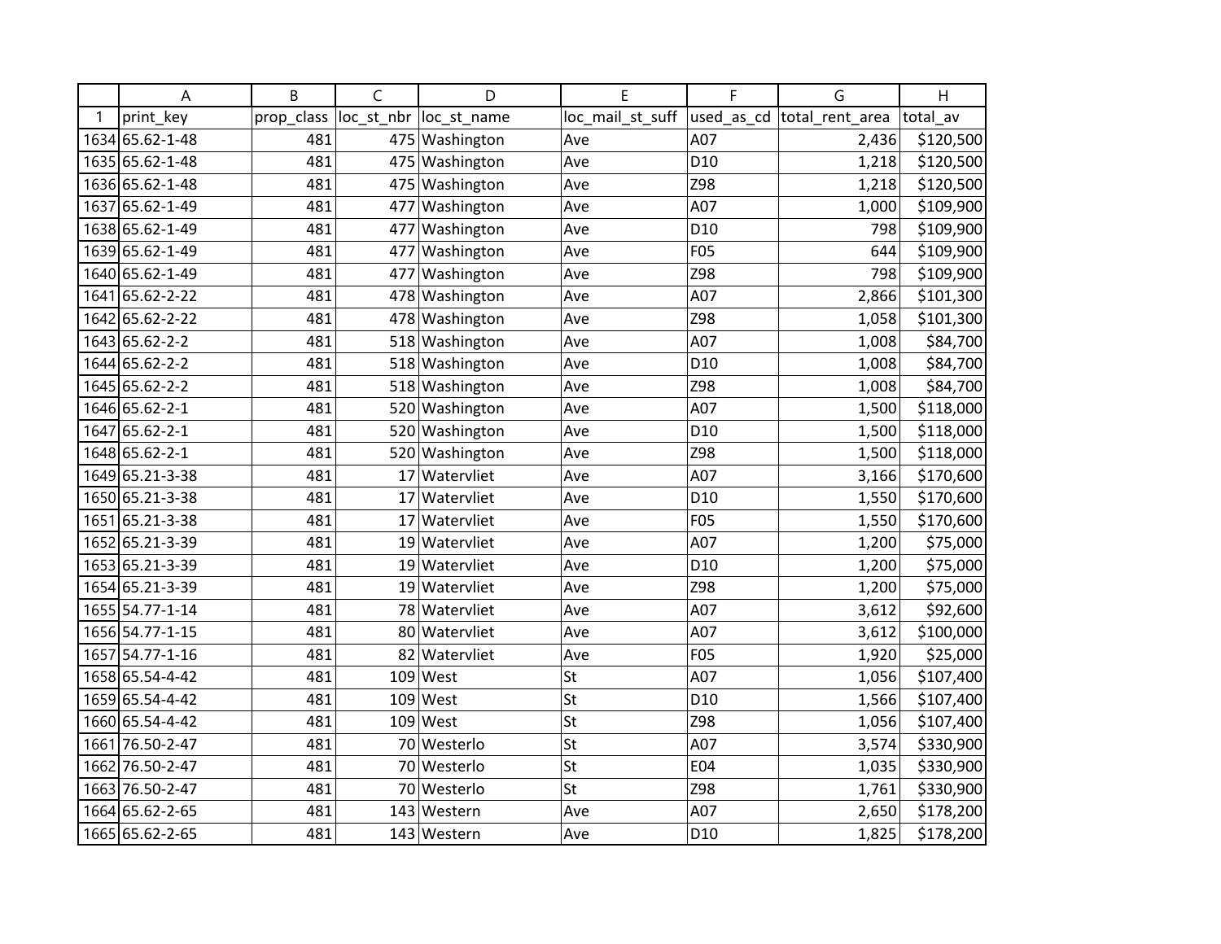| | A | B | C | D | E | F | G | H |
|---|---|---|---|---|---|---|---|---|
| 1 | print_key | prop_class | loc_st_nbr | loc_st_name | loc_mail_st_suff | used_as_cd | total_rent_area | total_av |
| 1634 | 65.62-1-48 | 481 | 475 | Washington | Ave | A07 | 2,436 | $120,500 |
| 1635 | 65.62-1-48 | 481 | 475 | Washington | Ave | D10 | 1,218 | $120,500 |
| 1636 | 65.62-1-48 | 481 | 475 | Washington | Ave | Z98 | 1,218 | $120,500 |
| 1637 | 65.62-1-49 | 481 | 477 | Washington | Ave | A07 | 1,000 | $109,900 |
| 1638 | 65.62-1-49 | 481 | 477 | Washington | Ave | D10 | 798 | $109,900 |
| 1639 | 65.62-1-49 | 481 | 477 | Washington | Ave | F05 | 644 | $109,900 |
| 1640 | 65.62-1-49 | 481 | 477 | Washington | Ave | Z98 | 798 | $109,900 |
| 1641 | 65.62-2-22 | 481 | 478 | Washington | Ave | A07 | 2,866 | $101,300 |
| 1642 | 65.62-2-22 | 481 | 478 | Washington | Ave | Z98 | 1,058 | $101,300 |
| 1643 | 65.62-2-2 | 481 | 518 | Washington | Ave | A07 | 1,008 | $84,700 |
| 1644 | 65.62-2-2 | 481 | 518 | Washington | Ave | D10 | 1,008 | $84,700 |
| 1645 | 65.62-2-2 | 481 | 518 | Washington | Ave | Z98 | 1,008 | $84,700 |
| 1646 | 65.62-2-1 | 481 | 520 | Washington | Ave | A07 | 1,500 | $118,000 |
| 1647 | 65.62-2-1 | 481 | 520 | Washington | Ave | D10 | 1,500 | $118,000 |
| 1648 | 65.62-2-1 | 481 | 520 | Washington | Ave | Z98 | 1,500 | $118,000 |
| 1649 | 65.21-3-38 | 481 | 17 | Watervliet | Ave | A07 | 3,166 | $170,600 |
| 1650 | 65.21-3-38 | 481 | 17 | Watervliet | Ave | D10 | 1,550 | $170,600 |
| 1651 | 65.21-3-38 | 481 | 17 | Watervliet | Ave | F05 | 1,550 | $170,600 |
| 1652 | 65.21-3-39 | 481 | 19 | Watervliet | Ave | A07 | 1,200 | $75,000 |
| 1653 | 65.21-3-39 | 481 | 19 | Watervliet | Ave | D10 | 1,200 | $75,000 |
| 1654 | 65.21-3-39 | 481 | 19 | Watervliet | Ave | Z98 | 1,200 | $75,000 |
| 1655 | 54.77-1-14 | 481 | 78 | Watervliet | Ave | A07 | 3,612 | $92,600 |
| 1656 | 54.77-1-15 | 481 | 80 | Watervliet | Ave | A07 | 3,612 | $100,000 |
| 1657 | 54.77-1-16 | 481 | 82 | Watervliet | Ave | F05 | 1,920 | $25,000 |
| 1658 | 65.54-4-42 | 481 | 109 | West | St | A07 | 1,056 | $107,400 |
| 1659 | 65.54-4-42 | 481 | 109 | West | St | D10 | 1,566 | $107,400 |
| 1660 | 65.54-4-42 | 481 | 109 | West | St | Z98 | 1,056 | $107,400 |
| 1661 | 76.50-2-47 | 481 | 70 | Westerlo | St | A07 | 3,574 | $330,900 |
| 1662 | 76.50-2-47 | 481 | 70 | Westerlo | St | E04 | 1,035 | $330,900 |
| 1663 | 76.50-2-47 | 481 | 70 | Westerlo | St | Z98 | 1,761 | $330,900 |
| 1664 | 65.62-2-65 | 481 | 143 | Western | Ave | A07 | 2,650 | $178,200 |
| 1665 | 65.62-2-65 | 481 | 143 | Western | Ave | D10 | 1,825 | $178,200 |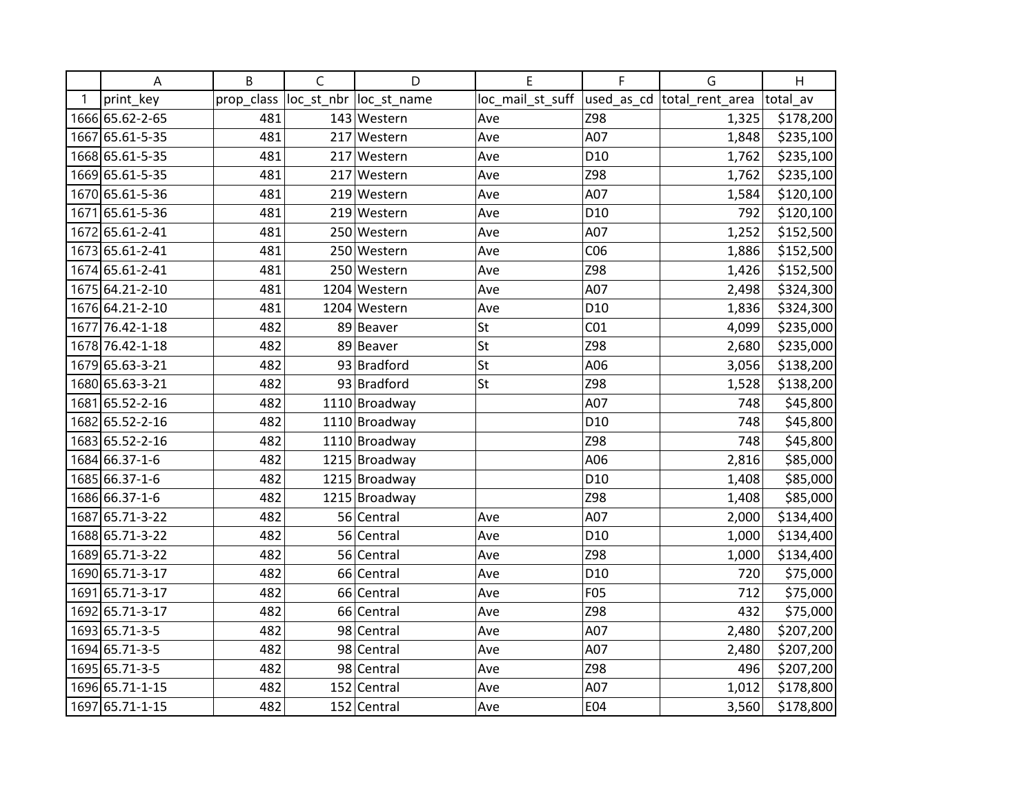| | A | B | C | D | E | F | G | H |
|---|---|---|---|---|---|---|---|---|
| 1 | print_key | prop_class | loc_st_nbr | loc_st_name | loc_mail_st_suff | used_as_cd | total_rent_area | total_av |
| 1666 | 65.62-2-65 | 481 | 143 | Western | Ave | Z98 | 1,325 | $178,200 |
| 1667 | 65.61-5-35 | 481 | 217 | Western | Ave | A07 | 1,848 | $235,100 |
| 1668 | 65.61-5-35 | 481 | 217 | Western | Ave | D10 | 1,762 | $235,100 |
| 1669 | 65.61-5-35 | 481 | 217 | Western | Ave | Z98 | 1,762 | $235,100 |
| 1670 | 65.61-5-36 | 481 | 219 | Western | Ave | A07 | 1,584 | $120,100 |
| 1671 | 65.61-5-36 | 481 | 219 | Western | Ave | D10 | 792 | $120,100 |
| 1672 | 65.61-2-41 | 481 | 250 | Western | Ave | A07 | 1,252 | $152,500 |
| 1673 | 65.61-2-41 | 481 | 250 | Western | Ave | C06 | 1,886 | $152,500 |
| 1674 | 65.61-2-41 | 481 | 250 | Western | Ave | Z98 | 1,426 | $152,500 |
| 1675 | 64.21-2-10 | 481 | 1204 | Western | Ave | A07 | 2,498 | $324,300 |
| 1676 | 64.21-2-10 | 481 | 1204 | Western | Ave | D10 | 1,836 | $324,300 |
| 1677 | 76.42-1-18 | 482 | 89 | Beaver | St | C01 | 4,099 | $235,000 |
| 1678 | 76.42-1-18 | 482 | 89 | Beaver | St | Z98 | 2,680 | $235,000 |
| 1679 | 65.63-3-21 | 482 | 93 | Bradford | St | A06 | 3,056 | $138,200 |
| 1680 | 65.63-3-21 | 482 | 93 | Bradford | St | Z98 | 1,528 | $138,200 |
| 1681 | 65.52-2-16 | 482 | 1110 | Broadway | | A07 | 748 | $45,800 |
| 1682 | 65.52-2-16 | 482 | 1110 | Broadway | | D10 | 748 | $45,800 |
| 1683 | 65.52-2-16 | 482 | 1110 | Broadway | | Z98 | 748 | $45,800 |
| 1684 | 66.37-1-6 | 482 | 1215 | Broadway | | A06 | 2,816 | $85,000 |
| 1685 | 66.37-1-6 | 482 | 1215 | Broadway | | D10 | 1,408 | $85,000 |
| 1686 | 66.37-1-6 | 482 | 1215 | Broadway | | Z98 | 1,408 | $85,000 |
| 1687 | 65.71-3-22 | 482 | 56 | Central | Ave | A07 | 2,000 | $134,400 |
| 1688 | 65.71-3-22 | 482 | 56 | Central | Ave | D10 | 1,000 | $134,400 |
| 1689 | 65.71-3-22 | 482 | 56 | Central | Ave | Z98 | 1,000 | $134,400 |
| 1690 | 65.71-3-17 | 482 | 66 | Central | Ave | D10 | 720 | $75,000 |
| 1691 | 65.71-3-17 | 482 | 66 | Central | Ave | F05 | 712 | $75,000 |
| 1692 | 65.71-3-17 | 482 | 66 | Central | Ave | Z98 | 432 | $75,000 |
| 1693 | 65.71-3-5 | 482 | 98 | Central | Ave | A07 | 2,480 | $207,200 |
| 1694 | 65.71-3-5 | 482 | 98 | Central | Ave | A07 | 2,480 | $207,200 |
| 1695 | 65.71-3-5 | 482 | 98 | Central | Ave | Z98 | 496 | $207,200 |
| 1696 | 65.71-1-15 | 482 | 152 | Central | Ave | A07 | 1,012 | $178,800 |
| 1697 | 65.71-1-15 | 482 | 152 | Central | Ave | E04 | 3,560 | $178,800 |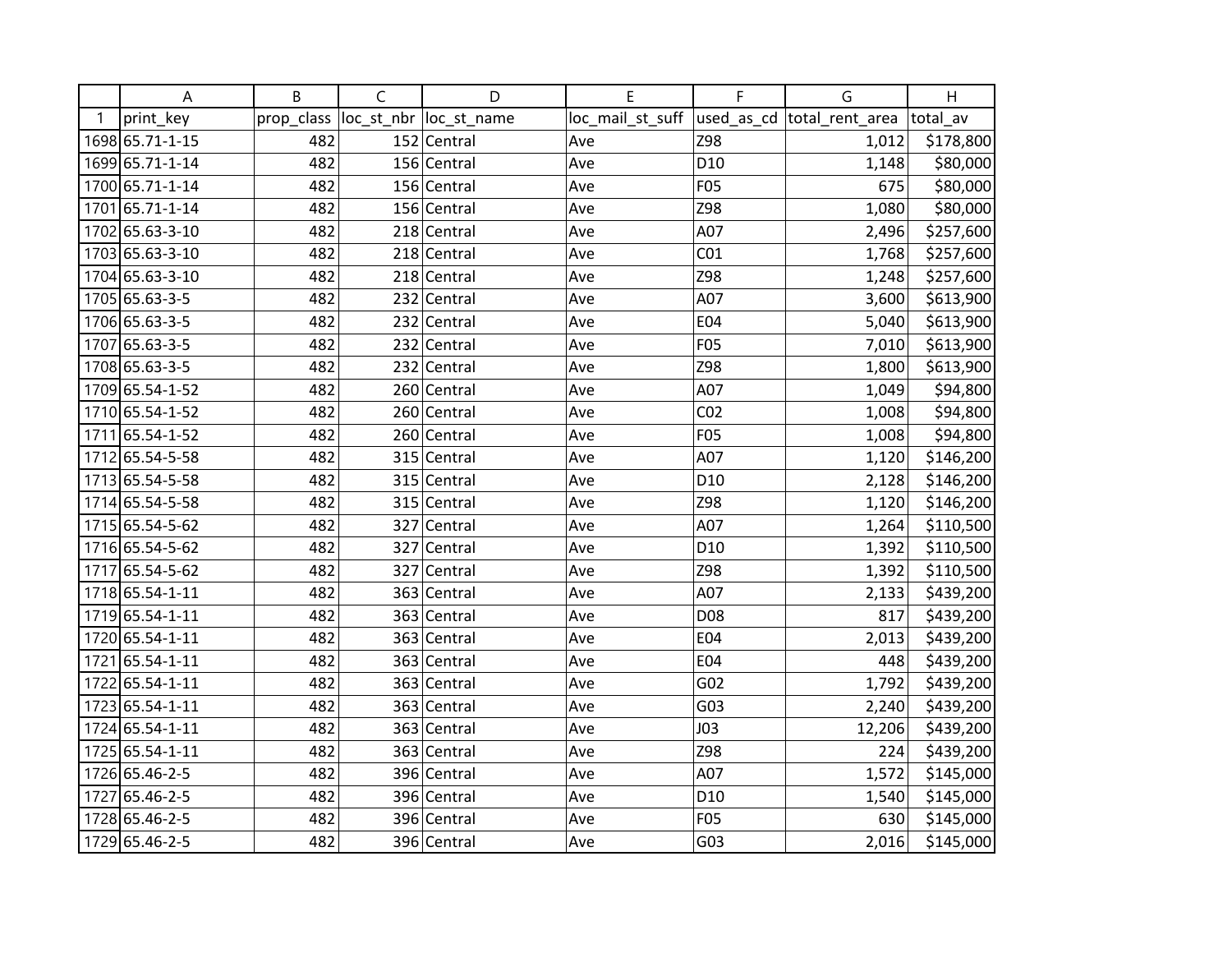| | A | B | C | D | E | F | G | H |
|---|---|---|---|---|---|---|---|---|
| 1 | print_key | prop_class | loc_st_nbr | loc_st_name | loc_mail_st_suff | used_as_cd | total_rent_area | total_av |
| 1698 | 65.71-1-15 | 482 | 152 | Central | Ave | Z98 | 1,012 | $178,800 |
| 1699 | 65.71-1-14 | 482 | 156 | Central | Ave | D10 | 1,148 | $80,000 |
| 1700 | 65.71-1-14 | 482 | 156 | Central | Ave | F05 | 675 | $80,000 |
| 1701 | 65.71-1-14 | 482 | 156 | Central | Ave | Z98 | 1,080 | $80,000 |
| 1702 | 65.63-3-10 | 482 | 218 | Central | Ave | A07 | 2,496 | $257,600 |
| 1703 | 65.63-3-10 | 482 | 218 | Central | Ave | C01 | 1,768 | $257,600 |
| 1704 | 65.63-3-10 | 482 | 218 | Central | Ave | Z98 | 1,248 | $257,600 |
| 1705 | 65.63-3-5 | 482 | 232 | Central | Ave | A07 | 3,600 | $613,900 |
| 1706 | 65.63-3-5 | 482 | 232 | Central | Ave | E04 | 5,040 | $613,900 |
| 1707 | 65.63-3-5 | 482 | 232 | Central | Ave | F05 | 7,010 | $613,900 |
| 1708 | 65.63-3-5 | 482 | 232 | Central | Ave | Z98 | 1,800 | $613,900 |
| 1709 | 65.54-1-52 | 482 | 260 | Central | Ave | A07 | 1,049 | $94,800 |
| 1710 | 65.54-1-52 | 482 | 260 | Central | Ave | C02 | 1,008 | $94,800 |
| 1711 | 65.54-1-52 | 482 | 260 | Central | Ave | F05 | 1,008 | $94,800 |
| 1712 | 65.54-5-58 | 482 | 315 | Central | Ave | A07 | 1,120 | $146,200 |
| 1713 | 65.54-5-58 | 482 | 315 | Central | Ave | D10 | 2,128 | $146,200 |
| 1714 | 65.54-5-58 | 482 | 315 | Central | Ave | Z98 | 1,120 | $146,200 |
| 1715 | 65.54-5-62 | 482 | 327 | Central | Ave | A07 | 1,264 | $110,500 |
| 1716 | 65.54-5-62 | 482 | 327 | Central | Ave | D10 | 1,392 | $110,500 |
| 1717 | 65.54-5-62 | 482 | 327 | Central | Ave | Z98 | 1,392 | $110,500 |
| 1718 | 65.54-1-11 | 482 | 363 | Central | Ave | A07 | 2,133 | $439,200 |
| 1719 | 65.54-1-11 | 482 | 363 | Central | Ave | D08 | 817 | $439,200 |
| 1720 | 65.54-1-11 | 482 | 363 | Central | Ave | E04 | 2,013 | $439,200 |
| 1721 | 65.54-1-11 | 482 | 363 | Central | Ave | E04 | 448 | $439,200 |
| 1722 | 65.54-1-11 | 482 | 363 | Central | Ave | G02 | 1,792 | $439,200 |
| 1723 | 65.54-1-11 | 482 | 363 | Central | Ave | G03 | 2,240 | $439,200 |
| 1724 | 65.54-1-11 | 482 | 363 | Central | Ave | J03 | 12,206 | $439,200 |
| 1725 | 65.54-1-11 | 482 | 363 | Central | Ave | Z98 | 224 | $439,200 |
| 1726 | 65.46-2-5 | 482 | 396 | Central | Ave | A07 | 1,572 | $145,000 |
| 1727 | 65.46-2-5 | 482 | 396 | Central | Ave | D10 | 1,540 | $145,000 |
| 1728 | 65.46-2-5 | 482 | 396 | Central | Ave | F05 | 630 | $145,000 |
| 1729 | 65.46-2-5 | 482 | 396 | Central | Ave | G03 | 2,016 | $145,000 |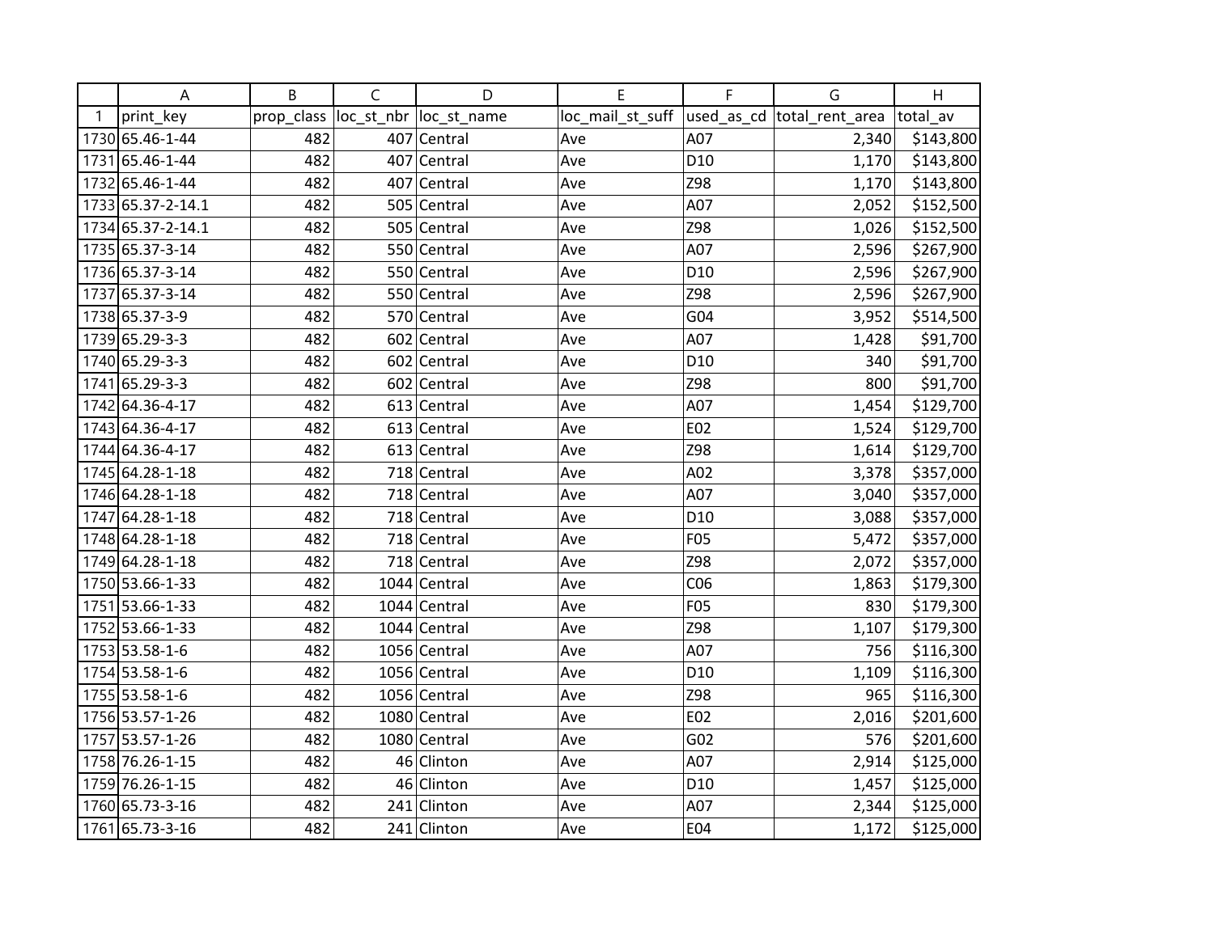| | A | B | C | D | E | F | G | H |
|---|---|---|---|---|---|---|---|---|
| 1 | print_key | prop_class | loc_st_nbr | loc_st_name | loc_mail_st_suff | used_as_cd | total_rent_area | total_av |
| 1730 | 65.46-1-44 | 482 | 407 | Central | Ave | A07 | 2,340 | $143,800 |
| 1731 | 65.46-1-44 | 482 | 407 | Central | Ave | D10 | 1,170 | $143,800 |
| 1732 | 65.46-1-44 | 482 | 407 | Central | Ave | Z98 | 1,170 | $143,800 |
| 1733 | 65.37-2-14.1 | 482 | 505 | Central | Ave | A07 | 2,052 | $152,500 |
| 1734 | 65.37-2-14.1 | 482 | 505 | Central | Ave | Z98 | 1,026 | $152,500 |
| 1735 | 65.37-3-14 | 482 | 550 | Central | Ave | A07 | 2,596 | $267,900 |
| 1736 | 65.37-3-14 | 482 | 550 | Central | Ave | D10 | 2,596 | $267,900 |
| 1737 | 65.37-3-14 | 482 | 550 | Central | Ave | Z98 | 2,596 | $267,900 |
| 1738 | 65.37-3-9 | 482 | 570 | Central | Ave | G04 | 3,952 | $514,500 |
| 1739 | 65.29-3-3 | 482 | 602 | Central | Ave | A07 | 1,428 | $91,700 |
| 1740 | 65.29-3-3 | 482 | 602 | Central | Ave | D10 | 340 | $91,700 |
| 1741 | 65.29-3-3 | 482 | 602 | Central | Ave | Z98 | 800 | $91,700 |
| 1742 | 64.36-4-17 | 482 | 613 | Central | Ave | A07 | 1,454 | $129,700 |
| 1743 | 64.36-4-17 | 482 | 613 | Central | Ave | E02 | 1,524 | $129,700 |
| 1744 | 64.36-4-17 | 482 | 613 | Central | Ave | Z98 | 1,614 | $129,700 |
| 1745 | 64.28-1-18 | 482 | 718 | Central | Ave | A02 | 3,378 | $357,000 |
| 1746 | 64.28-1-18 | 482 | 718 | Central | Ave | A07 | 3,040 | $357,000 |
| 1747 | 64.28-1-18 | 482 | 718 | Central | Ave | D10 | 3,088 | $357,000 |
| 1748 | 64.28-1-18 | 482 | 718 | Central | Ave | F05 | 5,472 | $357,000 |
| 1749 | 64.28-1-18 | 482 | 718 | Central | Ave | Z98 | 2,072 | $357,000 |
| 1750 | 53.66-1-33 | 482 | 1044 | Central | Ave | C06 | 1,863 | $179,300 |
| 1751 | 53.66-1-33 | 482 | 1044 | Central | Ave | F05 | 830 | $179,300 |
| 1752 | 53.66-1-33 | 482 | 1044 | Central | Ave | Z98 | 1,107 | $179,300 |
| 1753 | 53.58-1-6 | 482 | 1056 | Central | Ave | A07 | 756 | $116,300 |
| 1754 | 53.58-1-6 | 482 | 1056 | Central | Ave | D10 | 1,109 | $116,300 |
| 1755 | 53.58-1-6 | 482 | 1056 | Central | Ave | Z98 | 965 | $116,300 |
| 1756 | 53.57-1-26 | 482 | 1080 | Central | Ave | E02 | 2,016 | $201,600 |
| 1757 | 53.57-1-26 | 482 | 1080 | Central | Ave | G02 | 576 | $201,600 |
| 1758 | 76.26-1-15 | 482 | 46 | Clinton | Ave | A07 | 2,914 | $125,000 |
| 1759 | 76.26-1-15 | 482 | 46 | Clinton | Ave | D10 | 1,457 | $125,000 |
| 1760 | 65.73-3-16 | 482 | 241 | Clinton | Ave | A07 | 2,344 | $125,000 |
| 1761 | 65.73-3-16 | 482 | 241 | Clinton | Ave | E04 | 1,172 | $125,000 |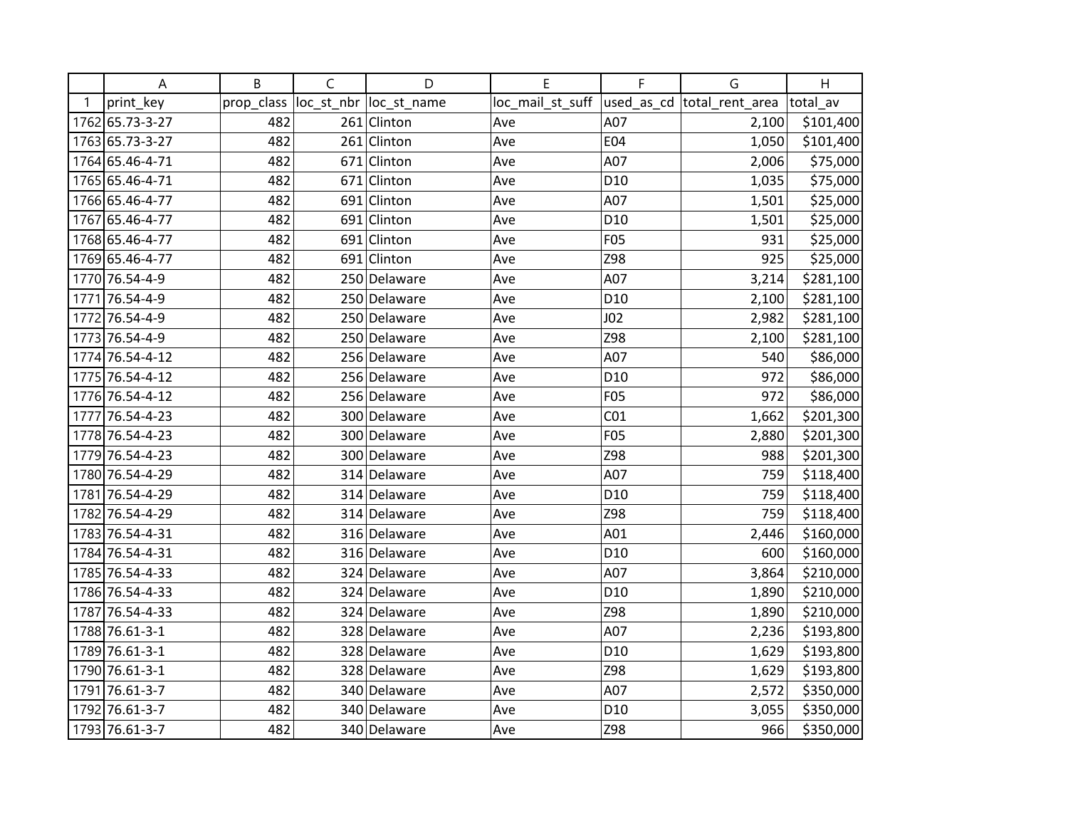| | A | B | C | D | E | F | G | H |
|---|---|---|---|---|---|---|---|---|
| 1 | print_key | prop_class | loc_st_nbr | loc_st_name | loc_mail_st_suff | used_as_cd | total_rent_area | total_av |
| 1762 | 65.73-3-27 | 482 | 261 | Clinton | Ave | A07 | 2,100 | $101,400 |
| 1763 | 65.73-3-27 | 482 | 261 | Clinton | Ave | E04 | 1,050 | $101,400 |
| 1764 | 65.46-4-71 | 482 | 671 | Clinton | Ave | A07 | 2,006 | $75,000 |
| 1765 | 65.46-4-71 | 482 | 671 | Clinton | Ave | D10 | 1,035 | $75,000 |
| 1766 | 65.46-4-77 | 482 | 691 | Clinton | Ave | A07 | 1,501 | $25,000 |
| 1767 | 65.46-4-77 | 482 | 691 | Clinton | Ave | D10 | 1,501 | $25,000 |
| 1768 | 65.46-4-77 | 482 | 691 | Clinton | Ave | F05 | 931 | $25,000 |
| 1769 | 65.46-4-77 | 482 | 691 | Clinton | Ave | Z98 | 925 | $25,000 |
| 1770 | 76.54-4-9 | 482 | 250 | Delaware | Ave | A07 | 3,214 | $281,100 |
| 1771 | 76.54-4-9 | 482 | 250 | Delaware | Ave | D10 | 2,100 | $281,100 |
| 1772 | 76.54-4-9 | 482 | 250 | Delaware | Ave | J02 | 2,982 | $281,100 |
| 1773 | 76.54-4-9 | 482 | 250 | Delaware | Ave | Z98 | 2,100 | $281,100 |
| 1774 | 76.54-4-12 | 482 | 256 | Delaware | Ave | A07 | 540 | $86,000 |
| 1775 | 76.54-4-12 | 482 | 256 | Delaware | Ave | D10 | 972 | $86,000 |
| 1776 | 76.54-4-12 | 482 | 256 | Delaware | Ave | F05 | 972 | $86,000 |
| 1777 | 76.54-4-23 | 482 | 300 | Delaware | Ave | C01 | 1,662 | $201,300 |
| 1778 | 76.54-4-23 | 482 | 300 | Delaware | Ave | F05 | 2,880 | $201,300 |
| 1779 | 76.54-4-23 | 482 | 300 | Delaware | Ave | Z98 | 988 | $201,300 |
| 1780 | 76.54-4-29 | 482 | 314 | Delaware | Ave | A07 | 759 | $118,400 |
| 1781 | 76.54-4-29 | 482 | 314 | Delaware | Ave | D10 | 759 | $118,400 |
| 1782 | 76.54-4-29 | 482 | 314 | Delaware | Ave | Z98 | 759 | $118,400 |
| 1783 | 76.54-4-31 | 482 | 316 | Delaware | Ave | A01 | 2,446 | $160,000 |
| 1784 | 76.54-4-31 | 482 | 316 | Delaware | Ave | D10 | 600 | $160,000 |
| 1785 | 76.54-4-33 | 482 | 324 | Delaware | Ave | A07 | 3,864 | $210,000 |
| 1786 | 76.54-4-33 | 482 | 324 | Delaware | Ave | D10 | 1,890 | $210,000 |
| 1787 | 76.54-4-33 | 482 | 324 | Delaware | Ave | Z98 | 1,890 | $210,000 |
| 1788 | 76.61-3-1 | 482 | 328 | Delaware | Ave | A07 | 2,236 | $193,800 |
| 1789 | 76.61-3-1 | 482 | 328 | Delaware | Ave | D10 | 1,629 | $193,800 |
| 1790 | 76.61-3-1 | 482 | 328 | Delaware | Ave | Z98 | 1,629 | $193,800 |
| 1791 | 76.61-3-7 | 482 | 340 | Delaware | Ave | A07 | 2,572 | $350,000 |
| 1792 | 76.61-3-7 | 482 | 340 | Delaware | Ave | D10 | 3,055 | $350,000 |
| 1793 | 76.61-3-7 | 482 | 340 | Delaware | Ave | Z98 | 966 | $350,000 |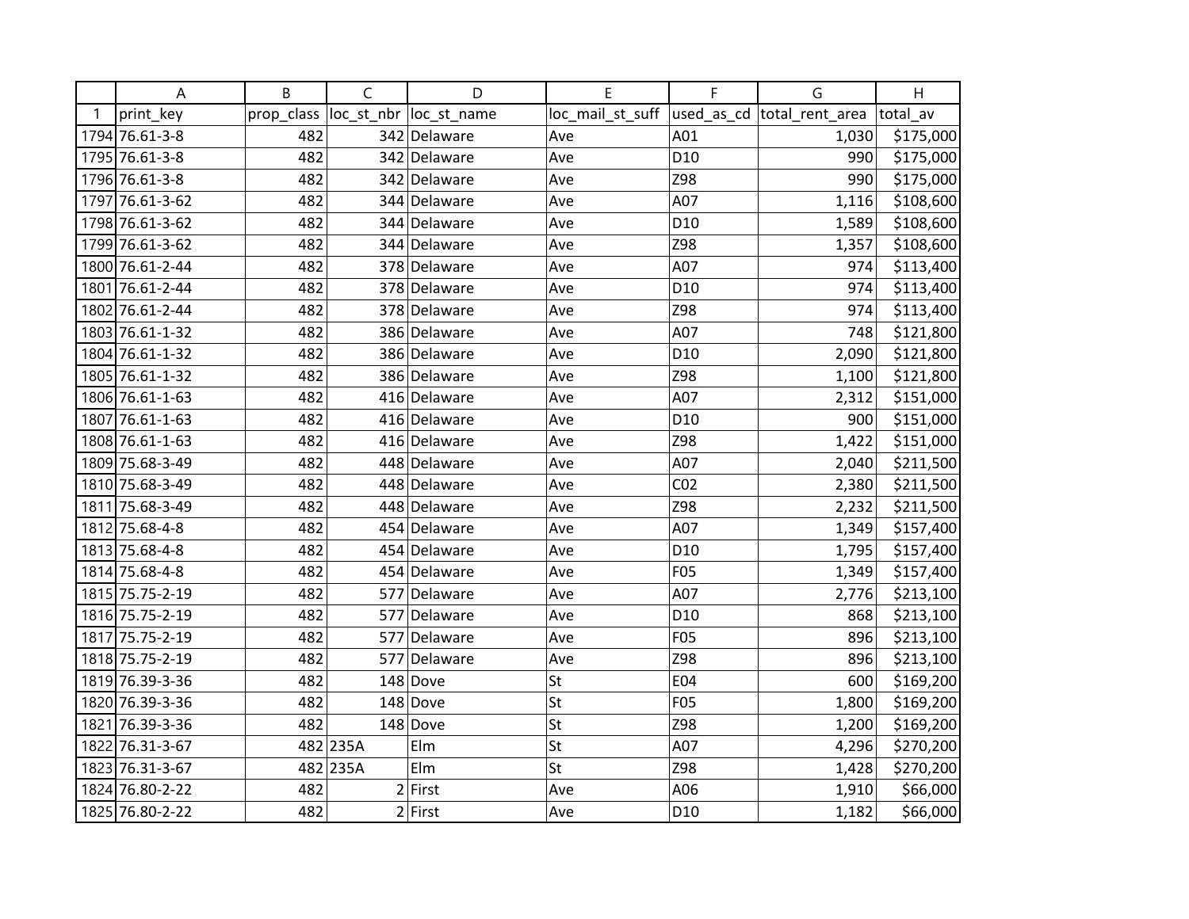| | A | B | C | D | E | F | G | H |
|---|---|---|---|---|---|---|---|---|
| 1 | print_key | prop_class | loc_st_nbr | loc_st_name | loc_mail_st_suff | used_as_cd | total_rent_area | total_av |
| 1794 | 76.61-3-8 | 482 | 342 | Delaware | Ave | A01 | 1,030 | $175,000 |
| 1795 | 76.61-3-8 | 482 | 342 | Delaware | Ave | D10 | 990 | $175,000 |
| 1796 | 76.61-3-8 | 482 | 342 | Delaware | Ave | Z98 | 990 | $175,000 |
| 1797 | 76.61-3-62 | 482 | 344 | Delaware | Ave | A07 | 1,116 | $108,600 |
| 1798 | 76.61-3-62 | 482 | 344 | Delaware | Ave | D10 | 1,589 | $108,600 |
| 1799 | 76.61-3-62 | 482 | 344 | Delaware | Ave | Z98 | 1,357 | $108,600 |
| 1800 | 76.61-2-44 | 482 | 378 | Delaware | Ave | A07 | 974 | $113,400 |
| 1801 | 76.61-2-44 | 482 | 378 | Delaware | Ave | D10 | 974 | $113,400 |
| 1802 | 76.61-2-44 | 482 | 378 | Delaware | Ave | Z98 | 974 | $113,400 |
| 1803 | 76.61-1-32 | 482 | 386 | Delaware | Ave | A07 | 748 | $121,800 |
| 1804 | 76.61-1-32 | 482 | 386 | Delaware | Ave | D10 | 2,090 | $121,800 |
| 1805 | 76.61-1-32 | 482 | 386 | Delaware | Ave | Z98 | 1,100 | $121,800 |
| 1806 | 76.61-1-63 | 482 | 416 | Delaware | Ave | A07 | 2,312 | $151,000 |
| 1807 | 76.61-1-63 | 482 | 416 | Delaware | Ave | D10 | 900 | $151,000 |
| 1808 | 76.61-1-63 | 482 | 416 | Delaware | Ave | Z98 | 1,422 | $151,000 |
| 1809 | 75.68-3-49 | 482 | 448 | Delaware | Ave | A07 | 2,040 | $211,500 |
| 1810 | 75.68-3-49 | 482 | 448 | Delaware | Ave | C02 | 2,380 | $211,500 |
| 1811 | 75.68-3-49 | 482 | 448 | Delaware | Ave | Z98 | 2,232 | $211,500 |
| 1812 | 75.68-4-8 | 482 | 454 | Delaware | Ave | A07 | 1,349 | $157,400 |
| 1813 | 75.68-4-8 | 482 | 454 | Delaware | Ave | D10 | 1,795 | $157,400 |
| 1814 | 75.68-4-8 | 482 | 454 | Delaware | Ave | F05 | 1,349 | $157,400 |
| 1815 | 75.75-2-19 | 482 | 577 | Delaware | Ave | A07 | 2,776 | $213,100 |
| 1816 | 75.75-2-19 | 482 | 577 | Delaware | Ave | D10 | 868 | $213,100 |
| 1817 | 75.75-2-19 | 482 | 577 | Delaware | Ave | F05 | 896 | $213,100 |
| 1818 | 75.75-2-19 | 482 | 577 | Delaware | Ave | Z98 | 896 | $213,100 |
| 1819 | 76.39-3-36 | 482 | 148 | Dove | St | E04 | 600 | $169,200 |
| 1820 | 76.39-3-36 | 482 | 148 | Dove | St | F05 | 1,800 | $169,200 |
| 1821 | 76.39-3-36 | 482 | 148 | Dove | St | Z98 | 1,200 | $169,200 |
| 1822 | 76.31-3-67 | 482 | 235A | Elm | St | A07 | 4,296 | $270,200 |
| 1823 | 76.31-3-67 | 482 | 235A | Elm | St | Z98 | 1,428 | $270,200 |
| 1824 | 76.80-2-22 | 482 | 2 | First | Ave | A06 | 1,910 | $66,000 |
| 1825 | 76.80-2-22 | 482 | 2 | First | Ave | D10 | 1,182 | $66,000 |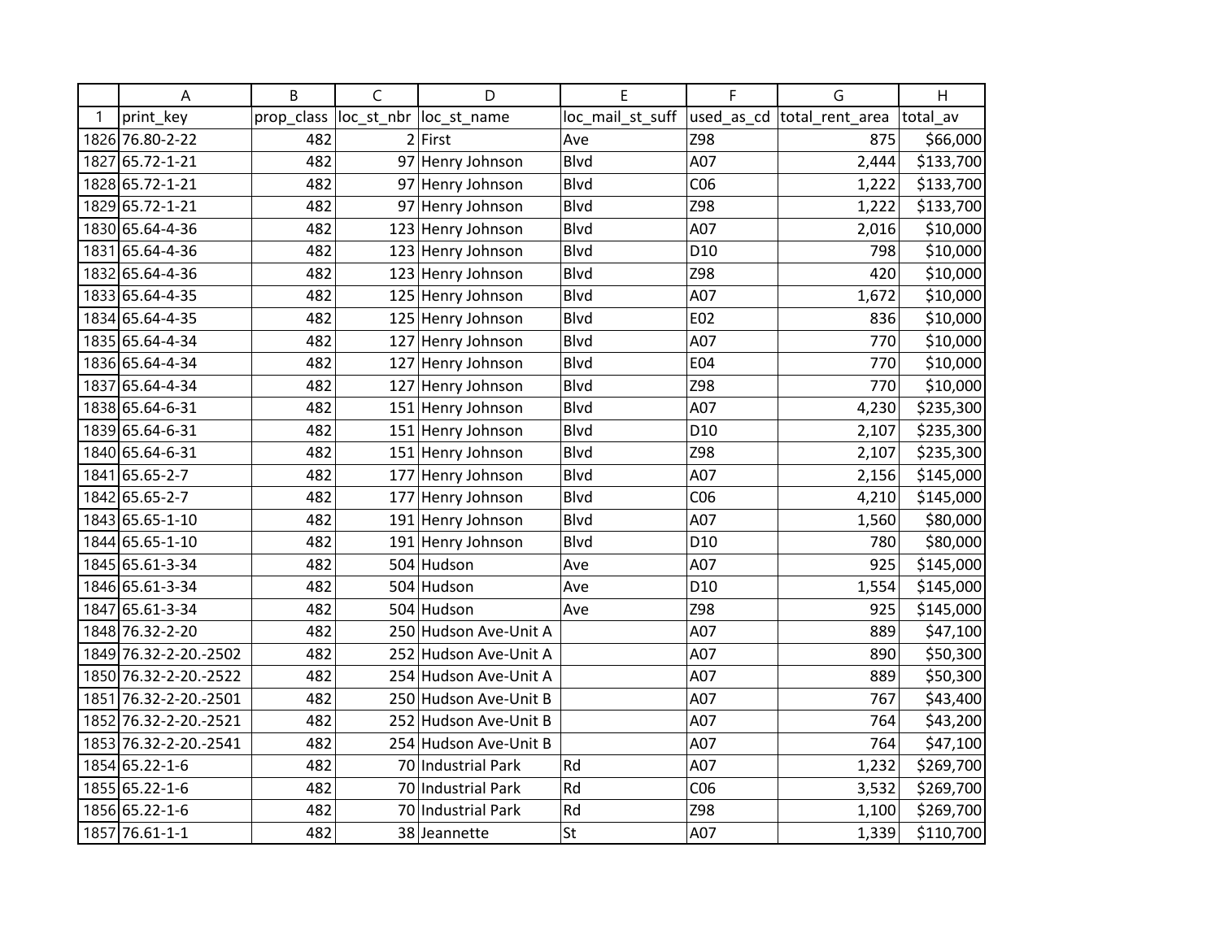| | A | B | C | D | E | F | G | H |
|---|---|---|---|---|---|---|---|---|
| 1 | print_key | prop_class | loc_st_nbr | loc_st_name | loc_mail_st_suff | used_as_cd | total_rent_area | total_av |
| 1826 | 76.80-2-22 | 482 | 2 | First | Ave | Z98 | 875 | $66,000 |
| 1827 | 65.72-1-21 | 482 | 97 | Henry Johnson | Blvd | A07 | 2,444 | $133,700 |
| 1828 | 65.72-1-21 | 482 | 97 | Henry Johnson | Blvd | C06 | 1,222 | $133,700 |
| 1829 | 65.72-1-21 | 482 | 97 | Henry Johnson | Blvd | Z98 | 1,222 | $133,700 |
| 1830 | 65.64-4-36 | 482 | 123 | Henry Johnson | Blvd | A07 | 2,016 | $10,000 |
| 1831 | 65.64-4-36 | 482 | 123 | Henry Johnson | Blvd | D10 | 798 | $10,000 |
| 1832 | 65.64-4-36 | 482 | 123 | Henry Johnson | Blvd | Z98 | 420 | $10,000 |
| 1833 | 65.64-4-35 | 482 | 125 | Henry Johnson | Blvd | A07 | 1,672 | $10,000 |
| 1834 | 65.64-4-35 | 482 | 125 | Henry Johnson | Blvd | E02 | 836 | $10,000 |
| 1835 | 65.64-4-34 | 482 | 127 | Henry Johnson | Blvd | A07 | 770 | $10,000 |
| 1836 | 65.64-4-34 | 482 | 127 | Henry Johnson | Blvd | E04 | 770 | $10,000 |
| 1837 | 65.64-4-34 | 482 | 127 | Henry Johnson | Blvd | Z98 | 770 | $10,000 |
| 1838 | 65.64-6-31 | 482 | 151 | Henry Johnson | Blvd | A07 | 4,230 | $235,300 |
| 1839 | 65.64-6-31 | 482 | 151 | Henry Johnson | Blvd | D10 | 2,107 | $235,300 |
| 1840 | 65.64-6-31 | 482 | 151 | Henry Johnson | Blvd | Z98 | 2,107 | $235,300 |
| 1841 | 65.65-2-7 | 482 | 177 | Henry Johnson | Blvd | A07 | 2,156 | $145,000 |
| 1842 | 65.65-2-7 | 482 | 177 | Henry Johnson | Blvd | C06 | 4,210 | $145,000 |
| 1843 | 65.65-1-10 | 482 | 191 | Henry Johnson | Blvd | A07 | 1,560 | $80,000 |
| 1844 | 65.65-1-10 | 482 | 191 | Henry Johnson | Blvd | D10 | 780 | $80,000 |
| 1845 | 65.61-3-34 | 482 | 504 | Hudson | Ave | A07 | 925 | $145,000 |
| 1846 | 65.61-3-34 | 482 | 504 | Hudson | Ave | D10 | 1,554 | $145,000 |
| 1847 | 65.61-3-34 | 482 | 504 | Hudson | Ave | Z98 | 925 | $145,000 |
| 1848 | 76.32-2-20 | 482 | 250 | Hudson Ave-Unit A | | A07 | 889 | $47,100 |
| 1849 | 76.32-2-20.-2502 | 482 | 252 | Hudson Ave-Unit A | | A07 | 890 | $50,300 |
| 1850 | 76.32-2-20.-2522 | 482 | 254 | Hudson Ave-Unit A | | A07 | 889 | $50,300 |
| 1851 | 76.32-2-20.-2501 | 482 | 250 | Hudson Ave-Unit B | | A07 | 767 | $43,400 |
| 1852 | 76.32-2-20.-2521 | 482 | 252 | Hudson Ave-Unit B | | A07 | 764 | $43,200 |
| 1853 | 76.32-2-20.-2541 | 482 | 254 | Hudson Ave-Unit B | | A07 | 764 | $47,100 |
| 1854 | 65.22-1-6 | 482 | 70 | Industrial Park | Rd | A07 | 1,232 | $269,700 |
| 1855 | 65.22-1-6 | 482 | 70 | Industrial Park | Rd | C06 | 3,532 | $269,700 |
| 1856 | 65.22-1-6 | 482 | 70 | Industrial Park | Rd | Z98 | 1,100 | $269,700 |
| 1857 | 76.61-1-1 | 482 | 38 | Jeannette | St | A07 | 1,339 | $110,700 |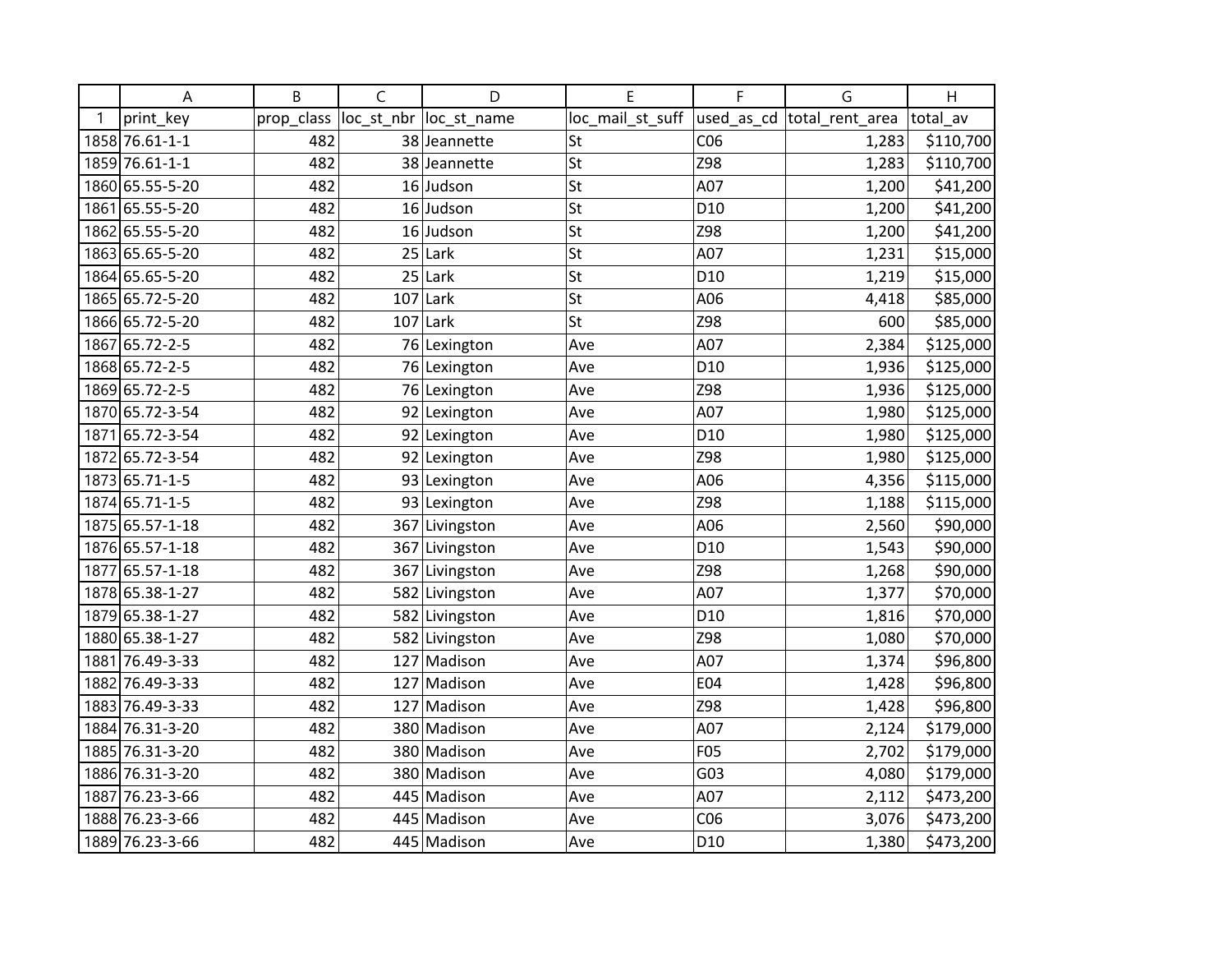| | A | B | C | D | E | F | G | H |
|---|---|---|---|---|---|---|---|---|
| 1 | print_key | prop_class | loc_st_nbr | loc_st_name | loc_mail_st_suff | used_as_cd | total_rent_area | total_av |
| 1858 | 76.61-1-1 | 482 | 38 | Jeannette | St | C06 | 1,283 | $110,700 |
| 1859 | 76.61-1-1 | 482 | 38 | Jeannette | St | Z98 | 1,283 | $110,700 |
| 1860 | 65.55-5-20 | 482 | 16 | Judson | St | A07 | 1,200 | $41,200 |
| 1861 | 65.55-5-20 | 482 | 16 | Judson | St | D10 | 1,200 | $41,200 |
| 1862 | 65.55-5-20 | 482 | 16 | Judson | St | Z98 | 1,200 | $41,200 |
| 1863 | 65.65-5-20 | 482 | 25 | Lark | St | A07 | 1,231 | $15,000 |
| 1864 | 65.65-5-20 | 482 | 25 | Lark | St | D10 | 1,219 | $15,000 |
| 1865 | 65.72-5-20 | 482 | 107 | Lark | St | A06 | 4,418 | $85,000 |
| 1866 | 65.72-5-20 | 482 | 107 | Lark | St | Z98 | 600 | $85,000 |
| 1867 | 65.72-2-5 | 482 | 76 | Lexington | Ave | A07 | 2,384 | $125,000 |
| 1868 | 65.72-2-5 | 482 | 76 | Lexington | Ave | D10 | 1,936 | $125,000 |
| 1869 | 65.72-2-5 | 482 | 76 | Lexington | Ave | Z98 | 1,936 | $125,000 |
| 1870 | 65.72-3-54 | 482 | 92 | Lexington | Ave | A07 | 1,980 | $125,000 |
| 1871 | 65.72-3-54 | 482 | 92 | Lexington | Ave | D10 | 1,980 | $125,000 |
| 1872 | 65.72-3-54 | 482 | 92 | Lexington | Ave | Z98 | 1,980 | $125,000 |
| 1873 | 65.71-1-5 | 482 | 93 | Lexington | Ave | A06 | 4,356 | $115,000 |
| 1874 | 65.71-1-5 | 482 | 93 | Lexington | Ave | Z98 | 1,188 | $115,000 |
| 1875 | 65.57-1-18 | 482 | 367 | Livingston | Ave | A06 | 2,560 | $90,000 |
| 1876 | 65.57-1-18 | 482 | 367 | Livingston | Ave | D10 | 1,543 | $90,000 |
| 1877 | 65.57-1-18 | 482 | 367 | Livingston | Ave | Z98 | 1,268 | $90,000 |
| 1878 | 65.38-1-27 | 482 | 582 | Livingston | Ave | A07 | 1,377 | $70,000 |
| 1879 | 65.38-1-27 | 482 | 582 | Livingston | Ave | D10 | 1,816 | $70,000 |
| 1880 | 65.38-1-27 | 482 | 582 | Livingston | Ave | Z98 | 1,080 | $70,000 |
| 1881 | 76.49-3-33 | 482 | 127 | Madison | Ave | A07 | 1,374 | $96,800 |
| 1882 | 76.49-3-33 | 482 | 127 | Madison | Ave | E04 | 1,428 | $96,800 |
| 1883 | 76.49-3-33 | 482 | 127 | Madison | Ave | Z98 | 1,428 | $96,800 |
| 1884 | 76.31-3-20 | 482 | 380 | Madison | Ave | A07 | 2,124 | $179,000 |
| 1885 | 76.31-3-20 | 482 | 380 | Madison | Ave | F05 | 2,702 | $179,000 |
| 1886 | 76.31-3-20 | 482 | 380 | Madison | Ave | G03 | 4,080 | $179,000 |
| 1887 | 76.23-3-66 | 482 | 445 | Madison | Ave | A07 | 2,112 | $473,200 |
| 1888 | 76.23-3-66 | 482 | 445 | Madison | Ave | C06 | 3,076 | $473,200 |
| 1889 | 76.23-3-66 | 482 | 445 | Madison | Ave | D10 | 1,380 | $473,200 |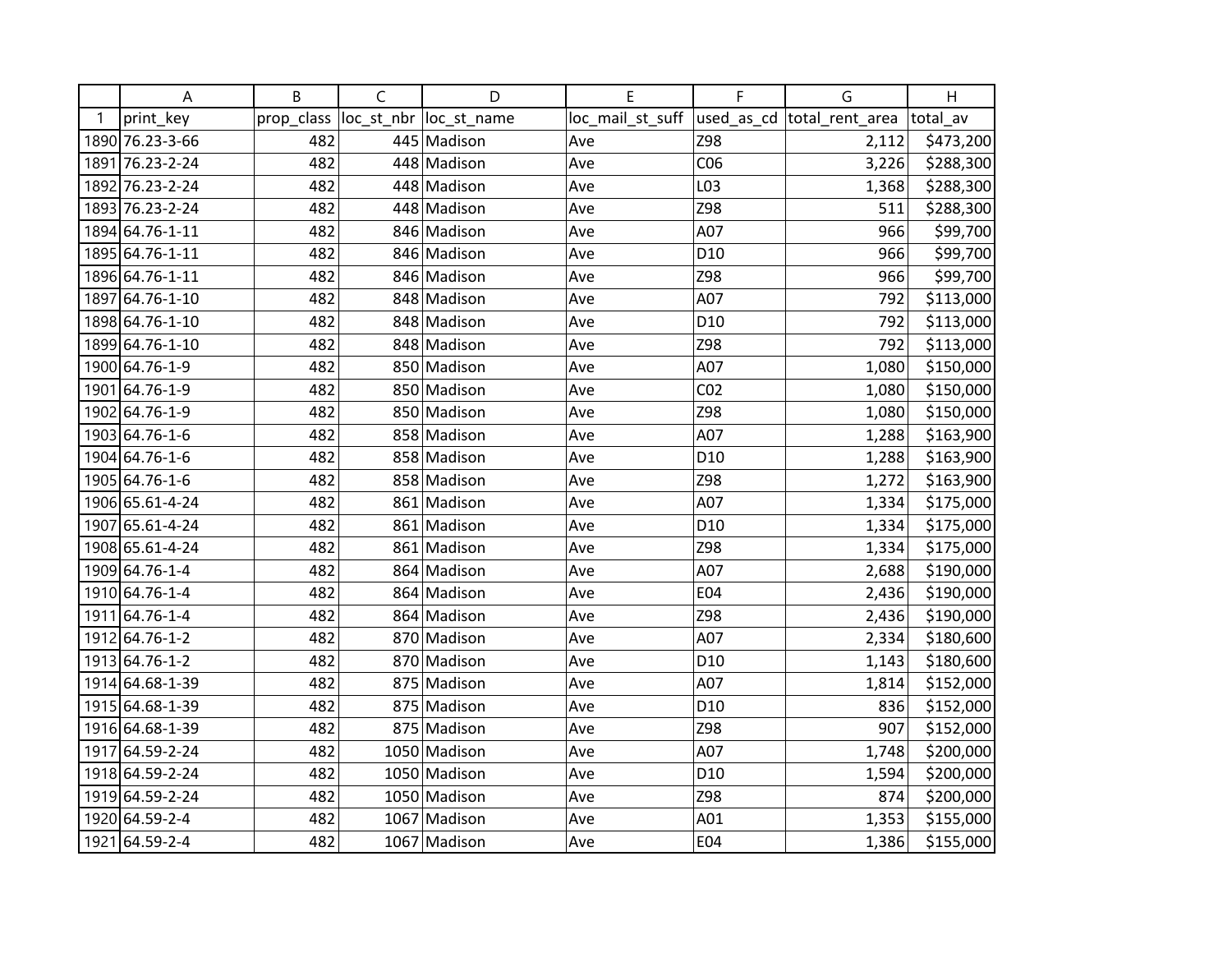| | A | B | C | D | E | F | G | H |
|---|---|---|---|---|---|---|---|---|
| 1 | print_key | prop_class | loc_st_nbr | loc_st_name | loc_mail_st_suff | used_as_cd | total_rent_area | total_av |
| 1890 | 76.23-3-66 | 482 | 445 | Madison | Ave | Z98 | 2,112 | $473,200 |
| 1891 | 76.23-2-24 | 482 | 448 | Madison | Ave | C06 | 3,226 | $288,300 |
| 1892 | 76.23-2-24 | 482 | 448 | Madison | Ave | L03 | 1,368 | $288,300 |
| 1893 | 76.23-2-24 | 482 | 448 | Madison | Ave | Z98 | 511 | $288,300 |
| 1894 | 64.76-1-11 | 482 | 846 | Madison | Ave | A07 | 966 | $99,700 |
| 1895 | 64.76-1-11 | 482 | 846 | Madison | Ave | D10 | 966 | $99,700 |
| 1896 | 64.76-1-11 | 482 | 846 | Madison | Ave | Z98 | 966 | $99,700 |
| 1897 | 64.76-1-10 | 482 | 848 | Madison | Ave | A07 | 792 | $113,000 |
| 1898 | 64.76-1-10 | 482 | 848 | Madison | Ave | D10 | 792 | $113,000 |
| 1899 | 64.76-1-10 | 482 | 848 | Madison | Ave | Z98 | 792 | $113,000 |
| 1900 | 64.76-1-9 | 482 | 850 | Madison | Ave | A07 | 1,080 | $150,000 |
| 1901 | 64.76-1-9 | 482 | 850 | Madison | Ave | C02 | 1,080 | $150,000 |
| 1902 | 64.76-1-9 | 482 | 850 | Madison | Ave | Z98 | 1,080 | $150,000 |
| 1903 | 64.76-1-6 | 482 | 858 | Madison | Ave | A07 | 1,288 | $163,900 |
| 1904 | 64.76-1-6 | 482 | 858 | Madison | Ave | D10 | 1,288 | $163,900 |
| 1905 | 64.76-1-6 | 482 | 858 | Madison | Ave | Z98 | 1,272 | $163,900 |
| 1906 | 65.61-4-24 | 482 | 861 | Madison | Ave | A07 | 1,334 | $175,000 |
| 1907 | 65.61-4-24 | 482 | 861 | Madison | Ave | D10 | 1,334 | $175,000 |
| 1908 | 65.61-4-24 | 482 | 861 | Madison | Ave | Z98 | 1,334 | $175,000 |
| 1909 | 64.76-1-4 | 482 | 864 | Madison | Ave | A07 | 2,688 | $190,000 |
| 1910 | 64.76-1-4 | 482 | 864 | Madison | Ave | E04 | 2,436 | $190,000 |
| 1911 | 64.76-1-4 | 482 | 864 | Madison | Ave | Z98 | 2,436 | $190,000 |
| 1912 | 64.76-1-2 | 482 | 870 | Madison | Ave | A07 | 2,334 | $180,600 |
| 1913 | 64.76-1-2 | 482 | 870 | Madison | Ave | D10 | 1,143 | $180,600 |
| 1914 | 64.68-1-39 | 482 | 875 | Madison | Ave | A07 | 1,814 | $152,000 |
| 1915 | 64.68-1-39 | 482 | 875 | Madison | Ave | D10 | 836 | $152,000 |
| 1916 | 64.68-1-39 | 482 | 875 | Madison | Ave | Z98 | 907 | $152,000 |
| 1917 | 64.59-2-24 | 482 | 1050 | Madison | Ave | A07 | 1,748 | $200,000 |
| 1918 | 64.59-2-24 | 482 | 1050 | Madison | Ave | D10 | 1,594 | $200,000 |
| 1919 | 64.59-2-24 | 482 | 1050 | Madison | Ave | Z98 | 874 | $200,000 |
| 1920 | 64.59-2-4 | 482 | 1067 | Madison | Ave | A01 | 1,353 | $155,000 |
| 1921 | 64.59-2-4 | 482 | 1067 | Madison | Ave | E04 | 1,386 | $155,000 |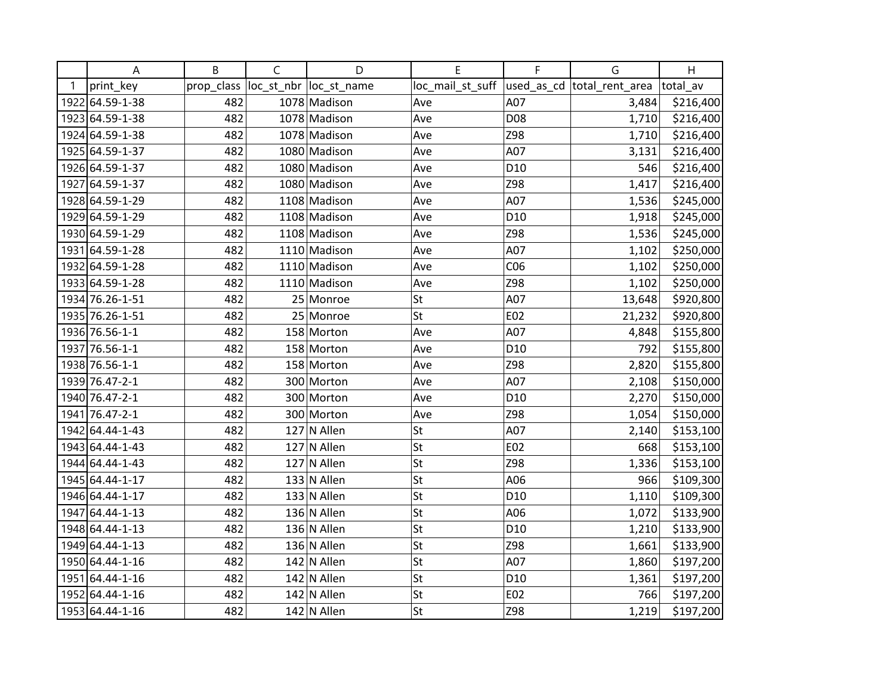| | A | B | C | D | E | F | G | H |
|---|---|---|---|---|---|---|---|---|
| 1 | print_key | prop_class | loc_st_nbr | loc_st_name | loc_mail_st_suff | used_as_cd | total_rent_area | total_av |
| 1922 | 64.59-1-38 | 482 | 1078 | Madison | Ave | A07 | 3,484 | $216,400 |
| 1923 | 64.59-1-38 | 482 | 1078 | Madison | Ave | D08 | 1,710 | $216,400 |
| 1924 | 64.59-1-38 | 482 | 1078 | Madison | Ave | Z98 | 1,710 | $216,400 |
| 1925 | 64.59-1-37 | 482 | 1080 | Madison | Ave | A07 | 3,131 | $216,400 |
| 1926 | 64.59-1-37 | 482 | 1080 | Madison | Ave | D10 | 546 | $216,400 |
| 1927 | 64.59-1-37 | 482 | 1080 | Madison | Ave | Z98 | 1,417 | $216,400 |
| 1928 | 64.59-1-29 | 482 | 1108 | Madison | Ave | A07 | 1,536 | $245,000 |
| 1929 | 64.59-1-29 | 482 | 1108 | Madison | Ave | D10 | 1,918 | $245,000 |
| 1930 | 64.59-1-29 | 482 | 1108 | Madison | Ave | Z98 | 1,536 | $245,000 |
| 1931 | 64.59-1-28 | 482 | 1110 | Madison | Ave | A07 | 1,102 | $250,000 |
| 1932 | 64.59-1-28 | 482 | 1110 | Madison | Ave | C06 | 1,102 | $250,000 |
| 1933 | 64.59-1-28 | 482 | 1110 | Madison | Ave | Z98 | 1,102 | $250,000 |
| 1934 | 76.26-1-51 | 482 | 25 | Monroe | St | A07 | 13,648 | $920,800 |
| 1935 | 76.26-1-51 | 482 | 25 | Monroe | St | E02 | 21,232 | $920,800 |
| 1936 | 76.56-1-1 | 482 | 158 | Morton | Ave | A07 | 4,848 | $155,800 |
| 1937 | 76.56-1-1 | 482 | 158 | Morton | Ave | D10 | 792 | $155,800 |
| 1938 | 76.56-1-1 | 482 | 158 | Morton | Ave | Z98 | 2,820 | $155,800 |
| 1939 | 76.47-2-1 | 482 | 300 | Morton | Ave | A07 | 2,108 | $150,000 |
| 1940 | 76.47-2-1 | 482 | 300 | Morton | Ave | D10 | 2,270 | $150,000 |
| 1941 | 76.47-2-1 | 482 | 300 | Morton | Ave | Z98 | 1,054 | $150,000 |
| 1942 | 64.44-1-43 | 482 | 127 | N Allen | St | A07 | 2,140 | $153,100 |
| 1943 | 64.44-1-43 | 482 | 127 | N Allen | St | E02 | 668 | $153,100 |
| 1944 | 64.44-1-43 | 482 | 127 | N Allen | St | Z98 | 1,336 | $153,100 |
| 1945 | 64.44-1-17 | 482 | 133 | N Allen | St | A06 | 966 | $109,300 |
| 1946 | 64.44-1-17 | 482 | 133 | N Allen | St | D10 | 1,110 | $109,300 |
| 1947 | 64.44-1-13 | 482 | 136 | N Allen | St | A06 | 1,072 | $133,900 |
| 1948 | 64.44-1-13 | 482 | 136 | N Allen | St | D10 | 1,210 | $133,900 |
| 1949 | 64.44-1-13 | 482 | 136 | N Allen | St | Z98 | 1,661 | $133,900 |
| 1950 | 64.44-1-16 | 482 | 142 | N Allen | St | A07 | 1,860 | $197,200 |
| 1951 | 64.44-1-16 | 482 | 142 | N Allen | St | D10 | 1,361 | $197,200 |
| 1952 | 64.44-1-16 | 482 | 142 | N Allen | St | E02 | 766 | $197,200 |
| 1953 | 64.44-1-16 | 482 | 142 | N Allen | St | Z98 | 1,219 | $197,200 |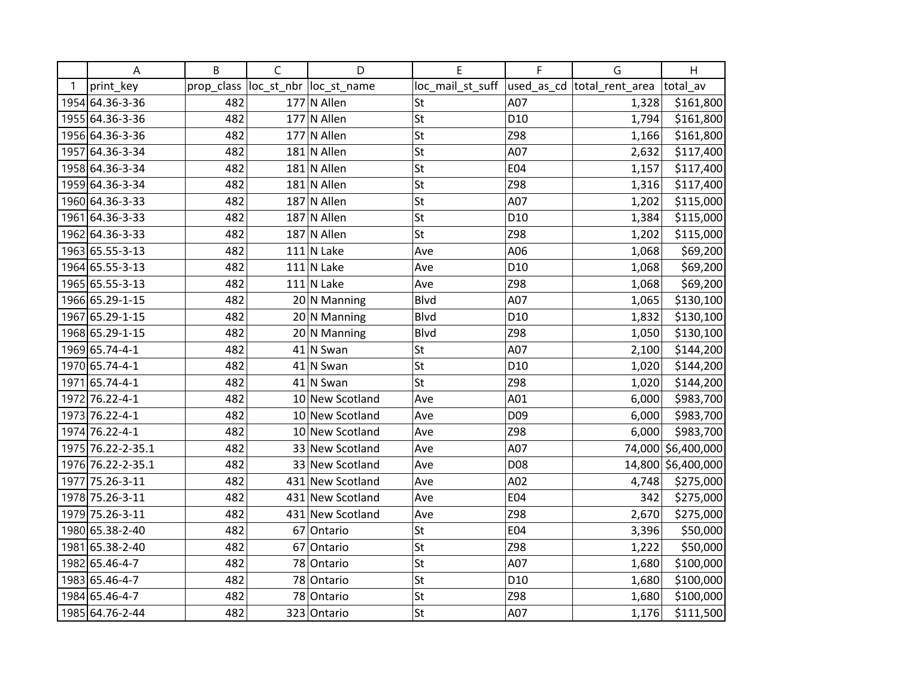| | A | B | C | D | E | F | G | H |
|---|---|---|---|---|---|---|---|---|
| 1 | print_key | prop_class | loc_st_nbr | loc_st_name | loc_mail_st_suff | used_as_cd | total_rent_area | total_av |
| 1954 | 64.36-3-36 | 482 | 177 | N Allen | St | A07 | 1,328 | $161,800 |
| 1955 | 64.36-3-36 | 482 | 177 | N Allen | St | D10 | 1,794 | $161,800 |
| 1956 | 64.36-3-36 | 482 | 177 | N Allen | St | Z98 | 1,166 | $161,800 |
| 1957 | 64.36-3-34 | 482 | 181 | N Allen | St | A07 | 2,632 | $117,400 |
| 1958 | 64.36-3-34 | 482 | 181 | N Allen | St | E04 | 1,157 | $117,400 |
| 1959 | 64.36-3-34 | 482 | 181 | N Allen | St | Z98 | 1,316 | $117,400 |
| 1960 | 64.36-3-33 | 482 | 187 | N Allen | St | A07 | 1,202 | $115,000 |
| 1961 | 64.36-3-33 | 482 | 187 | N Allen | St | D10 | 1,384 | $115,000 |
| 1962 | 64.36-3-33 | 482 | 187 | N Allen | St | Z98 | 1,202 | $115,000 |
| 1963 | 65.55-3-13 | 482 | 111 | N Lake | Ave | A06 | 1,068 | $69,200 |
| 1964 | 65.55-3-13 | 482 | 111 | N Lake | Ave | D10 | 1,068 | $69,200 |
| 1965 | 65.55-3-13 | 482 | 111 | N Lake | Ave | Z98 | 1,068 | $69,200 |
| 1966 | 65.29-1-15 | 482 | 20 | N Manning | Blvd | A07 | 1,065 | $130,100 |
| 1967 | 65.29-1-15 | 482 | 20 | N Manning | Blvd | D10 | 1,832 | $130,100 |
| 1968 | 65.29-1-15 | 482 | 20 | N Manning | Blvd | Z98 | 1,050 | $130,100 |
| 1969 | 65.74-4-1 | 482 | 41 | N Swan | St | A07 | 2,100 | $144,200 |
| 1970 | 65.74-4-1 | 482 | 41 | N Swan | St | D10 | 1,020 | $144,200 |
| 1971 | 65.74-4-1 | 482 | 41 | N Swan | St | Z98 | 1,020 | $144,200 |
| 1972 | 76.22-4-1 | 482 | 10 | New Scotland | Ave | A01 | 6,000 | $983,700 |
| 1973 | 76.22-4-1 | 482 | 10 | New Scotland | Ave | D09 | 6,000 | $983,700 |
| 1974 | 76.22-4-1 | 482 | 10 | New Scotland | Ave | Z98 | 6,000 | $983,700 |
| 1975 | 76.22-2-35.1 | 482 | 33 | New Scotland | Ave | A07 | 74,000 | $6,400,000 |
| 1976 | 76.22-2-35.1 | 482 | 33 | New Scotland | Ave | D08 | 14,800 | $6,400,000 |
| 1977 | 75.26-3-11 | 482 | 431 | New Scotland | Ave | A02 | 4,748 | $275,000 |
| 1978 | 75.26-3-11 | 482 | 431 | New Scotland | Ave | E04 | 342 | $275,000 |
| 1979 | 75.26-3-11 | 482 | 431 | New Scotland | Ave | Z98 | 2,670 | $275,000 |
| 1980 | 65.38-2-40 | 482 | 67 | Ontario | St | E04 | 3,396 | $50,000 |
| 1981 | 65.38-2-40 | 482 | 67 | Ontario | St | Z98 | 1,222 | $50,000 |
| 1982 | 65.46-4-7 | 482 | 78 | Ontario | St | A07 | 1,680 | $100,000 |
| 1983 | 65.46-4-7 | 482 | 78 | Ontario | St | D10 | 1,680 | $100,000 |
| 1984 | 65.46-4-7 | 482 | 78 | Ontario | St | Z98 | 1,680 | $100,000 |
| 1985 | 64.76-2-44 | 482 | 323 | Ontario | St | A07 | 1,176 | $111,500 |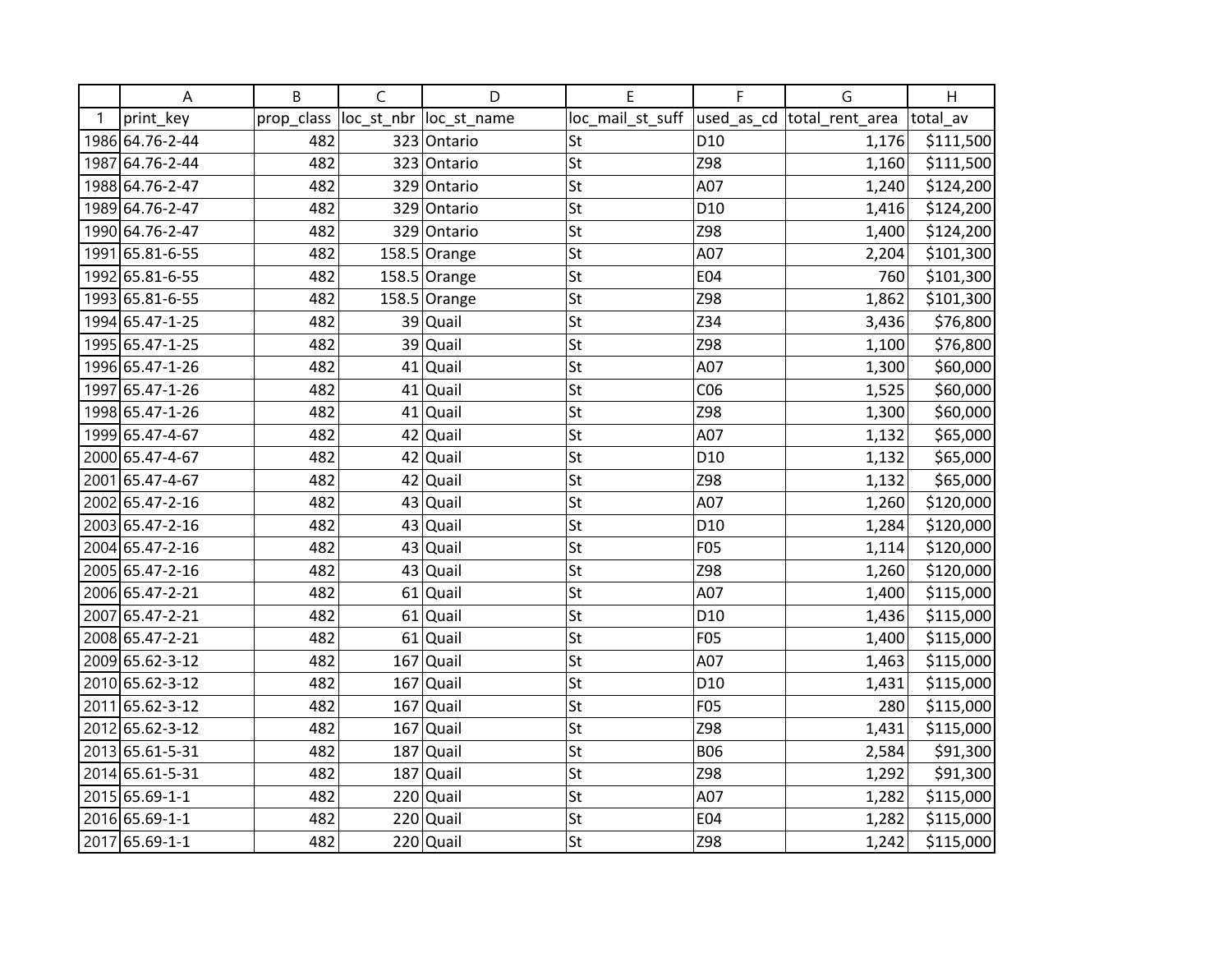| | A | B | C | D | E | F | G | H |
|---|---|---|---|---|---|---|---|---|
| 1 | print_key | prop_class | loc_st_nbr | loc_st_name | loc_mail_st_suff | used_as_cd | total_rent_area | total_av |
| 1986 | 64.76-2-44 | 482 | 323 | Ontario | St | D10 | 1,176 | $111,500 |
| 1987 | 64.76-2-44 | 482 | 323 | Ontario | St | Z98 | 1,160 | $111,500 |
| 1988 | 64.76-2-47 | 482 | 329 | Ontario | St | A07 | 1,240 | $124,200 |
| 1989 | 64.76-2-47 | 482 | 329 | Ontario | St | D10 | 1,416 | $124,200 |
| 1990 | 64.76-2-47 | 482 | 329 | Ontario | St | Z98 | 1,400 | $124,200 |
| 1991 | 65.81-6-55 | 482 | 158.5 | Orange | St | A07 | 2,204 | $101,300 |
| 1992 | 65.81-6-55 | 482 | 158.5 | Orange | St | E04 | 760 | $101,300 |
| 1993 | 65.81-6-55 | 482 | 158.5 | Orange | St | Z98 | 1,862 | $101,300 |
| 1994 | 65.47-1-25 | 482 | 39 | Quail | St | Z34 | 3,436 | $76,800 |
| 1995 | 65.47-1-25 | 482 | 39 | Quail | St | Z98 | 1,100 | $76,800 |
| 1996 | 65.47-1-26 | 482 | 41 | Quail | St | A07 | 1,300 | $60,000 |
| 1997 | 65.47-1-26 | 482 | 41 | Quail | St | C06 | 1,525 | $60,000 |
| 1998 | 65.47-1-26 | 482 | 41 | Quail | St | Z98 | 1,300 | $60,000 |
| 1999 | 65.47-4-67 | 482 | 42 | Quail | St | A07 | 1,132 | $65,000 |
| 2000 | 65.47-4-67 | 482 | 42 | Quail | St | D10 | 1,132 | $65,000 |
| 2001 | 65.47-4-67 | 482 | 42 | Quail | St | Z98 | 1,132 | $65,000 |
| 2002 | 65.47-2-16 | 482 | 43 | Quail | St | A07 | 1,260 | $120,000 |
| 2003 | 65.47-2-16 | 482 | 43 | Quail | St | D10 | 1,284 | $120,000 |
| 2004 | 65.47-2-16 | 482 | 43 | Quail | St | F05 | 1,114 | $120,000 |
| 2005 | 65.47-2-16 | 482 | 43 | Quail | St | Z98 | 1,260 | $120,000 |
| 2006 | 65.47-2-21 | 482 | 61 | Quail | St | A07 | 1,400 | $115,000 |
| 2007 | 65.47-2-21 | 482 | 61 | Quail | St | D10 | 1,436 | $115,000 |
| 2008 | 65.47-2-21 | 482 | 61 | Quail | St | F05 | 1,400 | $115,000 |
| 2009 | 65.62-3-12 | 482 | 167 | Quail | St | A07 | 1,463 | $115,000 |
| 2010 | 65.62-3-12 | 482 | 167 | Quail | St | D10 | 1,431 | $115,000 |
| 2011 | 65.62-3-12 | 482 | 167 | Quail | St | F05 | 280 | $115,000 |
| 2012 | 65.62-3-12 | 482 | 167 | Quail | St | Z98 | 1,431 | $115,000 |
| 2013 | 65.61-5-31 | 482 | 187 | Quail | St | B06 | 2,584 | $91,300 |
| 2014 | 65.61-5-31 | 482 | 187 | Quail | St | Z98 | 1,292 | $91,300 |
| 2015 | 65.69-1-1 | 482 | 220 | Quail | St | A07 | 1,282 | $115,000 |
| 2016 | 65.69-1-1 | 482 | 220 | Quail | St | E04 | 1,282 | $115,000 |
| 2017 | 65.69-1-1 | 482 | 220 | Quail | St | Z98 | 1,242 | $115,000 |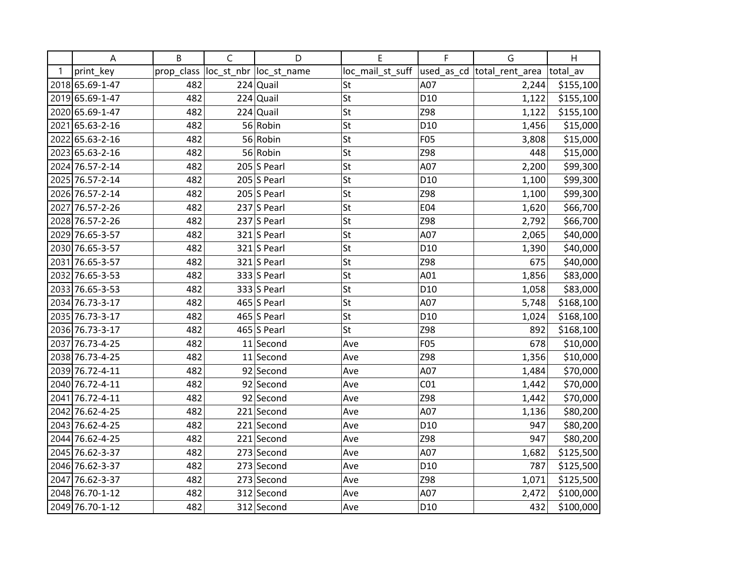| | A | B | C | D | E | F | G | H |
|---|---|---|---|---|---|---|---|---|
| 1 | print_key | prop_class | loc_st_nbr | loc_st_name | loc_mail_st_suff | used_as_cd | total_rent_area | total_av |
| 2018 | 65.69-1-47 | 482 | 224 | Quail | St | A07 | 2,244 | $155,100 |
| 2019 | 65.69-1-47 | 482 | 224 | Quail | St | D10 | 1,122 | $155,100 |
| 2020 | 65.69-1-47 | 482 | 224 | Quail | St | Z98 | 1,122 | $155,100 |
| 2021 | 65.63-2-16 | 482 | 56 | Robin | St | D10 | 1,456 | $15,000 |
| 2022 | 65.63-2-16 | 482 | 56 | Robin | St | F05 | 3,808 | $15,000 |
| 2023 | 65.63-2-16 | 482 | 56 | Robin | St | Z98 | 448 | $15,000 |
| 2024 | 76.57-2-14 | 482 | 205 | S Pearl | St | A07 | 2,200 | $99,300 |
| 2025 | 76.57-2-14 | 482 | 205 | S Pearl | St | D10 | 1,100 | $99,300 |
| 2026 | 76.57-2-14 | 482 | 205 | S Pearl | St | Z98 | 1,100 | $99,300 |
| 2027 | 76.57-2-26 | 482 | 237 | S Pearl | St | E04 | 1,620 | $66,700 |
| 2028 | 76.57-2-26 | 482 | 237 | S Pearl | St | Z98 | 2,792 | $66,700 |
| 2029 | 76.65-3-57 | 482 | 321 | S Pearl | St | A07 | 2,065 | $40,000 |
| 2030 | 76.65-3-57 | 482 | 321 | S Pearl | St | D10 | 1,390 | $40,000 |
| 2031 | 76.65-3-57 | 482 | 321 | S Pearl | St | Z98 | 675 | $40,000 |
| 2032 | 76.65-3-53 | 482 | 333 | S Pearl | St | A01 | 1,856 | $83,000 |
| 2033 | 76.65-3-53 | 482 | 333 | S Pearl | St | D10 | 1,058 | $83,000 |
| 2034 | 76.73-3-17 | 482 | 465 | S Pearl | St | A07 | 5,748 | $168,100 |
| 2035 | 76.73-3-17 | 482 | 465 | S Pearl | St | D10 | 1,024 | $168,100 |
| 2036 | 76.73-3-17 | 482 | 465 | S Pearl | St | Z98 | 892 | $168,100 |
| 2037 | 76.73-4-25 | 482 | 11 | Second | Ave | F05 | 678 | $10,000 |
| 2038 | 76.73-4-25 | 482 | 11 | Second | Ave | Z98 | 1,356 | $10,000 |
| 2039 | 76.72-4-11 | 482 | 92 | Second | Ave | A07 | 1,484 | $70,000 |
| 2040 | 76.72-4-11 | 482 | 92 | Second | Ave | C01 | 1,442 | $70,000 |
| 2041 | 76.72-4-11 | 482 | 92 | Second | Ave | Z98 | 1,442 | $70,000 |
| 2042 | 76.62-4-25 | 482 | 221 | Second | Ave | A07 | 1,136 | $80,200 |
| 2043 | 76.62-4-25 | 482 | 221 | Second | Ave | D10 | 947 | $80,200 |
| 2044 | 76.62-4-25 | 482 | 221 | Second | Ave | Z98 | 947 | $80,200 |
| 2045 | 76.62-3-37 | 482 | 273 | Second | Ave | A07 | 1,682 | $125,500 |
| 2046 | 76.62-3-37 | 482 | 273 | Second | Ave | D10 | 787 | $125,500 |
| 2047 | 76.62-3-37 | 482 | 273 | Second | Ave | Z98 | 1,071 | $125,500 |
| 2048 | 76.70-1-12 | 482 | 312 | Second | Ave | A07 | 2,472 | $100,000 |
| 2049 | 76.70-1-12 | 482 | 312 | Second | Ave | D10 | 432 | $100,000 |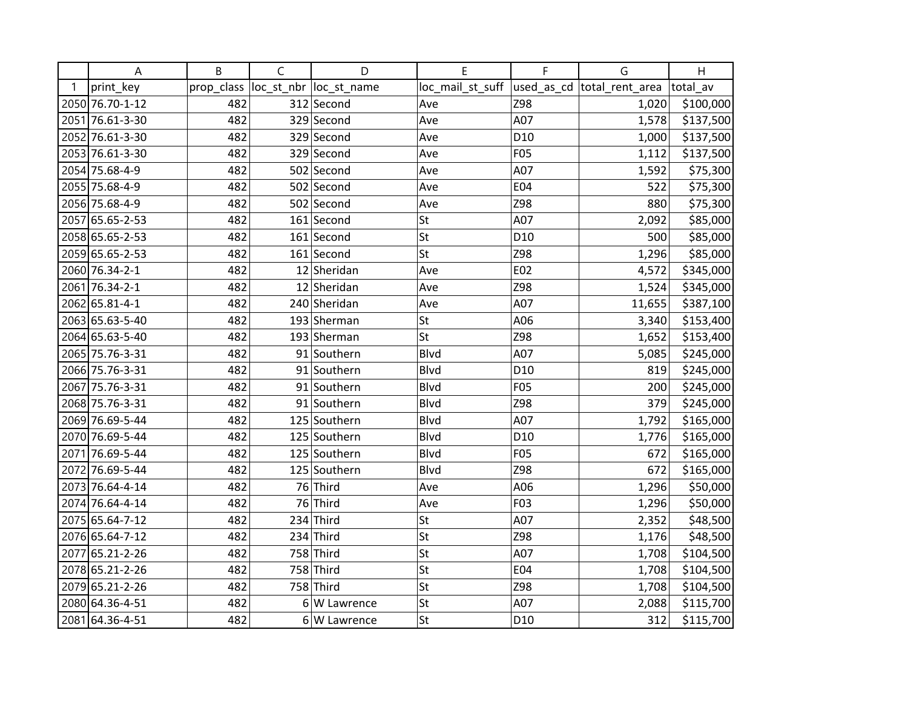| | A | B | C | D | E | F | G | H |
|---|---|---|---|---|---|---|---|---|
| 1 | print_key | prop_class | loc_st_nbr | loc_st_name | loc_mail_st_suff | used_as_cd | total_rent_area | total_av |
| 2050 | 76.70-1-12 | 482 | 312 | Second | Ave | Z98 | 1,020 | $100,000 |
| 2051 | 76.61-3-30 | 482 | 329 | Second | Ave | A07 | 1,578 | $137,500 |
| 2052 | 76.61-3-30 | 482 | 329 | Second | Ave | D10 | 1,000 | $137,500 |
| 2053 | 76.61-3-30 | 482 | 329 | Second | Ave | F05 | 1,112 | $137,500 |
| 2054 | 75.68-4-9 | 482 | 502 | Second | Ave | A07 | 1,592 | $75,300 |
| 2055 | 75.68-4-9 | 482 | 502 | Second | Ave | E04 | 522 | $75,300 |
| 2056 | 75.68-4-9 | 482 | 502 | Second | Ave | Z98 | 880 | $75,300 |
| 2057 | 65.65-2-53 | 482 | 161 | Second | St | A07 | 2,092 | $85,000 |
| 2058 | 65.65-2-53 | 482 | 161 | Second | St | D10 | 500 | $85,000 |
| 2059 | 65.65-2-53 | 482 | 161 | Second | St | Z98 | 1,296 | $85,000 |
| 2060 | 76.34-2-1 | 482 | 12 | Sheridan | Ave | E02 | 4,572 | $345,000 |
| 2061 | 76.34-2-1 | 482 | 12 | Sheridan | Ave | Z98 | 1,524 | $345,000 |
| 2062 | 65.81-4-1 | 482 | 240 | Sheridan | Ave | A07 | 11,655 | $387,100 |
| 2063 | 65.63-5-40 | 482 | 193 | Sherman | St | A06 | 3,340 | $153,400 |
| 2064 | 65.63-5-40 | 482 | 193 | Sherman | St | Z98 | 1,652 | $153,400 |
| 2065 | 75.76-3-31 | 482 | 91 | Southern | Blvd | A07 | 5,085 | $245,000 |
| 2066 | 75.76-3-31 | 482 | 91 | Southern | Blvd | D10 | 819 | $245,000 |
| 2067 | 75.76-3-31 | 482 | 91 | Southern | Blvd | F05 | 200 | $245,000 |
| 2068 | 75.76-3-31 | 482 | 91 | Southern | Blvd | Z98 | 379 | $245,000 |
| 2069 | 76.69-5-44 | 482 | 125 | Southern | Blvd | A07 | 1,792 | $165,000 |
| 2070 | 76.69-5-44 | 482 | 125 | Southern | Blvd | D10 | 1,776 | $165,000 |
| 2071 | 76.69-5-44 | 482 | 125 | Southern | Blvd | F05 | 672 | $165,000 |
| 2072 | 76.69-5-44 | 482 | 125 | Southern | Blvd | Z98 | 672 | $165,000 |
| 2073 | 76.64-4-14 | 482 | 76 | Third | Ave | A06 | 1,296 | $50,000 |
| 2074 | 76.64-4-14 | 482 | 76 | Third | Ave | F03 | 1,296 | $50,000 |
| 2075 | 65.64-7-12 | 482 | 234 | Third | St | A07 | 2,352 | $48,500 |
| 2076 | 65.64-7-12 | 482 | 234 | Third | St | Z98 | 1,176 | $48,500 |
| 2077 | 65.21-2-26 | 482 | 758 | Third | St | A07 | 1,708 | $104,500 |
| 2078 | 65.21-2-26 | 482 | 758 | Third | St | E04 | 1,708 | $104,500 |
| 2079 | 65.21-2-26 | 482 | 758 | Third | St | Z98 | 1,708 | $104,500 |
| 2080 | 64.36-4-51 | 482 | 6 | W Lawrence | St | A07 | 2,088 | $115,700 |
| 2081 | 64.36-4-51 | 482 | 6 | W Lawrence | St | D10 | 312 | $115,700 |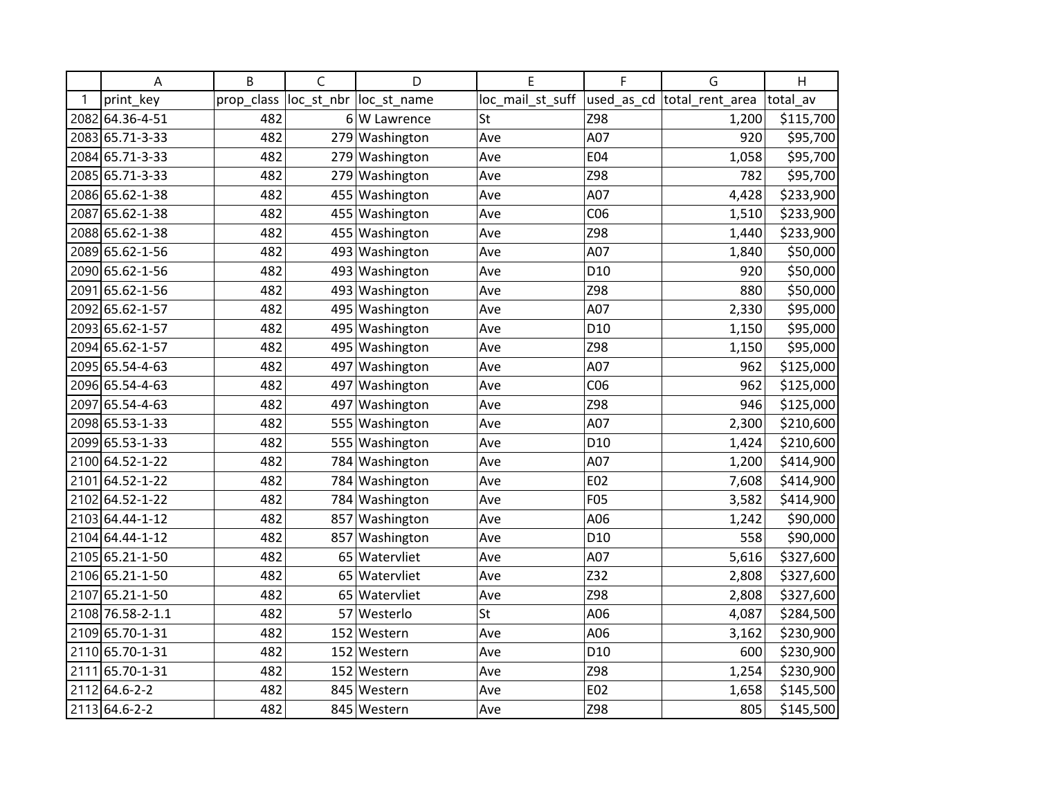| | A | B | C | D | E | F | G | H |
|---|---|---|---|---|---|---|---|---|
| 1 | print_key | prop_class | loc_st_nbr | loc_st_name | loc_mail_st_suff | used_as_cd | total_rent_area | total_av |
| 2082 | 64.36-4-51 | 482 | 6 | W Lawrence | St | Z98 | 1,200 | $115,700 |
| 2083 | 65.71-3-33 | 482 | 279 | Washington | Ave | A07 | 920 | $95,700 |
| 2084 | 65.71-3-33 | 482 | 279 | Washington | Ave | E04 | 1,058 | $95,700 |
| 2085 | 65.71-3-33 | 482 | 279 | Washington | Ave | Z98 | 782 | $95,700 |
| 2086 | 65.62-1-38 | 482 | 455 | Washington | Ave | A07 | 4,428 | $233,900 |
| 2087 | 65.62-1-38 | 482 | 455 | Washington | Ave | C06 | 1,510 | $233,900 |
| 2088 | 65.62-1-38 | 482 | 455 | Washington | Ave | Z98 | 1,440 | $233,900 |
| 2089 | 65.62-1-56 | 482 | 493 | Washington | Ave | A07 | 1,840 | $50,000 |
| 2090 | 65.62-1-56 | 482 | 493 | Washington | Ave | D10 | 920 | $50,000 |
| 2091 | 65.62-1-56 | 482 | 493 | Washington | Ave | Z98 | 880 | $50,000 |
| 2092 | 65.62-1-57 | 482 | 495 | Washington | Ave | A07 | 2,330 | $95,000 |
| 2093 | 65.62-1-57 | 482 | 495 | Washington | Ave | D10 | 1,150 | $95,000 |
| 2094 | 65.62-1-57 | 482 | 495 | Washington | Ave | Z98 | 1,150 | $95,000 |
| 2095 | 65.54-4-63 | 482 | 497 | Washington | Ave | A07 | 962 | $125,000 |
| 2096 | 65.54-4-63 | 482 | 497 | Washington | Ave | C06 | 962 | $125,000 |
| 2097 | 65.54-4-63 | 482 | 497 | Washington | Ave | Z98 | 946 | $125,000 |
| 2098 | 65.53-1-33 | 482 | 555 | Washington | Ave | A07 | 2,300 | $210,600 |
| 2099 | 65.53-1-33 | 482 | 555 | Washington | Ave | D10 | 1,424 | $210,600 |
| 2100 | 64.52-1-22 | 482 | 784 | Washington | Ave | A07 | 1,200 | $414,900 |
| 2101 | 64.52-1-22 | 482 | 784 | Washington | Ave | E02 | 7,608 | $414,900 |
| 2102 | 64.52-1-22 | 482 | 784 | Washington | Ave | F05 | 3,582 | $414,900 |
| 2103 | 64.44-1-12 | 482 | 857 | Washington | Ave | A06 | 1,242 | $90,000 |
| 2104 | 64.44-1-12 | 482 | 857 | Washington | Ave | D10 | 558 | $90,000 |
| 2105 | 65.21-1-50 | 482 | 65 | Watervliet | Ave | A07 | 5,616 | $327,600 |
| 2106 | 65.21-1-50 | 482 | 65 | Watervliet | Ave | Z32 | 2,808 | $327,600 |
| 2107 | 65.21-1-50 | 482 | 65 | Watervliet | Ave | Z98 | 2,808 | $327,600 |
| 2108 | 76.58-2-1.1 | 482 | 57 | Westerlo | St | A06 | 4,087 | $284,500 |
| 2109 | 65.70-1-31 | 482 | 152 | Western | Ave | A06 | 3,162 | $230,900 |
| 2110 | 65.70-1-31 | 482 | 152 | Western | Ave | D10 | 600 | $230,900 |
| 2111 | 65.70-1-31 | 482 | 152 | Western | Ave | Z98 | 1,254 | $230,900 |
| 2112 | 64.6-2-2 | 482 | 845 | Western | Ave | E02 | 1,658 | $145,500 |
| 2113 | 64.6-2-2 | 482 | 845 | Western | Ave | Z98 | 805 | $145,500 |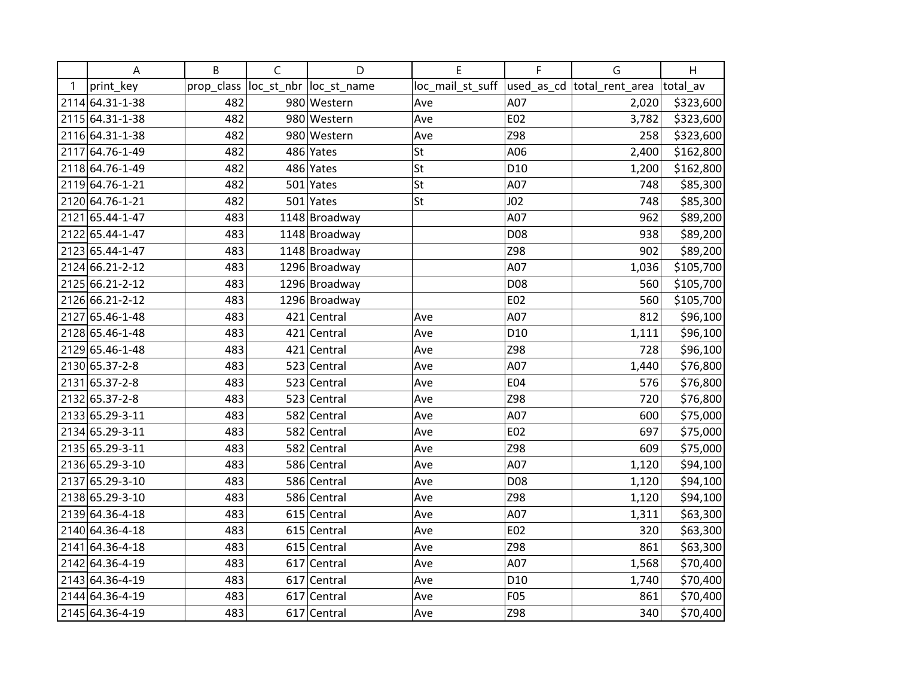| | A | B | C | D | E | F | G | H |
|---|---|---|---|---|---|---|---|---|
| 1 | print_key | prop_class | loc_st_nbr | loc_st_name | loc_mail_st_suff | used_as_cd | total_rent_area | total_av |
| 2114 | 64.31-1-38 | 482 | 980 | Western | Ave | A07 | 2,020 | $323,600 |
| 2115 | 64.31-1-38 | 482 | 980 | Western | Ave | E02 | 3,782 | $323,600 |
| 2116 | 64.31-1-38 | 482 | 980 | Western | Ave | Z98 | 258 | $323,600 |
| 2117 | 64.76-1-49 | 482 | 486 | Yates | St | A06 | 2,400 | $162,800 |
| 2118 | 64.76-1-49 | 482 | 486 | Yates | St | D10 | 1,200 | $162,800 |
| 2119 | 64.76-1-21 | 482 | 501 | Yates | St | A07 | 748 | $85,300 |
| 2120 | 64.76-1-21 | 482 | 501 | Yates | St | J02 | 748 | $85,300 |
| 2121 | 65.44-1-47 | 483 | 1148 | Broadway | | A07 | 962 | $89,200 |
| 2122 | 65.44-1-47 | 483 | 1148 | Broadway | | D08 | 938 | $89,200 |
| 2123 | 65.44-1-47 | 483 | 1148 | Broadway | | Z98 | 902 | $89,200 |
| 2124 | 66.21-2-12 | 483 | 1296 | Broadway | | A07 | 1,036 | $105,700 |
| 2125 | 66.21-2-12 | 483 | 1296 | Broadway | | D08 | 560 | $105,700 |
| 2126 | 66.21-2-12 | 483 | 1296 | Broadway | | E02 | 560 | $105,700 |
| 2127 | 65.46-1-48 | 483 | 421 | Central | Ave | A07 | 812 | $96,100 |
| 2128 | 65.46-1-48 | 483 | 421 | Central | Ave | D10 | 1,111 | $96,100 |
| 2129 | 65.46-1-48 | 483 | 421 | Central | Ave | Z98 | 728 | $96,100 |
| 2130 | 65.37-2-8 | 483 | 523 | Central | Ave | A07 | 1,440 | $76,800 |
| 2131 | 65.37-2-8 | 483 | 523 | Central | Ave | E04 | 576 | $76,800 |
| 2132 | 65.37-2-8 | 483 | 523 | Central | Ave | Z98 | 720 | $76,800 |
| 2133 | 65.29-3-11 | 483 | 582 | Central | Ave | A07 | 600 | $75,000 |
| 2134 | 65.29-3-11 | 483 | 582 | Central | Ave | E02 | 697 | $75,000 |
| 2135 | 65.29-3-11 | 483 | 582 | Central | Ave | Z98 | 609 | $75,000 |
| 2136 | 65.29-3-10 | 483 | 586 | Central | Ave | A07 | 1,120 | $94,100 |
| 2137 | 65.29-3-10 | 483 | 586 | Central | Ave | D08 | 1,120 | $94,100 |
| 2138 | 65.29-3-10 | 483 | 586 | Central | Ave | Z98 | 1,120 | $94,100 |
| 2139 | 64.36-4-18 | 483 | 615 | Central | Ave | A07 | 1,311 | $63,300 |
| 2140 | 64.36-4-18 | 483 | 615 | Central | Ave | E02 | 320 | $63,300 |
| 2141 | 64.36-4-18 | 483 | 615 | Central | Ave | Z98 | 861 | $63,300 |
| 2142 | 64.36-4-19 | 483 | 617 | Central | Ave | A07 | 1,568 | $70,400 |
| 2143 | 64.36-4-19 | 483 | 617 | Central | Ave | D10 | 1,740 | $70,400 |
| 2144 | 64.36-4-19 | 483 | 617 | Central | Ave | F05 | 861 | $70,400 |
| 2145 | 64.36-4-19 | 483 | 617 | Central | Ave | Z98 | 340 | $70,400 |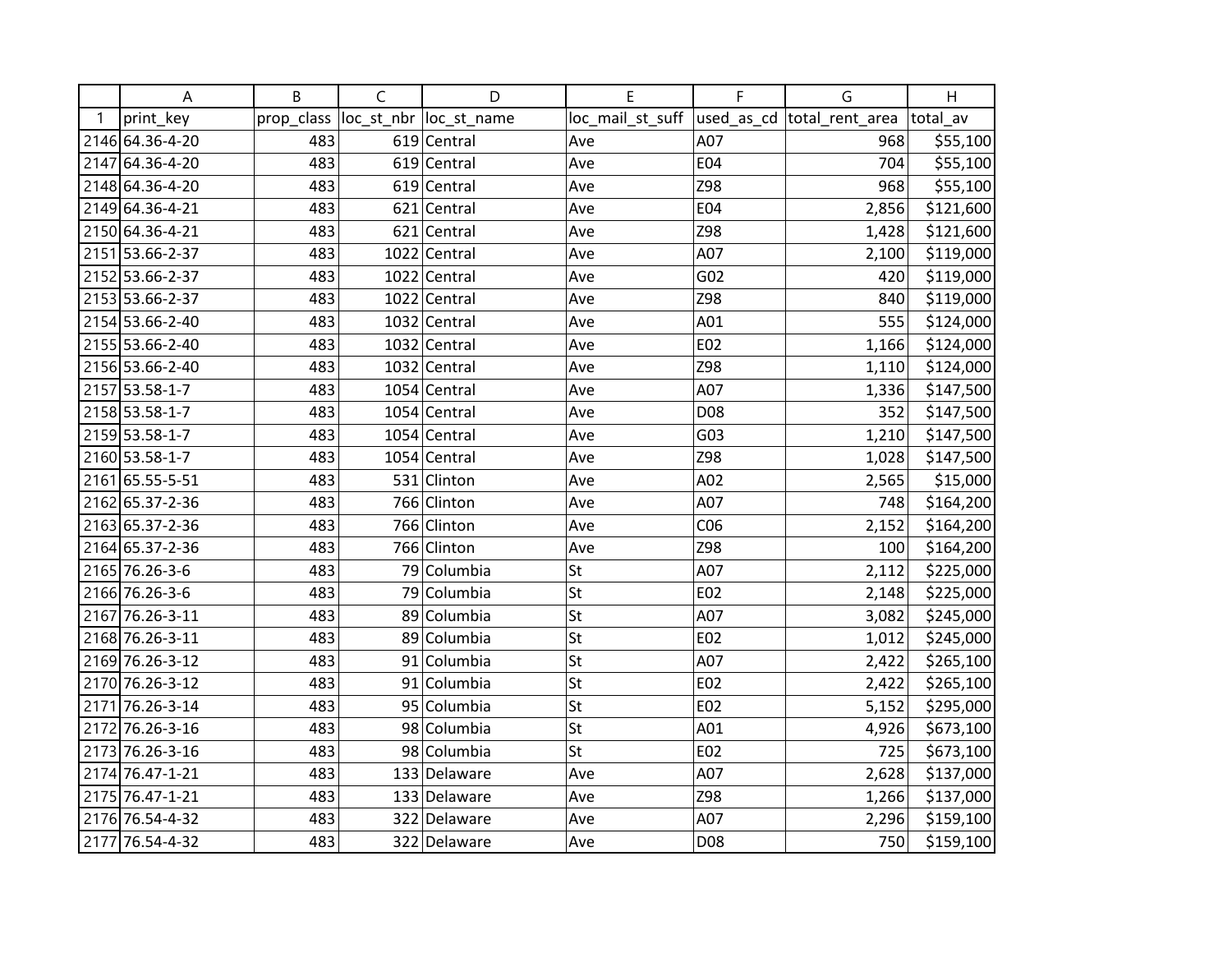| | A | B | C | D | E | F | G | H |
|---|---|---|---|---|---|---|---|---|
| 1 | print_key | prop_class | loc_st_nbr | loc_st_name | loc_mail_st_suff | used_as_cd | total_rent_area | total_av |
| 2146 | 64.36-4-20 | 483 | 619 | Central | Ave | A07 | 968 | $55,100 |
| 2147 | 64.36-4-20 | 483 | 619 | Central | Ave | E04 | 704 | $55,100 |
| 2148 | 64.36-4-20 | 483 | 619 | Central | Ave | Z98 | 968 | $55,100 |
| 2149 | 64.36-4-21 | 483 | 621 | Central | Ave | E04 | 2,856 | $121,600 |
| 2150 | 64.36-4-21 | 483 | 621 | Central | Ave | Z98 | 1,428 | $121,600 |
| 2151 | 53.66-2-37 | 483 | 1022 | Central | Ave | A07 | 2,100 | $119,000 |
| 2152 | 53.66-2-37 | 483 | 1022 | Central | Ave | G02 | 420 | $119,000 |
| 2153 | 53.66-2-37 | 483 | 1022 | Central | Ave | Z98 | 840 | $119,000 |
| 2154 | 53.66-2-40 | 483 | 1032 | Central | Ave | A01 | 555 | $124,000 |
| 2155 | 53.66-2-40 | 483 | 1032 | Central | Ave | E02 | 1,166 | $124,000 |
| 2156 | 53.66-2-40 | 483 | 1032 | Central | Ave | Z98 | 1,110 | $124,000 |
| 2157 | 53.58-1-7 | 483 | 1054 | Central | Ave | A07 | 1,336 | $147,500 |
| 2158 | 53.58-1-7 | 483 | 1054 | Central | Ave | D08 | 352 | $147,500 |
| 2159 | 53.58-1-7 | 483 | 1054 | Central | Ave | G03 | 1,210 | $147,500 |
| 2160 | 53.58-1-7 | 483 | 1054 | Central | Ave | Z98 | 1,028 | $147,500 |
| 2161 | 65.55-5-51 | 483 | 531 | Clinton | Ave | A02 | 2,565 | $15,000 |
| 2162 | 65.37-2-36 | 483 | 766 | Clinton | Ave | A07 | 748 | $164,200 |
| 2163 | 65.37-2-36 | 483 | 766 | Clinton | Ave | C06 | 2,152 | $164,200 |
| 2164 | 65.37-2-36 | 483 | 766 | Clinton | Ave | Z98 | 100 | $164,200 |
| 2165 | 76.26-3-6 | 483 | 79 | Columbia | St | A07 | 2,112 | $225,000 |
| 2166 | 76.26-3-6 | 483 | 79 | Columbia | St | E02 | 2,148 | $225,000 |
| 2167 | 76.26-3-11 | 483 | 89 | Columbia | St | A07 | 3,082 | $245,000 |
| 2168 | 76.26-3-11 | 483 | 89 | Columbia | St | E02 | 1,012 | $245,000 |
| 2169 | 76.26-3-12 | 483 | 91 | Columbia | St | A07 | 2,422 | $265,100 |
| 2170 | 76.26-3-12 | 483 | 91 | Columbia | St | E02 | 2,422 | $265,100 |
| 2171 | 76.26-3-14 | 483 | 95 | Columbia | St | E02 | 5,152 | $295,000 |
| 2172 | 76.26-3-16 | 483 | 98 | Columbia | St | A01 | 4,926 | $673,100 |
| 2173 | 76.26-3-16 | 483 | 98 | Columbia | St | E02 | 725 | $673,100 |
| 2174 | 76.47-1-21 | 483 | 133 | Delaware | Ave | A07 | 2,628 | $137,000 |
| 2175 | 76.47-1-21 | 483 | 133 | Delaware | Ave | Z98 | 1,266 | $137,000 |
| 2176 | 76.54-4-32 | 483 | 322 | Delaware | Ave | A07 | 2,296 | $159,100 |
| 2177 | 76.54-4-32 | 483 | 322 | Delaware | Ave | D08 | 750 | $159,100 |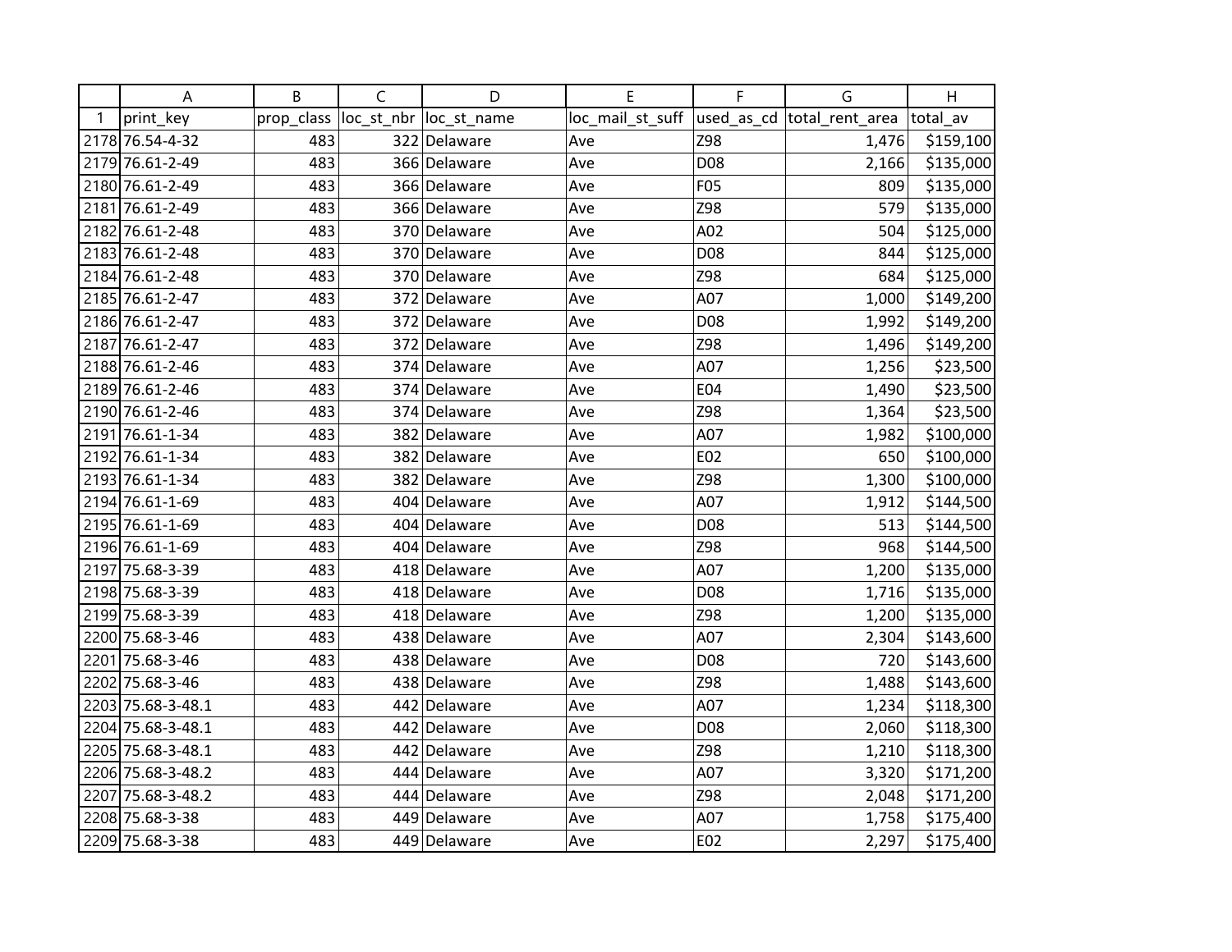| | A | B | C | D | E | F | G | H |
|---|---|---|---|---|---|---|---|---|
| 1 | print_key | prop_class | loc_st_nbr | loc_st_name | loc_mail_st_suff | used_as_cd | total_rent_area | total_av |
| 2178 | 76.54-4-32 | 483 | 322 | Delaware | Ave | Z98 | 1,476 | $159,100 |
| 2179 | 76.61-2-49 | 483 | 366 | Delaware | Ave | D08 | 2,166 | $135,000 |
| 2180 | 76.61-2-49 | 483 | 366 | Delaware | Ave | F05 | 809 | $135,000 |
| 2181 | 76.61-2-49 | 483 | 366 | Delaware | Ave | Z98 | 579 | $135,000 |
| 2182 | 76.61-2-48 | 483 | 370 | Delaware | Ave | A02 | 504 | $125,000 |
| 2183 | 76.61-2-48 | 483 | 370 | Delaware | Ave | D08 | 844 | $125,000 |
| 2184 | 76.61-2-48 | 483 | 370 | Delaware | Ave | Z98 | 684 | $125,000 |
| 2185 | 76.61-2-47 | 483 | 372 | Delaware | Ave | A07 | 1,000 | $149,200 |
| 2186 | 76.61-2-47 | 483 | 372 | Delaware | Ave | D08 | 1,992 | $149,200 |
| 2187 | 76.61-2-47 | 483 | 372 | Delaware | Ave | Z98 | 1,496 | $149,200 |
| 2188 | 76.61-2-46 | 483 | 374 | Delaware | Ave | A07 | 1,256 | $23,500 |
| 2189 | 76.61-2-46 | 483 | 374 | Delaware | Ave | E04 | 1,490 | $23,500 |
| 2190 | 76.61-2-46 | 483 | 374 | Delaware | Ave | Z98 | 1,364 | $23,500 |
| 2191 | 76.61-1-34 | 483 | 382 | Delaware | Ave | A07 | 1,982 | $100,000 |
| 2192 | 76.61-1-34 | 483 | 382 | Delaware | Ave | E02 | 650 | $100,000 |
| 2193 | 76.61-1-34 | 483 | 382 | Delaware | Ave | Z98 | 1,300 | $100,000 |
| 2194 | 76.61-1-69 | 483 | 404 | Delaware | Ave | A07 | 1,912 | $144,500 |
| 2195 | 76.61-1-69 | 483 | 404 | Delaware | Ave | D08 | 513 | $144,500 |
| 2196 | 76.61-1-69 | 483 | 404 | Delaware | Ave | Z98 | 968 | $144,500 |
| 2197 | 75.68-3-39 | 483 | 418 | Delaware | Ave | A07 | 1,200 | $135,000 |
| 2198 | 75.68-3-39 | 483 | 418 | Delaware | Ave | D08 | 1,716 | $135,000 |
| 2199 | 75.68-3-39 | 483 | 418 | Delaware | Ave | Z98 | 1,200 | $135,000 |
| 2200 | 75.68-3-46 | 483 | 438 | Delaware | Ave | A07 | 2,304 | $143,600 |
| 2201 | 75.68-3-46 | 483 | 438 | Delaware | Ave | D08 | 720 | $143,600 |
| 2202 | 75.68-3-46 | 483 | 438 | Delaware | Ave | Z98 | 1,488 | $143,600 |
| 2203 | 75.68-3-48.1 | 483 | 442 | Delaware | Ave | A07 | 1,234 | $118,300 |
| 2204 | 75.68-3-48.1 | 483 | 442 | Delaware | Ave | D08 | 2,060 | $118,300 |
| 2205 | 75.68-3-48.1 | 483 | 442 | Delaware | Ave | Z98 | 1,210 | $118,300 |
| 2206 | 75.68-3-48.2 | 483 | 444 | Delaware | Ave | A07 | 3,320 | $171,200 |
| 2207 | 75.68-3-48.2 | 483 | 444 | Delaware | Ave | Z98 | 2,048 | $171,200 |
| 2208 | 75.68-3-38 | 483 | 449 | Delaware | Ave | A07 | 1,758 | $175,400 |
| 2209 | 75.68-3-38 | 483 | 449 | Delaware | Ave | E02 | 2,297 | $175,400 |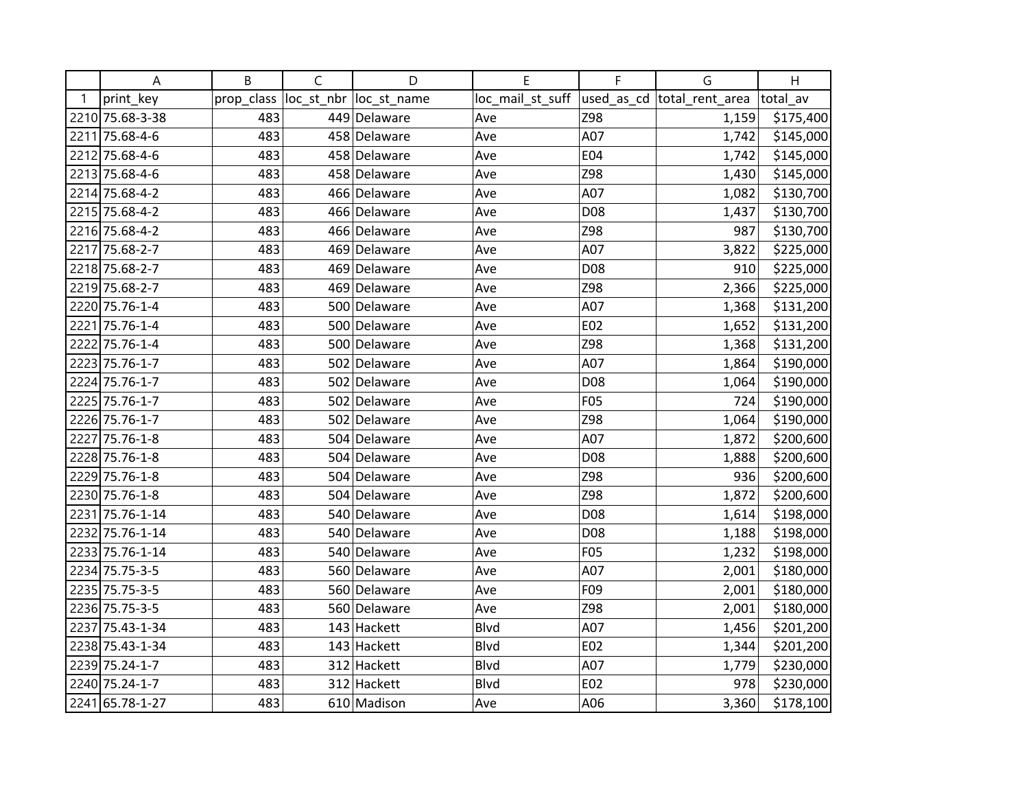| | A | B | C | D | E | F | G | H |
|---|---|---|---|---|---|---|---|---|
| 1 | print_key | prop_class | loc_st_nbr | loc_st_name | loc_mail_st_suff | used_as_cd | total_rent_area | total_av |
| 2210 | 75.68-3-38 | 483 | 449 | Delaware | Ave | Z98 | 1,159 | $175,400 |
| 2211 | 75.68-4-6 | 483 | 458 | Delaware | Ave | A07 | 1,742 | $145,000 |
| 2212 | 75.68-4-6 | 483 | 458 | Delaware | Ave | E04 | 1,742 | $145,000 |
| 2213 | 75.68-4-6 | 483 | 458 | Delaware | Ave | Z98 | 1,430 | $145,000 |
| 2214 | 75.68-4-2 | 483 | 466 | Delaware | Ave | A07 | 1,082 | $130,700 |
| 2215 | 75.68-4-2 | 483 | 466 | Delaware | Ave | D08 | 1,437 | $130,700 |
| 2216 | 75.68-4-2 | 483 | 466 | Delaware | Ave | Z98 | 987 | $130,700 |
| 2217 | 75.68-2-7 | 483 | 469 | Delaware | Ave | A07 | 3,822 | $225,000 |
| 2218 | 75.68-2-7 | 483 | 469 | Delaware | Ave | D08 | 910 | $225,000 |
| 2219 | 75.68-2-7 | 483 | 469 | Delaware | Ave | Z98 | 2,366 | $225,000 |
| 2220 | 75.76-1-4 | 483 | 500 | Delaware | Ave | A07 | 1,368 | $131,200 |
| 2221 | 75.76-1-4 | 483 | 500 | Delaware | Ave | E02 | 1,652 | $131,200 |
| 2222 | 75.76-1-4 | 483 | 500 | Delaware | Ave | Z98 | 1,368 | $131,200 |
| 2223 | 75.76-1-7 | 483 | 502 | Delaware | Ave | A07 | 1,864 | $190,000 |
| 2224 | 75.76-1-7 | 483 | 502 | Delaware | Ave | D08 | 1,064 | $190,000 |
| 2225 | 75.76-1-7 | 483 | 502 | Delaware | Ave | F05 | 724 | $190,000 |
| 2226 | 75.76-1-7 | 483 | 502 | Delaware | Ave | Z98 | 1,064 | $190,000 |
| 2227 | 75.76-1-8 | 483 | 504 | Delaware | Ave | A07 | 1,872 | $200,600 |
| 2228 | 75.76-1-8 | 483 | 504 | Delaware | Ave | D08 | 1,888 | $200,600 |
| 2229 | 75.76-1-8 | 483 | 504 | Delaware | Ave | Z98 | 936 | $200,600 |
| 2230 | 75.76-1-8 | 483 | 504 | Delaware | Ave | Z98 | 1,872 | $200,600 |
| 2231 | 75.76-1-14 | 483 | 540 | Delaware | Ave | D08 | 1,614 | $198,000 |
| 2232 | 75.76-1-14 | 483 | 540 | Delaware | Ave | D08 | 1,188 | $198,000 |
| 2233 | 75.76-1-14 | 483 | 540 | Delaware | Ave | F05 | 1,232 | $198,000 |
| 2234 | 75.75-3-5 | 483 | 560 | Delaware | Ave | A07 | 2,001 | $180,000 |
| 2235 | 75.75-3-5 | 483 | 560 | Delaware | Ave | F09 | 2,001 | $180,000 |
| 2236 | 75.75-3-5 | 483 | 560 | Delaware | Ave | Z98 | 2,001 | $180,000 |
| 2237 | 75.43-1-34 | 483 | 143 | Hackett | Blvd | A07 | 1,456 | $201,200 |
| 2238 | 75.43-1-34 | 483 | 143 | Hackett | Blvd | E02 | 1,344 | $201,200 |
| 2239 | 75.24-1-7 | 483 | 312 | Hackett | Blvd | A07 | 1,779 | $230,000 |
| 2240 | 75.24-1-7 | 483 | 312 | Hackett | Blvd | E02 | 978 | $230,000 |
| 2241 | 65.78-1-27 | 483 | 610 | Madison | Ave | A06 | 3,360 | $178,100 |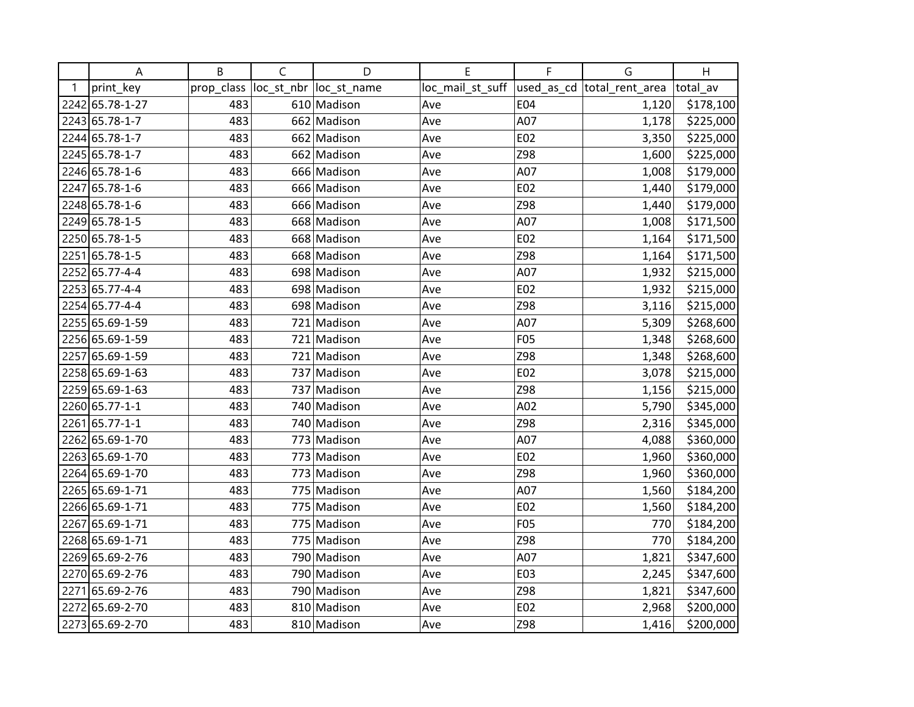| | A | B | C | D | E | F | G | H |
|---|---|---|---|---|---|---|---|---|
| 1 | print_key | prop_class | loc_st_nbr | loc_st_name | loc_mail_st_suff | used_as_cd | total_rent_area | total_av |
| 2242 | 65.78-1-27 | 483 | 610 | Madison | Ave | E04 | 1,120 | $178,100 |
| 2243 | 65.78-1-7 | 483 | 662 | Madison | Ave | A07 | 1,178 | $225,000 |
| 2244 | 65.78-1-7 | 483 | 662 | Madison | Ave | E02 | 3,350 | $225,000 |
| 2245 | 65.78-1-7 | 483 | 662 | Madison | Ave | Z98 | 1,600 | $225,000 |
| 2246 | 65.78-1-6 | 483 | 666 | Madison | Ave | A07 | 1,008 | $179,000 |
| 2247 | 65.78-1-6 | 483 | 666 | Madison | Ave | E02 | 1,440 | $179,000 |
| 2248 | 65.78-1-6 | 483 | 666 | Madison | Ave | Z98 | 1,440 | $179,000 |
| 2249 | 65.78-1-5 | 483 | 668 | Madison | Ave | A07 | 1,008 | $171,500 |
| 2250 | 65.78-1-5 | 483 | 668 | Madison | Ave | E02 | 1,164 | $171,500 |
| 2251 | 65.78-1-5 | 483 | 668 | Madison | Ave | Z98 | 1,164 | $171,500 |
| 2252 | 65.77-4-4 | 483 | 698 | Madison | Ave | A07 | 1,932 | $215,000 |
| 2253 | 65.77-4-4 | 483 | 698 | Madison | Ave | E02 | 1,932 | $215,000 |
| 2254 | 65.77-4-4 | 483 | 698 | Madison | Ave | Z98 | 3,116 | $215,000 |
| 2255 | 65.69-1-59 | 483 | 721 | Madison | Ave | A07 | 5,309 | $268,600 |
| 2256 | 65.69-1-59 | 483 | 721 | Madison | Ave | F05 | 1,348 | $268,600 |
| 2257 | 65.69-1-59 | 483 | 721 | Madison | Ave | Z98 | 1,348 | $268,600 |
| 2258 | 65.69-1-63 | 483 | 737 | Madison | Ave | E02 | 3,078 | $215,000 |
| 2259 | 65.69-1-63 | 483 | 737 | Madison | Ave | Z98 | 1,156 | $215,000 |
| 2260 | 65.77-1-1 | 483 | 740 | Madison | Ave | A02 | 5,790 | $345,000 |
| 2261 | 65.77-1-1 | 483 | 740 | Madison | Ave | Z98 | 2,316 | $345,000 |
| 2262 | 65.69-1-70 | 483 | 773 | Madison | Ave | A07 | 4,088 | $360,000 |
| 2263 | 65.69-1-70 | 483 | 773 | Madison | Ave | E02 | 1,960 | $360,000 |
| 2264 | 65.69-1-70 | 483 | 773 | Madison | Ave | Z98 | 1,960 | $360,000 |
| 2265 | 65.69-1-71 | 483 | 775 | Madison | Ave | A07 | 1,560 | $184,200 |
| 2266 | 65.69-1-71 | 483 | 775 | Madison | Ave | E02 | 1,560 | $184,200 |
| 2267 | 65.69-1-71 | 483 | 775 | Madison | Ave | F05 | 770 | $184,200 |
| 2268 | 65.69-1-71 | 483 | 775 | Madison | Ave | Z98 | 770 | $184,200 |
| 2269 | 65.69-2-76 | 483 | 790 | Madison | Ave | A07 | 1,821 | $347,600 |
| 2270 | 65.69-2-76 | 483 | 790 | Madison | Ave | E03 | 2,245 | $347,600 |
| 2271 | 65.69-2-76 | 483 | 790 | Madison | Ave | Z98 | 1,821 | $347,600 |
| 2272 | 65.69-2-70 | 483 | 810 | Madison | Ave | E02 | 2,968 | $200,000 |
| 2273 | 65.69-2-70 | 483 | 810 | Madison | Ave | Z98 | 1,416 | $200,000 |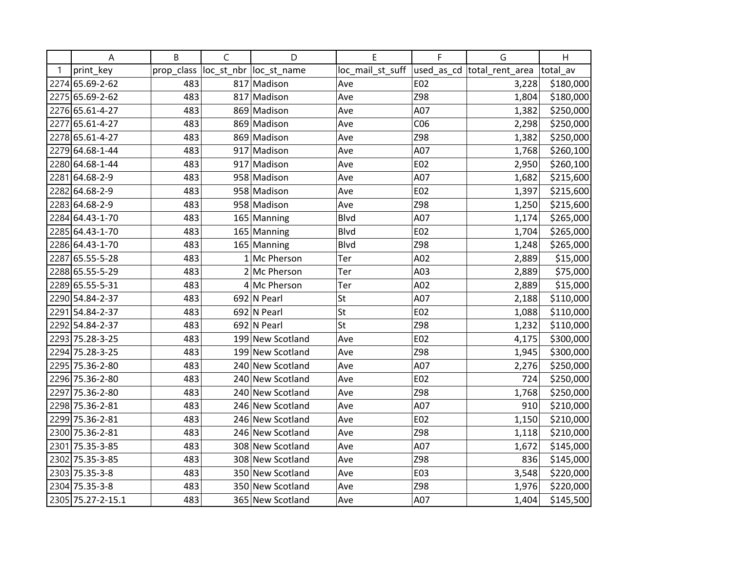| | A | B | C | D | E | F | G | H |
|---|---|---|---|---|---|---|---|---|
| 1 | print_key | prop_class | loc_st_nbr | loc_st_name | loc_mail_st_suff | used_as_cd | total_rent_area | total_av |
| 2274 | 65.69-2-62 | 483 | 817 | Madison | Ave | E02 | 3,228 | $180,000 |
| 2275 | 65.69-2-62 | 483 | 817 | Madison | Ave | Z98 | 1,804 | $180,000 |
| 2276 | 65.61-4-27 | 483 | 869 | Madison | Ave | A07 | 1,382 | $250,000 |
| 2277 | 65.61-4-27 | 483 | 869 | Madison | Ave | C06 | 2,298 | $250,000 |
| 2278 | 65.61-4-27 | 483 | 869 | Madison | Ave | Z98 | 1,382 | $250,000 |
| 2279 | 64.68-1-44 | 483 | 917 | Madison | Ave | A07 | 1,768 | $260,100 |
| 2280 | 64.68-1-44 | 483 | 917 | Madison | Ave | E02 | 2,950 | $260,100 |
| 2281 | 64.68-2-9 | 483 | 958 | Madison | Ave | A07 | 1,682 | $215,600 |
| 2282 | 64.68-2-9 | 483 | 958 | Madison | Ave | E02 | 1,397 | $215,600 |
| 2283 | 64.68-2-9 | 483 | 958 | Madison | Ave | Z98 | 1,250 | $215,600 |
| 2284 | 64.43-1-70 | 483 | 165 | Manning | Blvd | A07 | 1,174 | $265,000 |
| 2285 | 64.43-1-70 | 483 | 165 | Manning | Blvd | E02 | 1,704 | $265,000 |
| 2286 | 64.43-1-70 | 483 | 165 | Manning | Blvd | Z98 | 1,248 | $265,000 |
| 2287 | 65.55-5-28 | 483 | 1 | Mc Pherson | Ter | A02 | 2,889 | $15,000 |
| 2288 | 65.55-5-29 | 483 | 2 | Mc Pherson | Ter | A03 | 2,889 | $75,000 |
| 2289 | 65.55-5-31 | 483 | 4 | Mc Pherson | Ter | A02 | 2,889 | $15,000 |
| 2290 | 54.84-2-37 | 483 | 692 | N Pearl | St | A07 | 2,188 | $110,000 |
| 2291 | 54.84-2-37 | 483 | 692 | N Pearl | St | E02 | 1,088 | $110,000 |
| 2292 | 54.84-2-37 | 483 | 692 | N Pearl | St | Z98 | 1,232 | $110,000 |
| 2293 | 75.28-3-25 | 483 | 199 | New Scotland | Ave | E02 | 4,175 | $300,000 |
| 2294 | 75.28-3-25 | 483 | 199 | New Scotland | Ave | Z98 | 1,945 | $300,000 |
| 2295 | 75.36-2-80 | 483 | 240 | New Scotland | Ave | A07 | 2,276 | $250,000 |
| 2296 | 75.36-2-80 | 483 | 240 | New Scotland | Ave | E02 | 724 | $250,000 |
| 2297 | 75.36-2-80 | 483 | 240 | New Scotland | Ave | Z98 | 1,768 | $250,000 |
| 2298 | 75.36-2-81 | 483 | 246 | New Scotland | Ave | A07 | 910 | $210,000 |
| 2299 | 75.36-2-81 | 483 | 246 | New Scotland | Ave | E02 | 1,150 | $210,000 |
| 2300 | 75.36-2-81 | 483 | 246 | New Scotland | Ave | Z98 | 1,118 | $210,000 |
| 2301 | 75.35-3-85 | 483 | 308 | New Scotland | Ave | A07 | 1,672 | $145,000 |
| 2302 | 75.35-3-85 | 483 | 308 | New Scotland | Ave | Z98 | 836 | $145,000 |
| 2303 | 75.35-3-8 | 483 | 350 | New Scotland | Ave | E03 | 3,548 | $220,000 |
| 2304 | 75.35-3-8 | 483 | 350 | New Scotland | Ave | Z98 | 1,976 | $220,000 |
| 2305 | 75.27-2-15.1 | 483 | 365 | New Scotland | Ave | A07 | 1,404 | $145,500 |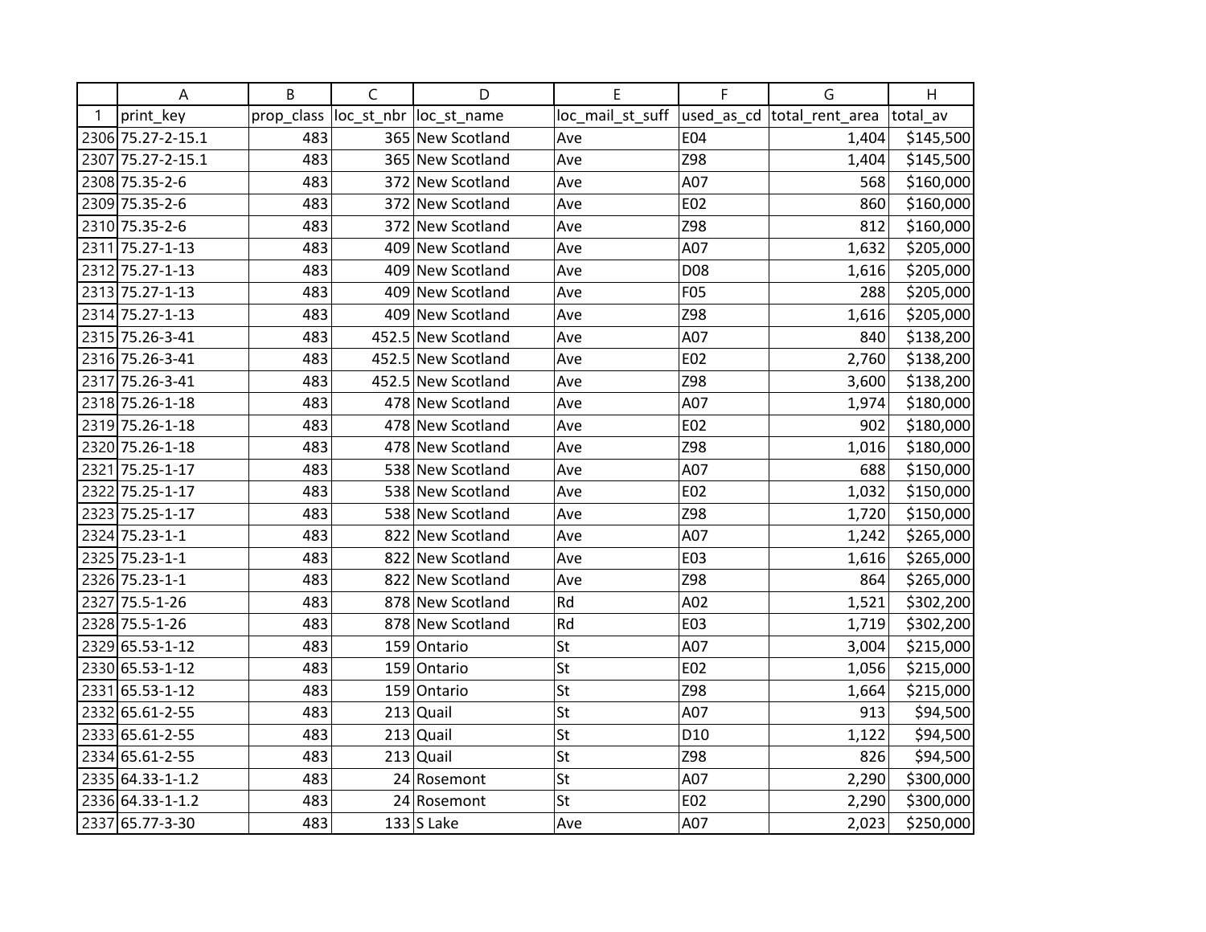| | A | B | C | D | E | F | G | H |
|---|---|---|---|---|---|---|---|---|
| 1 | print_key | prop_class | loc_st_nbr | loc_st_name | loc_mail_st_suff | used_as_cd | total_rent_area | total_av |
| 2306 | 75.27-2-15.1 | 483 | 365 | New Scotland | Ave | E04 | 1,404 | $145,500 |
| 2307 | 75.27-2-15.1 | 483 | 365 | New Scotland | Ave | Z98 | 1,404 | $145,500 |
| 2308 | 75.35-2-6 | 483 | 372 | New Scotland | Ave | A07 | 568 | $160,000 |
| 2309 | 75.35-2-6 | 483 | 372 | New Scotland | Ave | E02 | 860 | $160,000 |
| 2310 | 75.35-2-6 | 483 | 372 | New Scotland | Ave | Z98 | 812 | $160,000 |
| 2311 | 75.27-1-13 | 483 | 409 | New Scotland | Ave | A07 | 1,632 | $205,000 |
| 2312 | 75.27-1-13 | 483 | 409 | New Scotland | Ave | D08 | 1,616 | $205,000 |
| 2313 | 75.27-1-13 | 483 | 409 | New Scotland | Ave | F05 | 288 | $205,000 |
| 2314 | 75.27-1-13 | 483 | 409 | New Scotland | Ave | Z98 | 1,616 | $205,000 |
| 2315 | 75.26-3-41 | 483 | 452.5 | New Scotland | Ave | A07 | 840 | $138,200 |
| 2316 | 75.26-3-41 | 483 | 452.5 | New Scotland | Ave | E02 | 2,760 | $138,200 |
| 2317 | 75.26-3-41 | 483 | 452.5 | New Scotland | Ave | Z98 | 3,600 | $138,200 |
| 2318 | 75.26-1-18 | 483 | 478 | New Scotland | Ave | A07 | 1,974 | $180,000 |
| 2319 | 75.26-1-18 | 483 | 478 | New Scotland | Ave | E02 | 902 | $180,000 |
| 2320 | 75.26-1-18 | 483 | 478 | New Scotland | Ave | Z98 | 1,016 | $180,000 |
| 2321 | 75.25-1-17 | 483 | 538 | New Scotland | Ave | A07 | 688 | $150,000 |
| 2322 | 75.25-1-17 | 483 | 538 | New Scotland | Ave | E02 | 1,032 | $150,000 |
| 2323 | 75.25-1-17 | 483 | 538 | New Scotland | Ave | Z98 | 1,720 | $150,000 |
| 2324 | 75.23-1-1 | 483 | 822 | New Scotland | Ave | A07 | 1,242 | $265,000 |
| 2325 | 75.23-1-1 | 483 | 822 | New Scotland | Ave | E03 | 1,616 | $265,000 |
| 2326 | 75.23-1-1 | 483 | 822 | New Scotland | Ave | Z98 | 864 | $265,000 |
| 2327 | 75.5-1-26 | 483 | 878 | New Scotland | Rd | A02 | 1,521 | $302,200 |
| 2328 | 75.5-1-26 | 483 | 878 | New Scotland | Rd | E03 | 1,719 | $302,200 |
| 2329 | 65.53-1-12 | 483 | 159 | Ontario | St | A07 | 3,004 | $215,000 |
| 2330 | 65.53-1-12 | 483 | 159 | Ontario | St | E02 | 1,056 | $215,000 |
| 2331 | 65.53-1-12 | 483 | 159 | Ontario | St | Z98 | 1,664 | $215,000 |
| 2332 | 65.61-2-55 | 483 | 213 | Quail | St | A07 | 913 | $94,500 |
| 2333 | 65.61-2-55 | 483 | 213 | Quail | St | D10 | 1,122 | $94,500 |
| 2334 | 65.61-2-55 | 483 | 213 | Quail | St | Z98 | 826 | $94,500 |
| 2335 | 64.33-1-1.2 | 483 | 24 | Rosemont | St | A07 | 2,290 | $300,000 |
| 2336 | 64.33-1-1.2 | 483 | 24 | Rosemont | St | E02 | 2,290 | $300,000 |
| 2337 | 65.77-3-30 | 483 | 133 | S Lake | Ave | A07 | 2,023 | $250,000 |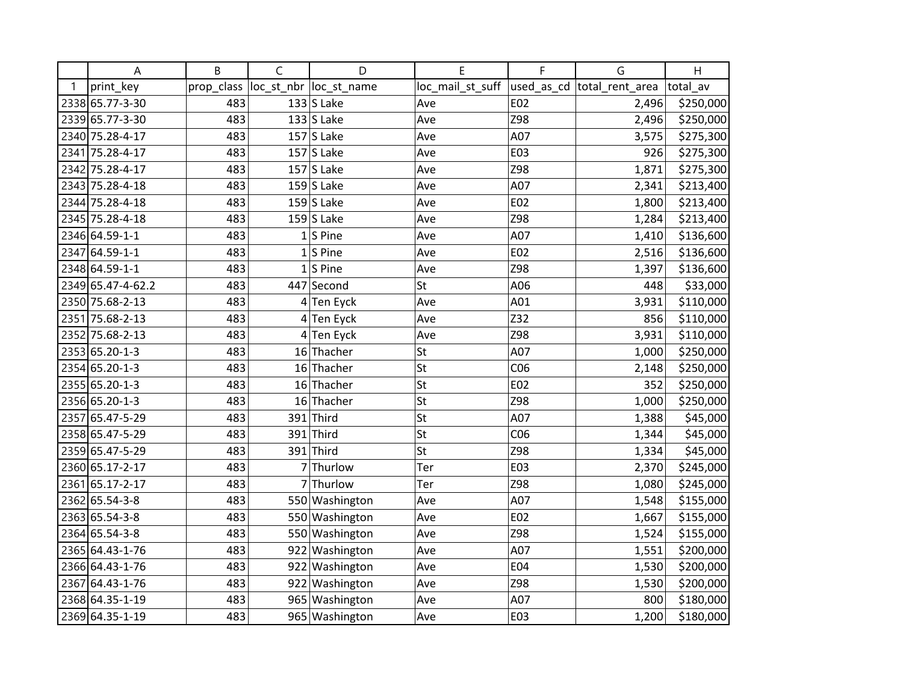| | A | B | C | D | E | F | G | H |
|---|---|---|---|---|---|---|---|---|
| 1 | print_key | prop_class | loc_st_nbr | loc_st_name | loc_mail_st_suff | used_as_cd | total_rent_area | total_av |
| 2338 | 65.77-3-30 | 483 | 133 | S Lake | Ave | E02 | 2,496 | $250,000 |
| 2339 | 65.77-3-30 | 483 | 133 | S Lake | Ave | Z98 | 2,496 | $250,000 |
| 2340 | 75.28-4-17 | 483 | 157 | S Lake | Ave | A07 | 3,575 | $275,300 |
| 2341 | 75.28-4-17 | 483 | 157 | S Lake | Ave | E03 | 926 | $275,300 |
| 2342 | 75.28-4-17 | 483 | 157 | S Lake | Ave | Z98 | 1,871 | $275,300 |
| 2343 | 75.28-4-18 | 483 | 159 | S Lake | Ave | A07 | 2,341 | $213,400 |
| 2344 | 75.28-4-18 | 483 | 159 | S Lake | Ave | E02 | 1,800 | $213,400 |
| 2345 | 75.28-4-18 | 483 | 159 | S Lake | Ave | Z98 | 1,284 | $213,400 |
| 2346 | 64.59-1-1 | 483 | 1 | S Pine | Ave | A07 | 1,410 | $136,600 |
| 2347 | 64.59-1-1 | 483 | 1 | S Pine | Ave | E02 | 2,516 | $136,600 |
| 2348 | 64.59-1-1 | 483 | 1 | S Pine | Ave | Z98 | 1,397 | $136,600 |
| 2349 | 65.47-4-62.2 | 483 | 447 | Second | St | A06 | 448 | $33,000 |
| 2350 | 75.68-2-13 | 483 | 4 | Ten Eyck | Ave | A01 | 3,931 | $110,000 |
| 2351 | 75.68-2-13 | 483 | 4 | Ten Eyck | Ave | Z32 | 856 | $110,000 |
| 2352 | 75.68-2-13 | 483 | 4 | Ten Eyck | Ave | Z98 | 3,931 | $110,000 |
| 2353 | 65.20-1-3 | 483 | 16 | Thacher | St | A07 | 1,000 | $250,000 |
| 2354 | 65.20-1-3 | 483 | 16 | Thacher | St | C06 | 2,148 | $250,000 |
| 2355 | 65.20-1-3 | 483 | 16 | Thacher | St | E02 | 352 | $250,000 |
| 2356 | 65.20-1-3 | 483 | 16 | Thacher | St | Z98 | 1,000 | $250,000 |
| 2357 | 65.47-5-29 | 483 | 391 | Third | St | A07 | 1,388 | $45,000 |
| 2358 | 65.47-5-29 | 483 | 391 | Third | St | C06 | 1,344 | $45,000 |
| 2359 | 65.47-5-29 | 483 | 391 | Third | St | Z98 | 1,334 | $45,000 |
| 2360 | 65.17-2-17 | 483 | 7 | Thurlow | Ter | E03 | 2,370 | $245,000 |
| 2361 | 65.17-2-17 | 483 | 7 | Thurlow | Ter | Z98 | 1,080 | $245,000 |
| 2362 | 65.54-3-8 | 483 | 550 | Washington | Ave | A07 | 1,548 | $155,000 |
| 2363 | 65.54-3-8 | 483 | 550 | Washington | Ave | E02 | 1,667 | $155,000 |
| 2364 | 65.54-3-8 | 483 | 550 | Washington | Ave | Z98 | 1,524 | $155,000 |
| 2365 | 64.43-1-76 | 483 | 922 | Washington | Ave | A07 | 1,551 | $200,000 |
| 2366 | 64.43-1-76 | 483 | 922 | Washington | Ave | E04 | 1,530 | $200,000 |
| 2367 | 64.43-1-76 | 483 | 922 | Washington | Ave | Z98 | 1,530 | $200,000 |
| 2368 | 64.35-1-19 | 483 | 965 | Washington | Ave | A07 | 800 | $180,000 |
| 2369 | 64.35-1-19 | 483 | 965 | Washington | Ave | E03 | 1,200 | $180,000 |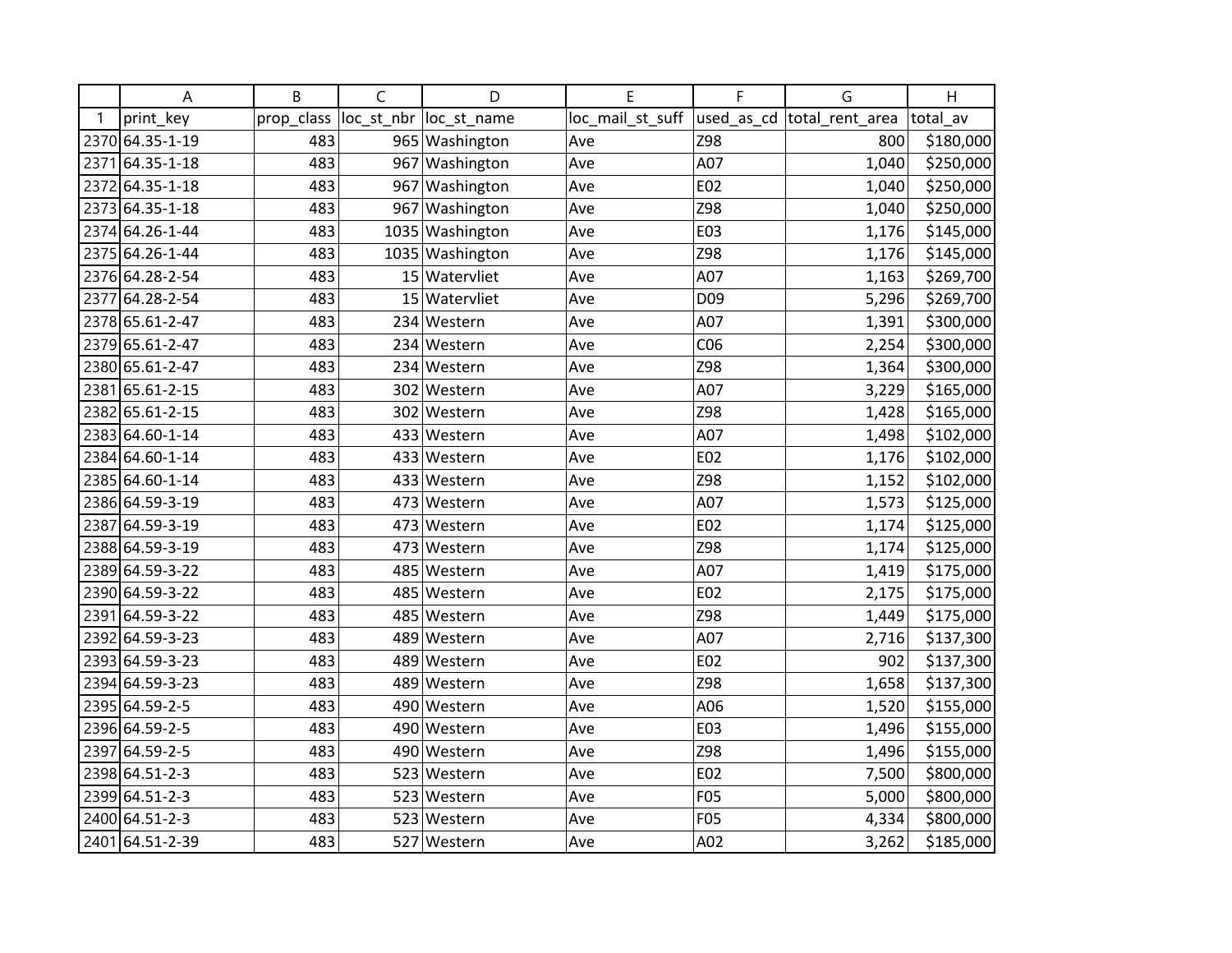| | A | B | C | D | E | F | G | H |
|---|---|---|---|---|---|---|---|---|
| 1 | print_key | prop_class | loc_st_nbr | loc_st_name | loc_mail_st_suff | used_as_cd | total_rent_area | total_av |
| 2370 | 64.35-1-19 | 483 | 965 | Washington | Ave | Z98 | 800 | $180,000 |
| 2371 | 64.35-1-18 | 483 | 967 | Washington | Ave | A07 | 1,040 | $250,000 |
| 2372 | 64.35-1-18 | 483 | 967 | Washington | Ave | E02 | 1,040 | $250,000 |
| 2373 | 64.35-1-18 | 483 | 967 | Washington | Ave | Z98 | 1,040 | $250,000 |
| 2374 | 64.26-1-44 | 483 | 1035 | Washington | Ave | E03 | 1,176 | $145,000 |
| 2375 | 64.26-1-44 | 483 | 1035 | Washington | Ave | Z98 | 1,176 | $145,000 |
| 2376 | 64.28-2-54 | 483 | 15 | Watervliet | Ave | A07 | 1,163 | $269,700 |
| 2377 | 64.28-2-54 | 483 | 15 | Watervliet | Ave | D09 | 5,296 | $269,700 |
| 2378 | 65.61-2-47 | 483 | 234 | Western | Ave | A07 | 1,391 | $300,000 |
| 2379 | 65.61-2-47 | 483 | 234 | Western | Ave | C06 | 2,254 | $300,000 |
| 2380 | 65.61-2-47 | 483 | 234 | Western | Ave | Z98 | 1,364 | $300,000 |
| 2381 | 65.61-2-15 | 483 | 302 | Western | Ave | A07 | 3,229 | $165,000 |
| 2382 | 65.61-2-15 | 483 | 302 | Western | Ave | Z98 | 1,428 | $165,000 |
| 2383 | 64.60-1-14 | 483 | 433 | Western | Ave | A07 | 1,498 | $102,000 |
| 2384 | 64.60-1-14 | 483 | 433 | Western | Ave | E02 | 1,176 | $102,000 |
| 2385 | 64.60-1-14 | 483 | 433 | Western | Ave | Z98 | 1,152 | $102,000 |
| 2386 | 64.59-3-19 | 483 | 473 | Western | Ave | A07 | 1,573 | $125,000 |
| 2387 | 64.59-3-19 | 483 | 473 | Western | Ave | E02 | 1,174 | $125,000 |
| 2388 | 64.59-3-19 | 483 | 473 | Western | Ave | Z98 | 1,174 | $125,000 |
| 2389 | 64.59-3-22 | 483 | 485 | Western | Ave | A07 | 1,419 | $175,000 |
| 2390 | 64.59-3-22 | 483 | 485 | Western | Ave | E02 | 2,175 | $175,000 |
| 2391 | 64.59-3-22 | 483 | 485 | Western | Ave | Z98 | 1,449 | $175,000 |
| 2392 | 64.59-3-23 | 483 | 489 | Western | Ave | A07 | 2,716 | $137,300 |
| 2393 | 64.59-3-23 | 483 | 489 | Western | Ave | E02 | 902 | $137,300 |
| 2394 | 64.59-3-23 | 483 | 489 | Western | Ave | Z98 | 1,658 | $137,300 |
| 2395 | 64.59-2-5 | 483 | 490 | Western | Ave | A06 | 1,520 | $155,000 |
| 2396 | 64.59-2-5 | 483 | 490 | Western | Ave | E03 | 1,496 | $155,000 |
| 2397 | 64.59-2-5 | 483 | 490 | Western | Ave | Z98 | 1,496 | $155,000 |
| 2398 | 64.51-2-3 | 483 | 523 | Western | Ave | E02 | 7,500 | $800,000 |
| 2399 | 64.51-2-3 | 483 | 523 | Western | Ave | F05 | 5,000 | $800,000 |
| 2400 | 64.51-2-3 | 483 | 523 | Western | Ave | F05 | 4,334 | $800,000 |
| 2401 | 64.51-2-39 | 483 | 527 | Western | Ave | A02 | 3,262 | $185,000 |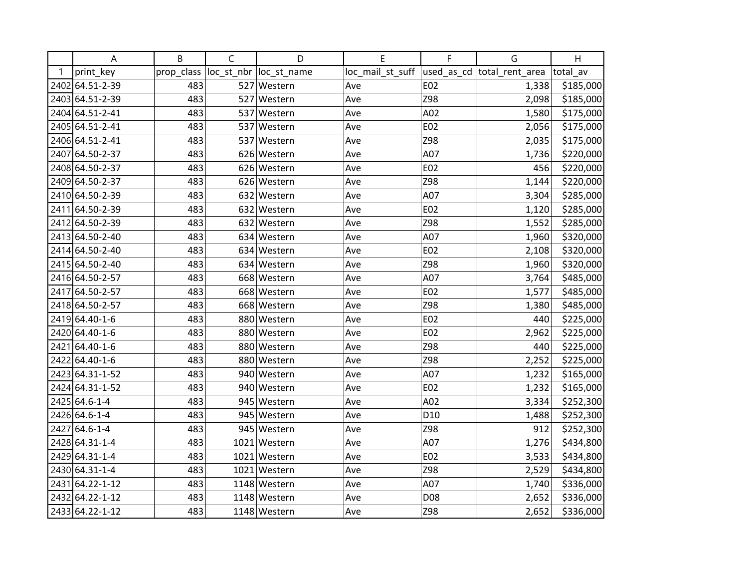| | A | B | C | D | E | F | G | H |
|---|---|---|---|---|---|---|---|---|
| 1 | print_key | prop_class | loc_st_nbr | loc_st_name | loc_mail_st_suff | used_as_cd | total_rent_area | total_av |
| 2402 | 64.51-2-39 | 483 | 527 | Western | Ave | E02 | 1,338 | $185,000 |
| 2403 | 64.51-2-39 | 483 | 527 | Western | Ave | Z98 | 2,098 | $185,000 |
| 2404 | 64.51-2-41 | 483 | 537 | Western | Ave | A02 | 1,580 | $175,000 |
| 2405 | 64.51-2-41 | 483 | 537 | Western | Ave | E02 | 2,056 | $175,000 |
| 2406 | 64.51-2-41 | 483 | 537 | Western | Ave | Z98 | 2,035 | $175,000 |
| 2407 | 64.50-2-37 | 483 | 626 | Western | Ave | A07 | 1,736 | $220,000 |
| 2408 | 64.50-2-37 | 483 | 626 | Western | Ave | E02 | 456 | $220,000 |
| 2409 | 64.50-2-37 | 483 | 626 | Western | Ave | Z98 | 1,144 | $220,000 |
| 2410 | 64.50-2-39 | 483 | 632 | Western | Ave | A07 | 3,304 | $285,000 |
| 2411 | 64.50-2-39 | 483 | 632 | Western | Ave | E02 | 1,120 | $285,000 |
| 2412 | 64.50-2-39 | 483 | 632 | Western | Ave | Z98 | 1,552 | $285,000 |
| 2413 | 64.50-2-40 | 483 | 634 | Western | Ave | A07 | 1,960 | $320,000 |
| 2414 | 64.50-2-40 | 483 | 634 | Western | Ave | E02 | 2,108 | $320,000 |
| 2415 | 64.50-2-40 | 483 | 634 | Western | Ave | Z98 | 1,960 | $320,000 |
| 2416 | 64.50-2-57 | 483 | 668 | Western | Ave | A07 | 3,764 | $485,000 |
| 2417 | 64.50-2-57 | 483 | 668 | Western | Ave | E02 | 1,577 | $485,000 |
| 2418 | 64.50-2-57 | 483 | 668 | Western | Ave | Z98 | 1,380 | $485,000 |
| 2419 | 64.40-1-6 | 483 | 880 | Western | Ave | E02 | 440 | $225,000 |
| 2420 | 64.40-1-6 | 483 | 880 | Western | Ave | E02 | 2,962 | $225,000 |
| 2421 | 64.40-1-6 | 483 | 880 | Western | Ave | Z98 | 440 | $225,000 |
| 2422 | 64.40-1-6 | 483 | 880 | Western | Ave | Z98 | 2,252 | $225,000 |
| 2423 | 64.31-1-52 | 483 | 940 | Western | Ave | A07 | 1,232 | $165,000 |
| 2424 | 64.31-1-52 | 483 | 940 | Western | Ave | E02 | 1,232 | $165,000 |
| 2425 | 64.6-1-4 | 483 | 945 | Western | Ave | A02 | 3,334 | $252,300 |
| 2426 | 64.6-1-4 | 483 | 945 | Western | Ave | D10 | 1,488 | $252,300 |
| 2427 | 64.6-1-4 | 483 | 945 | Western | Ave | Z98 | 912 | $252,300 |
| 2428 | 64.31-1-4 | 483 | 1021 | Western | Ave | A07 | 1,276 | $434,800 |
| 2429 | 64.31-1-4 | 483 | 1021 | Western | Ave | E02 | 3,533 | $434,800 |
| 2430 | 64.31-1-4 | 483 | 1021 | Western | Ave | Z98 | 2,529 | $434,800 |
| 2431 | 64.22-1-12 | 483 | 1148 | Western | Ave | A07 | 1,740 | $336,000 |
| 2432 | 64.22-1-12 | 483 | 1148 | Western | Ave | D08 | 2,652 | $336,000 |
| 2433 | 64.22-1-12 | 483 | 1148 | Western | Ave | Z98 | 2,652 | $336,000 |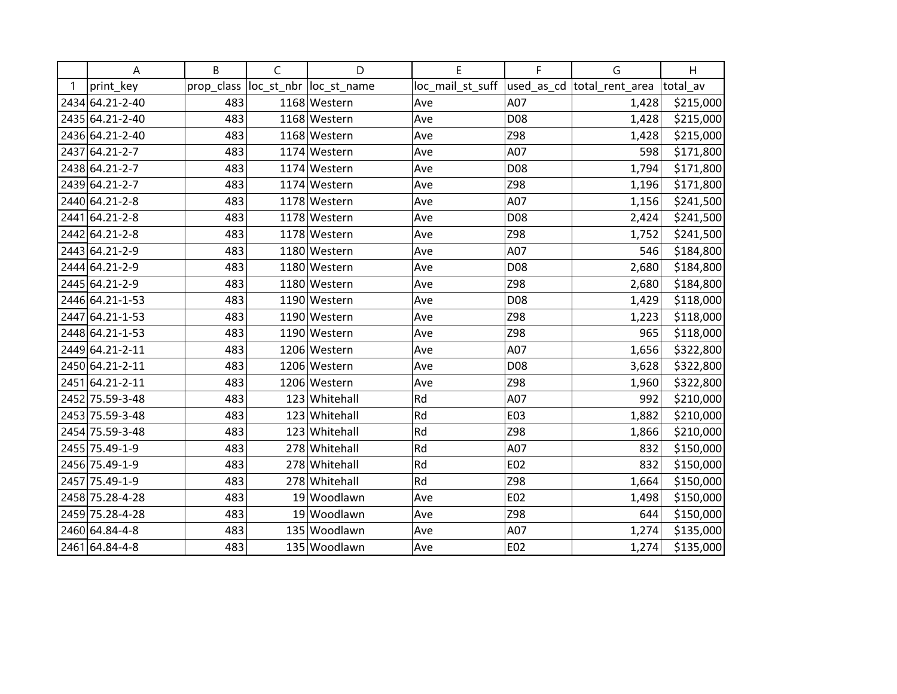| | A | B | C | D | E | F | G | H |
|---|---|---|---|---|---|---|---|---|
| 1 | print_key | prop_class | loc_st_nbr | loc_st_name | loc_mail_st_suff | used_as_cd | total_rent_area | total_av |
| 2434 | 64.21-2-40 | 483 | 1168 | Western | Ave | A07 | 1,428 | $215,000 |
| 2435 | 64.21-2-40 | 483 | 1168 | Western | Ave | D08 | 1,428 | $215,000 |
| 2436 | 64.21-2-40 | 483 | 1168 | Western | Ave | Z98 | 1,428 | $215,000 |
| 2437 | 64.21-2-7 | 483 | 1174 | Western | Ave | A07 | 598 | $171,800 |
| 2438 | 64.21-2-7 | 483 | 1174 | Western | Ave | D08 | 1,794 | $171,800 |
| 2439 | 64.21-2-7 | 483 | 1174 | Western | Ave | Z98 | 1,196 | $171,800 |
| 2440 | 64.21-2-8 | 483 | 1178 | Western | Ave | A07 | 1,156 | $241,500 |
| 2441 | 64.21-2-8 | 483 | 1178 | Western | Ave | D08 | 2,424 | $241,500 |
| 2442 | 64.21-2-8 | 483 | 1178 | Western | Ave | Z98 | 1,752 | $241,500 |
| 2443 | 64.21-2-9 | 483 | 1180 | Western | Ave | A07 | 546 | $184,800 |
| 2444 | 64.21-2-9 | 483 | 1180 | Western | Ave | D08 | 2,680 | $184,800 |
| 2445 | 64.21-2-9 | 483 | 1180 | Western | Ave | Z98 | 2,680 | $184,800 |
| 2446 | 64.21-1-53 | 483 | 1190 | Western | Ave | D08 | 1,429 | $118,000 |
| 2447 | 64.21-1-53 | 483 | 1190 | Western | Ave | Z98 | 1,223 | $118,000 |
| 2448 | 64.21-1-53 | 483 | 1190 | Western | Ave | Z98 | 965 | $118,000 |
| 2449 | 64.21-2-11 | 483 | 1206 | Western | Ave | A07 | 1,656 | $322,800 |
| 2450 | 64.21-2-11 | 483 | 1206 | Western | Ave | D08 | 3,628 | $322,800 |
| 2451 | 64.21-2-11 | 483 | 1206 | Western | Ave | Z98 | 1,960 | $322,800 |
| 2452 | 75.59-3-48 | 483 | 123 | Whitehall | Rd | A07 | 992 | $210,000 |
| 2453 | 75.59-3-48 | 483 | 123 | Whitehall | Rd | E03 | 1,882 | $210,000 |
| 2454 | 75.59-3-48 | 483 | 123 | Whitehall | Rd | Z98 | 1,866 | $210,000 |
| 2455 | 75.49-1-9 | 483 | 278 | Whitehall | Rd | A07 | 832 | $150,000 |
| 2456 | 75.49-1-9 | 483 | 278 | Whitehall | Rd | E02 | 832 | $150,000 |
| 2457 | 75.49-1-9 | 483 | 278 | Whitehall | Rd | Z98 | 1,664 | $150,000 |
| 2458 | 75.28-4-28 | 483 | 19 | Woodlawn | Ave | E02 | 1,498 | $150,000 |
| 2459 | 75.28-4-28 | 483 | 19 | Woodlawn | Ave | Z98 | 644 | $150,000 |
| 2460 | 64.84-4-8 | 483 | 135 | Woodlawn | Ave | A07 | 1,274 | $135,000 |
| 2461 | 64.84-4-8 | 483 | 135 | Woodlawn | Ave | E02 | 1,274 | $135,000 |